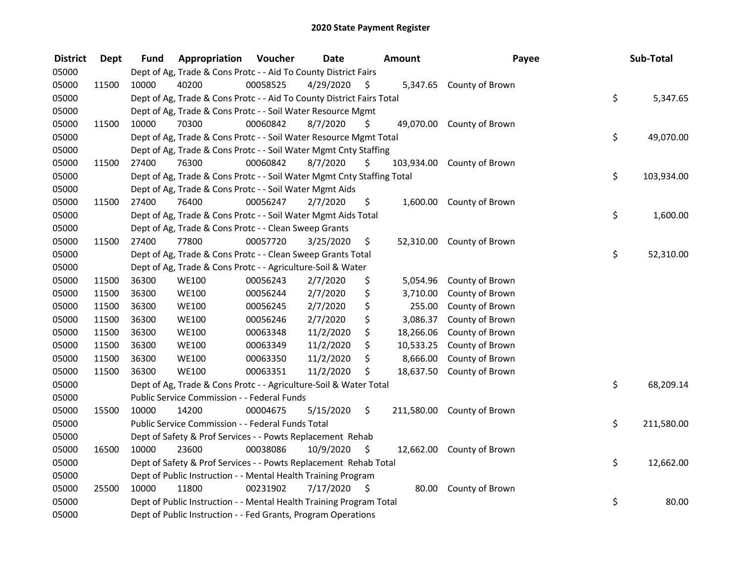# 2020 State Payment Register

| District | Dept | Fund | Appropriation | Voucher | Date | Amount | Payee | Sub-Total |
|---|---|---|---|---|---|---|---|---|
| 05000 | | Dept of Ag, Trade & Cons Protc - - Aid To County District Fairs | | | | | | |
| 05000 | 11500 | 10000 | 40200 | 00058525 | 4/29/2020 | $ 5,347.65 | County of Brown | |
| 05000 | | Dept of Ag, Trade & Cons Protc - - Aid To County District Fairs Total | | | | | | $ 5,347.65 |
| 05000 | | Dept of Ag, Trade & Cons Protc - - Soil Water Resource Mgmt | | | | | | |
| 05000 | 11500 | 10000 | 70300 | 00060842 | 8/7/2020 | $ 49,070.00 | County of Brown | |
| 05000 | | Dept of Ag, Trade & Cons Protc - - Soil Water Resource Mgmt Total | | | | | | $ 49,070.00 |
| 05000 | | Dept of Ag, Trade & Cons Protc - - Soil Water Mgmt Cnty Staffing | | | | | | |
| 05000 | 11500 | 27400 | 76300 | 00060842 | 8/7/2020 | $ 103,934.00 | County of Brown | |
| 05000 | | Dept of Ag, Trade & Cons Protc - - Soil Water Mgmt Cnty Staffing Total | | | | | | $ 103,934.00 |
| 05000 | | Dept of Ag, Trade & Cons Protc - - Soil Water Mgmt Aids | | | | | | |
| 05000 | 11500 | 27400 | 76400 | 00056247 | 2/7/2020 | $ 1,600.00 | County of Brown | |
| 05000 | | Dept of Ag, Trade & Cons Protc - - Soil Water Mgmt Aids Total | | | | | | $ 1,600.00 |
| 05000 | | Dept of Ag, Trade & Cons Protc - - Clean Sweep Grants | | | | | | |
| 05000 | 11500 | 27400 | 77800 | 00057720 | 3/25/2020 | $ 52,310.00 | County of Brown | |
| 05000 | | Dept of Ag, Trade & Cons Protc - - Clean Sweep Grants Total | | | | | | $ 52,310.00 |
| 05000 | | Dept of Ag, Trade & Cons Protc - - Agriculture-Soil & Water | | | | | | |
| 05000 | 11500 | 36300 | WE100 | 00056243 | 2/7/2020 | $ 5,054.96 | County of Brown | |
| 05000 | 11500 | 36300 | WE100 | 00056244 | 2/7/2020 | $ 3,710.00 | County of Brown | |
| 05000 | 11500 | 36300 | WE100 | 00056245 | 2/7/2020 | $ 255.00 | County of Brown | |
| 05000 | 11500 | 36300 | WE100 | 00056246 | 2/7/2020 | $ 3,086.37 | County of Brown | |
| 05000 | 11500 | 36300 | WE100 | 00063348 | 11/2/2020 | $ 18,266.06 | County of Brown | |
| 05000 | 11500 | 36300 | WE100 | 00063349 | 11/2/2020 | $ 10,533.25 | County of Brown | |
| 05000 | 11500 | 36300 | WE100 | 00063350 | 11/2/2020 | $ 8,666.00 | County of Brown | |
| 05000 | 11500 | 36300 | WE100 | 00063351 | 11/2/2020 | $ 18,637.50 | County of Brown | |
| 05000 | | Dept of Ag, Trade & Cons Protc - - Agriculture-Soil & Water Total | | | | | | $ 68,209.14 |
| 05000 | | Public Service Commission - - Federal Funds | | | | | | |
| 05000 | 15500 | 10000 | 14200 | 00004675 | 5/15/2020 | $ 211,580.00 | County of Brown | |
| 05000 | | Public Service Commission - - Federal Funds Total | | | | | | $ 211,580.00 |
| 05000 | | Dept of Safety & Prof Services - - Powts Replacement Rehab | | | | | | |
| 05000 | 16500 | 10000 | 23600 | 00038086 | 10/9/2020 | $ 12,662.00 | County of Brown | |
| 05000 | | Dept of Safety & Prof Services - - Powts Replacement Rehab Total | | | | | | $ 12,662.00 |
| 05000 | | Dept of Public Instruction - - Mental Health Training Program | | | | | | |
| 05000 | 25500 | 10000 | 11800 | 00231902 | 7/17/2020 | $ 80.00 | County of Brown | |
| 05000 | | Dept of Public Instruction - - Mental Health Training Program Total | | | | | | $ 80.00 |
| 05000 | | Dept of Public Instruction - - Fed Grants, Program Operations | | | | | | |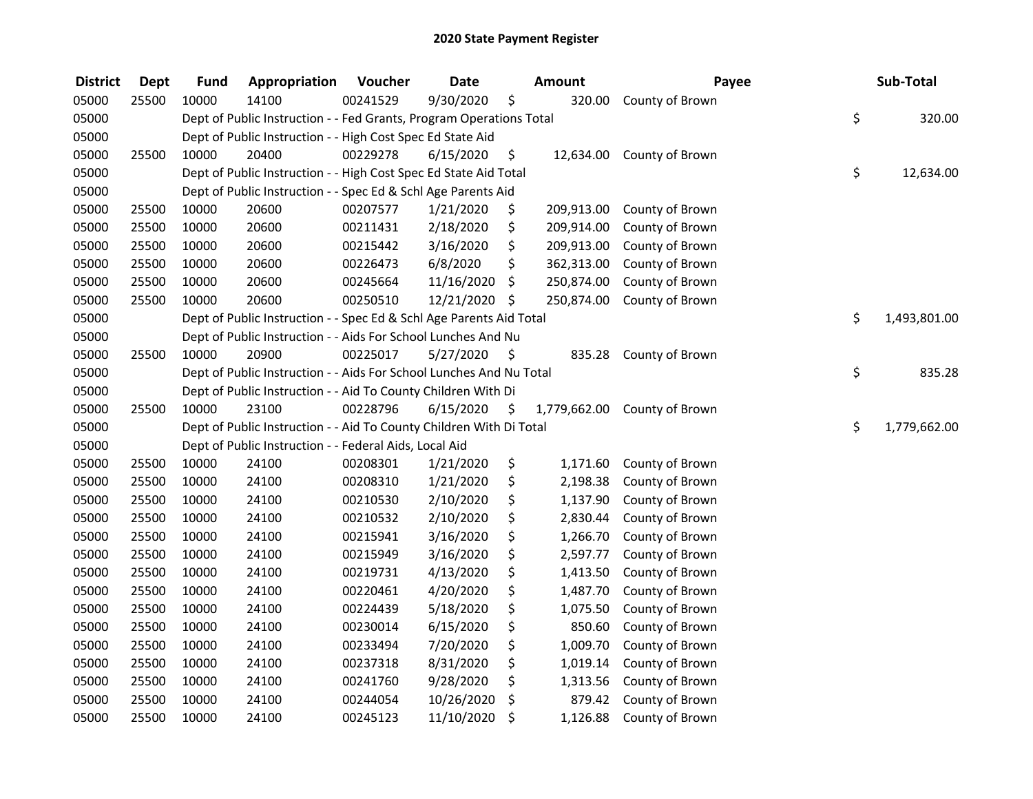# 2020 State Payment Register

| District | Dept | Fund | Appropriation | Voucher | Date | Amount | Payee | Sub-Total |
|---|---|---|---|---|---|---|---|---|
| 05000 | 25500 | 10000 | 14100 | 00241529 | 9/30/2020 | $ 320.00 | County of Brown | |
| 05000 | | Dept of Public Instruction - - Fed Grants, Program Operations Total | | | | | | $ 320.00 |
| 05000 | | Dept of Public Instruction - - High Cost Spec Ed State Aid | | | | | | |
| 05000 | 25500 | 10000 | 20400 | 00229278 | 6/15/2020 | $ 12,634.00 | County of Brown | |
| 05000 | | Dept of Public Instruction - - High Cost Spec Ed State Aid Total | | | | | | $ 12,634.00 |
| 05000 | | Dept of Public Instruction - - Spec Ed & Schl Age Parents Aid | | | | | | |
| 05000 | 25500 | 10000 | 20600 | 00207577 | 1/21/2020 | $ 209,913.00 | County of Brown | |
| 05000 | 25500 | 10000 | 20600 | 00211431 | 2/18/2020 | $ 209,914.00 | County of Brown | |
| 05000 | 25500 | 10000 | 20600 | 00215442 | 3/16/2020 | $ 209,913.00 | County of Brown | |
| 05000 | 25500 | 10000 | 20600 | 00226473 | 6/8/2020 | $ 362,313.00 | County of Brown | |
| 05000 | 25500 | 10000 | 20600 | 00245664 | 11/16/2020 | $ 250,874.00 | County of Brown | |
| 05000 | 25500 | 10000 | 20600 | 00250510 | 12/21/2020 | $ 250,874.00 | County of Brown | |
| 05000 | | Dept of Public Instruction - - Spec Ed & Schl Age Parents Aid Total | | | | | | $ 1,493,801.00 |
| 05000 | | Dept of Public Instruction - - Aids For School Lunches And Nu | | | | | | |
| 05000 | 25500 | 10000 | 20900 | 00225017 | 5/27/2020 | $ 835.28 | County of Brown | |
| 05000 | | Dept of Public Instruction - - Aids For School Lunches And Nu Total | | | | | | $ 835.28 |
| 05000 | | Dept of Public Instruction - - Aid To County Children With Di | | | | | | |
| 05000 | 25500 | 10000 | 23100 | 00228796 | 6/15/2020 | $ 1,779,662.00 | County of Brown | |
| 05000 | | Dept of Public Instruction - - Aid To County Children With Di Total | | | | | | $ 1,779,662.00 |
| 05000 | | Dept of Public Instruction - - Federal Aids, Local Aid | | | | | | |
| 05000 | 25500 | 10000 | 24100 | 00208301 | 1/21/2020 | $ 1,171.60 | County of Brown | |
| 05000 | 25500 | 10000 | 24100 | 00208310 | 1/21/2020 | $ 2,198.38 | County of Brown | |
| 05000 | 25500 | 10000 | 24100 | 00210530 | 2/10/2020 | $ 1,137.90 | County of Brown | |
| 05000 | 25500 | 10000 | 24100 | 00210532 | 2/10/2020 | $ 2,830.44 | County of Brown | |
| 05000 | 25500 | 10000 | 24100 | 00215941 | 3/16/2020 | $ 1,266.70 | County of Brown | |
| 05000 | 25500 | 10000 | 24100 | 00215949 | 3/16/2020 | $ 2,597.77 | County of Brown | |
| 05000 | 25500 | 10000 | 24100 | 00219731 | 4/13/2020 | $ 1,413.50 | County of Brown | |
| 05000 | 25500 | 10000 | 24100 | 00220461 | 4/20/2020 | $ 1,487.70 | County of Brown | |
| 05000 | 25500 | 10000 | 24100 | 00224439 | 5/18/2020 | $ 1,075.50 | County of Brown | |
| 05000 | 25500 | 10000 | 24100 | 00230014 | 6/15/2020 | $ 850.60 | County of Brown | |
| 05000 | 25500 | 10000 | 24100 | 00233494 | 7/20/2020 | $ 1,009.70 | County of Brown | |
| 05000 | 25500 | 10000 | 24100 | 00237318 | 8/31/2020 | $ 1,019.14 | County of Brown | |
| 05000 | 25500 | 10000 | 24100 | 00241760 | 9/28/2020 | $ 1,313.56 | County of Brown | |
| 05000 | 25500 | 10000 | 24100 | 00244054 | 10/26/2020 | $ 879.42 | County of Brown | |
| 05000 | 25500 | 10000 | 24100 | 00245123 | 11/10/2020 | $ 1,126.88 | County of Brown | |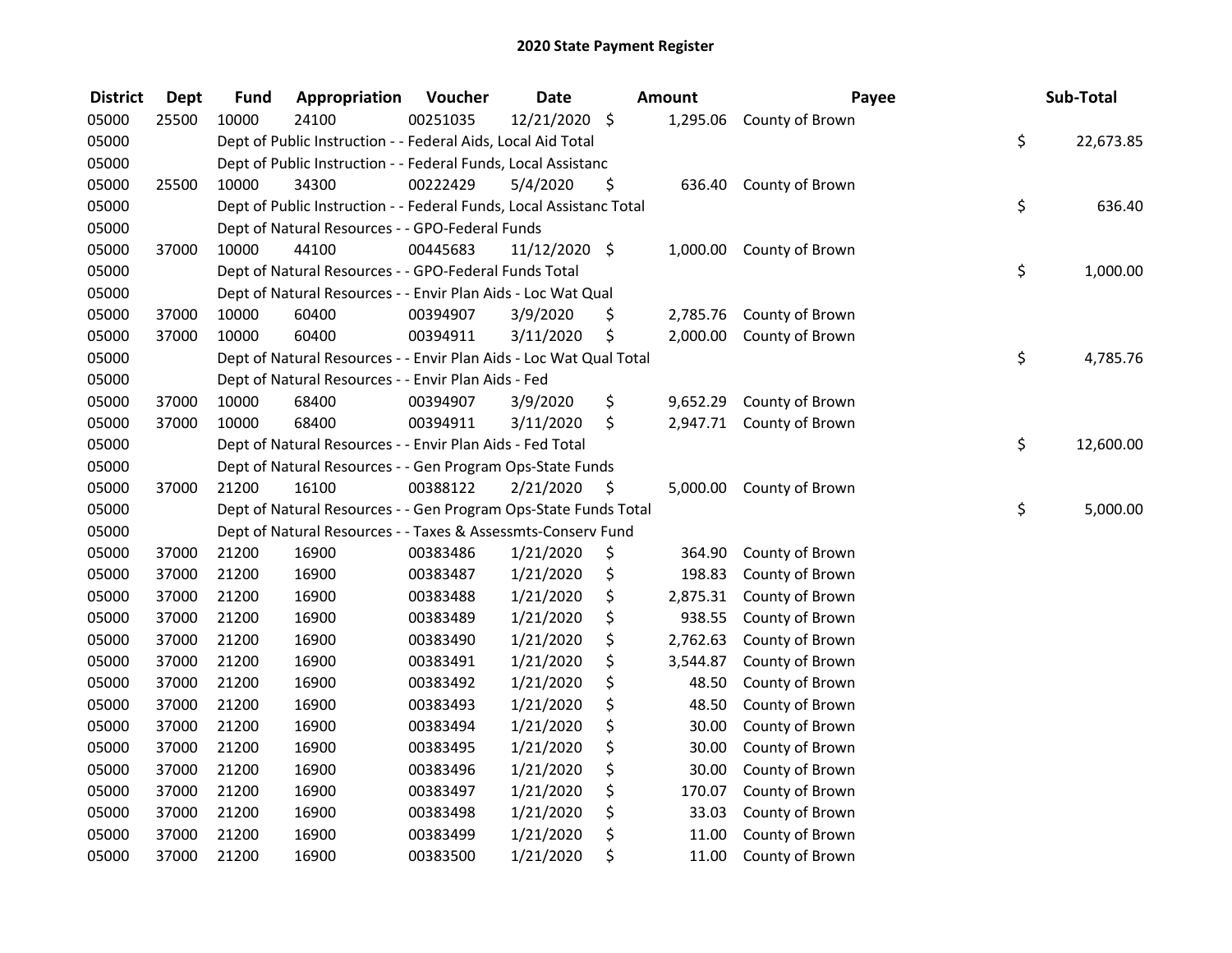# 2020 State Payment Register

| District | Dept | Fund | Appropriation | Voucher | Date | Amount | Payee | Sub-Total |
|---|---|---|---|---|---|---|---|---|
| 05000 | 25500 | 10000 | 24100 | 00251035 | 12/21/2020 | $ 1,295.06 | County of Brown | |
| 05000 | | Dept of Public Instruction - - Federal Aids, Local Aid Total | | | | | | $ 22,673.85 |
| 05000 | | Dept of Public Instruction - - Federal Funds, Local Assistanc | | | | | | |
| 05000 | 25500 | 10000 | 34300 | 00222429 | 5/4/2020 | $ 636.40 | County of Brown | |
| 05000 | | Dept of Public Instruction - - Federal Funds, Local Assistanc Total | | | | | | $ 636.40 |
| 05000 | | Dept of Natural Resources - - GPO-Federal Funds | | | | | | |
| 05000 | 37000 | 10000 | 44100 | 00445683 | 11/12/2020 | $ 1,000.00 | County of Brown | |
| 05000 | | Dept of Natural Resources - - GPO-Federal Funds Total | | | | | | $ 1,000.00 |
| 05000 | | Dept of Natural Resources - - Envir Plan Aids - Loc Wat Qual | | | | | | |
| 05000 | 37000 | 10000 | 60400 | 00394907 | 3/9/2020 | $ 2,785.76 | County of Brown | |
| 05000 | 37000 | 10000 | 60400 | 00394911 | 3/11/2020 | $ 2,000.00 | County of Brown | |
| 05000 | | Dept of Natural Resources - - Envir Plan Aids - Loc Wat Qual Total | | | | | | $ 4,785.76 |
| 05000 | | Dept of Natural Resources - - Envir Plan Aids - Fed | | | | | | |
| 05000 | 37000 | 10000 | 68400 | 00394907 | 3/9/2020 | $ 9,652.29 | County of Brown | |
| 05000 | 37000 | 10000 | 68400 | 00394911 | 3/11/2020 | $ 2,947.71 | County of Brown | |
| 05000 | | Dept of Natural Resources - - Envir Plan Aids - Fed Total | | | | | | $ 12,600.00 |
| 05000 | | Dept of Natural Resources - - Gen Program Ops-State Funds | | | | | | |
| 05000 | 37000 | 21200 | 16100 | 00388122 | 2/21/2020 | $ 5,000.00 | County of Brown | |
| 05000 | | Dept of Natural Resources - - Gen Program Ops-State Funds Total | | | | | | $ 5,000.00 |
| 05000 | | Dept of Natural Resources - - Taxes & Assessmts-Conserv Fund | | | | | | |
| 05000 | 37000 | 21200 | 16900 | 00383486 | 1/21/2020 | $ 364.90 | County of Brown | |
| 05000 | 37000 | 21200 | 16900 | 00383487 | 1/21/2020 | $ 198.83 | County of Brown | |
| 05000 | 37000 | 21200 | 16900 | 00383488 | 1/21/2020 | $ 2,875.31 | County of Brown | |
| 05000 | 37000 | 21200 | 16900 | 00383489 | 1/21/2020 | $ 938.55 | County of Brown | |
| 05000 | 37000 | 21200 | 16900 | 00383490 | 1/21/2020 | $ 2,762.63 | County of Brown | |
| 05000 | 37000 | 21200 | 16900 | 00383491 | 1/21/2020 | $ 3,544.87 | County of Brown | |
| 05000 | 37000 | 21200 | 16900 | 00383492 | 1/21/2020 | $ 48.50 | County of Brown | |
| 05000 | 37000 | 21200 | 16900 | 00383493 | 1/21/2020 | $ 48.50 | County of Brown | |
| 05000 | 37000 | 21200 | 16900 | 00383494 | 1/21/2020 | $ 30.00 | County of Brown | |
| 05000 | 37000 | 21200 | 16900 | 00383495 | 1/21/2020 | $ 30.00 | County of Brown | |
| 05000 | 37000 | 21200 | 16900 | 00383496 | 1/21/2020 | $ 30.00 | County of Brown | |
| 05000 | 37000 | 21200 | 16900 | 00383497 | 1/21/2020 | $ 170.07 | County of Brown | |
| 05000 | 37000 | 21200 | 16900 | 00383498 | 1/21/2020 | $ 33.03 | County of Brown | |
| 05000 | 37000 | 21200 | 16900 | 00383499 | 1/21/2020 | $ 11.00 | County of Brown | |
| 05000 | 37000 | 21200 | 16900 | 00383500 | 1/21/2020 | $ 11.00 | County of Brown | |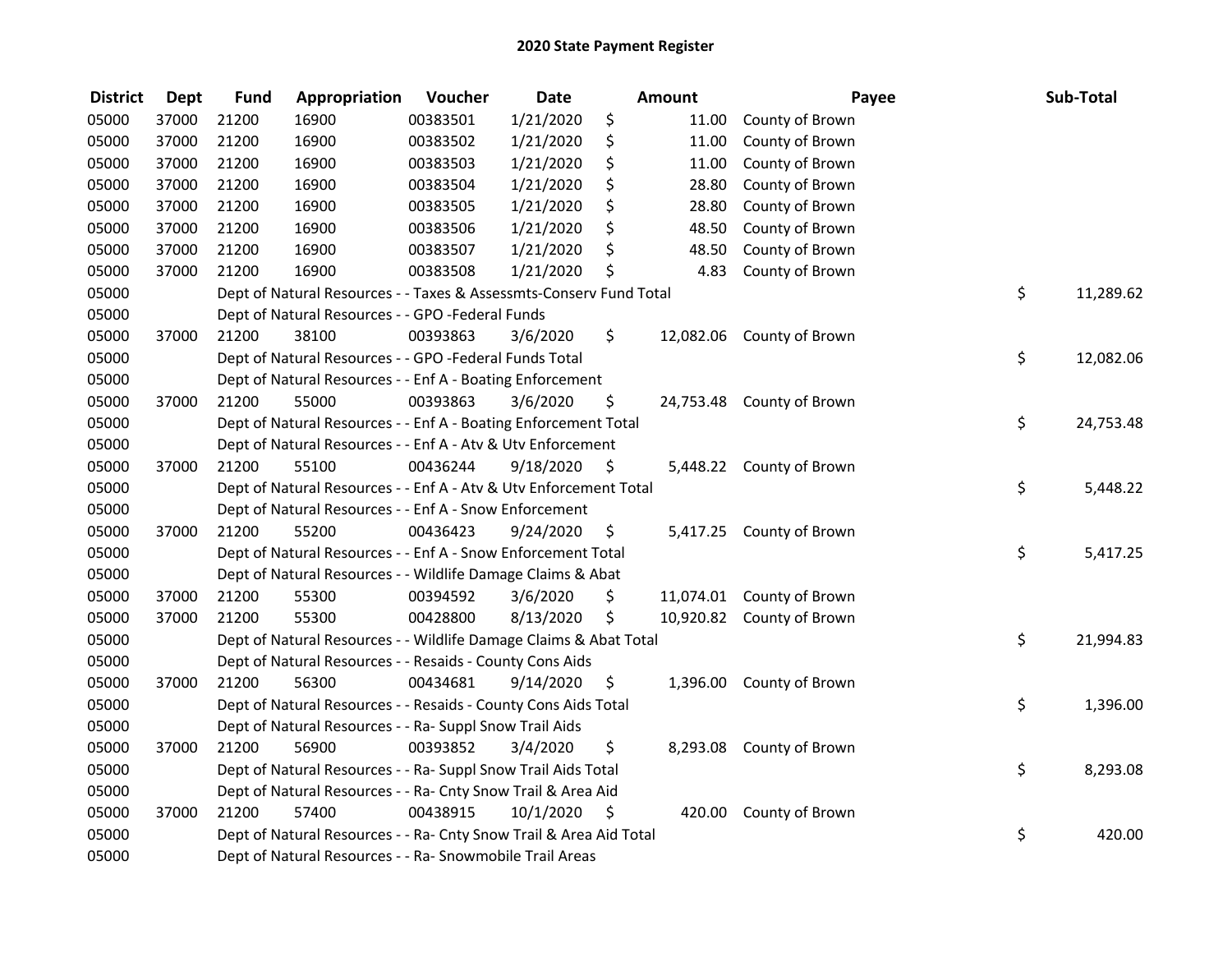# 2020 State Payment Register

| District | Dept | Fund | Appropriation | Voucher | Date | Amount | Payee | Sub-Total |
|---|---|---|---|---|---|---|---|---|
| 05000 | 37000 | 21200 | 16900 | 00383501 | 1/21/2020 | $ 11.00 | County of Brown | |
| 05000 | 37000 | 21200 | 16900 | 00383502 | 1/21/2020 | $ 11.00 | County of Brown | |
| 05000 | 37000 | 21200 | 16900 | 00383503 | 1/21/2020 | $ 11.00 | County of Brown | |
| 05000 | 37000 | 21200 | 16900 | 00383504 | 1/21/2020 | $ 28.80 | County of Brown | |
| 05000 | 37000 | 21200 | 16900 | 00383505 | 1/21/2020 | $ 28.80 | County of Brown | |
| 05000 | 37000 | 21200 | 16900 | 00383506 | 1/21/2020 | $ 48.50 | County of Brown | |
| 05000 | 37000 | 21200 | 16900 | 00383507 | 1/21/2020 | $ 48.50 | County of Brown | |
| 05000 | 37000 | 21200 | 16900 | 00383508 | 1/21/2020 | $ 4.83 | County of Brown | |
| 05000 | | Dept of Natural Resources - - Taxes & Assessmts-Conserv Fund Total | | | | | | $ 11,289.62 |
| 05000 | | Dept of Natural Resources - - GPO -Federal Funds | | | | | | |
| 05000 | 37000 | 21200 | 38100 | 00393863 | 3/6/2020 | $ 12,082.06 | County of Brown | |
| 05000 | | Dept of Natural Resources - - GPO -Federal Funds Total | | | | | | $ 12,082.06 |
| 05000 | | Dept of Natural Resources - - Enf A - Boating Enforcement | | | | | | |
| 05000 | 37000 | 21200 | 55000 | 00393863 | 3/6/2020 | $ 24,753.48 | County of Brown | |
| 05000 | | Dept of Natural Resources - - Enf A - Boating Enforcement Total | | | | | | $ 24,753.48 |
| 05000 | | Dept of Natural Resources - - Enf A - Atv & Utv Enforcement | | | | | | |
| 05000 | 37000 | 21200 | 55100 | 00436244 | 9/18/2020 | $ 5,448.22 | County of Brown | |
| 05000 | | Dept of Natural Resources - - Enf A - Atv & Utv Enforcement Total | | | | | | $ 5,448.22 |
| 05000 | | Dept of Natural Resources - - Enf A - Snow Enforcement | | | | | | |
| 05000 | 37000 | 21200 | 55200 | 00436423 | 9/24/2020 | $ 5,417.25 | County of Brown | |
| 05000 | | Dept of Natural Resources - - Enf A - Snow Enforcement Total | | | | | | $ 5,417.25 |
| 05000 | | Dept of Natural Resources - - Wildlife Damage Claims & Abat | | | | | | |
| 05000 | 37000 | 21200 | 55300 | 00394592 | 3/6/2020 | $ 11,074.01 | County of Brown | |
| 05000 | 37000 | 21200 | 55300 | 00428800 | 8/13/2020 | $ 10,920.82 | County of Brown | |
| 05000 | | Dept of Natural Resources - - Wildlife Damage Claims & Abat Total | | | | | | $ 21,994.83 |
| 05000 | | Dept of Natural Resources - - Resaids - County Cons Aids | | | | | | |
| 05000 | 37000 | 21200 | 56300 | 00434681 | 9/14/2020 | $ 1,396.00 | County of Brown | |
| 05000 | | Dept of Natural Resources - - Resaids - County Cons Aids Total | | | | | | $ 1,396.00 |
| 05000 | | Dept of Natural Resources - - Ra- Suppl Snow Trail Aids | | | | | | |
| 05000 | 37000 | 21200 | 56900 | 00393852 | 3/4/2020 | $ 8,293.08 | County of Brown | |
| 05000 | | Dept of Natural Resources - - Ra- Suppl Snow Trail Aids Total | | | | | | $ 8,293.08 |
| 05000 | | Dept of Natural Resources - - Ra- Cnty Snow Trail & Area Aid | | | | | | |
| 05000 | 37000 | 21200 | 57400 | 00438915 | 10/1/2020 | $ 420.00 | County of Brown | |
| 05000 | | Dept of Natural Resources - - Ra- Cnty Snow Trail & Area Aid Total | | | | | | $ 420.00 |
| 05000 | | Dept of Natural Resources - - Ra- Snowmobile Trail Areas | | | | | | |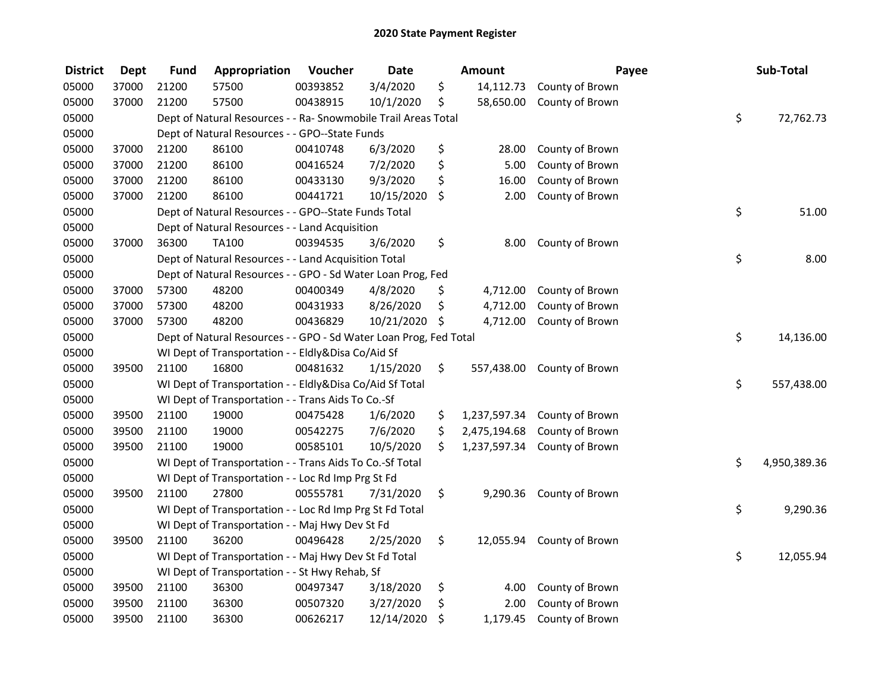# 2020 State Payment Register

| District | Dept | Fund | Appropriation | Voucher | Date | Amount | Payee | Sub-Total |
|---|---|---|---|---|---|---|---|---|
| 05000 | 37000 | 21200 | 57500 | 00393852 | 3/4/2020 | $ 14,112.73 | County of Brown | |
| 05000 | 37000 | 21200 | 57500 | 00438915 | 10/1/2020 | $ 58,650.00 | County of Brown | |
| 05000 | | Dept of Natural Resources - - Ra- Snowmobile Trail Areas Total | | | | | | $ 72,762.73 |
| 05000 | | Dept of Natural Resources - - GPO--State Funds | | | | | | |
| 05000 | 37000 | 21200 | 86100 | 00410748 | 6/3/2020 | $ 28.00 | County of Brown | |
| 05000 | 37000 | 21200 | 86100 | 00416524 | 7/2/2020 | $ 5.00 | County of Brown | |
| 05000 | 37000 | 21200 | 86100 | 00433130 | 9/3/2020 | $ 16.00 | County of Brown | |
| 05000 | 37000 | 21200 | 86100 | 00441721 | 10/15/2020 | $ 2.00 | County of Brown | |
| 05000 | | Dept of Natural Resources - - GPO--State Funds Total | | | | | | $ 51.00 |
| 05000 | | Dept of Natural Resources - - Land Acquisition | | | | | | |
| 05000 | 37000 | 36300 | TA100 | 00394535 | 3/6/2020 | $ 8.00 | County of Brown | |
| 05000 | | Dept of Natural Resources - - Land Acquisition Total | | | | | | $ 8.00 |
| 05000 | | Dept of Natural Resources - - GPO - Sd Water Loan Prog, Fed | | | | | | |
| 05000 | 37000 | 57300 | 48200 | 00400349 | 4/8/2020 | $ 4,712.00 | County of Brown | |
| 05000 | 37000 | 57300 | 48200 | 00431933 | 8/26/2020 | $ 4,712.00 | County of Brown | |
| 05000 | 37000 | 57300 | 48200 | 00436829 | 10/21/2020 | $ 4,712.00 | County of Brown | |
| 05000 | | Dept of Natural Resources - - GPO - Sd Water Loan Prog, Fed Total | | | | | | $ 14,136.00 |
| 05000 | | WI Dept of Transportation - - Eldly&Disa Co/Aid Sf | | | | | | |
| 05000 | 39500 | 21100 | 16800 | 00481632 | 1/15/2020 | $ 557,438.00 | County of Brown | |
| 05000 | | WI Dept of Transportation - - Eldly&Disa Co/Aid Sf Total | | | | | | $ 557,438.00 |
| 05000 | | WI Dept of Transportation - - Trans Aids To Co.-Sf | | | | | | |
| 05000 | 39500 | 21100 | 19000 | 00475428 | 1/6/2020 | $ 1,237,597.34 | County of Brown | |
| 05000 | 39500 | 21100 | 19000 | 00542275 | 7/6/2020 | $ 2,475,194.68 | County of Brown | |
| 05000 | 39500 | 21100 | 19000 | 00585101 | 10/5/2020 | $ 1,237,597.34 | County of Brown | |
| 05000 | | WI Dept of Transportation - - Trans Aids To Co.-Sf Total | | | | | | $ 4,950,389.36 |
| 05000 | | WI Dept of Transportation - - Loc Rd Imp Prg St Fd | | | | | | |
| 05000 | 39500 | 21100 | 27800 | 00555781 | 7/31/2020 | $ 9,290.36 | County of Brown | |
| 05000 | | WI Dept of Transportation - - Loc Rd Imp Prg St Fd Total | | | | | | $ 9,290.36 |
| 05000 | | WI Dept of Transportation - - Maj Hwy Dev St Fd | | | | | | |
| 05000 | 39500 | 21100 | 36200 | 00496428 | 2/25/2020 | $ 12,055.94 | County of Brown | |
| 05000 | | WI Dept of Transportation - - Maj Hwy Dev St Fd Total | | | | | | $ 12,055.94 |
| 05000 | | WI Dept of Transportation - - St Hwy Rehab, Sf | | | | | | |
| 05000 | 39500 | 21100 | 36300 | 00497347 | 3/18/2020 | $ 4.00 | County of Brown | |
| 05000 | 39500 | 21100 | 36300 | 00507320 | 3/27/2020 | $ 2.00 | County of Brown | |
| 05000 | 39500 | 21100 | 36300 | 00626217 | 12/14/2020 | $ 1,179.45 | County of Brown | |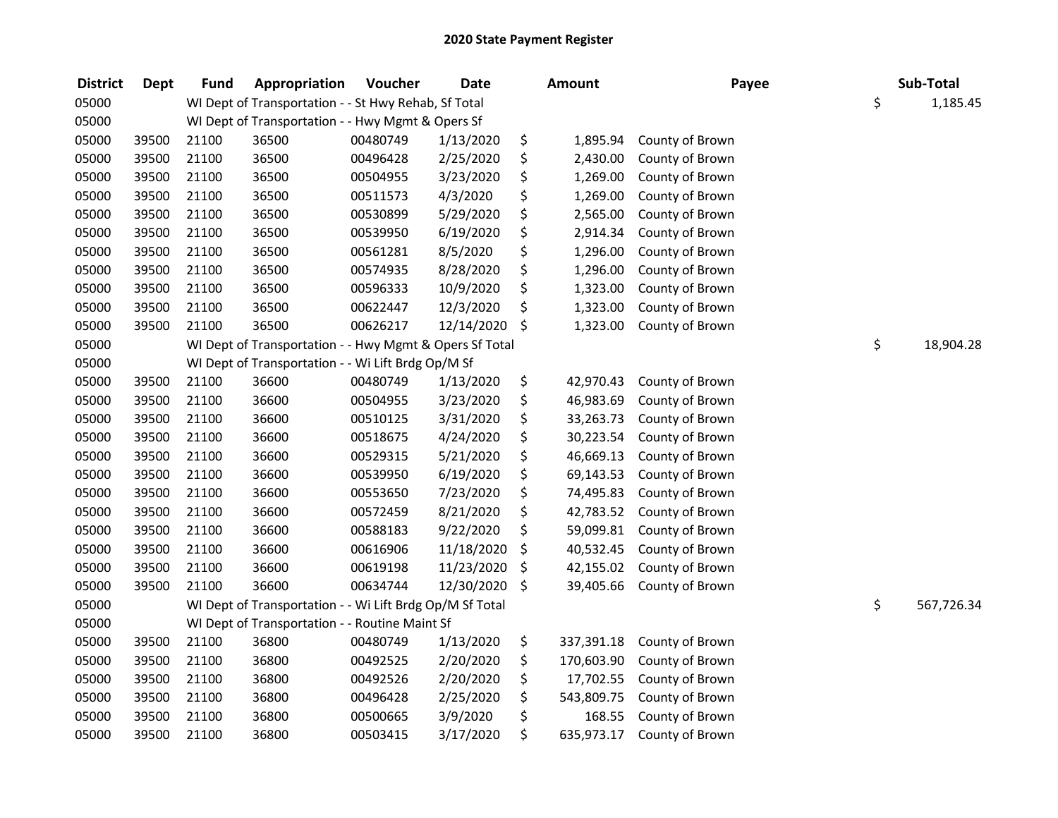## 2020 State Payment Register

| District | Dept | Fund | Appropriation | Voucher | Date | Amount | Payee | Sub-Total |
|---|---|---|---|---|---|---|---|---|
| 05000 | | WI Dept of Transportation - - St Hwy Rehab, Sf Total | | | | | | $ 1,185.45 |
| 05000 | | WI Dept of Transportation - - Hwy Mgmt & Opers Sf | | | | | | |
| 05000 | 39500 | 21100 | 36500 | 00480749 | 1/13/2020 | $ 1,895.94 | County of Brown | |
| 05000 | 39500 | 21100 | 36500 | 00496428 | 2/25/2020 | $ 2,430.00 | County of Brown | |
| 05000 | 39500 | 21100 | 36500 | 00504955 | 3/23/2020 | $ 1,269.00 | County of Brown | |
| 05000 | 39500 | 21100 | 36500 | 00511573 | 4/3/2020 | $ 1,269.00 | County of Brown | |
| 05000 | 39500 | 21100 | 36500 | 00530899 | 5/29/2020 | $ 2,565.00 | County of Brown | |
| 05000 | 39500 | 21100 | 36500 | 00539950 | 6/19/2020 | $ 2,914.34 | County of Brown | |
| 05000 | 39500 | 21100 | 36500 | 00561281 | 8/5/2020 | $ 1,296.00 | County of Brown | |
| 05000 | 39500 | 21100 | 36500 | 00574935 | 8/28/2020 | $ 1,296.00 | County of Brown | |
| 05000 | 39500 | 21100 | 36500 | 00596333 | 10/9/2020 | $ 1,323.00 | County of Brown | |
| 05000 | 39500 | 21100 | 36500 | 00622447 | 12/3/2020 | $ 1,323.00 | County of Brown | |
| 05000 | 39500 | 21100 | 36500 | 00626217 | 12/14/2020 | $ 1,323.00 | County of Brown | |
| 05000 | | WI Dept of Transportation - - Hwy Mgmt & Opers Sf Total | | | | | | $ 18,904.28 |
| 05000 | | WI Dept of Transportation - - Wi Lift Brdg Op/M Sf | | | | | | |
| 05000 | 39500 | 21100 | 36600 | 00480749 | 1/13/2020 | $ 42,970.43 | County of Brown | |
| 05000 | 39500 | 21100 | 36600 | 00504955 | 3/23/2020 | $ 46,983.69 | County of Brown | |
| 05000 | 39500 | 21100 | 36600 | 00510125 | 3/31/2020 | $ 33,263.73 | County of Brown | |
| 05000 | 39500 | 21100 | 36600 | 00518675 | 4/24/2020 | $ 30,223.54 | County of Brown | |
| 05000 | 39500 | 21100 | 36600 | 00529315 | 5/21/2020 | $ 46,669.13 | County of Brown | |
| 05000 | 39500 | 21100 | 36600 | 00539950 | 6/19/2020 | $ 69,143.53 | County of Brown | |
| 05000 | 39500 | 21100 | 36600 | 00553650 | 7/23/2020 | $ 74,495.83 | County of Brown | |
| 05000 | 39500 | 21100 | 36600 | 00572459 | 8/21/2020 | $ 42,783.52 | County of Brown | |
| 05000 | 39500 | 21100 | 36600 | 00588183 | 9/22/2020 | $ 59,099.81 | County of Brown | |
| 05000 | 39500 | 21100 | 36600 | 00616906 | 11/18/2020 | $ 40,532.45 | County of Brown | |
| 05000 | 39500 | 21100 | 36600 | 00619198 | 11/23/2020 | $ 42,155.02 | County of Brown | |
| 05000 | 39500 | 21100 | 36600 | 00634744 | 12/30/2020 | $ 39,405.66 | County of Brown | |
| 05000 | | WI Dept of Transportation - - Wi Lift Brdg Op/M Sf Total | | | | | | $ 567,726.34 |
| 05000 | | WI Dept of Transportation - - Routine Maint Sf | | | | | | |
| 05000 | 39500 | 21100 | 36800 | 00480749 | 1/13/2020 | $ 337,391.18 | County of Brown | |
| 05000 | 39500 | 21100 | 36800 | 00492525 | 2/20/2020 | $ 170,603.90 | County of Brown | |
| 05000 | 39500 | 21100 | 36800 | 00492526 | 2/20/2020 | $ 17,702.55 | County of Brown | |
| 05000 | 39500 | 21100 | 36800 | 00496428 | 2/25/2020 | $ 543,809.75 | County of Brown | |
| 05000 | 39500 | 21100 | 36800 | 00500665 | 3/9/2020 | $ 168.55 | County of Brown | |
| 05000 | 39500 | 21100 | 36800 | 00503415 | 3/17/2020 | $ 635,973.17 | County of Brown | |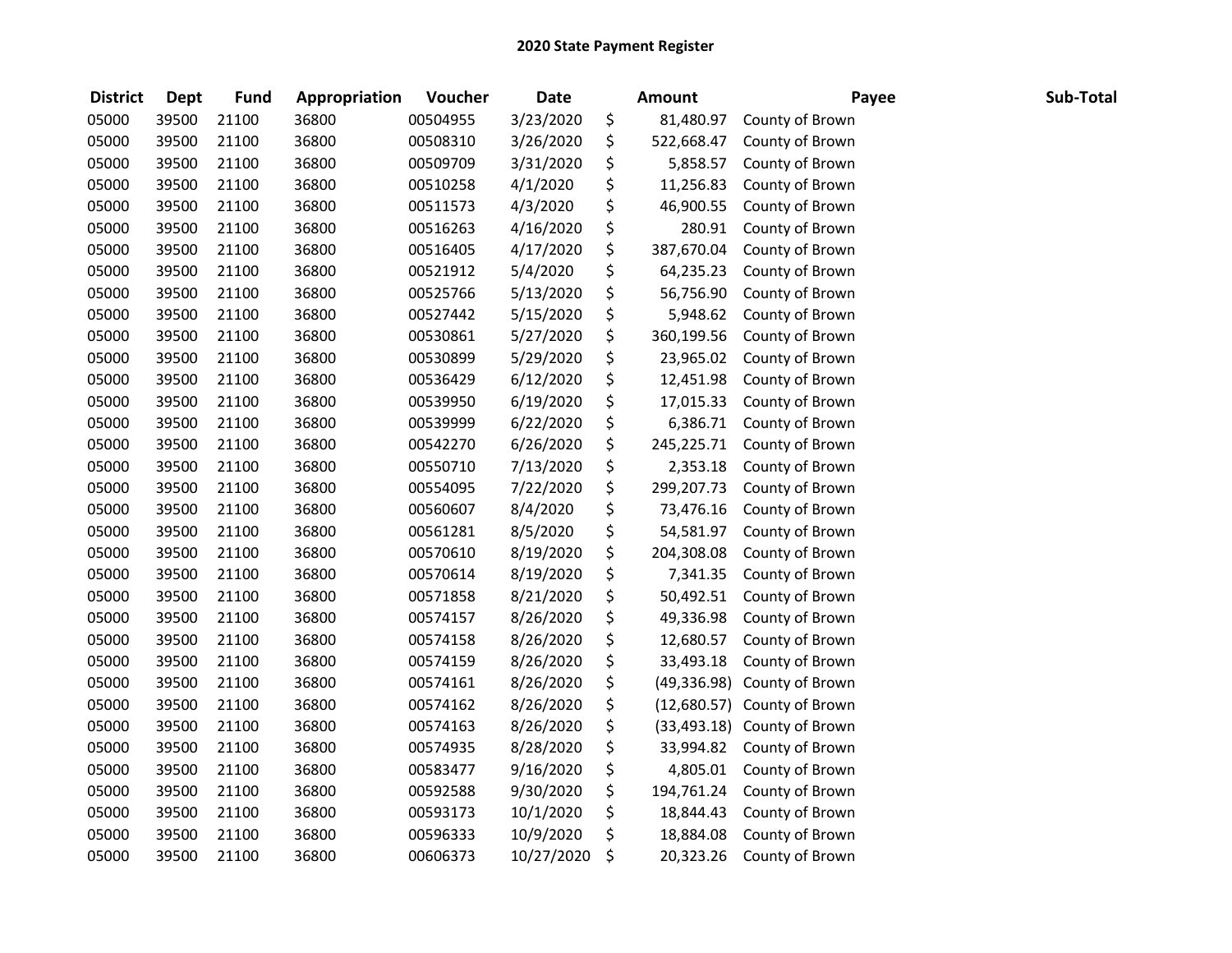# 2020 State Payment Register

| District | Dept | Fund | Appropriation | Voucher | Date | Amount | Payee | Sub-Total |
|---|---|---|---|---|---|---|---|---|
| 05000 | 39500 | 21100 | 36800 | 00504955 | 3/23/2020 | $ 81,480.97 | County of Brown | |
| 05000 | 39500 | 21100 | 36800 | 00508310 | 3/26/2020 | $ 522,668.47 | County of Brown | |
| 05000 | 39500 | 21100 | 36800 | 00509709 | 3/31/2020 | $ 5,858.57 | County of Brown | |
| 05000 | 39500 | 21100 | 36800 | 00510258 | 4/1/2020 | $ 11,256.83 | County of Brown | |
| 05000 | 39500 | 21100 | 36800 | 00511573 | 4/3/2020 | $ 46,900.55 | County of Brown | |
| 05000 | 39500 | 21100 | 36800 | 00516263 | 4/16/2020 | $ 280.91 | County of Brown | |
| 05000 | 39500 | 21100 | 36800 | 00516405 | 4/17/2020 | $ 387,670.04 | County of Brown | |
| 05000 | 39500 | 21100 | 36800 | 00521912 | 5/4/2020 | $ 64,235.23 | County of Brown | |
| 05000 | 39500 | 21100 | 36800 | 00525766 | 5/13/2020 | $ 56,756.90 | County of Brown | |
| 05000 | 39500 | 21100 | 36800 | 00527442 | 5/15/2020 | $ 5,948.62 | County of Brown | |
| 05000 | 39500 | 21100 | 36800 | 00530861 | 5/27/2020 | $ 360,199.56 | County of Brown | |
| 05000 | 39500 | 21100 | 36800 | 00530899 | 5/29/2020 | $ 23,965.02 | County of Brown | |
| 05000 | 39500 | 21100 | 36800 | 00536429 | 6/12/2020 | $ 12,451.98 | County of Brown | |
| 05000 | 39500 | 21100 | 36800 | 00539950 | 6/19/2020 | $ 17,015.33 | County of Brown | |
| 05000 | 39500 | 21100 | 36800 | 00539999 | 6/22/2020 | $ 6,386.71 | County of Brown | |
| 05000 | 39500 | 21100 | 36800 | 00542270 | 6/26/2020 | $ 245,225.71 | County of Brown | |
| 05000 | 39500 | 21100 | 36800 | 00550710 | 7/13/2020 | $ 2,353.18 | County of Brown | |
| 05000 | 39500 | 21100 | 36800 | 00554095 | 7/22/2020 | $ 299,207.73 | County of Brown | |
| 05000 | 39500 | 21100 | 36800 | 00560607 | 8/4/2020 | $ 73,476.16 | County of Brown | |
| 05000 | 39500 | 21100 | 36800 | 00561281 | 8/5/2020 | $ 54,581.97 | County of Brown | |
| 05000 | 39500 | 21100 | 36800 | 00570610 | 8/19/2020 | $ 204,308.08 | County of Brown | |
| 05000 | 39500 | 21100 | 36800 | 00570614 | 8/19/2020 | $ 7,341.35 | County of Brown | |
| 05000 | 39500 | 21100 | 36800 | 00571858 | 8/21/2020 | $ 50,492.51 | County of Brown | |
| 05000 | 39500 | 21100 | 36800 | 00574157 | 8/26/2020 | $ 49,336.98 | County of Brown | |
| 05000 | 39500 | 21100 | 36800 | 00574158 | 8/26/2020 | $ 12,680.57 | County of Brown | |
| 05000 | 39500 | 21100 | 36800 | 00574159 | 8/26/2020 | $ 33,493.18 | County of Brown | |
| 05000 | 39500 | 21100 | 36800 | 00574161 | 8/26/2020 | $ (49,336.98) | County of Brown | |
| 05000 | 39500 | 21100 | 36800 | 00574162 | 8/26/2020 | $ (12,680.57) | County of Brown | |
| 05000 | 39500 | 21100 | 36800 | 00574163 | 8/26/2020 | $ (33,493.18) | County of Brown | |
| 05000 | 39500 | 21100 | 36800 | 00574935 | 8/28/2020 | $ 33,994.82 | County of Brown | |
| 05000 | 39500 | 21100 | 36800 | 00583477 | 9/16/2020 | $ 4,805.01 | County of Brown | |
| 05000 | 39500 | 21100 | 36800 | 00592588 | 9/30/2020 | $ 194,761.24 | County of Brown | |
| 05000 | 39500 | 21100 | 36800 | 00593173 | 10/1/2020 | $ 18,844.43 | County of Brown | |
| 05000 | 39500 | 21100 | 36800 | 00596333 | 10/9/2020 | $ 18,884.08 | County of Brown | |
| 05000 | 39500 | 21100 | 36800 | 00606373 | 10/27/2020 | $ 20,323.26 | County of Brown | |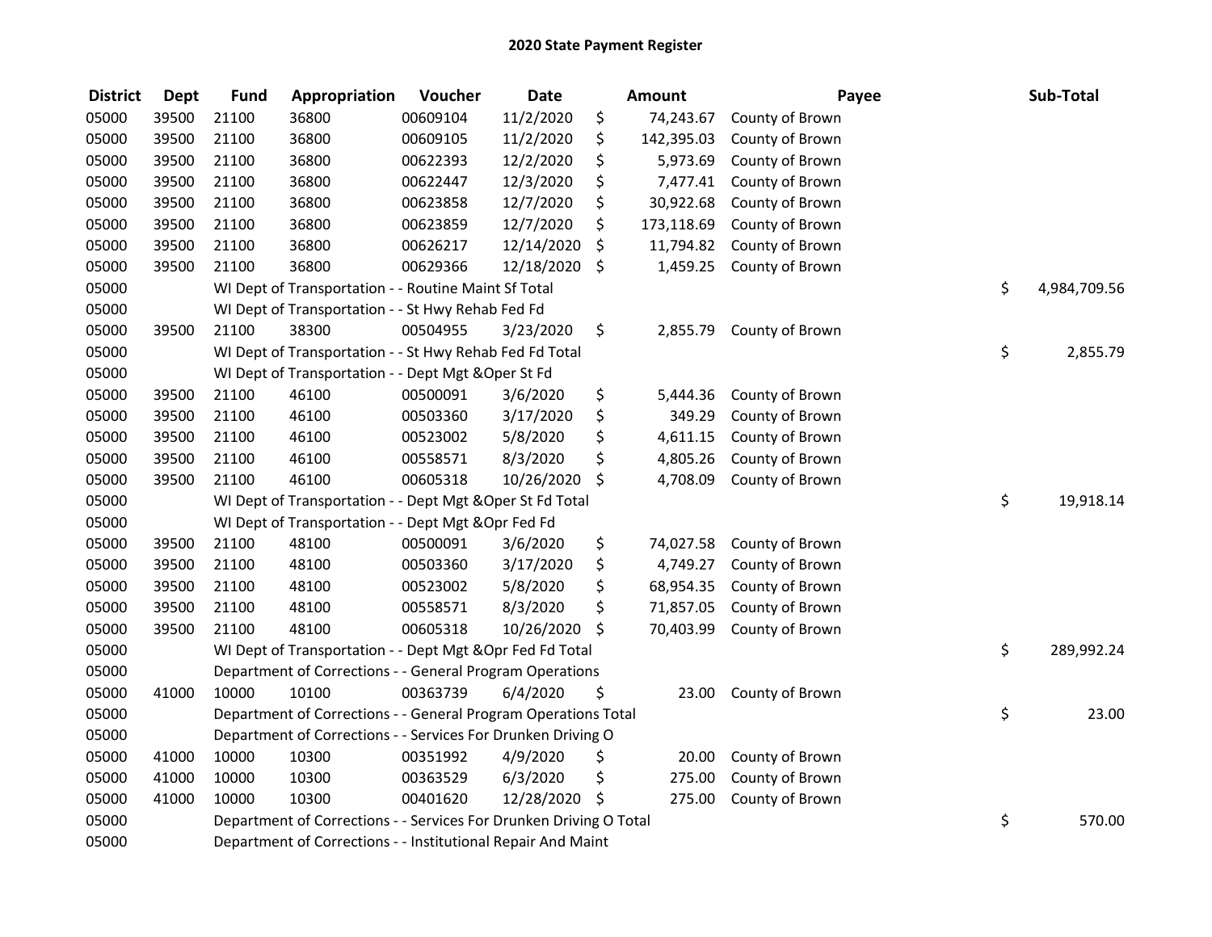# 2020 State Payment Register

| District | Dept | Fund | Appropriation | Voucher | Date | Amount | Payee | Sub-Total |
|---|---|---|---|---|---|---|---|---|
| 05000 | 39500 | 21100 | 36800 | 00609104 | 11/2/2020 | $ 74,243.67 | County of Brown | |
| 05000 | 39500 | 21100 | 36800 | 00609105 | 11/2/2020 | $ 142,395.03 | County of Brown | |
| 05000 | 39500 | 21100 | 36800 | 00622393 | 12/2/2020 | $ 5,973.69 | County of Brown | |
| 05000 | 39500 | 21100 | 36800 | 00622447 | 12/3/2020 | $ 7,477.41 | County of Brown | |
| 05000 | 39500 | 21100 | 36800 | 00623858 | 12/7/2020 | $ 30,922.68 | County of Brown | |
| 05000 | 39500 | 21100 | 36800 | 00623859 | 12/7/2020 | $ 173,118.69 | County of Brown | |
| 05000 | 39500 | 21100 | 36800 | 00626217 | 12/14/2020 | $ 11,794.82 | County of Brown | |
| 05000 | 39500 | 21100 | 36800 | 00629366 | 12/18/2020 | $ 1,459.25 | County of Brown | |
| 05000 | | WI Dept of Transportation - - Routine Maint Sf Total | | | | | | $ 4,984,709.56 |
| 05000 | | WI Dept of Transportation - - St Hwy Rehab Fed Fd | | | | | | |
| 05000 | 39500 | 21100 | 38300 | 00504955 | 3/23/2020 | $ 2,855.79 | County of Brown | |
| 05000 | | WI Dept of Transportation - - St Hwy Rehab Fed Fd Total | | | | | | $ 2,855.79 |
| 05000 | | WI Dept of Transportation - - Dept Mgt &Oper St Fd | | | | | | |
| 05000 | 39500 | 21100 | 46100 | 00500091 | 3/6/2020 | $ 5,444.36 | County of Brown | |
| 05000 | 39500 | 21100 | 46100 | 00503360 | 3/17/2020 | $ 349.29 | County of Brown | |
| 05000 | 39500 | 21100 | 46100 | 00523002 | 5/8/2020 | $ 4,611.15 | County of Brown | |
| 05000 | 39500 | 21100 | 46100 | 00558571 | 8/3/2020 | $ 4,805.26 | County of Brown | |
| 05000 | 39500 | 21100 | 46100 | 00605318 | 10/26/2020 | $ 4,708.09 | County of Brown | |
| 05000 | | WI Dept of Transportation - - Dept Mgt &Oper St Fd Total | | | | | | $ 19,918.14 |
| 05000 | | WI Dept of Transportation - - Dept Mgt &Opr Fed Fd | | | | | | |
| 05000 | 39500 | 21100 | 48100 | 00500091 | 3/6/2020 | $ 74,027.58 | County of Brown | |
| 05000 | 39500 | 21100 | 48100 | 00503360 | 3/17/2020 | $ 4,749.27 | County of Brown | |
| 05000 | 39500 | 21100 | 48100 | 00523002 | 5/8/2020 | $ 68,954.35 | County of Brown | |
| 05000 | 39500 | 21100 | 48100 | 00558571 | 8/3/2020 | $ 71,857.05 | County of Brown | |
| 05000 | 39500 | 21100 | 48100 | 00605318 | 10/26/2020 | $ 70,403.99 | County of Brown | |
| 05000 | | WI Dept of Transportation - - Dept Mgt &Opr Fed Fd Total | | | | | | $ 289,992.24 |
| 05000 | | Department of Corrections - - General Program Operations | | | | | | |
| 05000 | 41000 | 10000 | 10100 | 00363739 | 6/4/2020 | $ 23.00 | County of Brown | |
| 05000 | | Department of Corrections - - General Program Operations Total | | | | | | $ 23.00 |
| 05000 | | Department of Corrections - - Services For Drunken Driving O | | | | | | |
| 05000 | 41000 | 10000 | 10300 | 00351992 | 4/9/2020 | $ 20.00 | County of Brown | |
| 05000 | 41000 | 10000 | 10300 | 00363529 | 6/3/2020 | $ 275.00 | County of Brown | |
| 05000 | 41000 | 10000 | 10300 | 00401620 | 12/28/2020 | $ 275.00 | County of Brown | |
| 05000 | | Department of Corrections - - Services For Drunken Driving O Total | | | | | | $ 570.00 |
| 05000 | | Department of Corrections - - Institutional Repair And Maint | | | | | | |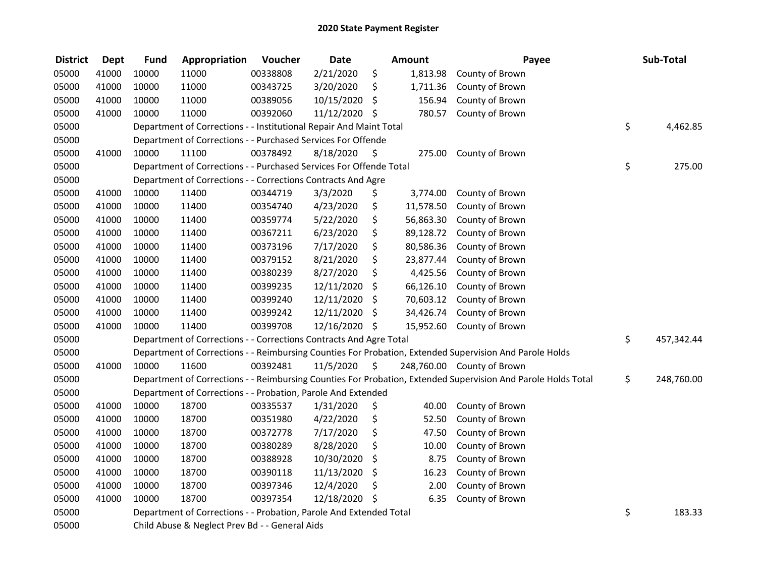# 2020 State Payment Register

| District | Dept | Fund | Appropriation | Voucher | Date | Amount | Payee | Sub-Total |
|---|---|---|---|---|---|---|---|---|
| 05000 | 41000 | 10000 | 11000 | 00338808 | 2/21/2020 | $ 1,813.98 | County of Brown | |
| 05000 | 41000 | 10000 | 11000 | 00343725 | 3/20/2020 | $ 1,711.36 | County of Brown | |
| 05000 | 41000 | 10000 | 11000 | 00389056 | 10/15/2020 | $ 156.94 | County of Brown | |
| 05000 | 41000 | 10000 | 11000 | 00392060 | 11/12/2020 | $ 780.57 | County of Brown | |
| 05000 | | Department of Corrections - - Institutional Repair And Maint Total | | | | | | $ 4,462.85 |
| 05000 | | Department of Corrections - - Purchased Services For Offende | | | | | | |
| 05000 | 41000 | 10000 | 11100 | 00378492 | 8/18/2020 | $ 275.00 | County of Brown | |
| 05000 | | Department of Corrections - - Purchased Services For Offende Total | | | | | | $ 275.00 |
| 05000 | | Department of Corrections - - Corrections Contracts And Agre | | | | | | |
| 05000 | 41000 | 10000 | 11400 | 00344719 | 3/3/2020 | $ 3,774.00 | County of Brown | |
| 05000 | 41000 | 10000 | 11400 | 00354740 | 4/23/2020 | $ 11,578.50 | County of Brown | |
| 05000 | 41000 | 10000 | 11400 | 00359774 | 5/22/2020 | $ 56,863.30 | County of Brown | |
| 05000 | 41000 | 10000 | 11400 | 00367211 | 6/23/2020 | $ 89,128.72 | County of Brown | |
| 05000 | 41000 | 10000 | 11400 | 00373196 | 7/17/2020 | $ 80,586.36 | County of Brown | |
| 05000 | 41000 | 10000 | 11400 | 00379152 | 8/21/2020 | $ 23,877.44 | County of Brown | |
| 05000 | 41000 | 10000 | 11400 | 00380239 | 8/27/2020 | $ 4,425.56 | County of Brown | |
| 05000 | 41000 | 10000 | 11400 | 00399235 | 12/11/2020 | $ 66,126.10 | County of Brown | |
| 05000 | 41000 | 10000 | 11400 | 00399240 | 12/11/2020 | $ 70,603.12 | County of Brown | |
| 05000 | 41000 | 10000 | 11400 | 00399242 | 12/11/2020 | $ 34,426.74 | County of Brown | |
| 05000 | 41000 | 10000 | 11400 | 00399708 | 12/16/2020 | $ 15,952.60 | County of Brown | |
| 05000 | | Department of Corrections - - Corrections Contracts And Agre Total | | | | | | $ 457,342.44 |
| 05000 | | Department of Corrections - - Reimbursing Counties For Probation, Extended Supervision And Parole Holds | | | | | | |
| 05000 | 41000 | 10000 | 11600 | 00392481 | 11/5/2020 | $ 248,760.00 | County of Brown | |
| 05000 | | Department of Corrections - - Reimbursing Counties For Probation, Extended Supervision And Parole Holds Total | | | | | | $ 248,760.00 |
| 05000 | | Department of Corrections - - Probation, Parole And Extended | | | | | | |
| 05000 | 41000 | 10000 | 18700 | 00335537 | 1/31/2020 | $ 40.00 | County of Brown | |
| 05000 | 41000 | 10000 | 18700 | 00351980 | 4/22/2020 | $ 52.50 | County of Brown | |
| 05000 | 41000 | 10000 | 18700 | 00372778 | 7/17/2020 | $ 47.50 | County of Brown | |
| 05000 | 41000 | 10000 | 18700 | 00380289 | 8/28/2020 | $ 10.00 | County of Brown | |
| 05000 | 41000 | 10000 | 18700 | 00388928 | 10/30/2020 | $ 8.75 | County of Brown | |
| 05000 | 41000 | 10000 | 18700 | 00390118 | 11/13/2020 | $ 16.23 | County of Brown | |
| 05000 | 41000 | 10000 | 18700 | 00397346 | 12/4/2020 | $ 2.00 | County of Brown | |
| 05000 | 41000 | 10000 | 18700 | 00397354 | 12/18/2020 | $ 6.35 | County of Brown | |
| 05000 | | Department of Corrections - - Probation, Parole And Extended Total | | | | | | $ 183.33 |
| 05000 | | Child Abuse & Neglect Prev Bd - - General Aids | | | | | | |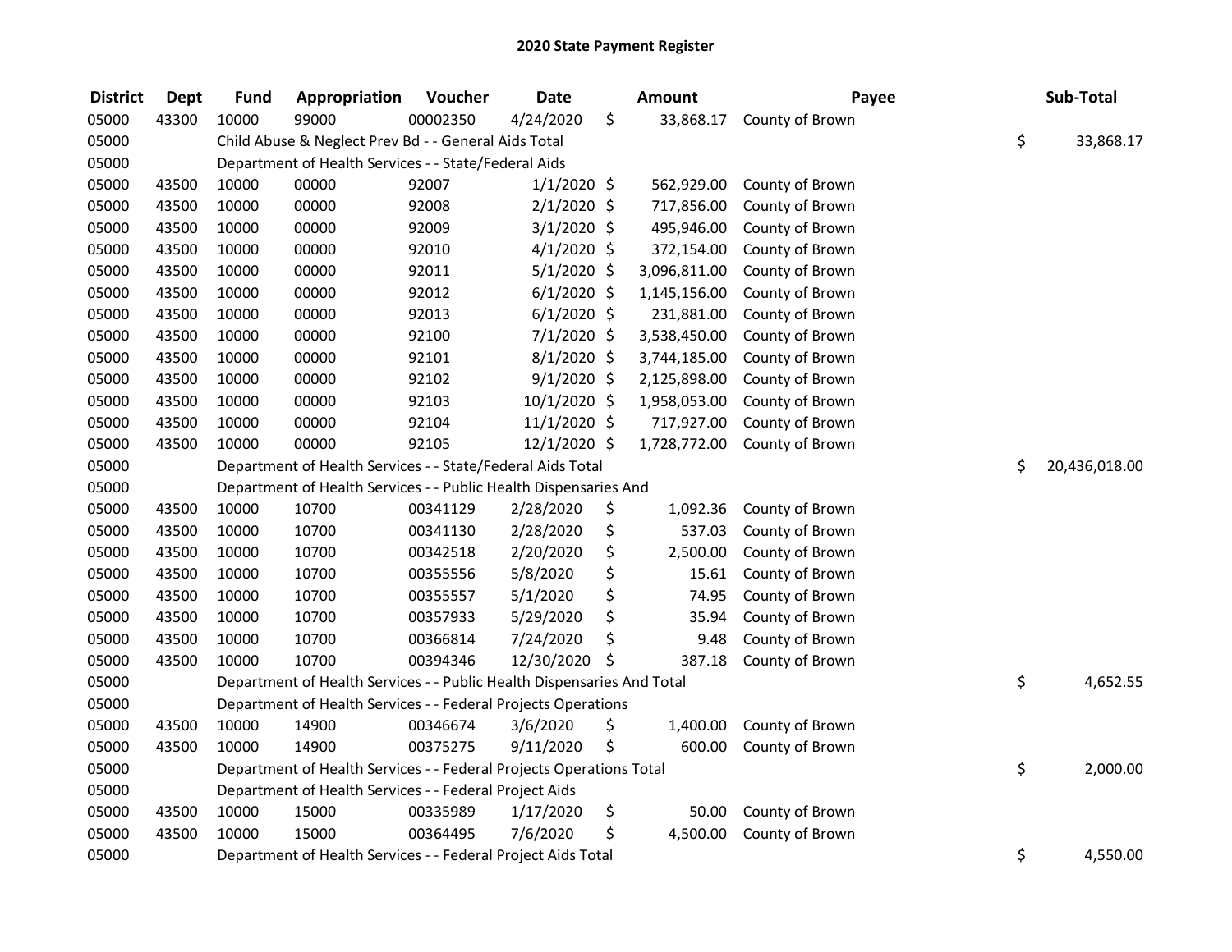# 2020 State Payment Register

| District | Dept | Fund | Appropriation | Voucher | Date | Amount | Payee | Sub-Total |
|---|---|---|---|---|---|---|---|---|
| 05000 | 43300 | 10000 | 99000 | 00002350 | 4/24/2020 | $ 33,868.17 | County of Brown | |
| 05000 | | Child Abuse & Neglect Prev Bd - - General Aids Total | | | | | | $ 33,868.17 |
| 05000 | | Department of Health Services - - State/Federal Aids | | | | | | |
| 05000 | 43500 | 10000 | 00000 | 92007 | 1/1/2020 | $ 562,929.00 | County of Brown | |
| 05000 | 43500 | 10000 | 00000 | 92008 | 2/1/2020 | $ 717,856.00 | County of Brown | |
| 05000 | 43500 | 10000 | 00000 | 92009 | 3/1/2020 | $ 495,946.00 | County of Brown | |
| 05000 | 43500 | 10000 | 00000 | 92010 | 4/1/2020 | $ 372,154.00 | County of Brown | |
| 05000 | 43500 | 10000 | 00000 | 92011 | 5/1/2020 | $ 3,096,811.00 | County of Brown | |
| 05000 | 43500 | 10000 | 00000 | 92012 | 6/1/2020 | $ 1,145,156.00 | County of Brown | |
| 05000 | 43500 | 10000 | 00000 | 92013 | 6/1/2020 | $ 231,881.00 | County of Brown | |
| 05000 | 43500 | 10000 | 00000 | 92100 | 7/1/2020 | $ 3,538,450.00 | County of Brown | |
| 05000 | 43500 | 10000 | 00000 | 92101 | 8/1/2020 | $ 3,744,185.00 | County of Brown | |
| 05000 | 43500 | 10000 | 00000 | 92102 | 9/1/2020 | $ 2,125,898.00 | County of Brown | |
| 05000 | 43500 | 10000 | 00000 | 92103 | 10/1/2020 | $ 1,958,053.00 | County of Brown | |
| 05000 | 43500 | 10000 | 00000 | 92104 | 11/1/2020 | $ 717,927.00 | County of Brown | |
| 05000 | 43500 | 10000 | 00000 | 92105 | 12/1/2020 | $ 1,728,772.00 | County of Brown | |
| 05000 | | Department of Health Services - - State/Federal Aids Total | | | | | | $ 20,436,018.00 |
| 05000 | | Department of Health Services - - Public Health Dispensaries And | | | | | | |
| 05000 | 43500 | 10000 | 10700 | 00341129 | 2/28/2020 | $ 1,092.36 | County of Brown | |
| 05000 | 43500 | 10000 | 10700 | 00341130 | 2/28/2020 | $ 537.03 | County of Brown | |
| 05000 | 43500 | 10000 | 10700 | 00342518 | 2/20/2020 | $ 2,500.00 | County of Brown | |
| 05000 | 43500 | 10000 | 10700 | 00355556 | 5/8/2020 | $ 15.61 | County of Brown | |
| 05000 | 43500 | 10000 | 10700 | 00355557 | 5/1/2020 | $ 74.95 | County of Brown | |
| 05000 | 43500 | 10000 | 10700 | 00357933 | 5/29/2020 | $ 35.94 | County of Brown | |
| 05000 | 43500 | 10000 | 10700 | 00366814 | 7/24/2020 | $ 9.48 | County of Brown | |
| 05000 | 43500 | 10000 | 10700 | 00394346 | 12/30/2020 | $ 387.18 | County of Brown | |
| 05000 | | Department of Health Services - - Public Health Dispensaries And Total | | | | | | $ 4,652.55 |
| 05000 | | Department of Health Services - - Federal Projects Operations | | | | | | |
| 05000 | 43500 | 10000 | 14900 | 00346674 | 3/6/2020 | $ 1,400.00 | County of Brown | |
| 05000 | 43500 | 10000 | 14900 | 00375275 | 9/11/2020 | $ 600.00 | County of Brown | |
| 05000 | | Department of Health Services - - Federal Projects Operations Total | | | | | | $ 2,000.00 |
| 05000 | | Department of Health Services - - Federal Project Aids | | | | | | |
| 05000 | 43500 | 10000 | 15000 | 00335989 | 1/17/2020 | $ 50.00 | County of Brown | |
| 05000 | 43500 | 10000 | 15000 | 00364495 | 7/6/2020 | $ 4,500.00 | County of Brown | |
| 05000 | | Department of Health Services - - Federal Project Aids Total | | | | | | $ 4,550.00 |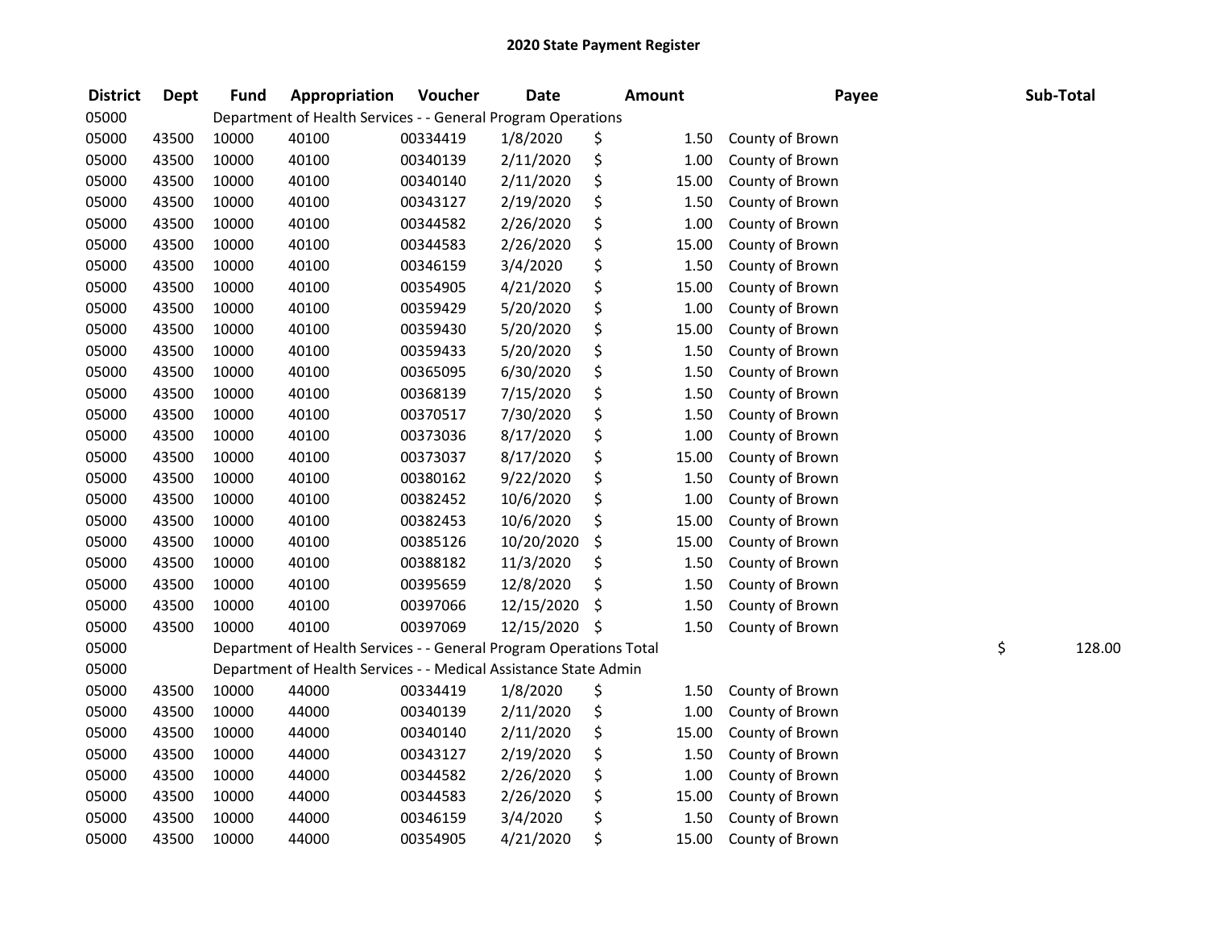# 2020 State Payment Register

| District | Dept | Fund | Appropriation | Voucher | Date | Amount | Payee | Sub-Total |
|---|---|---|---|---|---|---|---|---|
| 05000 | | Department of Health Services - - General Program Operations | | | | | | |
| 05000 | 43500 | 10000 | 40100 | 00334419 | 1/8/2020 | $ 1.50 | County of Brown | |
| 05000 | 43500 | 10000 | 40100 | 00340139 | 2/11/2020 | $ 1.00 | County of Brown | |
| 05000 | 43500 | 10000 | 40100 | 00340140 | 2/11/2020 | $ 15.00 | County of Brown | |
| 05000 | 43500 | 10000 | 40100 | 00343127 | 2/19/2020 | $ 1.50 | County of Brown | |
| 05000 | 43500 | 10000 | 40100 | 00344582 | 2/26/2020 | $ 1.00 | County of Brown | |
| 05000 | 43500 | 10000 | 40100 | 00344583 | 2/26/2020 | $ 15.00 | County of Brown | |
| 05000 | 43500 | 10000 | 40100 | 00346159 | 3/4/2020 | $ 1.50 | County of Brown | |
| 05000 | 43500 | 10000 | 40100 | 00354905 | 4/21/2020 | $ 15.00 | County of Brown | |
| 05000 | 43500 | 10000 | 40100 | 00359429 | 5/20/2020 | $ 1.00 | County of Brown | |
| 05000 | 43500 | 10000 | 40100 | 00359430 | 5/20/2020 | $ 15.00 | County of Brown | |
| 05000 | 43500 | 10000 | 40100 | 00359433 | 5/20/2020 | $ 1.50 | County of Brown | |
| 05000 | 43500 | 10000 | 40100 | 00365095 | 6/30/2020 | $ 1.50 | County of Brown | |
| 05000 | 43500 | 10000 | 40100 | 00368139 | 7/15/2020 | $ 1.50 | County of Brown | |
| 05000 | 43500 | 10000 | 40100 | 00370517 | 7/30/2020 | $ 1.50 | County of Brown | |
| 05000 | 43500 | 10000 | 40100 | 00373036 | 8/17/2020 | $ 1.00 | County of Brown | |
| 05000 | 43500 | 10000 | 40100 | 00373037 | 8/17/2020 | $ 15.00 | County of Brown | |
| 05000 | 43500 | 10000 | 40100 | 00380162 | 9/22/2020 | $ 1.50 | County of Brown | |
| 05000 | 43500 | 10000 | 40100 | 00382452 | 10/6/2020 | $ 1.00 | County of Brown | |
| 05000 | 43500 | 10000 | 40100 | 00382453 | 10/6/2020 | $ 15.00 | County of Brown | |
| 05000 | 43500 | 10000 | 40100 | 00385126 | 10/20/2020 | $ 15.00 | County of Brown | |
| 05000 | 43500 | 10000 | 40100 | 00388182 | 11/3/2020 | $ 1.50 | County of Brown | |
| 05000 | 43500 | 10000 | 40100 | 00395659 | 12/8/2020 | $ 1.50 | County of Brown | |
| 05000 | 43500 | 10000 | 40100 | 00397066 | 12/15/2020 | $ 1.50 | County of Brown | |
| 05000 | 43500 | 10000 | 40100 | 00397069 | 12/15/2020 | $ 1.50 | County of Brown | |
| 05000 | | Department of Health Services - - General Program Operations Total | | | | | | $ 128.00 |
| 05000 | | Department of Health Services - - Medical Assistance State Admin | | | | | | |
| 05000 | 43500 | 10000 | 44000 | 00334419 | 1/8/2020 | $ 1.50 | County of Brown | |
| 05000 | 43500 | 10000 | 44000 | 00340139 | 2/11/2020 | $ 1.00 | County of Brown | |
| 05000 | 43500 | 10000 | 44000 | 00340140 | 2/11/2020 | $ 15.00 | County of Brown | |
| 05000 | 43500 | 10000 | 44000 | 00343127 | 2/19/2020 | $ 1.50 | County of Brown | |
| 05000 | 43500 | 10000 | 44000 | 00344582 | 2/26/2020 | $ 1.00 | County of Brown | |
| 05000 | 43500 | 10000 | 44000 | 00344583 | 2/26/2020 | $ 15.00 | County of Brown | |
| 05000 | 43500 | 10000 | 44000 | 00346159 | 3/4/2020 | $ 1.50 | County of Brown | |
| 05000 | 43500 | 10000 | 44000 | 00354905 | 4/21/2020 | $ 15.00 | County of Brown | |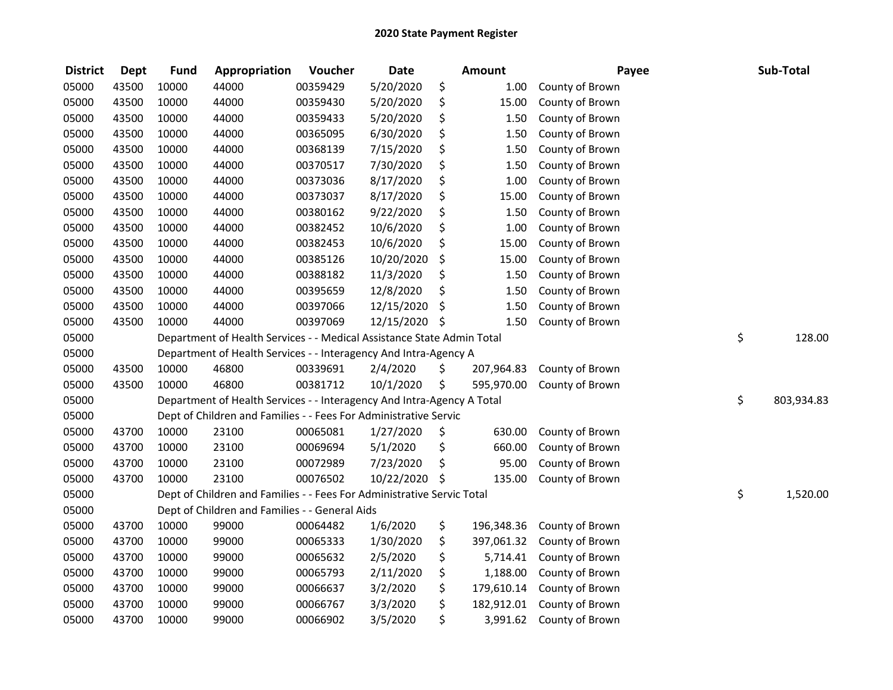# 2020 State Payment Register

| District | Dept | Fund | Appropriation | Voucher | Date | Amount | Payee | Sub-Total |
|---|---|---|---|---|---|---|---|---|
| 05000 | 43500 | 10000 | 44000 | 00359429 | 5/20/2020 | $ 1.00 | County of Brown | |
| 05000 | 43500 | 10000 | 44000 | 00359430 | 5/20/2020 | $ 15.00 | County of Brown | |
| 05000 | 43500 | 10000 | 44000 | 00359433 | 5/20/2020 | $ 1.50 | County of Brown | |
| 05000 | 43500 | 10000 | 44000 | 00365095 | 6/30/2020 | $ 1.50 | County of Brown | |
| 05000 | 43500 | 10000 | 44000 | 00368139 | 7/15/2020 | $ 1.50 | County of Brown | |
| 05000 | 43500 | 10000 | 44000 | 00370517 | 7/30/2020 | $ 1.50 | County of Brown | |
| 05000 | 43500 | 10000 | 44000 | 00373036 | 8/17/2020 | $ 1.00 | County of Brown | |
| 05000 | 43500 | 10000 | 44000 | 00373037 | 8/17/2020 | $ 15.00 | County of Brown | |
| 05000 | 43500 | 10000 | 44000 | 00380162 | 9/22/2020 | $ 1.50 | County of Brown | |
| 05000 | 43500 | 10000 | 44000 | 00382452 | 10/6/2020 | $ 1.00 | County of Brown | |
| 05000 | 43500 | 10000 | 44000 | 00382453 | 10/6/2020 | $ 15.00 | County of Brown | |
| 05000 | 43500 | 10000 | 44000 | 00385126 | 10/20/2020 | $ 15.00 | County of Brown | |
| 05000 | 43500 | 10000 | 44000 | 00388182 | 11/3/2020 | $ 1.50 | County of Brown | |
| 05000 | 43500 | 10000 | 44000 | 00395659 | 12/8/2020 | $ 1.50 | County of Brown | |
| 05000 | 43500 | 10000 | 44000 | 00397066 | 12/15/2020 | $ 1.50 | County of Brown | |
| 05000 | 43500 | 10000 | 44000 | 00397069 | 12/15/2020 | $ 1.50 | County of Brown | |
| 05000 | | Department of Health Services - - Medical Assistance State Admin Total | | | | | | $ 128.00 |
| 05000 | | Department of Health Services - - Interagency And Intra-Agency A | | | | | | |
| 05000 | 43500 | 10000 | 46800 | 00339691 | 2/4/2020 | $ 207,964.83 | County of Brown | |
| 05000 | 43500 | 10000 | 46800 | 00381712 | 10/1/2020 | $ 595,970.00 | County of Brown | |
| 05000 | | Department of Health Services - - Interagency And Intra-Agency A Total | | | | | | $ 803,934.83 |
| 05000 | | Dept of Children and Families - - Fees For Administrative Servic | | | | | | |
| 05000 | 43700 | 10000 | 23100 | 00065081 | 1/27/2020 | $ 630.00 | County of Brown | |
| 05000 | 43700 | 10000 | 23100 | 00069694 | 5/1/2020 | $ 660.00 | County of Brown | |
| 05000 | 43700 | 10000 | 23100 | 00072989 | 7/23/2020 | $ 95.00 | County of Brown | |
| 05000 | 43700 | 10000 | 23100 | 00076502 | 10/22/2020 | $ 135.00 | County of Brown | |
| 05000 | | Dept of Children and Families - - Fees For Administrative Servic Total | | | | | | $ 1,520.00 |
| 05000 | | Dept of Children and Families - - General Aids | | | | | | |
| 05000 | 43700 | 10000 | 99000 | 00064482 | 1/6/2020 | $ 196,348.36 | County of Brown | |
| 05000 | 43700 | 10000 | 99000 | 00065333 | 1/30/2020 | $ 397,061.32 | County of Brown | |
| 05000 | 43700 | 10000 | 99000 | 00065632 | 2/5/2020 | $ 5,714.41 | County of Brown | |
| 05000 | 43700 | 10000 | 99000 | 00065793 | 2/11/2020 | $ 1,188.00 | County of Brown | |
| 05000 | 43700 | 10000 | 99000 | 00066637 | 3/2/2020 | $ 179,610.14 | County of Brown | |
| 05000 | 43700 | 10000 | 99000 | 00066767 | 3/3/2020 | $ 182,912.01 | County of Brown | |
| 05000 | 43700 | 10000 | 99000 | 00066902 | 3/5/2020 | $ 3,991.62 | County of Brown | |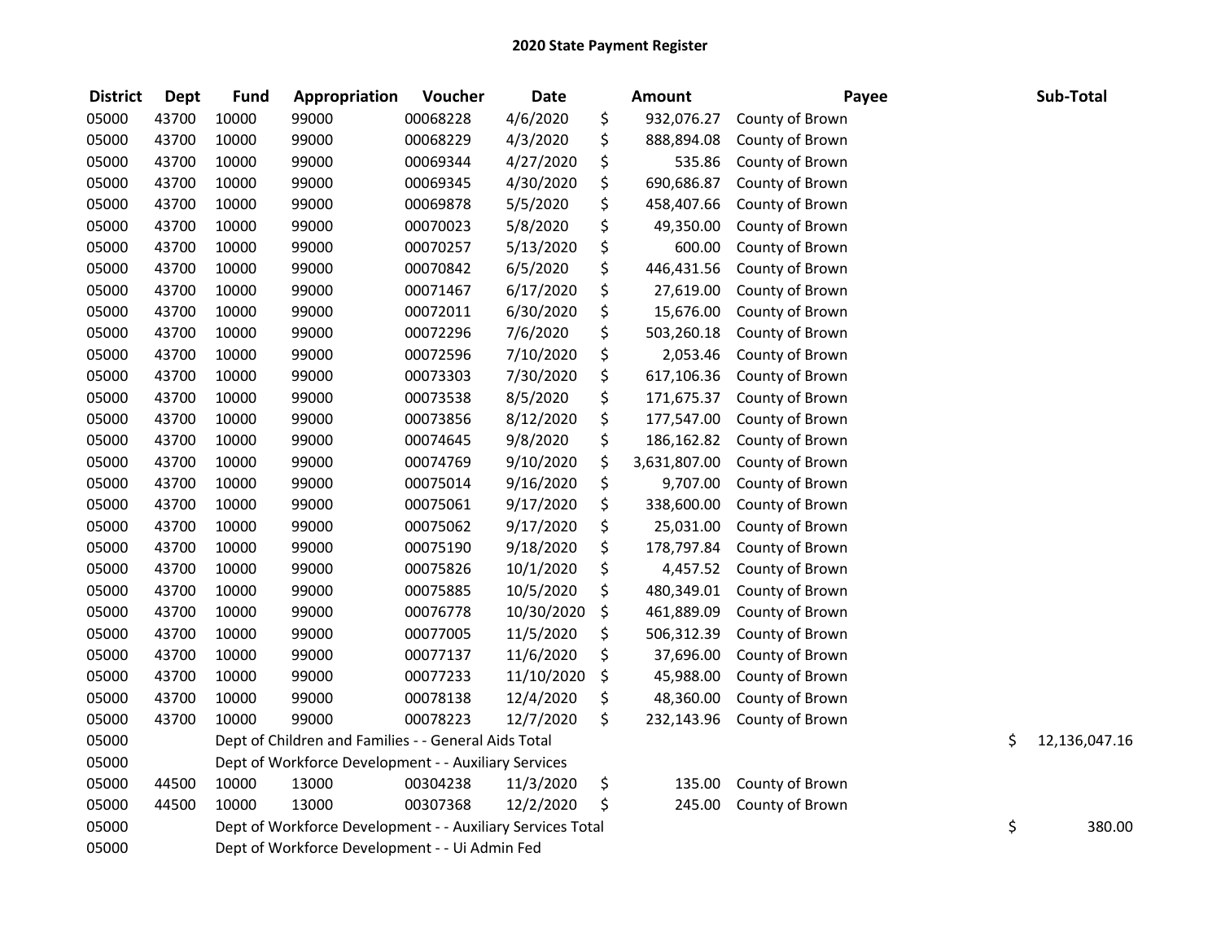# 2020 State Payment Register

| District | Dept | Fund | Appropriation | Voucher | Date | Amount | Payee | Sub-Total |
|---|---|---|---|---|---|---|---|---|
| 05000 | 43700 | 10000 | 99000 | 00068228 | 4/6/2020 | $ 932,076.27 | County of Brown | |
| 05000 | 43700 | 10000 | 99000 | 00068229 | 4/3/2020 | $ 888,894.08 | County of Brown | |
| 05000 | 43700 | 10000 | 99000 | 00069344 | 4/27/2020 | $ 535.86 | County of Brown | |
| 05000 | 43700 | 10000 | 99000 | 00069345 | 4/30/2020 | $ 690,686.87 | County of Brown | |
| 05000 | 43700 | 10000 | 99000 | 00069878 | 5/5/2020 | $ 458,407.66 | County of Brown | |
| 05000 | 43700 | 10000 | 99000 | 00070023 | 5/8/2020 | $ 49,350.00 | County of Brown | |
| 05000 | 43700 | 10000 | 99000 | 00070257 | 5/13/2020 | $ 600.00 | County of Brown | |
| 05000 | 43700 | 10000 | 99000 | 00070842 | 6/5/2020 | $ 446,431.56 | County of Brown | |
| 05000 | 43700 | 10000 | 99000 | 00071467 | 6/17/2020 | $ 27,619.00 | County of Brown | |
| 05000 | 43700 | 10000 | 99000 | 00072011 | 6/30/2020 | $ 15,676.00 | County of Brown | |
| 05000 | 43700 | 10000 | 99000 | 00072296 | 7/6/2020 | $ 503,260.18 | County of Brown | |
| 05000 | 43700 | 10000 | 99000 | 00072596 | 7/10/2020 | $ 2,053.46 | County of Brown | |
| 05000 | 43700 | 10000 | 99000 | 00073303 | 7/30/2020 | $ 617,106.36 | County of Brown | |
| 05000 | 43700 | 10000 | 99000 | 00073538 | 8/5/2020 | $ 171,675.37 | County of Brown | |
| 05000 | 43700 | 10000 | 99000 | 00073856 | 8/12/2020 | $ 177,547.00 | County of Brown | |
| 05000 | 43700 | 10000 | 99000 | 00074645 | 9/8/2020 | $ 186,162.82 | County of Brown | |
| 05000 | 43700 | 10000 | 99000 | 00074769 | 9/10/2020 | $ 3,631,807.00 | County of Brown | |
| 05000 | 43700 | 10000 | 99000 | 00075014 | 9/16/2020 | $ 9,707.00 | County of Brown | |
| 05000 | 43700 | 10000 | 99000 | 00075061 | 9/17/2020 | $ 338,600.00 | County of Brown | |
| 05000 | 43700 | 10000 | 99000 | 00075062 | 9/17/2020 | $ 25,031.00 | County of Brown | |
| 05000 | 43700 | 10000 | 99000 | 00075190 | 9/18/2020 | $ 178,797.84 | County of Brown | |
| 05000 | 43700 | 10000 | 99000 | 00075826 | 10/1/2020 | $ 4,457.52 | County of Brown | |
| 05000 | 43700 | 10000 | 99000 | 00075885 | 10/5/2020 | $ 480,349.01 | County of Brown | |
| 05000 | 43700 | 10000 | 99000 | 00076778 | 10/30/2020 | $ 461,889.09 | County of Brown | |
| 05000 | 43700 | 10000 | 99000 | 00077005 | 11/5/2020 | $ 506,312.39 | County of Brown | |
| 05000 | 43700 | 10000 | 99000 | 00077137 | 11/6/2020 | $ 37,696.00 | County of Brown | |
| 05000 | 43700 | 10000 | 99000 | 00077233 | 11/10/2020 | $ 45,988.00 | County of Brown | |
| 05000 | 43700 | 10000 | 99000 | 00078138 | 12/4/2020 | $ 48,360.00 | County of Brown | |
| 05000 | 43700 | 10000 | 99000 | 00078223 | 12/7/2020 | $ 232,143.96 | County of Brown | |
| 05000 | | Dept of Children and Families - - General Aids Total | | | | | | $ 12,136,047.16 |
| 05000 | | Dept of Workforce Development - - Auxiliary Services | | | | | | |
| 05000 | 44500 | 10000 | 13000 | 00304238 | 11/3/2020 | $ 135.00 | County of Brown | |
| 05000 | 44500 | 10000 | 13000 | 00307368 | 12/2/2020 | $ 245.00 | County of Brown | |
| 05000 | | Dept of Workforce Development - - Auxiliary Services Total | | | | | | $ 380.00 |
| 05000 | | Dept of Workforce Development - - Ui Admin Fed | | | | | | |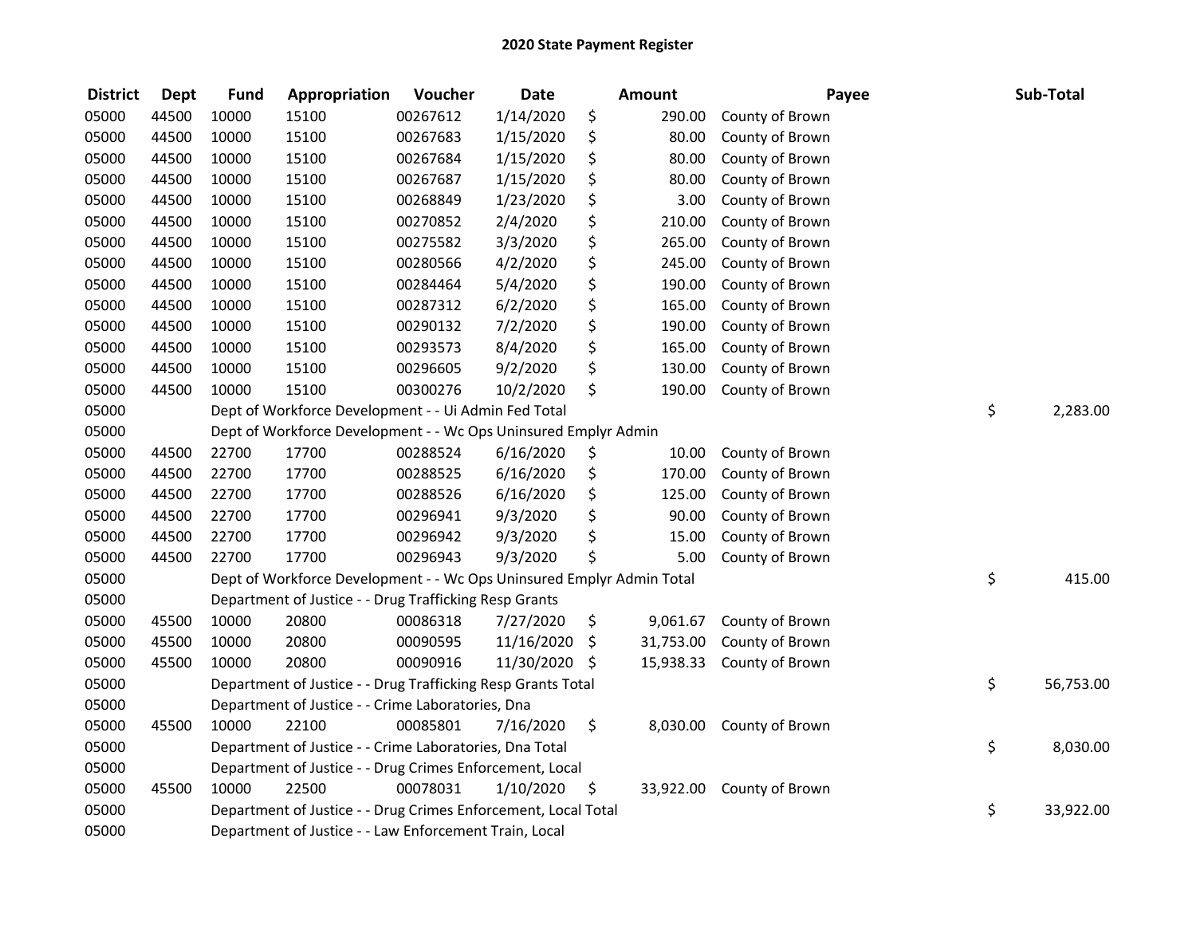# 2020 State Payment Register

| District | Dept | Fund | Appropriation | Voucher | Date | Amount | Payee | Sub-Total |
|---|---|---|---|---|---|---|---|---|
| 05000 | 44500 | 10000 | 15100 | 00267612 | 1/14/2020 | $ 290.00 | County of Brown | |
| 05000 | 44500 | 10000 | 15100 | 00267683 | 1/15/2020 | $ 80.00 | County of Brown | |
| 05000 | 44500 | 10000 | 15100 | 00267684 | 1/15/2020 | $ 80.00 | County of Brown | |
| 05000 | 44500 | 10000 | 15100 | 00267687 | 1/15/2020 | $ 80.00 | County of Brown | |
| 05000 | 44500 | 10000 | 15100 | 00268849 | 1/23/2020 | $ 3.00 | County of Brown | |
| 05000 | 44500 | 10000 | 15100 | 00270852 | 2/4/2020 | $ 210.00 | County of Brown | |
| 05000 | 44500 | 10000 | 15100 | 00275582 | 3/3/2020 | $ 265.00 | County of Brown | |
| 05000 | 44500 | 10000 | 15100 | 00280566 | 4/2/2020 | $ 245.00 | County of Brown | |
| 05000 | 44500 | 10000 | 15100 | 00284464 | 5/4/2020 | $ 190.00 | County of Brown | |
| 05000 | 44500 | 10000 | 15100 | 00287312 | 6/2/2020 | $ 165.00 | County of Brown | |
| 05000 | 44500 | 10000 | 15100 | 00290132 | 7/2/2020 | $ 190.00 | County of Brown | |
| 05000 | 44500 | 10000 | 15100 | 00293573 | 8/4/2020 | $ 165.00 | County of Brown | |
| 05000 | 44500 | 10000 | 15100 | 00296605 | 9/2/2020 | $ 130.00 | County of Brown | |
| 05000 | 44500 | 10000 | 15100 | 00300276 | 10/2/2020 | $ 190.00 | County of Brown | |
| 05000 | | Dept of Workforce Development - - Ui Admin Fed Total | | | | | | $ 2,283.00 |
| 05000 | | Dept of Workforce Development - - Wc Ops Uninsured Emplyr Admin | | | | | | |
| 05000 | 44500 | 22700 | 17700 | 00288524 | 6/16/2020 | $ 10.00 | County of Brown | |
| 05000 | 44500 | 22700 | 17700 | 00288525 | 6/16/2020 | $ 170.00 | County of Brown | |
| 05000 | 44500 | 22700 | 17700 | 00288526 | 6/16/2020 | $ 125.00 | County of Brown | |
| 05000 | 44500 | 22700 | 17700 | 00296941 | 9/3/2020 | $ 90.00 | County of Brown | |
| 05000 | 44500 | 22700 | 17700 | 00296942 | 9/3/2020 | $ 15.00 | County of Brown | |
| 05000 | 44500 | 22700 | 17700 | 00296943 | 9/3/2020 | $ 5.00 | County of Brown | |
| 05000 | | Dept of Workforce Development - - Wc Ops Uninsured Emplyr Admin Total | | | | | | $ 415.00 |
| 05000 | | Department of Justice - - Drug Trafficking Resp Grants | | | | | | |
| 05000 | 45500 | 10000 | 20800 | 00086318 | 7/27/2020 | $ 9,061.67 | County of Brown | |
| 05000 | 45500 | 10000 | 20800 | 00090595 | 11/16/2020 | $ 31,753.00 | County of Brown | |
| 05000 | 45500 | 10000 | 20800 | 00090916 | 11/30/2020 | $ 15,938.33 | County of Brown | |
| 05000 | | Department of Justice - - Drug Trafficking Resp Grants Total | | | | | | $ 56,753.00 |
| 05000 | | Department of Justice - - Crime Laboratories, Dna | | | | | | |
| 05000 | 45500 | 10000 | 22100 | 00085801 | 7/16/2020 | $ 8,030.00 | County of Brown | |
| 05000 | | Department of Justice - - Crime Laboratories, Dna Total | | | | | | $ 8,030.00 |
| 05000 | | Department of Justice - - Drug Crimes Enforcement, Local | | | | | | |
| 05000 | 45500 | 10000 | 22500 | 00078031 | 1/10/2020 | $ 33,922.00 | County of Brown | |
| 05000 | | Department of Justice - - Drug Crimes Enforcement, Local Total | | | | | | $ 33,922.00 |
| 05000 | | Department of Justice - - Law Enforcement Train, Local | | | | | | |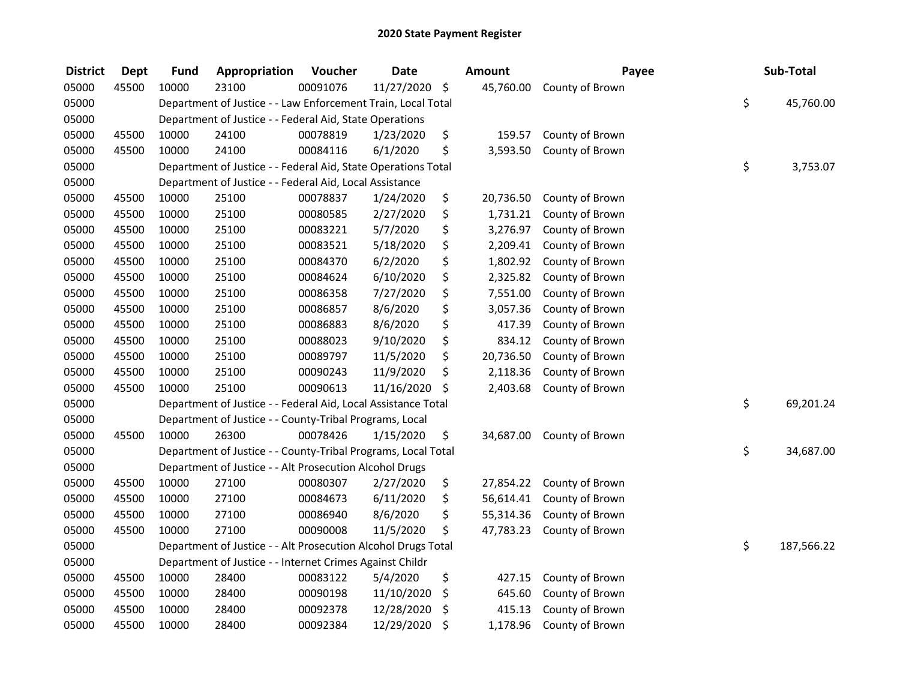# 2020 State Payment Register

| District | Dept | Fund | Appropriation | Voucher | Date | Amount | Payee | Sub-Total |
|---|---|---|---|---|---|---|---|---|
| 05000 | 45500 | 10000 | 23100 | 00091076 | 11/27/2020 | $ 45,760.00 | County of Brown | |
| 05000 | | Department of Justice - - Law Enforcement Train, Local Total | | | | | | $ 45,760.00 |
| 05000 | | Department of Justice - - Federal Aid, State Operations | | | | | | |
| 05000 | 45500 | 10000 | 24100 | 00078819 | 1/23/2020 | $ 159.57 | County of Brown | |
| 05000 | 45500 | 10000 | 24100 | 00084116 | 6/1/2020 | $ 3,593.50 | County of Brown | |
| 05000 | | Department of Justice - - Federal Aid, State Operations Total | | | | | | $ 3,753.07 |
| 05000 | | Department of Justice - - Federal Aid, Local Assistance | | | | | | |
| 05000 | 45500 | 10000 | 25100 | 00078837 | 1/24/2020 | $ 20,736.50 | County of Brown | |
| 05000 | 45500 | 10000 | 25100 | 00080585 | 2/27/2020 | $ 1,731.21 | County of Brown | |
| 05000 | 45500 | 10000 | 25100 | 00083221 | 5/7/2020 | $ 3,276.97 | County of Brown | |
| 05000 | 45500 | 10000 | 25100 | 00083521 | 5/18/2020 | $ 2,209.41 | County of Brown | |
| 05000 | 45500 | 10000 | 25100 | 00084370 | 6/2/2020 | $ 1,802.92 | County of Brown | |
| 05000 | 45500 | 10000 | 25100 | 00084624 | 6/10/2020 | $ 2,325.82 | County of Brown | |
| 05000 | 45500 | 10000 | 25100 | 00086358 | 7/27/2020 | $ 7,551.00 | County of Brown | |
| 05000 | 45500 | 10000 | 25100 | 00086857 | 8/6/2020 | $ 3,057.36 | County of Brown | |
| 05000 | 45500 | 10000 | 25100 | 00086883 | 8/6/2020 | $ 417.39 | County of Brown | |
| 05000 | 45500 | 10000 | 25100 | 00088023 | 9/10/2020 | $ 834.12 | County of Brown | |
| 05000 | 45500 | 10000 | 25100 | 00089797 | 11/5/2020 | $ 20,736.50 | County of Brown | |
| 05000 | 45500 | 10000 | 25100 | 00090243 | 11/9/2020 | $ 2,118.36 | County of Brown | |
| 05000 | 45500 | 10000 | 25100 | 00090613 | 11/16/2020 | $ 2,403.68 | County of Brown | |
| 05000 | | Department of Justice - - Federal Aid, Local Assistance Total | | | | | | $ 69,201.24 |
| 05000 | | Department of Justice - - County-Tribal Programs, Local | | | | | | |
| 05000 | 45500 | 10000 | 26300 | 00078426 | 1/15/2020 | $ 34,687.00 | County of Brown | |
| 05000 | | Department of Justice - - County-Tribal Programs, Local Total | | | | | | $ 34,687.00 |
| 05000 | | Department of Justice - - Alt Prosecution Alcohol Drugs | | | | | | |
| 05000 | 45500 | 10000 | 27100 | 00080307 | 2/27/2020 | $ 27,854.22 | County of Brown | |
| 05000 | 45500 | 10000 | 27100 | 00084673 | 6/11/2020 | $ 56,614.41 | County of Brown | |
| 05000 | 45500 | 10000 | 27100 | 00086940 | 8/6/2020 | $ 55,314.36 | County of Brown | |
| 05000 | 45500 | 10000 | 27100 | 00090008 | 11/5/2020 | $ 47,783.23 | County of Brown | |
| 05000 | | Department of Justice - - Alt Prosecution Alcohol Drugs Total | | | | | | $ 187,566.22 |
| 05000 | | Department of Justice - - Internet Crimes Against Childr | | | | | | |
| 05000 | 45500 | 10000 | 28400 | 00083122 | 5/4/2020 | $ 427.15 | County of Brown | |
| 05000 | 45500 | 10000 | 28400 | 00090198 | 11/10/2020 | $ 645.60 | County of Brown | |
| 05000 | 45500 | 10000 | 28400 | 00092378 | 12/28/2020 | $ 415.13 | County of Brown | |
| 05000 | 45500 | 10000 | 28400 | 00092384 | 12/29/2020 | $ 1,178.96 | County of Brown | |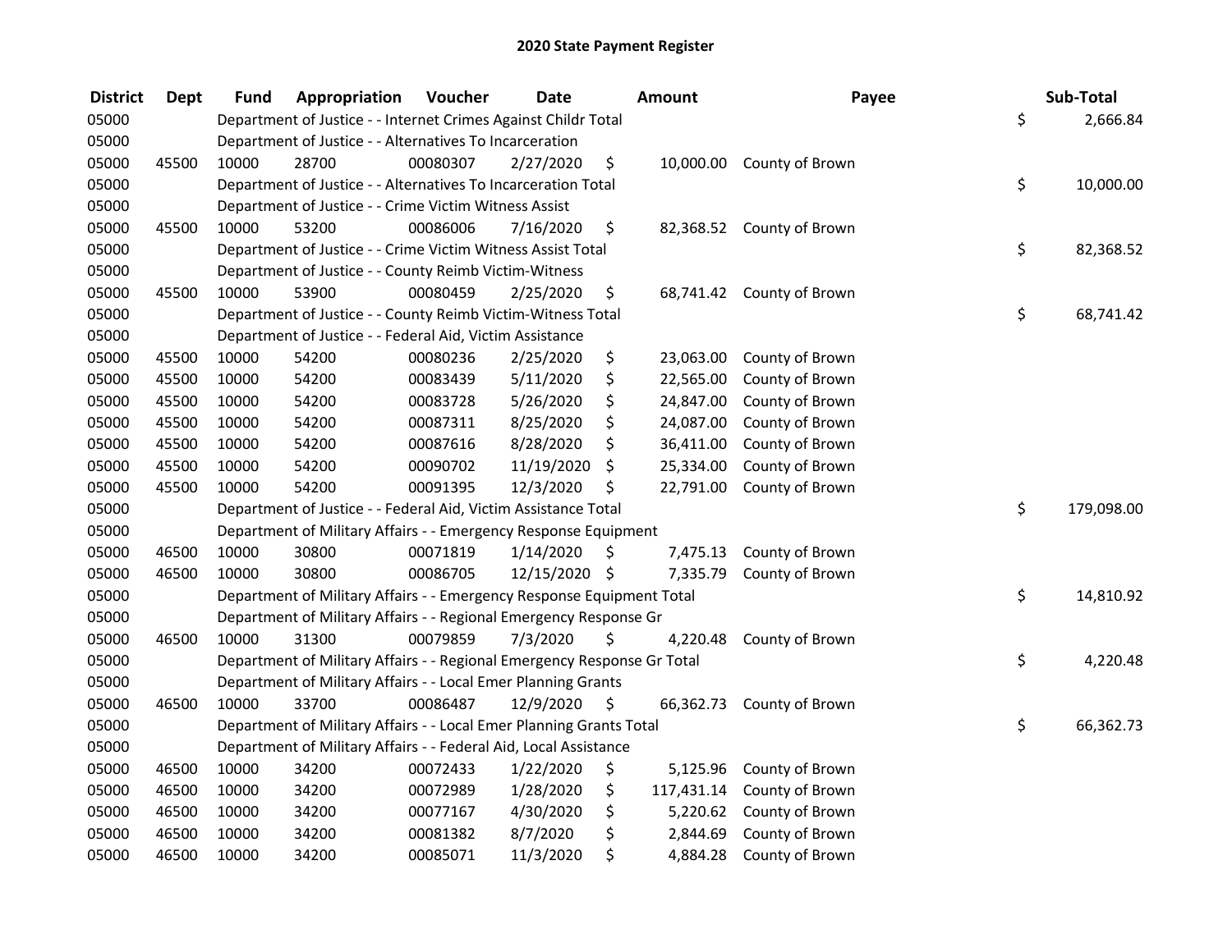# 2020 State Payment Register

| District | Dept | Fund | Appropriation | Voucher | Date | Amount | Payee | Sub-Total |
|---|---|---|---|---|---|---|---|---|
| 05000 | | Department of Justice - - Internet Crimes Against Childr Total | | | | | | $ 2,666.84 |
| 05000 | | Department of Justice - - Alternatives To Incarceration | | | | | | |
| 05000 | 45500 | 10000 | 28700 | 00080307 | 2/27/2020 | $ 10,000.00 | County of Brown | |
| 05000 | | Department of Justice - - Alternatives To Incarceration Total | | | | | | $ 10,000.00 |
| 05000 | | Department of Justice - - Crime Victim Witness Assist | | | | | | |
| 05000 | 45500 | 10000 | 53200 | 00086006 | 7/16/2020 | $ 82,368.52 | County of Brown | |
| 05000 | | Department of Justice - - Crime Victim Witness Assist Total | | | | | | $ 82,368.52 |
| 05000 | | Department of Justice - - County Reimb Victim-Witness | | | | | | |
| 05000 | 45500 | 10000 | 53900 | 00080459 | 2/25/2020 | $ 68,741.42 | County of Brown | |
| 05000 | | Department of Justice - - County Reimb Victim-Witness Total | | | | | | $ 68,741.42 |
| 05000 | | Department of Justice - - Federal Aid, Victim Assistance | | | | | | |
| 05000 | 45500 | 10000 | 54200 | 00080236 | 2/25/2020 | $ 23,063.00 | County of Brown | |
| 05000 | 45500 | 10000 | 54200 | 00083439 | 5/11/2020 | $ 22,565.00 | County of Brown | |
| 05000 | 45500 | 10000 | 54200 | 00083728 | 5/26/2020 | $ 24,847.00 | County of Brown | |
| 05000 | 45500 | 10000 | 54200 | 00087311 | 8/25/2020 | $ 24,087.00 | County of Brown | |
| 05000 | 45500 | 10000 | 54200 | 00087616 | 8/28/2020 | $ 36,411.00 | County of Brown | |
| 05000 | 45500 | 10000 | 54200 | 00090702 | 11/19/2020 | $ 25,334.00 | County of Brown | |
| 05000 | 45500 | 10000 | 54200 | 00091395 | 12/3/2020 | $ 22,791.00 | County of Brown | |
| 05000 | | Department of Justice - - Federal Aid, Victim Assistance Total | | | | | | $ 179,098.00 |
| 05000 | | Department of Military Affairs - - Emergency Response Equipment | | | | | | |
| 05000 | 46500 | 10000 | 30800 | 00071819 | 1/14/2020 | $ 7,475.13 | County of Brown | |
| 05000 | 46500 | 10000 | 30800 | 00086705 | 12/15/2020 | $ 7,335.79 | County of Brown | |
| 05000 | | Department of Military Affairs - - Emergency Response Equipment Total | | | | | | $ 14,810.92 |
| 05000 | | Department of Military Affairs - - Regional Emergency Response Gr | | | | | | |
| 05000 | 46500 | 10000 | 31300 | 00079859 | 7/3/2020 | $ 4,220.48 | County of Brown | |
| 05000 | | Department of Military Affairs - - Regional Emergency Response Gr Total | | | | | | $ 4,220.48 |
| 05000 | | Department of Military Affairs - - Local Emer Planning Grants | | | | | | |
| 05000 | 46500 | 10000 | 33700 | 00086487 | 12/9/2020 | $ 66,362.73 | County of Brown | |
| 05000 | | Department of Military Affairs - - Local Emer Planning Grants Total | | | | | | $ 66,362.73 |
| 05000 | | Department of Military Affairs - - Federal Aid, Local Assistance | | | | | | |
| 05000 | 46500 | 10000 | 34200 | 00072433 | 1/22/2020 | $ 5,125.96 | County of Brown | |
| 05000 | 46500 | 10000 | 34200 | 00072989 | 1/28/2020 | $ 117,431.14 | County of Brown | |
| 05000 | 46500 | 10000 | 34200 | 00077167 | 4/30/2020 | $ 5,220.62 | County of Brown | |
| 05000 | 46500 | 10000 | 34200 | 00081382 | 8/7/2020 | $ 2,844.69 | County of Brown | |
| 05000 | 46500 | 10000 | 34200 | 00085071 | 11/3/2020 | $ 4,884.28 | County of Brown | |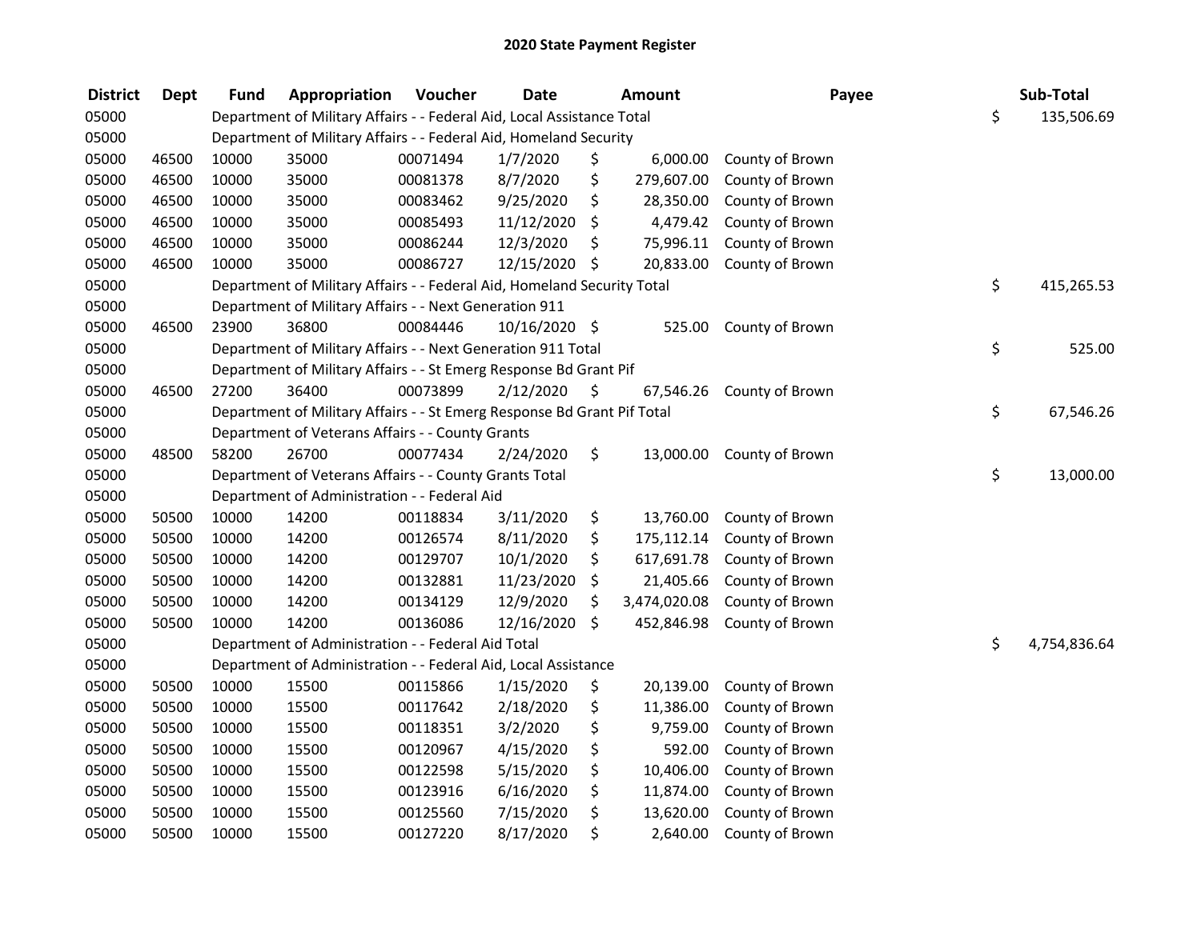# 2020 State Payment Register

| District | Dept | Fund | Appropriation | Voucher | Date | Amount | Payee | Sub-Total |
|---|---|---|---|---|---|---|---|---|
| 05000 | | | Department of Military Affairs - - Federal Aid, Local Assistance Total | | | | | $ 135,506.69 |
| 05000 | | | Department of Military Affairs - - Federal Aid, Homeland Security | | | | | |
| 05000 | 46500 | 10000 | 35000 | 00071494 | 1/7/2020 | $ 6,000.00 | County of Brown | |
| 05000 | 46500 | 10000 | 35000 | 00081378 | 8/7/2020 | $ 279,607.00 | County of Brown | |
| 05000 | 46500 | 10000 | 35000 | 00083462 | 9/25/2020 | $ 28,350.00 | County of Brown | |
| 05000 | 46500 | 10000 | 35000 | 00085493 | 11/12/2020 | $ 4,479.42 | County of Brown | |
| 05000 | 46500 | 10000 | 35000 | 00086244 | 12/3/2020 | $ 75,996.11 | County of Brown | |
| 05000 | 46500 | 10000 | 35000 | 00086727 | 12/15/2020 | $ 20,833.00 | County of Brown | |
| 05000 | | | Department of Military Affairs - - Federal Aid, Homeland Security Total | | | | | $ 415,265.53 |
| 05000 | | | Department of Military Affairs - - Next Generation 911 | | | | | |
| 05000 | 46500 | 23900 | 36800 | 00084446 | 10/16/2020 | $ 525.00 | County of Brown | |
| 05000 | | | Department of Military Affairs - - Next Generation 911 Total | | | | | $ 525.00 |
| 05000 | | | Department of Military Affairs - - St Emerg Response Bd Grant Pif | | | | | |
| 05000 | 46500 | 27200 | 36400 | 00073899 | 2/12/2020 | $ 67,546.26 | County of Brown | |
| 05000 | | | Department of Military Affairs - - St Emerg Response Bd Grant Pif Total | | | | | $ 67,546.26 |
| 05000 | | | Department of Veterans Affairs - - County Grants | | | | | |
| 05000 | 48500 | 58200 | 26700 | 00077434 | 2/24/2020 | $ 13,000.00 | County of Brown | |
| 05000 | | | Department of Veterans Affairs - - County Grants Total | | | | | $ 13,000.00 |
| 05000 | | | Department of Administration - - Federal Aid | | | | | |
| 05000 | 50500 | 10000 | 14200 | 00118834 | 3/11/2020 | $ 13,760.00 | County of Brown | |
| 05000 | 50500 | 10000 | 14200 | 00126574 | 8/11/2020 | $ 175,112.14 | County of Brown | |
| 05000 | 50500 | 10000 | 14200 | 00129707 | 10/1/2020 | $ 617,691.78 | County of Brown | |
| 05000 | 50500 | 10000 | 14200 | 00132881 | 11/23/2020 | $ 21,405.66 | County of Brown | |
| 05000 | 50500 | 10000 | 14200 | 00134129 | 12/9/2020 | $ 3,474,020.08 | County of Brown | |
| 05000 | 50500 | 10000 | 14200 | 00136086 | 12/16/2020 | $ 452,846.98 | County of Brown | |
| 05000 | | | Department of Administration - - Federal Aid Total | | | | | $ 4,754,836.64 |
| 05000 | | | Department of Administration - - Federal Aid, Local Assistance | | | | | |
| 05000 | 50500 | 10000 | 15500 | 00115866 | 1/15/2020 | $ 20,139.00 | County of Brown | |
| 05000 | 50500 | 10000 | 15500 | 00117642 | 2/18/2020 | $ 11,386.00 | County of Brown | |
| 05000 | 50500 | 10000 | 15500 | 00118351 | 3/2/2020 | $ 9,759.00 | County of Brown | |
| 05000 | 50500 | 10000 | 15500 | 00120967 | 4/15/2020 | $ 592.00 | County of Brown | |
| 05000 | 50500 | 10000 | 15500 | 00122598 | 5/15/2020 | $ 10,406.00 | County of Brown | |
| 05000 | 50500 | 10000 | 15500 | 00123916 | 6/16/2020 | $ 11,874.00 | County of Brown | |
| 05000 | 50500 | 10000 | 15500 | 00125560 | 7/15/2020 | $ 13,620.00 | County of Brown | |
| 05000 | 50500 | 10000 | 15500 | 00127220 | 8/17/2020 | $ 2,640.00 | County of Brown | |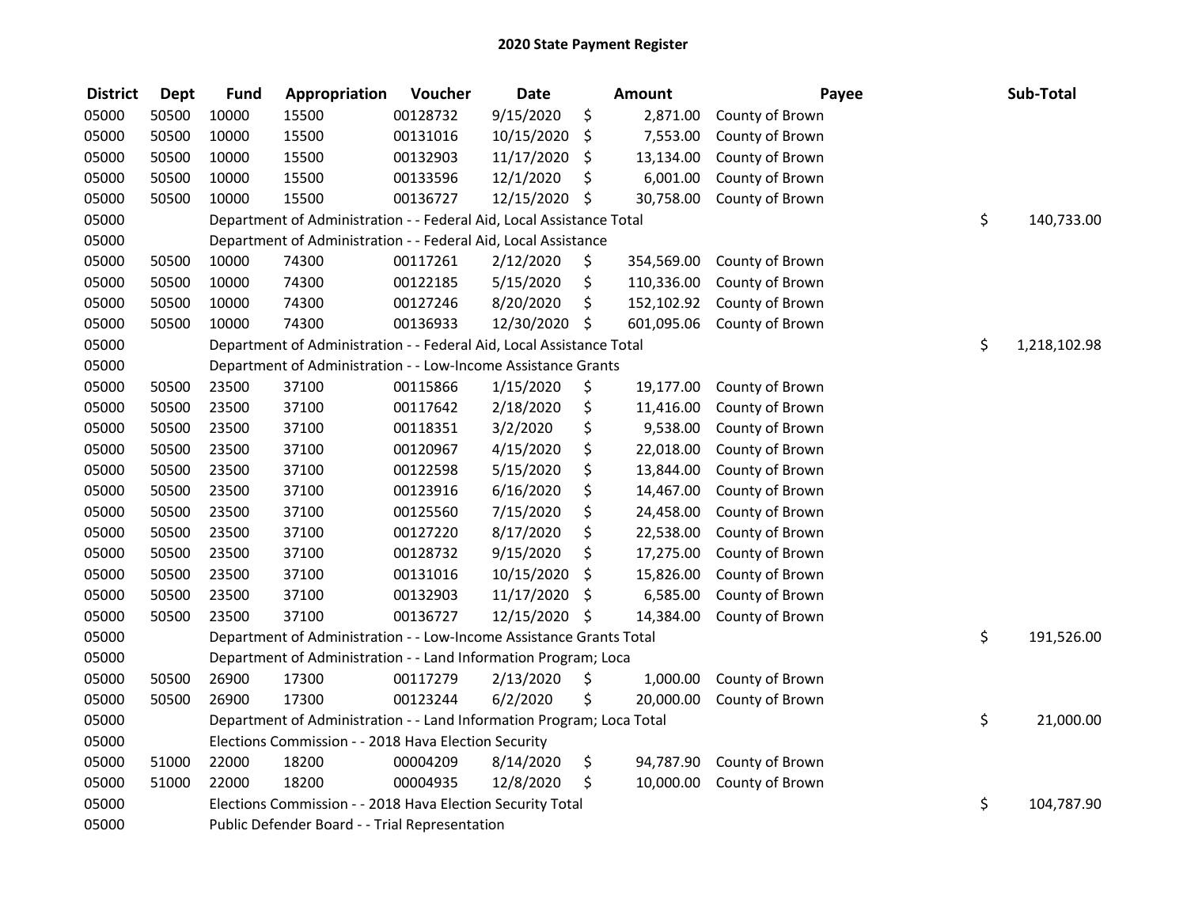## 2020 State Payment Register

| District | Dept | Fund | Appropriation | Voucher | Date | Amount | Payee | Sub-Total |
|---|---|---|---|---|---|---|---|---|
| 05000 | 50500 | 10000 | 15500 | 00128732 | 9/15/2020 | $ 2,871.00 | County of Brown | |
| 05000 | 50500 | 10000 | 15500 | 00131016 | 10/15/2020 | $ 7,553.00 | County of Brown | |
| 05000 | 50500 | 10000 | 15500 | 00132903 | 11/17/2020 | $ 13,134.00 | County of Brown | |
| 05000 | 50500 | 10000 | 15500 | 00133596 | 12/1/2020 | $ 6,001.00 | County of Brown | |
| 05000 | 50500 | 10000 | 15500 | 00136727 | 12/15/2020 | $ 30,758.00 | County of Brown | |
| 05000 | | Department of Administration - - Federal Aid, Local Assistance Total | | | | | | $ 140,733.00 |
| 05000 | | Department of Administration - - Federal Aid, Local Assistance | | | | | | |
| 05000 | 50500 | 10000 | 74300 | 00117261 | 2/12/2020 | $ 354,569.00 | County of Brown | |
| 05000 | 50500 | 10000 | 74300 | 00122185 | 5/15/2020 | $ 110,336.00 | County of Brown | |
| 05000 | 50500 | 10000 | 74300 | 00127246 | 8/20/2020 | $ 152,102.92 | County of Brown | |
| 05000 | 50500 | 10000 | 74300 | 00136933 | 12/30/2020 | $ 601,095.06 | County of Brown | |
| 05000 | | Department of Administration - - Federal Aid, Local Assistance Total | | | | | | $ 1,218,102.98 |
| 05000 | | Department of Administration - - Low-Income Assistance Grants | | | | | | |
| 05000 | 50500 | 23500 | 37100 | 00115866 | 1/15/2020 | $ 19,177.00 | County of Brown | |
| 05000 | 50500 | 23500 | 37100 | 00117642 | 2/18/2020 | $ 11,416.00 | County of Brown | |
| 05000 | 50500 | 23500 | 37100 | 00118351 | 3/2/2020 | $ 9,538.00 | County of Brown | |
| 05000 | 50500 | 23500 | 37100 | 00120967 | 4/15/2020 | $ 22,018.00 | County of Brown | |
| 05000 | 50500 | 23500 | 37100 | 00122598 | 5/15/2020 | $ 13,844.00 | County of Brown | |
| 05000 | 50500 | 23500 | 37100 | 00123916 | 6/16/2020 | $ 14,467.00 | County of Brown | |
| 05000 | 50500 | 23500 | 37100 | 00125560 | 7/15/2020 | $ 24,458.00 | County of Brown | |
| 05000 | 50500 | 23500 | 37100 | 00127220 | 8/17/2020 | $ 22,538.00 | County of Brown | |
| 05000 | 50500 | 23500 | 37100 | 00128732 | 9/15/2020 | $ 17,275.00 | County of Brown | |
| 05000 | 50500 | 23500 | 37100 | 00131016 | 10/15/2020 | $ 15,826.00 | County of Brown | |
| 05000 | 50500 | 23500 | 37100 | 00132903 | 11/17/2020 | $ 6,585.00 | County of Brown | |
| 05000 | 50500 | 23500 | 37100 | 00136727 | 12/15/2020 | $ 14,384.00 | County of Brown | |
| 05000 | | Department of Administration - - Low-Income Assistance Grants Total | | | | | | $ 191,526.00 |
| 05000 | | Department of Administration - - Land Information Program; Loca | | | | | | |
| 05000 | 50500 | 26900 | 17300 | 00117279 | 2/13/2020 | $ 1,000.00 | County of Brown | |
| 05000 | 50500 | 26900 | 17300 | 00123244 | 6/2/2020 | $ 20,000.00 | County of Brown | |
| 05000 | | Department of Administration - - Land Information Program; Loca Total | | | | | | $ 21,000.00 |
| 05000 | | Elections Commission - - 2018 Hava Election Security | | | | | | |
| 05000 | 51000 | 22000 | 18200 | 00004209 | 8/14/2020 | $ 94,787.90 | County of Brown | |
| 05000 | 51000 | 22000 | 18200 | 00004935 | 12/8/2020 | $ 10,000.00 | County of Brown | |
| 05000 | | Elections Commission - - 2018 Hava Election Security Total | | | | | | $ 104,787.90 |
| 05000 | | Public Defender Board - - Trial Representation | | | | | | |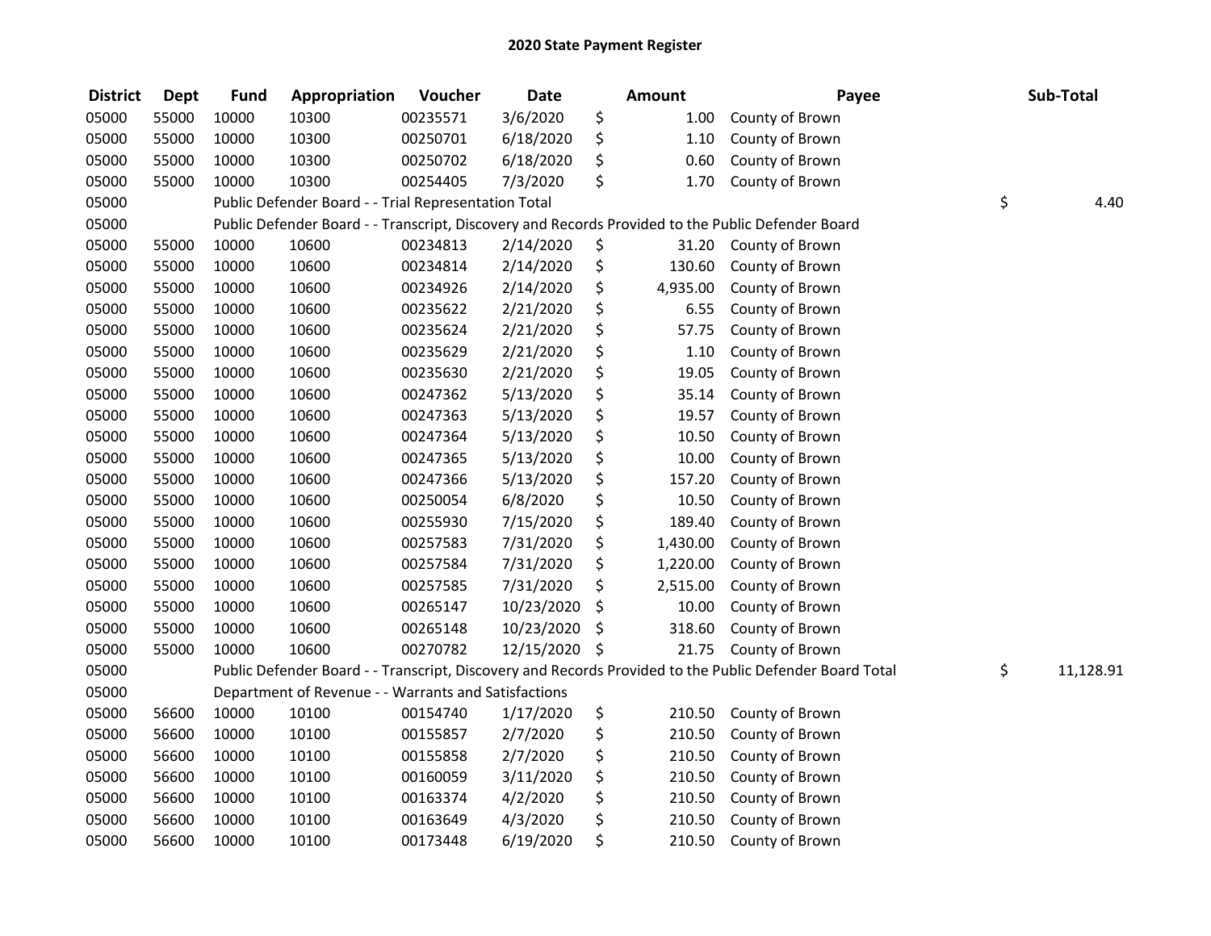# 2020 State Payment Register

| District | Dept | Fund | Appropriation | Voucher | Date | Amount | Payee | Sub-Total |
|---|---|---|---|---|---|---|---|---|
| 05000 | 55000 | 10000 | 10300 | 00235571 | 3/6/2020 | $ 1.00 | County of Brown | |
| 05000 | 55000 | 10000 | 10300 | 00250701 | 6/18/2020 | $ 1.10 | County of Brown | |
| 05000 | 55000 | 10000 | 10300 | 00250702 | 6/18/2020 | $ 0.60 | County of Brown | |
| 05000 | 55000 | 10000 | 10300 | 00254405 | 7/3/2020 | $ 1.70 | County of Brown | |
| 05000 | | Public Defender Board - - Trial Representation Total | | | | | | $ 4.40 |
| 05000 | | Public Defender Board - - Transcript, Discovery and Records Provided to the Public Defender Board | | | | | | |
| 05000 | 55000 | 10000 | 10600 | 00234813 | 2/14/2020 | $ 31.20 | County of Brown | |
| 05000 | 55000 | 10000 | 10600 | 00234814 | 2/14/2020 | $ 130.60 | County of Brown | |
| 05000 | 55000 | 10000 | 10600 | 00234926 | 2/14/2020 | $ 4,935.00 | County of Brown | |
| 05000 | 55000 | 10000 | 10600 | 00235622 | 2/21/2020 | $ 6.55 | County of Brown | |
| 05000 | 55000 | 10000 | 10600 | 00235624 | 2/21/2020 | $ 57.75 | County of Brown | |
| 05000 | 55000 | 10000 | 10600 | 00235629 | 2/21/2020 | $ 1.10 | County of Brown | |
| 05000 | 55000 | 10000 | 10600 | 00235630 | 2/21/2020 | $ 19.05 | County of Brown | |
| 05000 | 55000 | 10000 | 10600 | 00247362 | 5/13/2020 | $ 35.14 | County of Brown | |
| 05000 | 55000 | 10000 | 10600 | 00247363 | 5/13/2020 | $ 19.57 | County of Brown | |
| 05000 | 55000 | 10000 | 10600 | 00247364 | 5/13/2020 | $ 10.50 | County of Brown | |
| 05000 | 55000 | 10000 | 10600 | 00247365 | 5/13/2020 | $ 10.00 | County of Brown | |
| 05000 | 55000 | 10000 | 10600 | 00247366 | 5/13/2020 | $ 157.20 | County of Brown | |
| 05000 | 55000 | 10000 | 10600 | 00250054 | 6/8/2020 | $ 10.50 | County of Brown | |
| 05000 | 55000 | 10000 | 10600 | 00255930 | 7/15/2020 | $ 189.40 | County of Brown | |
| 05000 | 55000 | 10000 | 10600 | 00257583 | 7/31/2020 | $ 1,430.00 | County of Brown | |
| 05000 | 55000 | 10000 | 10600 | 00257584 | 7/31/2020 | $ 1,220.00 | County of Brown | |
| 05000 | 55000 | 10000 | 10600 | 00257585 | 7/31/2020 | $ 2,515.00 | County of Brown | |
| 05000 | 55000 | 10000 | 10600 | 00265147 | 10/23/2020 | $ 10.00 | County of Brown | |
| 05000 | 55000 | 10000 | 10600 | 00265148 | 10/23/2020 | $ 318.60 | County of Brown | |
| 05000 | 55000 | 10000 | 10600 | 00270782 | 12/15/2020 | $ 21.75 | County of Brown | |
| 05000 | | Public Defender Board - - Transcript, Discovery and Records Provided to the Public Defender Board Total | | | | | | $ 11,128.91 |
| 05000 | | Department of Revenue - - Warrants and Satisfactions | | | | | | |
| 05000 | 56600 | 10000 | 10100 | 00154740 | 1/17/2020 | $ 210.50 | County of Brown | |
| 05000 | 56600 | 10000 | 10100 | 00155857 | 2/7/2020 | $ 210.50 | County of Brown | |
| 05000 | 56600 | 10000 | 10100 | 00155858 | 2/7/2020 | $ 210.50 | County of Brown | |
| 05000 | 56600 | 10000 | 10100 | 00160059 | 3/11/2020 | $ 210.50 | County of Brown | |
| 05000 | 56600 | 10000 | 10100 | 00163374 | 4/2/2020 | $ 210.50 | County of Brown | |
| 05000 | 56600 | 10000 | 10100 | 00163649 | 4/3/2020 | $ 210.50 | County of Brown | |
| 05000 | 56600 | 10000 | 10100 | 00173448 | 6/19/2020 | $ 210.50 | County of Brown | |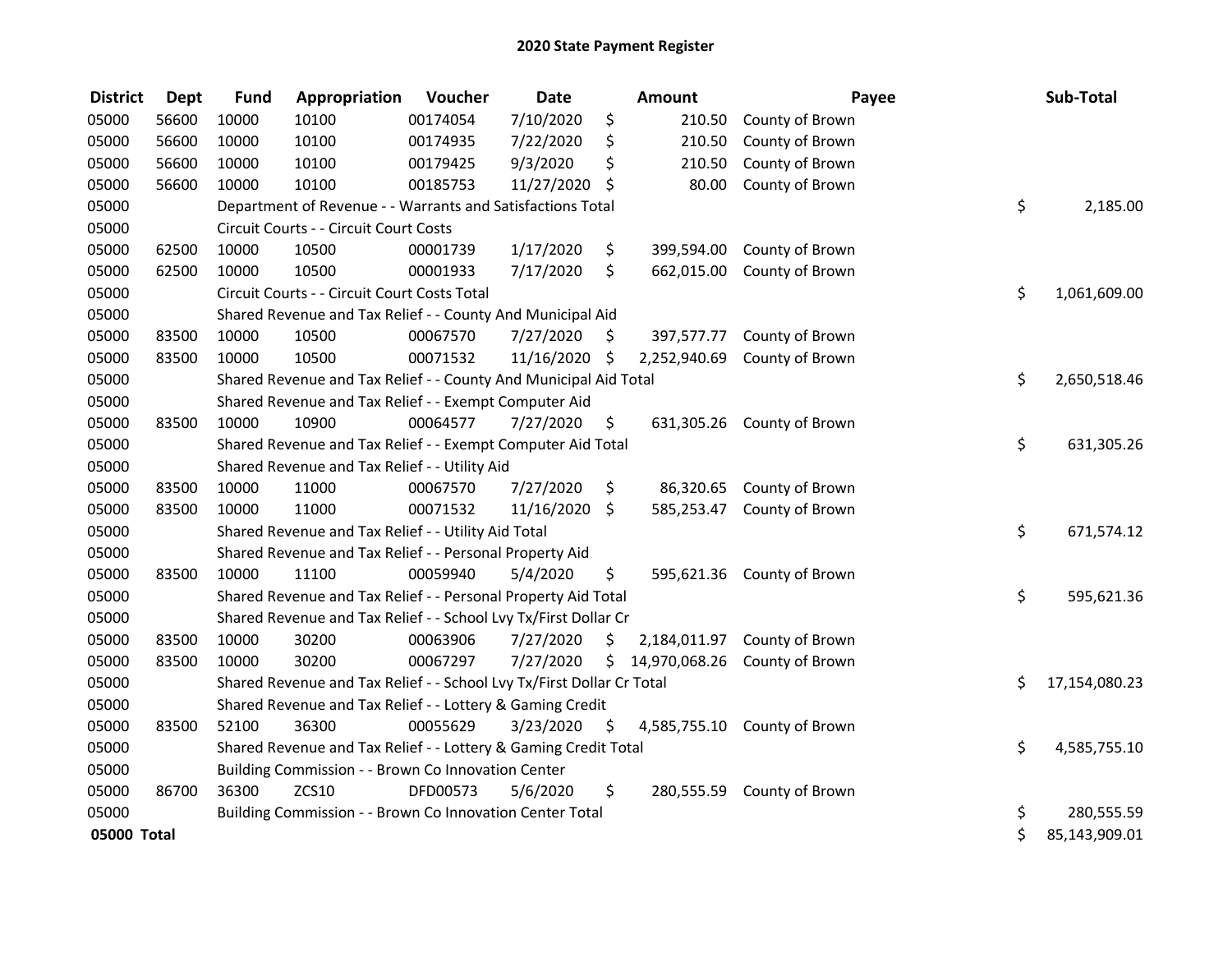## 2020 State Payment Register

| District | Dept | Fund | Appropriation | Voucher | Date | Amount | Payee | Sub-Total |
|---|---|---|---|---|---|---|---|---|
| 05000 | 56600 | 10000 | 10100 | 00174054 | 7/10/2020 | $ 210.50 | County of Brown | |
| 05000 | 56600 | 10000 | 10100 | 00174935 | 7/22/2020 | $ 210.50 | County of Brown | |
| 05000 | 56600 | 10000 | 10100 | 00179425 | 9/3/2020 | $ 210.50 | County of Brown | |
| 05000 | 56600 | 10000 | 10100 | 00185753 | 11/27/2020 | $ 80.00 | County of Brown | |
| 05000 | | Department of Revenue - - Warrants and Satisfactions Total | | | | | | $ 2,185.00 |
| 05000 | | Circuit Courts - - Circuit Court Costs | | | | | | |
| 05000 | 62500 | 10000 | 10500 | 00001739 | 1/17/2020 | $ 399,594.00 | County of Brown | |
| 05000 | 62500 | 10000 | 10500 | 00001933 | 7/17/2020 | $ 662,015.00 | County of Brown | |
| 05000 | | Circuit Courts - - Circuit Court Costs Total | | | | | | $ 1,061,609.00 |
| 05000 | | Shared Revenue and Tax Relief - - County And Municipal Aid | | | | | | |
| 05000 | 83500 | 10000 | 10500 | 00067570 | 7/27/2020 | $ 397,577.77 | County of Brown | |
| 05000 | 83500 | 10000 | 10500 | 00071532 | 11/16/2020 | $ 2,252,940.69 | County of Brown | |
| 05000 | | Shared Revenue and Tax Relief - - County And Municipal Aid Total | | | | | | $ 2,650,518.46 |
| 05000 | | Shared Revenue and Tax Relief - - Exempt Computer Aid | | | | | | |
| 05000 | 83500 | 10000 | 10900 | 00064577 | 7/27/2020 | $ 631,305.26 | County of Brown | |
| 05000 | | Shared Revenue and Tax Relief - - Exempt Computer Aid Total | | | | | | $ 631,305.26 |
| 05000 | | Shared Revenue and Tax Relief - - Utility Aid | | | | | | |
| 05000 | 83500 | 10000 | 11000 | 00067570 | 7/27/2020 | $ 86,320.65 | County of Brown | |
| 05000 | 83500 | 10000 | 11000 | 00071532 | 11/16/2020 | $ 585,253.47 | County of Brown | |
| 05000 | | Shared Revenue and Tax Relief - - Utility Aid Total | | | | | | $ 671,574.12 |
| 05000 | | Shared Revenue and Tax Relief - - Personal Property Aid | | | | | | |
| 05000 | 83500 | 10000 | 11100 | 00059940 | 5/4/2020 | $ 595,621.36 | County of Brown | |
| 05000 | | Shared Revenue and Tax Relief - - Personal Property Aid Total | | | | | | $ 595,621.36 |
| 05000 | | Shared Revenue and Tax Relief - - School Lvy Tx/First Dollar Cr | | | | | | |
| 05000 | 83500 | 10000 | 30200 | 00063906 | 7/27/2020 | $ 2,184,011.97 | County of Brown | |
| 05000 | 83500 | 10000 | 30200 | 00067297 | 7/27/2020 | $ 14,970,068.26 | County of Brown | |
| 05000 | | Shared Revenue and Tax Relief - - School Lvy Tx/First Dollar Cr Total | | | | | | $ 17,154,080.23 |
| 05000 | | Shared Revenue and Tax Relief - - Lottery & Gaming Credit | | | | | | |
| 05000 | 83500 | 52100 | 36300 | 00055629 | 3/23/2020 | $ 4,585,755.10 | County of Brown | |
| 05000 | | Shared Revenue and Tax Relief - - Lottery & Gaming Credit Total | | | | | | $ 4,585,755.10 |
| 05000 | | Building Commission - - Brown Co Innovation Center | | | | | | |
| 05000 | 86700 | 36300 | ZCS10 | DFD00573 | 5/6/2020 | $ 280,555.59 | County of Brown | |
| 05000 | | Building Commission - - Brown Co Innovation Center Total | | | | | | $ 280,555.59 |
| **05000 Total** | | | | | | | | $ 85,143,909.01 |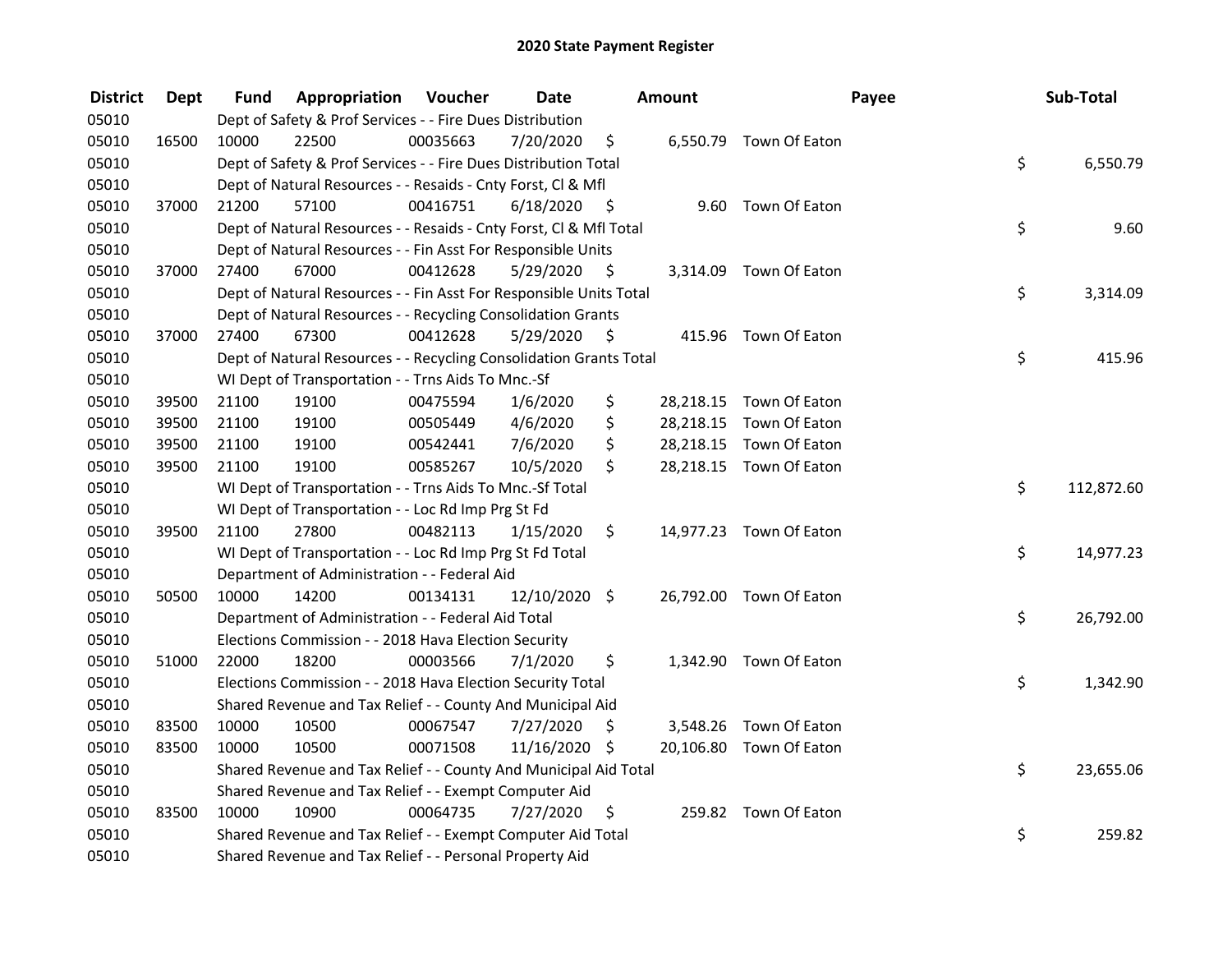# 2020 State Payment Register

| District | Dept | Fund | Appropriation | Voucher | Date | Amount | Payee | Sub-Total |
|---|---|---|---|---|---|---|---|---|
| 05010 | | Dept of Safety & Prof Services - - Fire Dues Distribution | | | | | | |
| 05010 | 16500 | 10000 | 22500 | 00035663 | 7/20/2020 | $ 6,550.79 | Town Of Eaton | |
| 05010 | | Dept of Safety & Prof Services - - Fire Dues Distribution Total | | | | | | $ 6,550.79 |
| 05010 | | Dept of Natural Resources - - Resaids - Cnty Forst, Cl & Mfl | | | | | | |
| 05010 | 37000 | 21200 | 57100 | 00416751 | 6/18/2020 | $ 9.60 | Town Of Eaton | |
| 05010 | | Dept of Natural Resources - - Resaids - Cnty Forst, Cl & Mfl Total | | | | | | $ 9.60 |
| 05010 | | Dept of Natural Resources - - Fin Asst For Responsible Units | | | | | | |
| 05010 | 37000 | 27400 | 67000 | 00412628 | 5/29/2020 | $ 3,314.09 | Town Of Eaton | |
| 05010 | | Dept of Natural Resources - - Fin Asst For Responsible Units Total | | | | | | $ 3,314.09 |
| 05010 | | Dept of Natural Resources - - Recycling Consolidation Grants | | | | | | |
| 05010 | 37000 | 27400 | 67300 | 00412628 | 5/29/2020 | $ 415.96 | Town Of Eaton | |
| 05010 | | Dept of Natural Resources - - Recycling Consolidation Grants Total | | | | | | $ 415.96 |
| 05010 | | WI Dept of Transportation - - Trns Aids To Mnc.-Sf | | | | | | |
| 05010 | 39500 | 21100 | 19100 | 00475594 | 1/6/2020 | $ 28,218.15 | Town Of Eaton | |
| 05010 | 39500 | 21100 | 19100 | 00505449 | 4/6/2020 | $ 28,218.15 | Town Of Eaton | |
| 05010 | 39500 | 21100 | 19100 | 00542441 | 7/6/2020 | $ 28,218.15 | Town Of Eaton | |
| 05010 | 39500 | 21100 | 19100 | 00585267 | 10/5/2020 | $ 28,218.15 | Town Of Eaton | |
| 05010 | | WI Dept of Transportation - - Trns Aids To Mnc.-Sf Total | | | | | | $ 112,872.60 |
| 05010 | | WI Dept of Transportation - - Loc Rd Imp Prg St Fd | | | | | | |
| 05010 | 39500 | 21100 | 27800 | 00482113 | 1/15/2020 | $ 14,977.23 | Town Of Eaton | |
| 05010 | | WI Dept of Transportation - - Loc Rd Imp Prg St Fd Total | | | | | | $ 14,977.23 |
| 05010 | | Department of Administration - - Federal Aid | | | | | | |
| 05010 | 50500 | 10000 | 14200 | 00134131 | 12/10/2020 | $ 26,792.00 | Town Of Eaton | |
| 05010 | | Department of Administration - - Federal Aid Total | | | | | | $ 26,792.00 |
| 05010 | | Elections Commission - - 2018 Hava Election Security | | | | | | |
| 05010 | 51000 | 22000 | 18200 | 00003566 | 7/1/2020 | $ 1,342.90 | Town Of Eaton | |
| 05010 | | Elections Commission - - 2018 Hava Election Security Total | | | | | | $ 1,342.90 |
| 05010 | | Shared Revenue and Tax Relief - - County And Municipal Aid | | | | | | |
| 05010 | 83500 | 10000 | 10500 | 00067547 | 7/27/2020 | $ 3,548.26 | Town Of Eaton | |
| 05010 | 83500 | 10000 | 10500 | 00071508 | 11/16/2020 | $ 20,106.80 | Town Of Eaton | |
| 05010 | | Shared Revenue and Tax Relief - - County And Municipal Aid Total | | | | | | $ 23,655.06 |
| 05010 | | Shared Revenue and Tax Relief - - Exempt Computer Aid | | | | | | |
| 05010 | 83500 | 10000 | 10900 | 00064735 | 7/27/2020 | $ 259.82 | Town Of Eaton | |
| 05010 | | Shared Revenue and Tax Relief - - Exempt Computer Aid Total | | | | | | $ 259.82 |
| 05010 | | Shared Revenue and Tax Relief - - Personal Property Aid | | | | | | |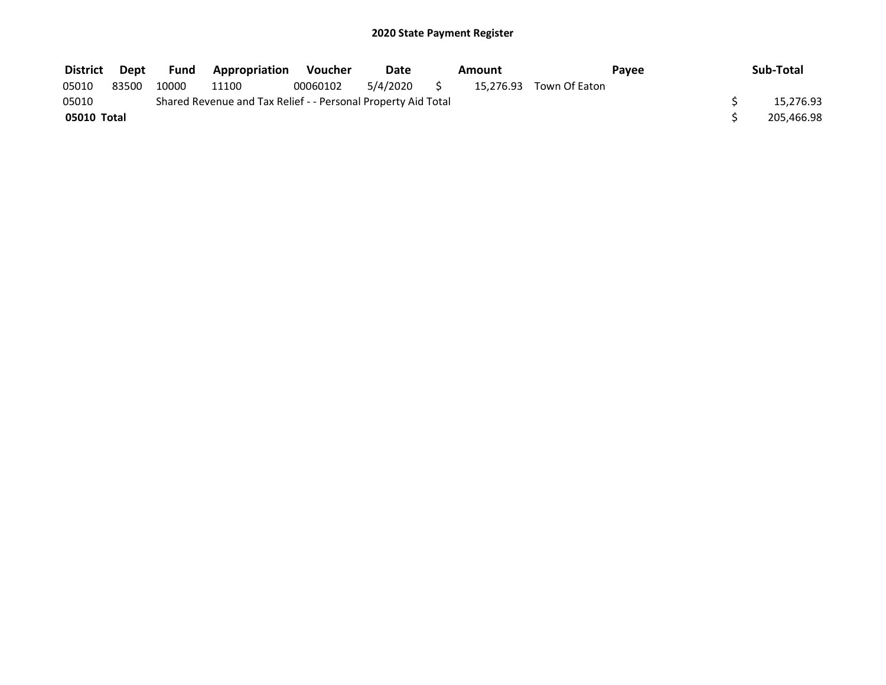## 2020 State Payment Register

| District | Dept | Fund | Appropriation | Voucher | Date | Amount | Payee | Sub-Total |
|---|---|---|---|---|---|---|---|---|
| 05010 | 83500 | 10000 | 11100 | 00060102 | 5/4/2020 | $ 15,276.93 | Town Of Eaton | |
| 05010 | | Shared Revenue and Tax Relief - - Personal Property Aid Total | | | | | | $ 15,276.93 |
| **05010 Total** | | | | | | | | $ 205,466.98 |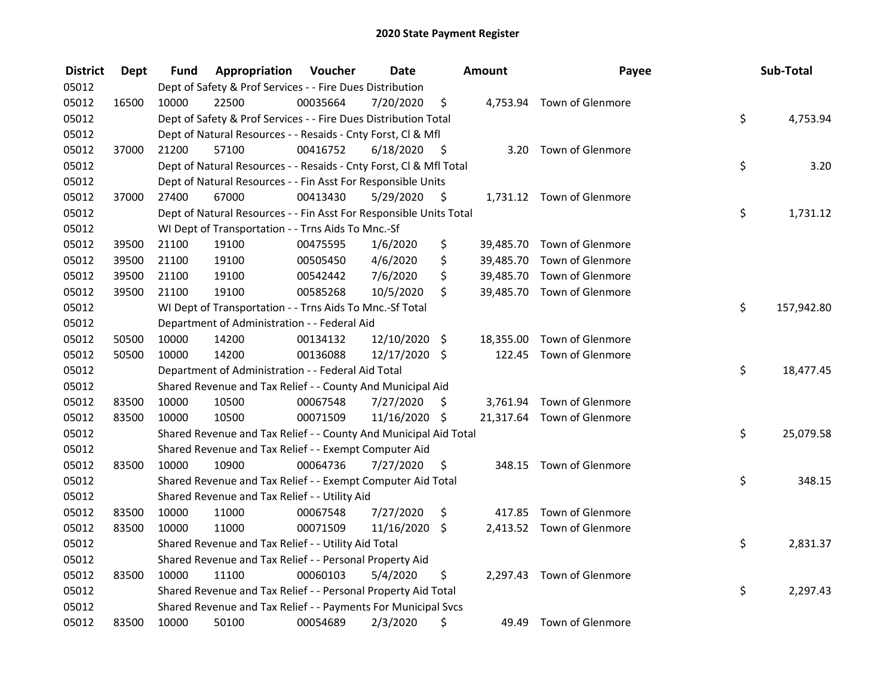# 2020 State Payment Register

| District | Dept | Fund | Appropriation | Voucher | Date | Amount | Payee | Sub-Total |
|---|---|---|---|---|---|---|---|---|
| 05012 | | Dept of Safety & Prof Services - - Fire Dues Distribution | | | | | | |
| 05012 | 16500 | 10000 | 22500 | 00035664 | 7/20/2020 | $ 4,753.94 | Town of Glenmore | |
| 05012 | | Dept of Safety & Prof Services - - Fire Dues Distribution Total | | | | | | $ 4,753.94 |
| 05012 | | Dept of Natural Resources - - Resaids - Cnty Forst, Cl & Mfl | | | | | | |
| 05012 | 37000 | 21200 | 57100 | 00416752 | 6/18/2020 | $ 3.20 | Town of Glenmore | |
| 05012 | | Dept of Natural Resources - - Resaids - Cnty Forst, Cl & Mfl Total | | | | | | $ 3.20 |
| 05012 | | Dept of Natural Resources - - Fin Asst For Responsible Units | | | | | | |
| 05012 | 37000 | 27400 | 67000 | 00413430 | 5/29/2020 | $ 1,731.12 | Town of Glenmore | |
| 05012 | | Dept of Natural Resources - - Fin Asst For Responsible Units Total | | | | | | $ 1,731.12 |
| 05012 | | WI Dept of Transportation - - Trns Aids To Mnc.-Sf | | | | | | |
| 05012 | 39500 | 21100 | 19100 | 00475595 | 1/6/2020 | $ 39,485.70 | Town of Glenmore | |
| 05012 | 39500 | 21100 | 19100 | 00505450 | 4/6/2020 | $ 39,485.70 | Town of Glenmore | |
| 05012 | 39500 | 21100 | 19100 | 00542442 | 7/6/2020 | $ 39,485.70 | Town of Glenmore | |
| 05012 | 39500 | 21100 | 19100 | 00585268 | 10/5/2020 | $ 39,485.70 | Town of Glenmore | |
| 05012 | | WI Dept of Transportation - - Trns Aids To Mnc.-Sf Total | | | | | | $ 157,942.80 |
| 05012 | | Department of Administration - - Federal Aid | | | | | | |
| 05012 | 50500 | 10000 | 14200 | 00134132 | 12/10/2020 | $ 18,355.00 | Town of Glenmore | |
| 05012 | 50500 | 10000 | 14200 | 00136088 | 12/17/2020 | $ 122.45 | Town of Glenmore | |
| 05012 | | Department of Administration - - Federal Aid Total | | | | | | $ 18,477.45 |
| 05012 | | Shared Revenue and Tax Relief - - County And Municipal Aid | | | | | | |
| 05012 | 83500 | 10000 | 10500 | 00067548 | 7/27/2020 | $ 3,761.94 | Town of Glenmore | |
| 05012 | 83500 | 10000 | 10500 | 00071509 | 11/16/2020 | $ 21,317.64 | Town of Glenmore | |
| 05012 | | Shared Revenue and Tax Relief - - County And Municipal Aid Total | | | | | | $ 25,079.58 |
| 05012 | | Shared Revenue and Tax Relief - - Exempt Computer Aid | | | | | | |
| 05012 | 83500 | 10000 | 10900 | 00064736 | 7/27/2020 | $ 348.15 | Town of Glenmore | |
| 05012 | | Shared Revenue and Tax Relief - - Exempt Computer Aid Total | | | | | | $ 348.15 |
| 05012 | | Shared Revenue and Tax Relief - - Utility Aid | | | | | | |
| 05012 | 83500 | 10000 | 11000 | 00067548 | 7/27/2020 | $ 417.85 | Town of Glenmore | |
| 05012 | 83500 | 10000 | 11000 | 00071509 | 11/16/2020 | $ 2,413.52 | Town of Glenmore | |
| 05012 | | Shared Revenue and Tax Relief - - Utility Aid Total | | | | | | $ 2,831.37 |
| 05012 | | Shared Revenue and Tax Relief - - Personal Property Aid | | | | | | |
| 05012 | 83500 | 10000 | 11100 | 00060103 | 5/4/2020 | $ 2,297.43 | Town of Glenmore | |
| 05012 | | Shared Revenue and Tax Relief - - Personal Property Aid Total | | | | | | $ 2,297.43 |
| 05012 | | Shared Revenue and Tax Relief - - Payments For Municipal Svcs | | | | | | |
| 05012 | 83500 | 10000 | 50100 | 00054689 | 2/3/2020 | $ 49.49 | Town of Glenmore | |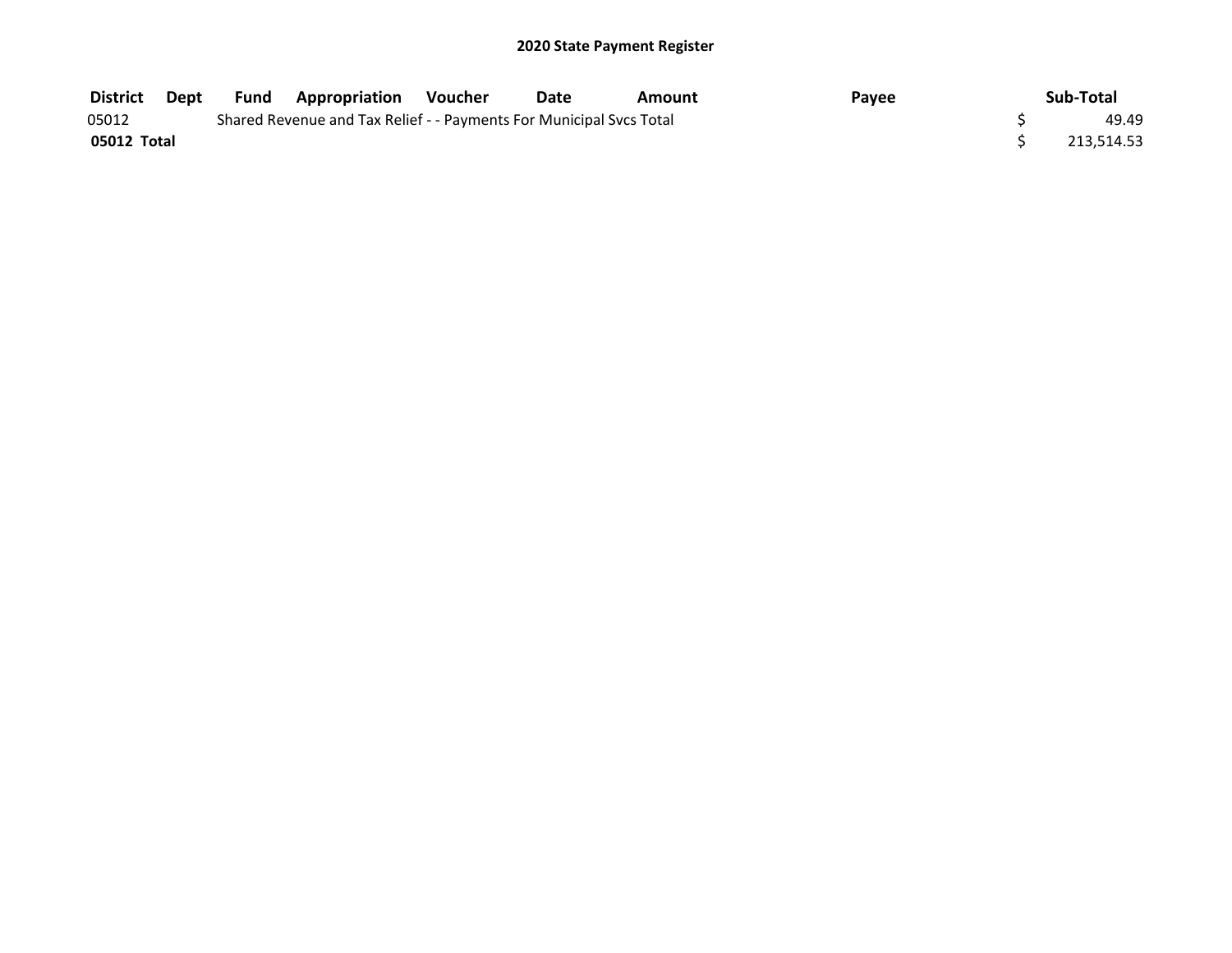## 2020 State Payment Register

| District | Dept | Fund | Appropriation | Voucher | Date | Amount | Payee | Sub-Total |
|---|---|---|---|---|---|---|---|---|
| 05012 | | Shared Revenue and Tax Relief - - Payments For Municipal Svcs Total | | | | | | $ 49.49 |
| **05012 Total** | | | | | | | | $ 213,514.53 |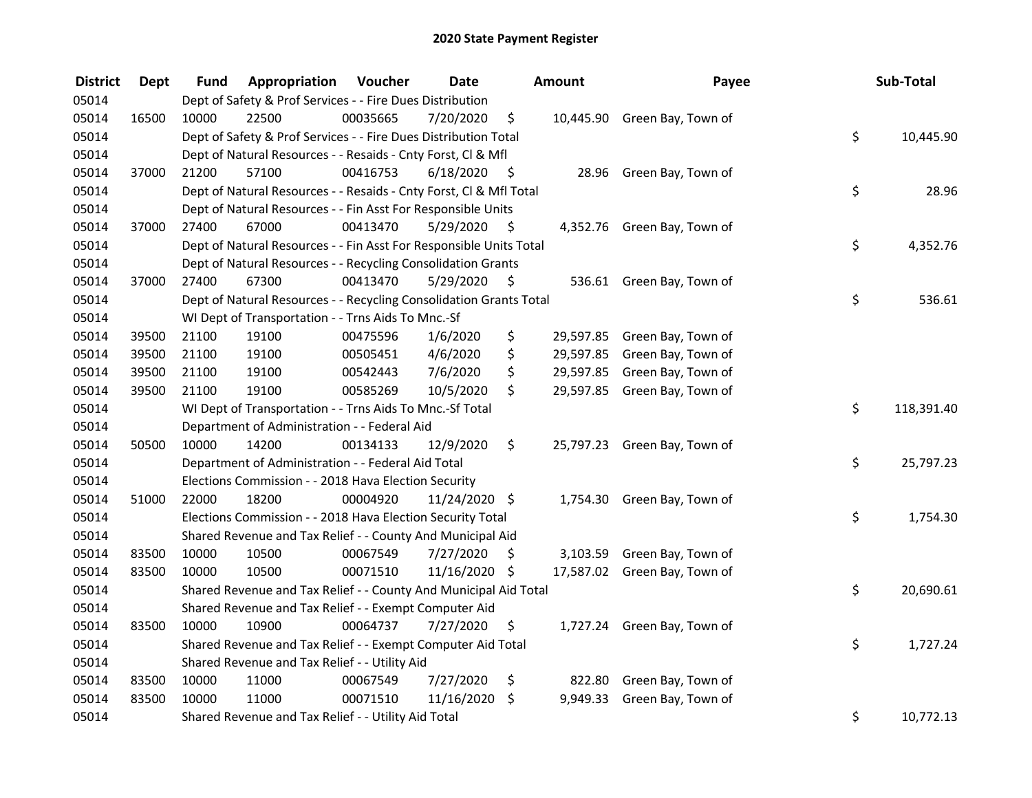## 2020 State Payment Register

| District | Dept | Fund | Appropriation | Voucher | Date | Amount | Payee | Sub-Total |
|---|---|---|---|---|---|---|---|---|
| 05014 | | Dept of Safety & Prof Services - - Fire Dues Distribution | | | | | | |
| 05014 | 16500 | 10000 | 22500 | 00035665 | 7/20/2020 | $ 10,445.90 | Green Bay, Town of | |
| 05014 | | Dept of Safety & Prof Services - - Fire Dues Distribution Total | | | | | | $ 10,445.90 |
| 05014 | | Dept of Natural Resources - - Resaids - Cnty Forst, Cl & Mfl | | | | | | |
| 05014 | 37000 | 21200 | 57100 | 00416753 | 6/18/2020 | $ 28.96 | Green Bay, Town of | |
| 05014 | | Dept of Natural Resources - - Resaids - Cnty Forst, Cl & Mfl Total | | | | | | $ 28.96 |
| 05014 | | Dept of Natural Resources - - Fin Asst For Responsible Units | | | | | | |
| 05014 | 37000 | 27400 | 67000 | 00413470 | 5/29/2020 | $ 4,352.76 | Green Bay, Town of | |
| 05014 | | Dept of Natural Resources - - Fin Asst For Responsible Units Total | | | | | | $ 4,352.76 |
| 05014 | | Dept of Natural Resources - - Recycling Consolidation Grants | | | | | | |
| 05014 | 37000 | 27400 | 67300 | 00413470 | 5/29/2020 | $ 536.61 | Green Bay, Town of | |
| 05014 | | Dept of Natural Resources - - Recycling Consolidation Grants Total | | | | | | $ 536.61 |
| 05014 | | WI Dept of Transportation - - Trns Aids To Mnc.-Sf | | | | | | |
| 05014 | 39500 | 21100 | 19100 | 00475596 | 1/6/2020 | $ 29,597.85 | Green Bay, Town of | |
| 05014 | 39500 | 21100 | 19100 | 00505451 | 4/6/2020 | $ 29,597.85 | Green Bay, Town of | |
| 05014 | 39500 | 21100 | 19100 | 00542443 | 7/6/2020 | $ 29,597.85 | Green Bay, Town of | |
| 05014 | 39500 | 21100 | 19100 | 00585269 | 10/5/2020 | $ 29,597.85 | Green Bay, Town of | |
| 05014 | | WI Dept of Transportation - - Trns Aids To Mnc.-Sf Total | | | | | | $ 118,391.40 |
| 05014 | | Department of Administration - - Federal Aid | | | | | | |
| 05014 | 50500 | 10000 | 14200 | 00134133 | 12/9/2020 | $ 25,797.23 | Green Bay, Town of | |
| 05014 | | Department of Administration - - Federal Aid Total | | | | | | $ 25,797.23 |
| 05014 | | Elections Commission - - 2018 Hava Election Security | | | | | | |
| 05014 | 51000 | 22000 | 18200 | 00004920 | 11/24/2020 | $ 1,754.30 | Green Bay, Town of | |
| 05014 | | Elections Commission - - 2018 Hava Election Security Total | | | | | | $ 1,754.30 |
| 05014 | | Shared Revenue and Tax Relief - - County And Municipal Aid | | | | | | |
| 05014 | 83500 | 10000 | 10500 | 00067549 | 7/27/2020 | $ 3,103.59 | Green Bay, Town of | |
| 05014 | 83500 | 10000 | 10500 | 00071510 | 11/16/2020 | $ 17,587.02 | Green Bay, Town of | |
| 05014 | | Shared Revenue and Tax Relief - - County And Municipal Aid Total | | | | | | $ 20,690.61 |
| 05014 | | Shared Revenue and Tax Relief - - Exempt Computer Aid | | | | | | |
| 05014 | 83500 | 10000 | 10900 | 00064737 | 7/27/2020 | $ 1,727.24 | Green Bay, Town of | |
| 05014 | | Shared Revenue and Tax Relief - - Exempt Computer Aid Total | | | | | | $ 1,727.24 |
| 05014 | | Shared Revenue and Tax Relief - - Utility Aid | | | | | | |
| 05014 | 83500 | 10000 | 11000 | 00067549 | 7/27/2020 | $ 822.80 | Green Bay, Town of | |
| 05014 | 83500 | 10000 | 11000 | 00071510 | 11/16/2020 | $ 9,949.33 | Green Bay, Town of | |
| 05014 | | Shared Revenue and Tax Relief - - Utility Aid Total | | | | | | $ 10,772.13 |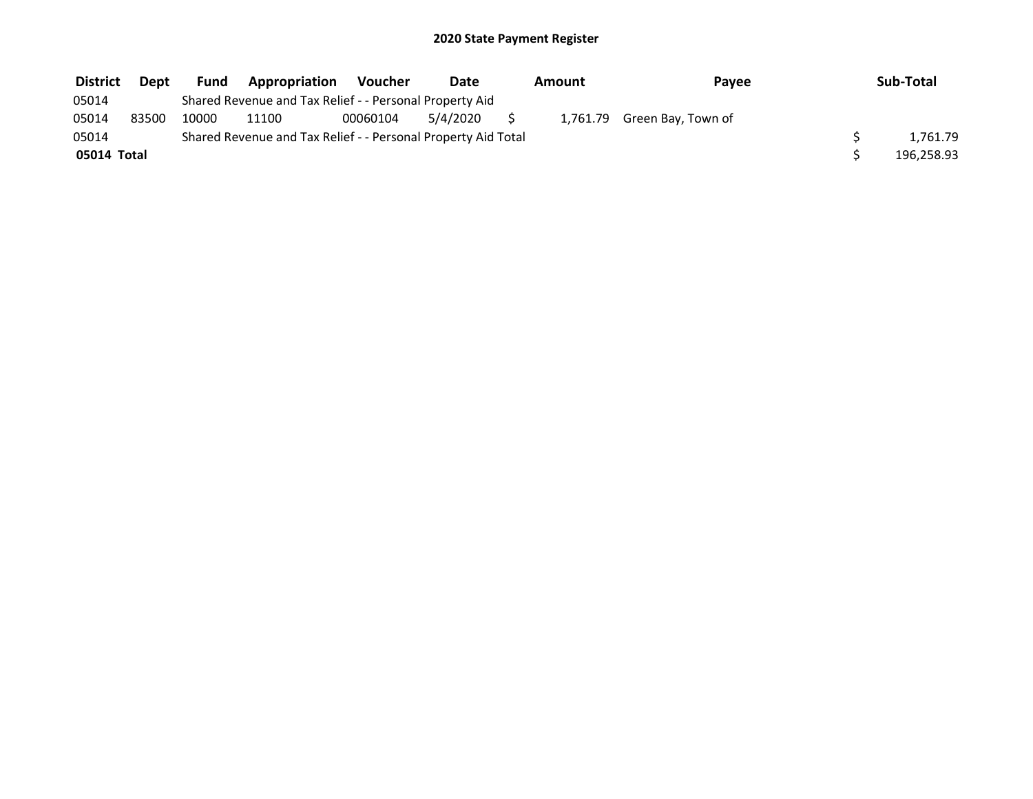**2020 State Payment Register**

| District | Dept | Fund | Appropriation | Voucher | Date | Amount | Payee | Sub-Total |
|---|---|---|---|---|---|---|---|---|
| 05014 | | Shared Revenue and Tax Relief - - Personal Property Aid | | | | | | |
| 05014 | 83500 | 10000 | 11100 | 00060104 | 5/4/2020 | $ 1,761.79 | Green Bay, Town of | |
| 05014 | | Shared Revenue and Tax Relief - - Personal Property Aid Total | | | | | | $ 1,761.79 |
| **05014 Total** | | | | | | | | $ 196,258.93 |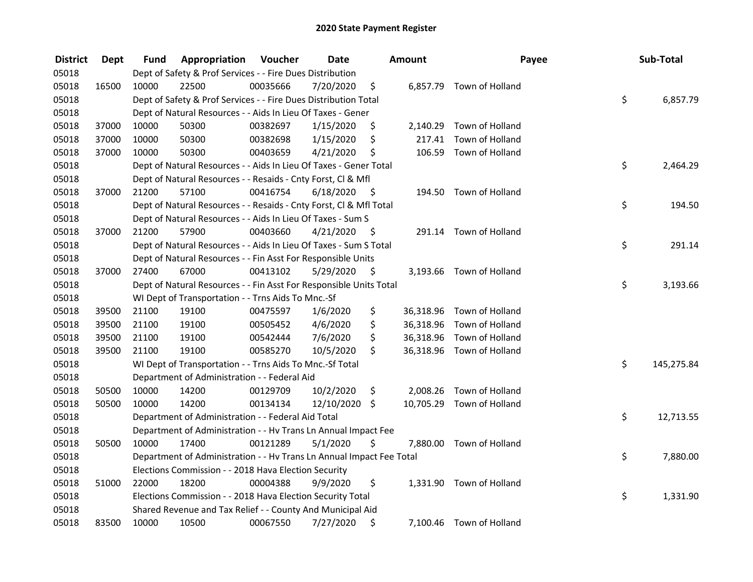# 2020 State Payment Register

| District | Dept | Fund | Appropriation | Voucher | Date | Amount | Payee | Sub-Total |
|---|---|---|---|---|---|---|---|---|
| 05018 | | Dept of Safety & Prof Services - - Fire Dues Distribution | | | | | | |
| 05018 | 16500 | 10000 | 22500 | 00035666 | 7/20/2020 | $ 6,857.79 | Town of Holland | |
| 05018 | | Dept of Safety & Prof Services - - Fire Dues Distribution Total | | | | | | $ 6,857.79 |
| 05018 | | Dept of Natural Resources - - Aids In Lieu Of Taxes - Gener | | | | | | |
| 05018 | 37000 | 10000 | 50300 | 00382697 | 1/15/2020 | $ 2,140.29 | Town of Holland | |
| 05018 | 37000 | 10000 | 50300 | 00382698 | 1/15/2020 | $ 217.41 | Town of Holland | |
| 05018 | 37000 | 10000 | 50300 | 00403659 | 4/21/2020 | $ 106.59 | Town of Holland | |
| 05018 | | Dept of Natural Resources - - Aids In Lieu Of Taxes - Gener Total | | | | | | $ 2,464.29 |
| 05018 | | Dept of Natural Resources - - Resaids - Cnty Forst, Cl & Mfl | | | | | | |
| 05018 | 37000 | 21200 | 57100 | 00416754 | 6/18/2020 | $ 194.50 | Town of Holland | |
| 05018 | | Dept of Natural Resources - - Resaids - Cnty Forst, Cl & Mfl Total | | | | | | $ 194.50 |
| 05018 | | Dept of Natural Resources - - Aids In Lieu Of Taxes - Sum S | | | | | | |
| 05018 | 37000 | 21200 | 57900 | 00403660 | 4/21/2020 | $ 291.14 | Town of Holland | |
| 05018 | | Dept of Natural Resources - - Aids In Lieu Of Taxes - Sum S Total | | | | | | $ 291.14 |
| 05018 | | Dept of Natural Resources - - Fin Asst For Responsible Units | | | | | | |
| 05018 | 37000 | 27400 | 67000 | 00413102 | 5/29/2020 | $ 3,193.66 | Town of Holland | |
| 05018 | | Dept of Natural Resources - - Fin Asst For Responsible Units Total | | | | | | $ 3,193.66 |
| 05018 | | WI Dept of Transportation - - Trns Aids To Mnc.-Sf | | | | | | |
| 05018 | 39500 | 21100 | 19100 | 00475597 | 1/6/2020 | $ 36,318.96 | Town of Holland | |
| 05018 | 39500 | 21100 | 19100 | 00505452 | 4/6/2020 | $ 36,318.96 | Town of Holland | |
| 05018 | 39500 | 21100 | 19100 | 00542444 | 7/6/2020 | $ 36,318.96 | Town of Holland | |
| 05018 | 39500 | 21100 | 19100 | 00585270 | 10/5/2020 | $ 36,318.96 | Town of Holland | |
| 05018 | | WI Dept of Transportation - - Trns Aids To Mnc.-Sf Total | | | | | | $ 145,275.84 |
| 05018 | | Department of Administration - - Federal Aid | | | | | | |
| 05018 | 50500 | 10000 | 14200 | 00129709 | 10/2/2020 | $ 2,008.26 | Town of Holland | |
| 05018 | 50500 | 10000 | 14200 | 00134134 | 12/10/2020 | $ 10,705.29 | Town of Holland | |
| 05018 | | Department of Administration - - Federal Aid Total | | | | | | $ 12,713.55 |
| 05018 | | Department of Administration - - Hv Trans Ln Annual Impact Fee | | | | | | |
| 05018 | 50500 | 10000 | 17400 | 00121289 | 5/1/2020 | $ 7,880.00 | Town of Holland | |
| 05018 | | Department of Administration - - Hv Trans Ln Annual Impact Fee Total | | | | | | $ 7,880.00 |
| 05018 | | Elections Commission - - 2018 Hava Election Security | | | | | | |
| 05018 | 51000 | 22000 | 18200 | 00004388 | 9/9/2020 | $ 1,331.90 | Town of Holland | |
| 05018 | | Elections Commission - - 2018 Hava Election Security Total | | | | | | $ 1,331.90 |
| 05018 | | Shared Revenue and Tax Relief - - County And Municipal Aid | | | | | | |
| 05018 | 83500 | 10000 | 10500 | 00067550 | 7/27/2020 | $ 7,100.46 | Town of Holland | |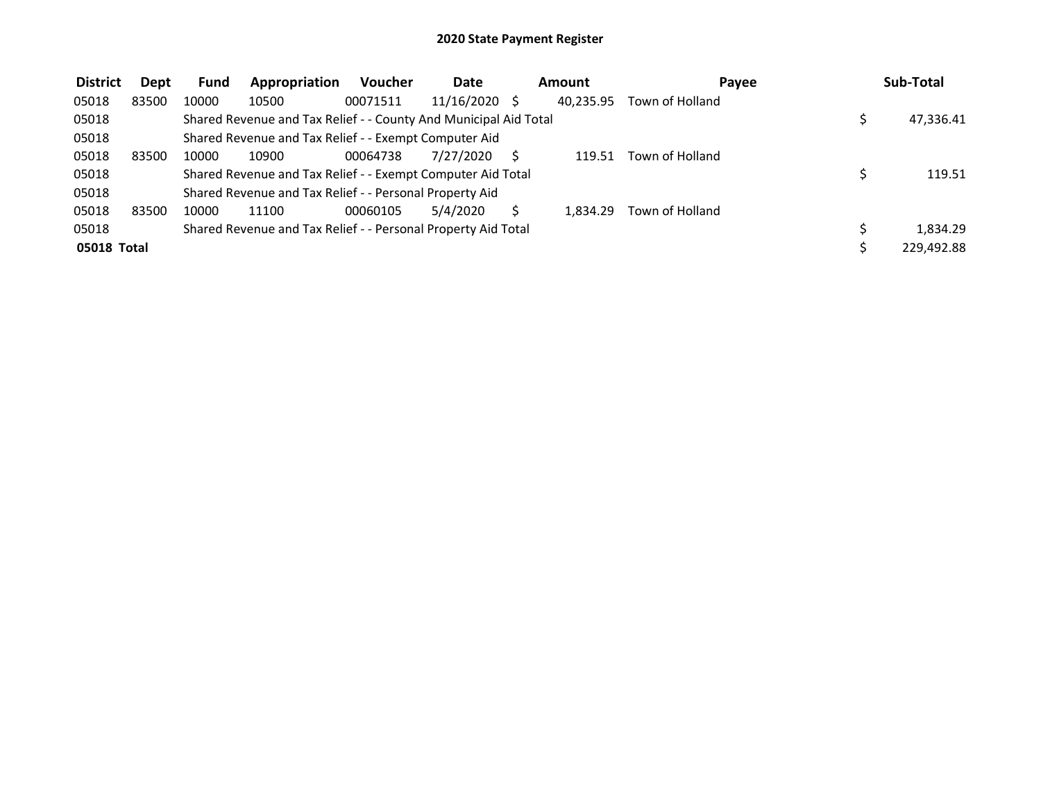# 2020 State Payment Register

| District | Dept | Fund | Appropriation | Voucher | Date | Amount | Payee | Sub-Total |
|---|---|---|---|---|---|---|---|---|
| 05018 | 83500 | 10000 | 10500 | 00071511 | 11/16/2020 | $ 40,235.95 | Town of Holland | |
| 05018 | | Shared Revenue and Tax Relief - - County And Municipal Aid Total | | | | | | $ 47,336.41 |
| 05018 | | Shared Revenue and Tax Relief - - Exempt Computer Aid | | | | | | |
| 05018 | 83500 | 10000 | 10900 | 00064738 | 7/27/2020 | $ 119.51 | Town of Holland | |
| 05018 | | Shared Revenue and Tax Relief - - Exempt Computer Aid Total | | | | | | $ 119.51 |
| 05018 | | Shared Revenue and Tax Relief - - Personal Property Aid | | | | | | |
| 05018 | 83500 | 10000 | 11100 | 00060105 | 5/4/2020 | $ 1,834.29 | Town of Holland | |
| 05018 | | Shared Revenue and Tax Relief - - Personal Property Aid Total | | | | | | $ 1,834.29 |
| **05018 Total** | | | | | | | | $ 229,492.88 |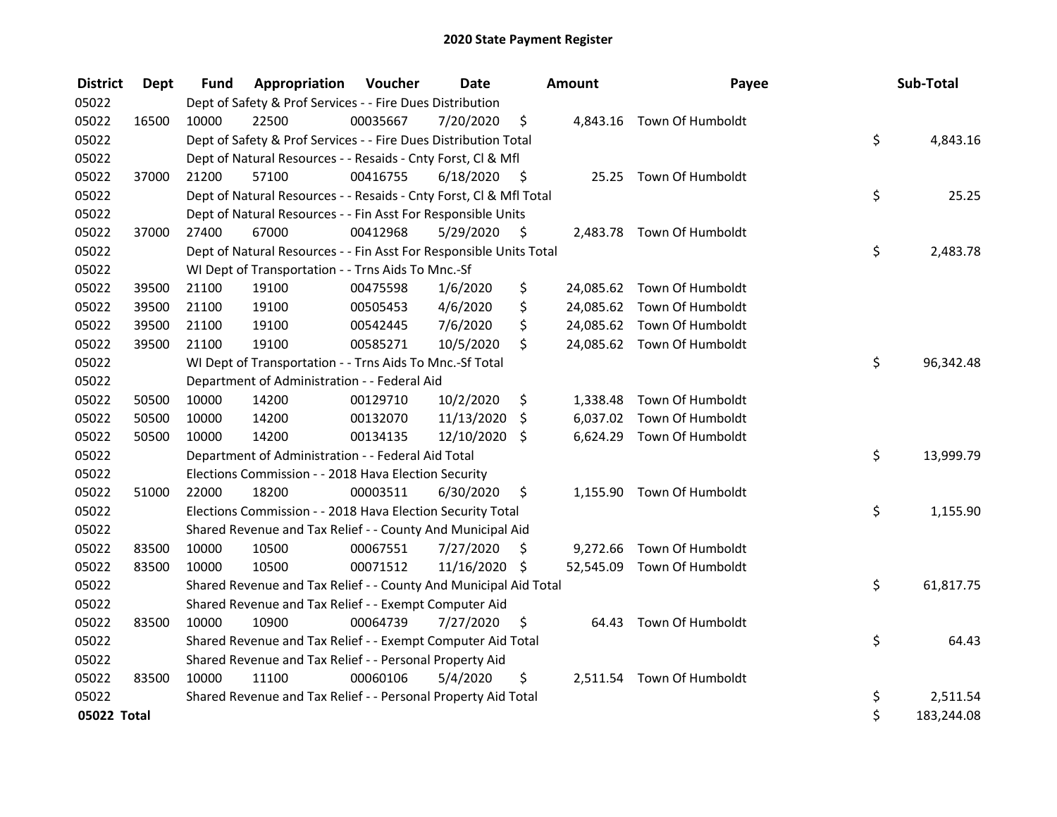# 2020 State Payment Register

| District | Dept | Fund | Appropriation | Voucher | Date | Amount | Payee | Sub-Total |
|---|---|---|---|---|---|---|---|---|
| 05022 | | Dept of Safety & Prof Services - - Fire Dues Distribution | | | | | | |
| 05022 | 16500 | 10000 | 22500 | 00035667 | 7/20/2020 | $ 4,843.16 | Town Of Humboldt | |
| 05022 | | Dept of Safety & Prof Services - - Fire Dues Distribution Total | | | | | | $ 4,843.16 |
| 05022 | | Dept of Natural Resources - - Resaids - Cnty Forst, Cl & Mfl | | | | | | |
| 05022 | 37000 | 21200 | 57100 | 00416755 | 6/18/2020 | $ 25.25 | Town Of Humboldt | |
| 05022 | | Dept of Natural Resources - - Resaids - Cnty Forst, Cl & Mfl Total | | | | | | $ 25.25 |
| 05022 | | Dept of Natural Resources - - Fin Asst For Responsible Units | | | | | | |
| 05022 | 37000 | 27400 | 67000 | 00412968 | 5/29/2020 | $ 2,483.78 | Town Of Humboldt | |
| 05022 | | Dept of Natural Resources - - Fin Asst For Responsible Units Total | | | | | | $ 2,483.78 |
| 05022 | | WI Dept of Transportation - - Trns Aids To Mnc.-Sf | | | | | | |
| 05022 | 39500 | 21100 | 19100 | 00475598 | 1/6/2020 | $ 24,085.62 | Town Of Humboldt | |
| 05022 | 39500 | 21100 | 19100 | 00505453 | 4/6/2020 | $ 24,085.62 | Town Of Humboldt | |
| 05022 | 39500 | 21100 | 19100 | 00542445 | 7/6/2020 | $ 24,085.62 | Town Of Humboldt | |
| 05022 | 39500 | 21100 | 19100 | 00585271 | 10/5/2020 | $ 24,085.62 | Town Of Humboldt | |
| 05022 | | WI Dept of Transportation - - Trns Aids To Mnc.-Sf Total | | | | | | $ 96,342.48 |
| 05022 | | Department of Administration - - Federal Aid | | | | | | |
| 05022 | 50500 | 10000 | 14200 | 00129710 | 10/2/2020 | $ 1,338.48 | Town Of Humboldt | |
| 05022 | 50500 | 10000 | 14200 | 00132070 | 11/13/2020 | $ 6,037.02 | Town Of Humboldt | |
| 05022 | 50500 | 10000 | 14200 | 00134135 | 12/10/2020 | $ 6,624.29 | Town Of Humboldt | |
| 05022 | | Department of Administration - - Federal Aid Total | | | | | | $ 13,999.79 |
| 05022 | | Elections Commission - - 2018 Hava Election Security | | | | | | |
| 05022 | 51000 | 22000 | 18200 | 00003511 | 6/30/2020 | $ 1,155.90 | Town Of Humboldt | |
| 05022 | | Elections Commission - - 2018 Hava Election Security Total | | | | | | $ 1,155.90 |
| 05022 | | Shared Revenue and Tax Relief - - County And Municipal Aid | | | | | | |
| 05022 | 83500 | 10000 | 10500 | 00067551 | 7/27/2020 | $ 9,272.66 | Town Of Humboldt | |
| 05022 | 83500 | 10000 | 10500 | 00071512 | 11/16/2020 | $ 52,545.09 | Town Of Humboldt | |
| 05022 | | Shared Revenue and Tax Relief - - County And Municipal Aid Total | | | | | | $ 61,817.75 |
| 05022 | | Shared Revenue and Tax Relief - - Exempt Computer Aid | | | | | | |
| 05022 | 83500 | 10000 | 10900 | 00064739 | 7/27/2020 | $ 64.43 | Town Of Humboldt | |
| 05022 | | Shared Revenue and Tax Relief - - Exempt Computer Aid Total | | | | | | $ 64.43 |
| 05022 | | Shared Revenue and Tax Relief - - Personal Property Aid | | | | | | |
| 05022 | 83500 | 10000 | 11100 | 00060106 | 5/4/2020 | $ 2,511.54 | Town Of Humboldt | |
| 05022 | | Shared Revenue and Tax Relief - - Personal Property Aid Total | | | | | | $ 2,511.54 |
| **05022 Total** | | | | | | | | $ 183,244.08 |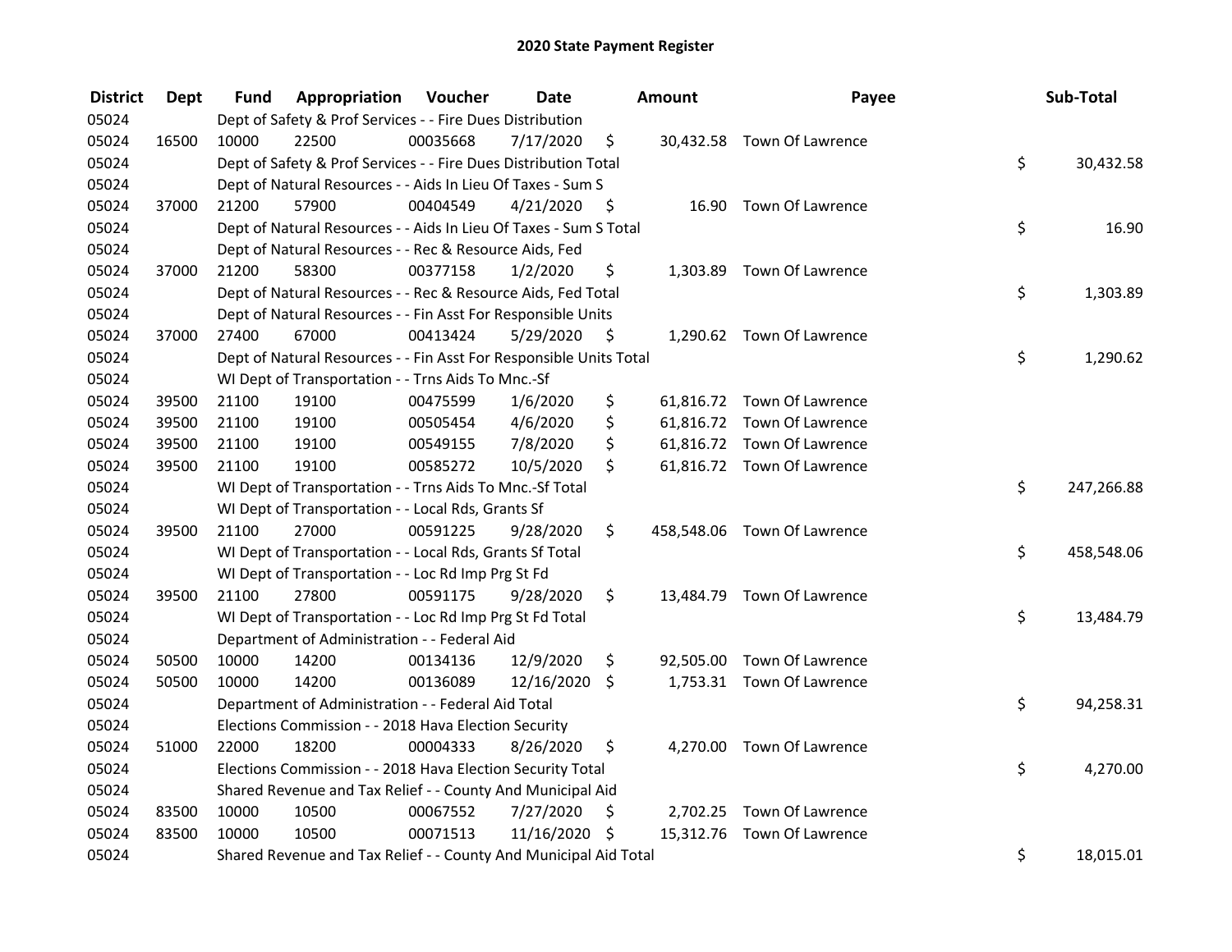# 2020 State Payment Register

| District | Dept | Fund | Appropriation | Voucher | Date | Amount | Payee | Sub-Total |
|---|---|---|---|---|---|---|---|---|
| 05024 | | Dept of Safety & Prof Services - - Fire Dues Distribution | | | | | | |
| 05024 | 16500 | 10000 | 22500 | 00035668 | 7/17/2020 | $ 30,432.58 | Town Of Lawrence | |
| 05024 | | Dept of Safety & Prof Services - - Fire Dues Distribution Total | | | | | | $ 30,432.58 |
| 05024 | | Dept of Natural Resources - - Aids In Lieu Of Taxes - Sum S | | | | | | |
| 05024 | 37000 | 21200 | 57900 | 00404549 | 4/21/2020 | $ 16.90 | Town Of Lawrence | |
| 05024 | | Dept of Natural Resources - - Aids In Lieu Of Taxes - Sum S Total | | | | | | $ 16.90 |
| 05024 | | Dept of Natural Resources - - Rec & Resource Aids, Fed | | | | | | |
| 05024 | 37000 | 21200 | 58300 | 00377158 | 1/2/2020 | $ 1,303.89 | Town Of Lawrence | |
| 05024 | | Dept of Natural Resources - - Rec & Resource Aids, Fed Total | | | | | | $ 1,303.89 |
| 05024 | | Dept of Natural Resources - - Fin Asst For Responsible Units | | | | | | |
| 05024 | 37000 | 27400 | 67000 | 00413424 | 5/29/2020 | $ 1,290.62 | Town Of Lawrence | |
| 05024 | | Dept of Natural Resources - - Fin Asst For Responsible Units Total | | | | | | $ 1,290.62 |
| 05024 | | WI Dept of Transportation - - Trns Aids To Mnc.-Sf | | | | | | |
| 05024 | 39500 | 21100 | 19100 | 00475599 | 1/6/2020 | $ 61,816.72 | Town Of Lawrence | |
| 05024 | 39500 | 21100 | 19100 | 00505454 | 4/6/2020 | $ 61,816.72 | Town Of Lawrence | |
| 05024 | 39500 | 21100 | 19100 | 00549155 | 7/8/2020 | $ 61,816.72 | Town Of Lawrence | |
| 05024 | 39500 | 21100 | 19100 | 00585272 | 10/5/2020 | $ 61,816.72 | Town Of Lawrence | |
| 05024 | | WI Dept of Transportation - - Trns Aids To Mnc.-Sf Total | | | | | | $ 247,266.88 |
| 05024 | | WI Dept of Transportation - - Local Rds, Grants Sf | | | | | | |
| 05024 | 39500 | 21100 | 27000 | 00591225 | 9/28/2020 | $ 458,548.06 | Town Of Lawrence | |
| 05024 | | WI Dept of Transportation - - Local Rds, Grants Sf Total | | | | | | $ 458,548.06 |
| 05024 | | WI Dept of Transportation - - Loc Rd Imp Prg St Fd | | | | | | |
| 05024 | 39500 | 21100 | 27800 | 00591175 | 9/28/2020 | $ 13,484.79 | Town Of Lawrence | |
| 05024 | | WI Dept of Transportation - - Loc Rd Imp Prg St Fd Total | | | | | | $ 13,484.79 |
| 05024 | | Department of Administration - - Federal Aid | | | | | | |
| 05024 | 50500 | 10000 | 14200 | 00134136 | 12/9/2020 | $ 92,505.00 | Town Of Lawrence | |
| 05024 | 50500 | 10000 | 14200 | 00136089 | 12/16/2020 | $ 1,753.31 | Town Of Lawrence | |
| 05024 | | Department of Administration - - Federal Aid Total | | | | | | $ 94,258.31 |
| 05024 | | Elections Commission - - 2018 Hava Election Security | | | | | | |
| 05024 | 51000 | 22000 | 18200 | 00004333 | 8/26/2020 | $ 4,270.00 | Town Of Lawrence | |
| 05024 | | Elections Commission - - 2018 Hava Election Security Total | | | | | | $ 4,270.00 |
| 05024 | | Shared Revenue and Tax Relief - - County And Municipal Aid | | | | | | |
| 05024 | 83500 | 10000 | 10500 | 00067552 | 7/27/2020 | $ 2,702.25 | Town Of Lawrence | |
| 05024 | 83500 | 10000 | 10500 | 00071513 | 11/16/2020 | $ 15,312.76 | Town Of Lawrence | |
| 05024 | | Shared Revenue and Tax Relief - - County And Municipal Aid Total | | | | | | $ 18,015.01 |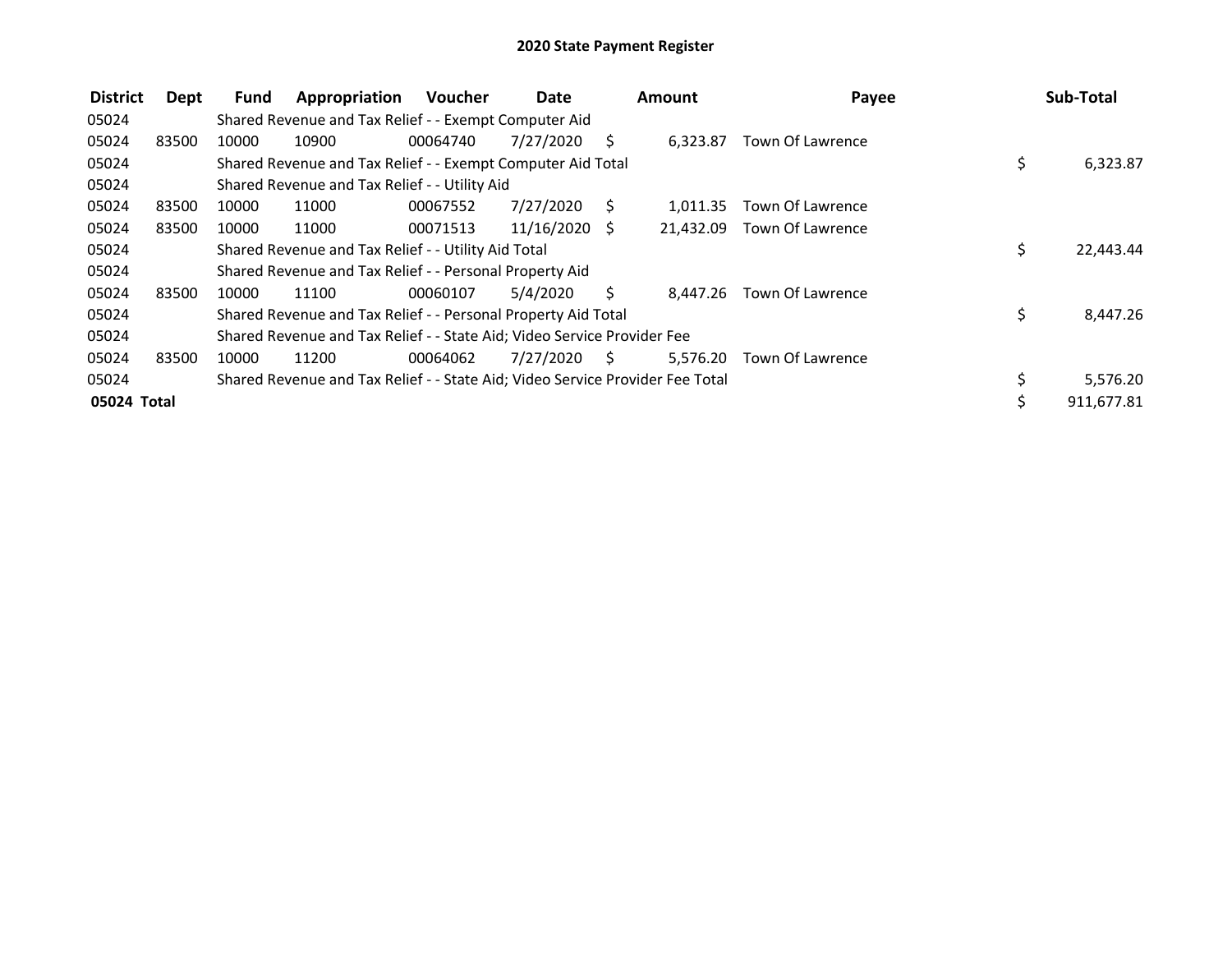# 2020 State Payment Register

| District | Dept | Fund | Appropriation | Voucher | Date | Amount | Payee | Sub-Total |
|---|---|---|---|---|---|---|---|---|
| 05024 | | Shared Revenue and Tax Relief - - Exempt Computer Aid | | | | | | |
| 05024 | 83500 | 10000 | 10900 | 00064740 | 7/27/2020 | $ 6,323.87 | Town Of Lawrence | |
| 05024 | | Shared Revenue and Tax Relief - - Exempt Computer Aid Total | | | | | | $ 6,323.87 |
| 05024 | | Shared Revenue and Tax Relief - - Utility Aid | | | | | | |
| 05024 | 83500 | 10000 | 11000 | 00067552 | 7/27/2020 | $ 1,011.35 | Town Of Lawrence | |
| 05024 | 83500 | 10000 | 11000 | 00071513 | 11/16/2020 | $ 21,432.09 | Town Of Lawrence | |
| 05024 | | Shared Revenue and Tax Relief - - Utility Aid Total | | | | | | $ 22,443.44 |
| 05024 | | Shared Revenue and Tax Relief - - Personal Property Aid | | | | | | |
| 05024 | 83500 | 10000 | 11100 | 00060107 | 5/4/2020 | $ 8,447.26 | Town Of Lawrence | |
| 05024 | | Shared Revenue and Tax Relief - - Personal Property Aid Total | | | | | | $ 8,447.26 |
| 05024 | | Shared Revenue and Tax Relief - - State Aid; Video Service Provider Fee | | | | | | |
| 05024 | 83500 | 10000 | 11200 | 00064062 | 7/27/2020 | $ 5,576.20 | Town Of Lawrence | |
| 05024 | | Shared Revenue and Tax Relief - - State Aid; Video Service Provider Fee Total | | | | | | $ 5,576.20 |
| **05024 Total** | | | | | | | | $ 911,677.81 |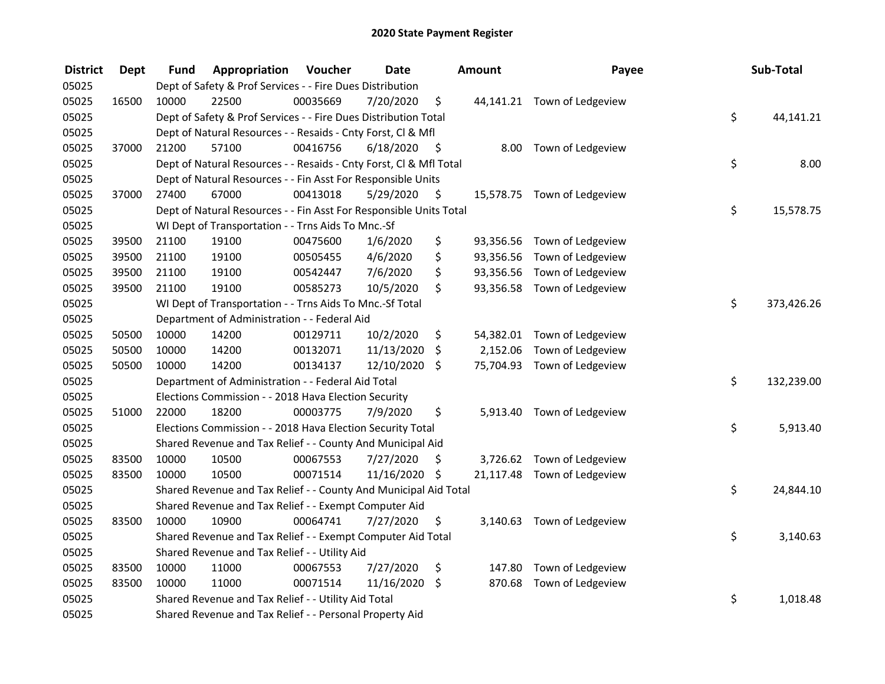# 2020 State Payment Register

| District | Dept | Fund | Appropriation | Voucher | Date | Amount | Payee | Sub-Total |
|---|---|---|---|---|---|---|---|---|
| 05025 | | Dept of Safety & Prof Services - - Fire Dues Distribution | | | | | | |
| 05025 | 16500 | 10000 | 22500 | 00035669 | 7/20/2020 | $ 44,141.21 | Town of Ledgeview | |
| 05025 | | Dept of Safety & Prof Services - - Fire Dues Distribution Total | | | | | | $ 44,141.21 |
| 05025 | | Dept of Natural Resources - - Resaids - Cnty Forst, Cl & Mfl | | | | | | |
| 05025 | 37000 | 21200 | 57100 | 00416756 | 6/18/2020 | $ 8.00 | Town of Ledgeview | |
| 05025 | | Dept of Natural Resources - - Resaids - Cnty Forst, Cl & Mfl Total | | | | | | $ 8.00 |
| 05025 | | Dept of Natural Resources - - Fin Asst For Responsible Units | | | | | | |
| 05025 | 37000 | 27400 | 67000 | 00413018 | 5/29/2020 | $ 15,578.75 | Town of Ledgeview | |
| 05025 | | Dept of Natural Resources - - Fin Asst For Responsible Units Total | | | | | | $ 15,578.75 |
| 05025 | | WI Dept of Transportation - - Trns Aids To Mnc.-Sf | | | | | | |
| 05025 | 39500 | 21100 | 19100 | 00475600 | 1/6/2020 | $ 93,356.56 | Town of Ledgeview | |
| 05025 | 39500 | 21100 | 19100 | 00505455 | 4/6/2020 | $ 93,356.56 | Town of Ledgeview | |
| 05025 | 39500 | 21100 | 19100 | 00542447 | 7/6/2020 | $ 93,356.56 | Town of Ledgeview | |
| 05025 | 39500 | 21100 | 19100 | 00585273 | 10/5/2020 | $ 93,356.58 | Town of Ledgeview | |
| 05025 | | WI Dept of Transportation - - Trns Aids To Mnc.-Sf Total | | | | | | $ 373,426.26 |
| 05025 | | Department of Administration - - Federal Aid | | | | | | |
| 05025 | 50500 | 10000 | 14200 | 00129711 | 10/2/2020 | $ 54,382.01 | Town of Ledgeview | |
| 05025 | 50500 | 10000 | 14200 | 00132071 | 11/13/2020 | $ 2,152.06 | Town of Ledgeview | |
| 05025 | 50500 | 10000 | 14200 | 00134137 | 12/10/2020 | $ 75,704.93 | Town of Ledgeview | |
| 05025 | | Department of Administration - - Federal Aid Total | | | | | | $ 132,239.00 |
| 05025 | | Elections Commission - - 2018 Hava Election Security | | | | | | |
| 05025 | 51000 | 22000 | 18200 | 00003775 | 7/9/2020 | $ 5,913.40 | Town of Ledgeview | |
| 05025 | | Elections Commission - - 2018 Hava Election Security Total | | | | | | $ 5,913.40 |
| 05025 | | Shared Revenue and Tax Relief - - County And Municipal Aid | | | | | | |
| 05025 | 83500 | 10000 | 10500 | 00067553 | 7/27/2020 | $ 3,726.62 | Town of Ledgeview | |
| 05025 | 83500 | 10000 | 10500 | 00071514 | 11/16/2020 | $ 21,117.48 | Town of Ledgeview | |
| 05025 | | Shared Revenue and Tax Relief - - County And Municipal Aid Total | | | | | | $ 24,844.10 |
| 05025 | | Shared Revenue and Tax Relief - - Exempt Computer Aid | | | | | | |
| 05025 | 83500 | 10000 | 10900 | 00064741 | 7/27/2020 | $ 3,140.63 | Town of Ledgeview | |
| 05025 | | Shared Revenue and Tax Relief - - Exempt Computer Aid Total | | | | | | $ 3,140.63 |
| 05025 | | Shared Revenue and Tax Relief - - Utility Aid | | | | | | |
| 05025 | 83500 | 10000 | 11000 | 00067553 | 7/27/2020 | $ 147.80 | Town of Ledgeview | |
| 05025 | 83500 | 10000 | 11000 | 00071514 | 11/16/2020 | $ 870.68 | Town of Ledgeview | |
| 05025 | | Shared Revenue and Tax Relief - - Utility Aid Total | | | | | | $ 1,018.48 |
| 05025 | | Shared Revenue and Tax Relief - - Personal Property Aid | | | | | | |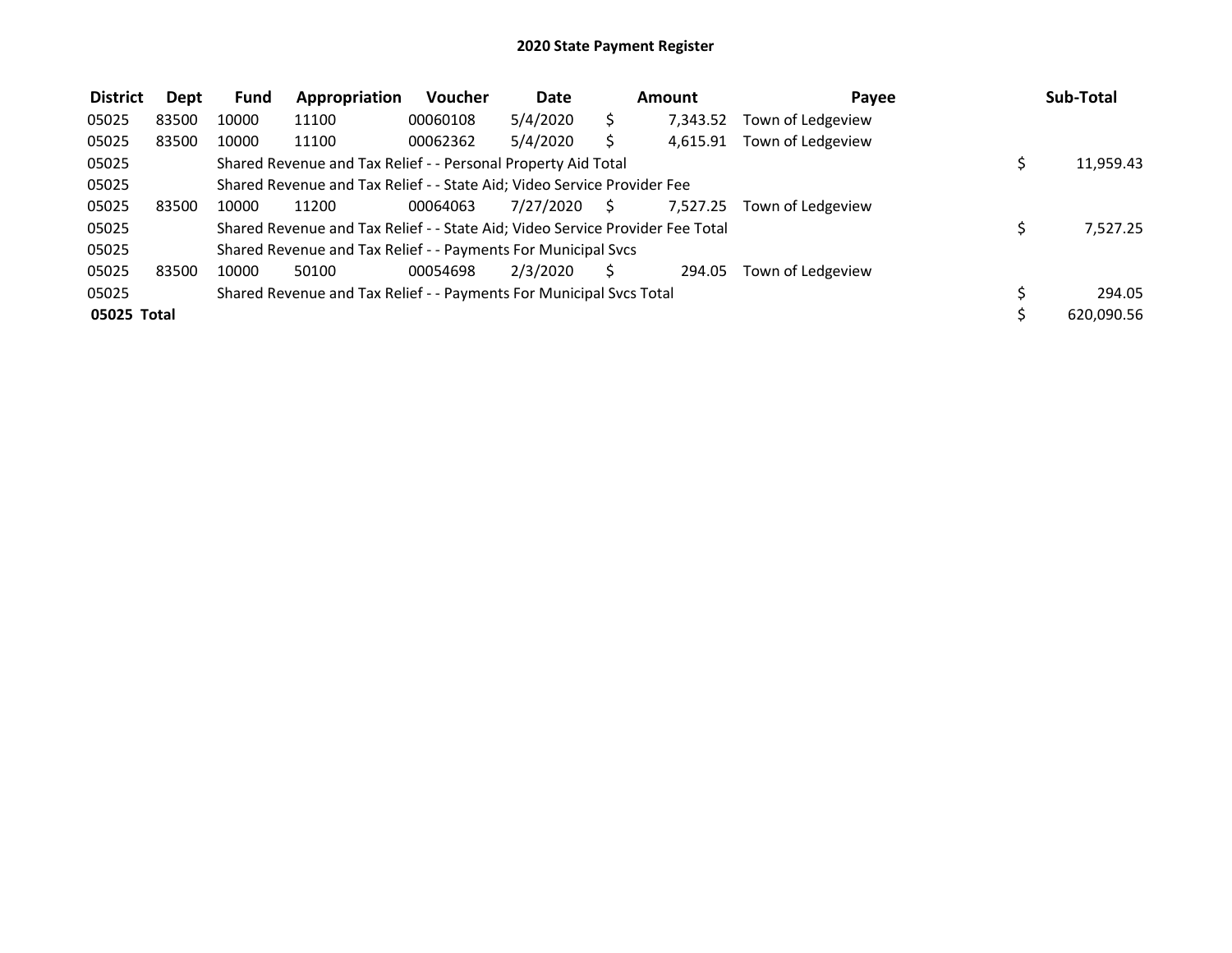# 2020 State Payment Register

| District | Dept | Fund | Appropriation | Voucher | Date | Amount | Payee | Sub-Total |
|---|---|---|---|---|---|---|---|---|
| 05025 | 83500 | 10000 | 11100 | 00060108 | 5/4/2020 | $ 7,343.52 | Town of Ledgeview | |
| 05025 | 83500 | 10000 | 11100 | 00062362 | 5/4/2020 | $ 4,615.91 | Town of Ledgeview | |
| 05025 | | Shared Revenue and Tax Relief - - Personal Property Aid Total | | | | | | $ 11,959.43 |
| 05025 | | Shared Revenue and Tax Relief - - State Aid; Video Service Provider Fee | | | | | | |
| 05025 | 83500 | 10000 | 11200 | 00064063 | 7/27/2020 | $ 7,527.25 | Town of Ledgeview | |
| 05025 | | Shared Revenue and Tax Relief - - State Aid; Video Service Provider Fee Total | | | | | | $ 7,527.25 |
| 05025 | | Shared Revenue and Tax Relief - - Payments For Municipal Svcs | | | | | | |
| 05025 | 83500 | 10000 | 50100 | 00054698 | 2/3/2020 | $ 294.05 | Town of Ledgeview | |
| 05025 | | Shared Revenue and Tax Relief - - Payments For Municipal Svcs Total | | | | | | $ 294.05 |
| **05025 Total** | | | | | | | | $ 620,090.56 |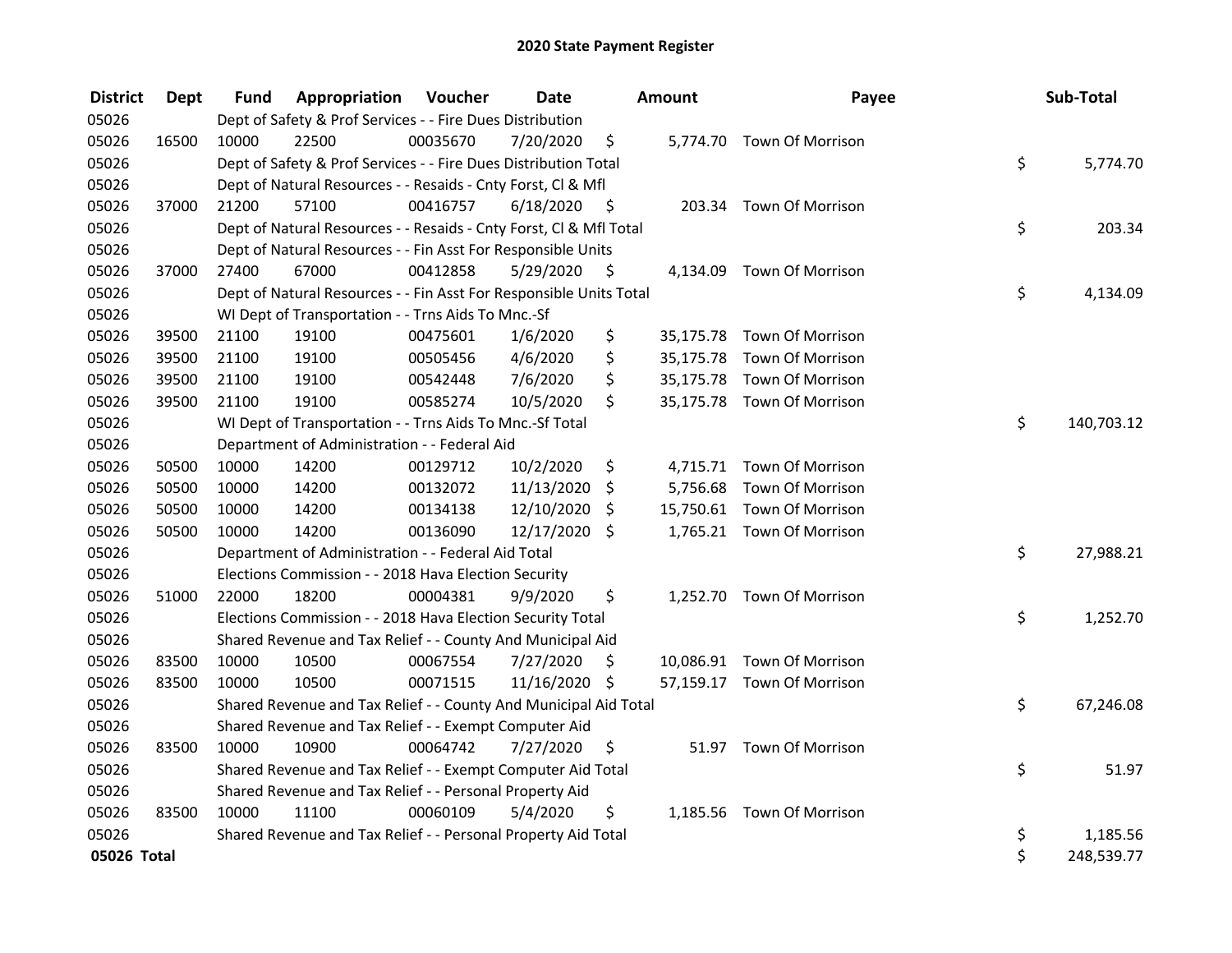# 2020 State Payment Register

| District | Dept | Fund | Appropriation | Voucher | Date | Amount | Payee | Sub-Total |
|---|---|---|---|---|---|---|---|---|
| 05026 | | Dept of Safety & Prof Services - - Fire Dues Distribution | | | | | | |
| 05026 | 16500 | 10000 | 22500 | 00035670 | 7/20/2020 | $ 5,774.70 | Town Of Morrison | |
| 05026 | | Dept of Safety & Prof Services - - Fire Dues Distribution Total | | | | | | $ 5,774.70 |
| 05026 | | Dept of Natural Resources - - Resaids - Cnty Forst, Cl & Mfl | | | | | | |
| 05026 | 37000 | 21200 | 57100 | 00416757 | 6/18/2020 | $ 203.34 | Town Of Morrison | |
| 05026 | | Dept of Natural Resources - - Resaids - Cnty Forst, Cl & Mfl Total | | | | | | $ 203.34 |
| 05026 | | Dept of Natural Resources - - Fin Asst For Responsible Units | | | | | | |
| 05026 | 37000 | 27400 | 67000 | 00412858 | 5/29/2020 | $ 4,134.09 | Town Of Morrison | |
| 05026 | | Dept of Natural Resources - - Fin Asst For Responsible Units Total | | | | | | $ 4,134.09 |
| 05026 | | WI Dept of Transportation - - Trns Aids To Mnc.-Sf | | | | | | |
| 05026 | 39500 | 21100 | 19100 | 00475601 | 1/6/2020 | $ 35,175.78 | Town Of Morrison | |
| 05026 | 39500 | 21100 | 19100 | 00505456 | 4/6/2020 | $ 35,175.78 | Town Of Morrison | |
| 05026 | 39500 | 21100 | 19100 | 00542448 | 7/6/2020 | $ 35,175.78 | Town Of Morrison | |
| 05026 | 39500 | 21100 | 19100 | 00585274 | 10/5/2020 | $ 35,175.78 | Town Of Morrison | |
| 05026 | | WI Dept of Transportation - - Trns Aids To Mnc.-Sf Total | | | | | | $ 140,703.12 |
| 05026 | | Department of Administration - - Federal Aid | | | | | | |
| 05026 | 50500 | 10000 | 14200 | 00129712 | 10/2/2020 | $ 4,715.71 | Town Of Morrison | |
| 05026 | 50500 | 10000 | 14200 | 00132072 | 11/13/2020 | $ 5,756.68 | Town Of Morrison | |
| 05026 | 50500 | 10000 | 14200 | 00134138 | 12/10/2020 | $ 15,750.61 | Town Of Morrison | |
| 05026 | 50500 | 10000 | 14200 | 00136090 | 12/17/2020 | $ 1,765.21 | Town Of Morrison | |
| 05026 | | Department of Administration - - Federal Aid Total | | | | | | $ 27,988.21 |
| 05026 | | Elections Commission - - 2018 Hava Election Security | | | | | | |
| 05026 | 51000 | 22000 | 18200 | 00004381 | 9/9/2020 | $ 1,252.70 | Town Of Morrison | |
| 05026 | | Elections Commission - - 2018 Hava Election Security Total | | | | | | $ 1,252.70 |
| 05026 | | Shared Revenue and Tax Relief - - County And Municipal Aid | | | | | | |
| 05026 | 83500 | 10000 | 10500 | 00067554 | 7/27/2020 | $ 10,086.91 | Town Of Morrison | |
| 05026 | 83500 | 10000 | 10500 | 00071515 | 11/16/2020 | $ 57,159.17 | Town Of Morrison | |
| 05026 | | Shared Revenue and Tax Relief - - County And Municipal Aid Total | | | | | | $ 67,246.08 |
| 05026 | | Shared Revenue and Tax Relief - - Exempt Computer Aid | | | | | | |
| 05026 | 83500 | 10000 | 10900 | 00064742 | 7/27/2020 | $ 51.97 | Town Of Morrison | |
| 05026 | | Shared Revenue and Tax Relief - - Exempt Computer Aid Total | | | | | | $ 51.97 |
| 05026 | | Shared Revenue and Tax Relief - - Personal Property Aid | | | | | | |
| 05026 | 83500 | 10000 | 11100 | 00060109 | 5/4/2020 | $ 1,185.56 | Town Of Morrison | |
| 05026 | | Shared Revenue and Tax Relief - - Personal Property Aid Total | | | | | | $ 1,185.56 |
| **05026 Total** | | | | | | | | $ 248,539.77 |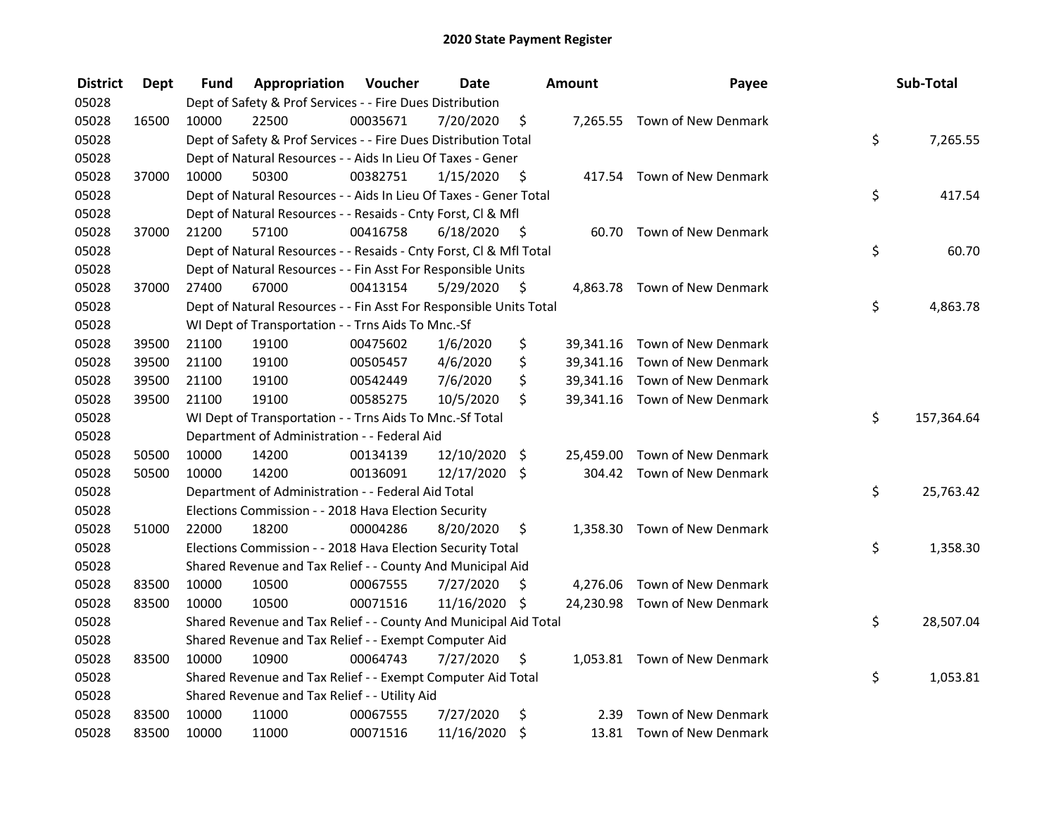# 2020 State Payment Register

| District | Dept | Fund | Appropriation | Voucher | Date | Amount | Payee | Sub-Total |
|---|---|---|---|---|---|---|---|---|
| 05028 | | Dept of Safety & Prof Services - - Fire Dues Distribution | | | | | | |
| 05028 | 16500 | 10000 | 22500 | 00035671 | 7/20/2020 | $ 7,265.55 | Town of New Denmark | |
| 05028 | | Dept of Safety & Prof Services - - Fire Dues Distribution Total | | | | | | $ 7,265.55 |
| 05028 | | Dept of Natural Resources - - Aids In Lieu Of Taxes - Gener | | | | | | |
| 05028 | 37000 | 10000 | 50300 | 00382751 | 1/15/2020 | $ 417.54 | Town of New Denmark | |
| 05028 | | Dept of Natural Resources - - Aids In Lieu Of Taxes - Gener Total | | | | | | $ 417.54 |
| 05028 | | Dept of Natural Resources - - Resaids - Cnty Forst, Cl & Mfl | | | | | | |
| 05028 | 37000 | 21200 | 57100 | 00416758 | 6/18/2020 | $ 60.70 | Town of New Denmark | |
| 05028 | | Dept of Natural Resources - - Resaids - Cnty Forst, Cl & Mfl Total | | | | | | $ 60.70 |
| 05028 | | Dept of Natural Resources - - Fin Asst For Responsible Units | | | | | | |
| 05028 | 37000 | 27400 | 67000 | 00413154 | 5/29/2020 | $ 4,863.78 | Town of New Denmark | |
| 05028 | | Dept of Natural Resources - - Fin Asst For Responsible Units Total | | | | | | $ 4,863.78 |
| 05028 | | WI Dept of Transportation - - Trns Aids To Mnc.-Sf | | | | | | |
| 05028 | 39500 | 21100 | 19100 | 00475602 | 1/6/2020 | $ 39,341.16 | Town of New Denmark | |
| 05028 | 39500 | 21100 | 19100 | 00505457 | 4/6/2020 | $ 39,341.16 | Town of New Denmark | |
| 05028 | 39500 | 21100 | 19100 | 00542449 | 7/6/2020 | $ 39,341.16 | Town of New Denmark | |
| 05028 | 39500 | 21100 | 19100 | 00585275 | 10/5/2020 | $ 39,341.16 | Town of New Denmark | |
| 05028 | | WI Dept of Transportation - - Trns Aids To Mnc.-Sf Total | | | | | | $ 157,364.64 |
| 05028 | | Department of Administration - - Federal Aid | | | | | | |
| 05028 | 50500 | 10000 | 14200 | 00134139 | 12/10/2020 | $ 25,459.00 | Town of New Denmark | |
| 05028 | 50500 | 10000 | 14200 | 00136091 | 12/17/2020 | $ 304.42 | Town of New Denmark | |
| 05028 | | Department of Administration - - Federal Aid Total | | | | | | $ 25,763.42 |
| 05028 | | Elections Commission - - 2018 Hava Election Security | | | | | | |
| 05028 | 51000 | 22000 | 18200 | 00004286 | 8/20/2020 | $ 1,358.30 | Town of New Denmark | |
| 05028 | | Elections Commission - - 2018 Hava Election Security Total | | | | | | $ 1,358.30 |
| 05028 | | Shared Revenue and Tax Relief - - County And Municipal Aid | | | | | | |
| 05028 | 83500 | 10000 | 10500 | 00067555 | 7/27/2020 | $ 4,276.06 | Town of New Denmark | |
| 05028 | 83500 | 10000 | 10500 | 00071516 | 11/16/2020 | $ 24,230.98 | Town of New Denmark | |
| 05028 | | Shared Revenue and Tax Relief - - County And Municipal Aid Total | | | | | | $ 28,507.04 |
| 05028 | | Shared Revenue and Tax Relief - - Exempt Computer Aid | | | | | | |
| 05028 | 83500 | 10000 | 10900 | 00064743 | 7/27/2020 | $ 1,053.81 | Town of New Denmark | |
| 05028 | | Shared Revenue and Tax Relief - - Exempt Computer Aid Total | | | | | | $ 1,053.81 |
| 05028 | | Shared Revenue and Tax Relief - - Utility Aid | | | | | | |
| 05028 | 83500 | 10000 | 11000 | 00067555 | 7/27/2020 | $ 2.39 | Town of New Denmark | |
| 05028 | 83500 | 10000 | 11000 | 00071516 | 11/16/2020 | $ 13.81 | Town of New Denmark | |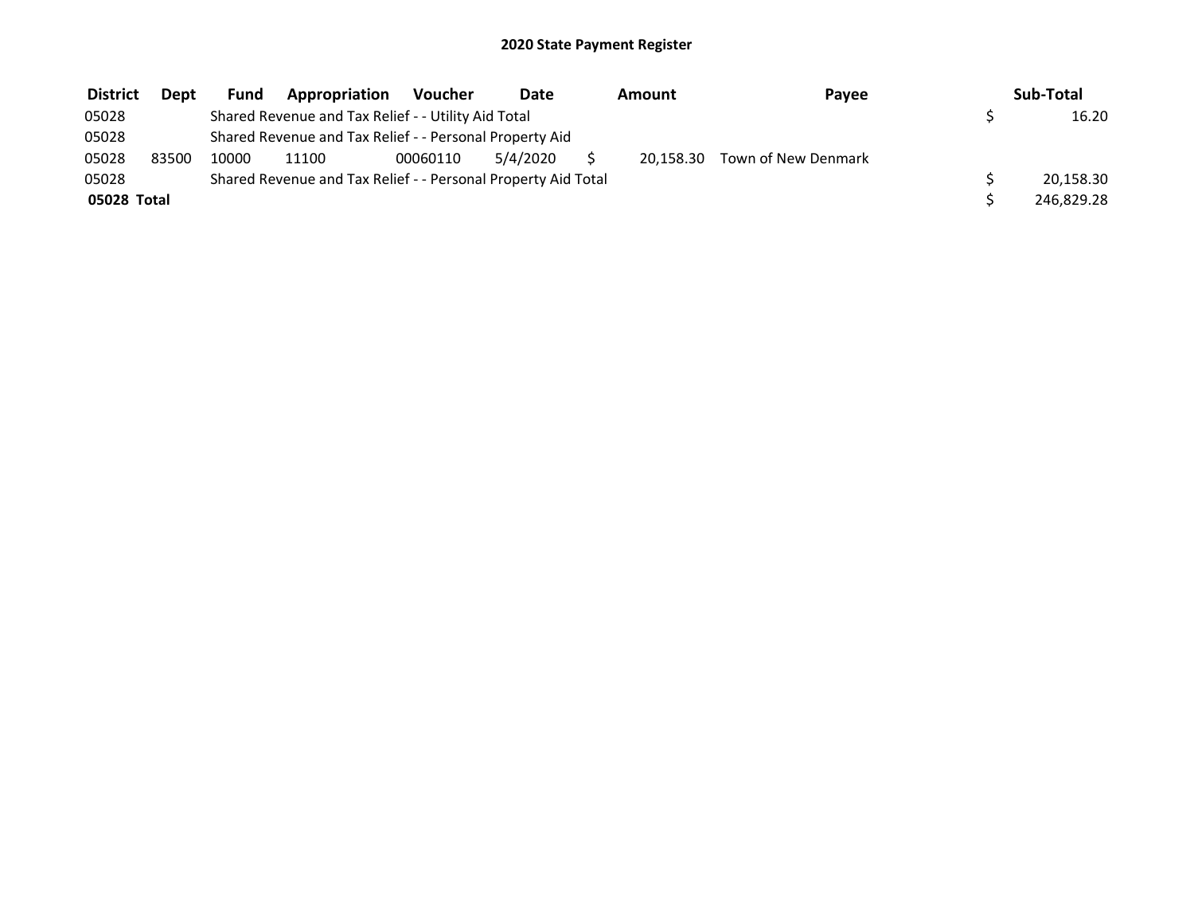# 2020 State Payment Register

| District | Dept | Fund | Appropriation | Voucher | Date | Amount | Payee | Sub-Total |
|---|---|---|---|---|---|---|---|---|
| 05028 | | Shared Revenue and Tax Relief - - Utility Aid Total | | | | | | $ 16.20 |
| 05028 | | Shared Revenue and Tax Relief - - Personal Property Aid | | | | | | |
| 05028 | 83500 | 10000 | 11100 | 00060110 | 5/4/2020 | $ 20,158.30 | Town of New Denmark | |
| 05028 | | Shared Revenue and Tax Relief - - Personal Property Aid Total | | | | | | $ 20,158.30 |
| **05028 Total** | | | | | | | | $ 246,829.28 |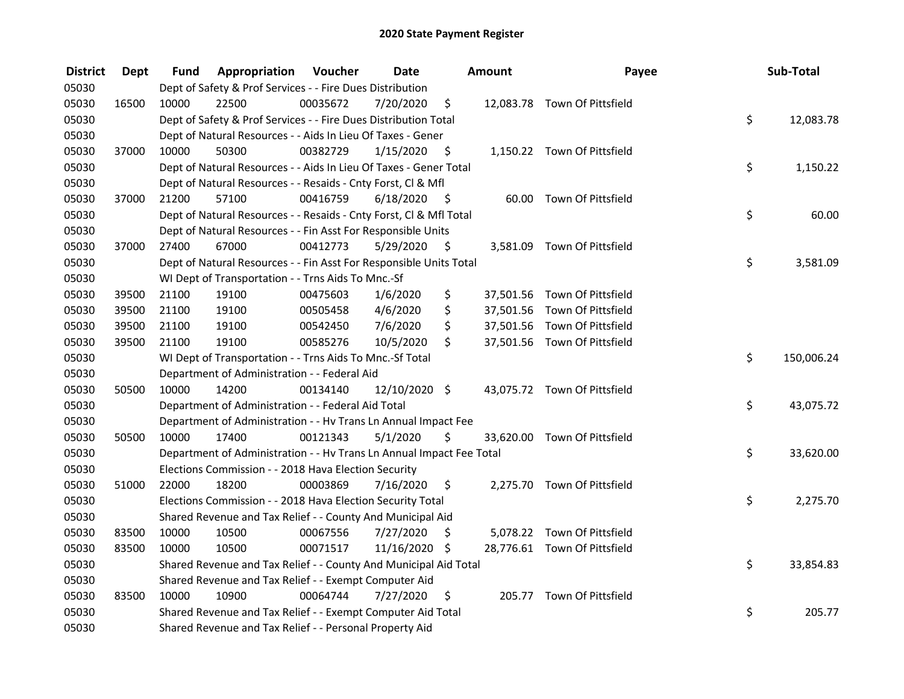# 2020 State Payment Register

| District | Dept | Fund | Appropriation | Voucher | Date | Amount | Payee | Sub-Total |
|---|---|---|---|---|---|---|---|---|
| 05030 | | Dept of Safety & Prof Services - - Fire Dues Distribution | | | | | | |
| 05030 | 16500 | 10000 | 22500 | 00035672 | 7/20/2020 | $ 12,083.78 | Town Of Pittsfield | |
| 05030 | | Dept of Safety & Prof Services - - Fire Dues Distribution Total | | | | | | $ 12,083.78 |
| 05030 | | Dept of Natural Resources - - Aids In Lieu Of Taxes - Gener | | | | | | |
| 05030 | 37000 | 10000 | 50300 | 00382729 | 1/15/2020 | $ 1,150.22 | Town Of Pittsfield | |
| 05030 | | Dept of Natural Resources - - Aids In Lieu Of Taxes - Gener Total | | | | | | $ 1,150.22 |
| 05030 | | Dept of Natural Resources - - Resaids - Cnty Forst, Cl & Mfl | | | | | | |
| 05030 | 37000 | 21200 | 57100 | 00416759 | 6/18/2020 | $ 60.00 | Town Of Pittsfield | |
| 05030 | | Dept of Natural Resources - - Resaids - Cnty Forst, Cl & Mfl Total | | | | | | $ 60.00 |
| 05030 | | Dept of Natural Resources - - Fin Asst For Responsible Units | | | | | | |
| 05030 | 37000 | 27400 | 67000 | 00412773 | 5/29/2020 | $ 3,581.09 | Town Of Pittsfield | |
| 05030 | | Dept of Natural Resources - - Fin Asst For Responsible Units Total | | | | | | $ 3,581.09 |
| 05030 | | WI Dept of Transportation - - Trns Aids To Mnc.-Sf | | | | | | |
| 05030 | 39500 | 21100 | 19100 | 00475603 | 1/6/2020 | $ 37,501.56 | Town Of Pittsfield | |
| 05030 | 39500 | 21100 | 19100 | 00505458 | 4/6/2020 | $ 37,501.56 | Town Of Pittsfield | |
| 05030 | 39500 | 21100 | 19100 | 00542450 | 7/6/2020 | $ 37,501.56 | Town Of Pittsfield | |
| 05030 | 39500 | 21100 | 19100 | 00585276 | 10/5/2020 | $ 37,501.56 | Town Of Pittsfield | |
| 05030 | | WI Dept of Transportation - - Trns Aids To Mnc.-Sf Total | | | | | | $ 150,006.24 |
| 05030 | | Department of Administration - - Federal Aid | | | | | | |
| 05030 | 50500 | 10000 | 14200 | 00134140 | 12/10/2020 | $ 43,075.72 | Town Of Pittsfield | |
| 05030 | | Department of Administration - - Federal Aid Total | | | | | | $ 43,075.72 |
| 05030 | | Department of Administration - - Hv Trans Ln Annual Impact Fee | | | | | | |
| 05030 | 50500 | 10000 | 17400 | 00121343 | 5/1/2020 | $ 33,620.00 | Town Of Pittsfield | |
| 05030 | | Department of Administration - - Hv Trans Ln Annual Impact Fee Total | | | | | | $ 33,620.00 |
| 05030 | | Elections Commission - - 2018 Hava Election Security | | | | | | |
| 05030 | 51000 | 22000 | 18200 | 00003869 | 7/16/2020 | $ 2,275.70 | Town Of Pittsfield | |
| 05030 | | Elections Commission - - 2018 Hava Election Security Total | | | | | | $ 2,275.70 |
| 05030 | | Shared Revenue and Tax Relief - - County And Municipal Aid | | | | | | |
| 05030 | 83500 | 10000 | 10500 | 00067556 | 7/27/2020 | $ 5,078.22 | Town Of Pittsfield | |
| 05030 | 83500 | 10000 | 10500 | 00071517 | 11/16/2020 | $ 28,776.61 | Town Of Pittsfield | |
| 05030 | | Shared Revenue and Tax Relief - - County And Municipal Aid Total | | | | | | $ 33,854.83 |
| 05030 | | Shared Revenue and Tax Relief - - Exempt Computer Aid | | | | | | |
| 05030 | 83500 | 10000 | 10900 | 00064744 | 7/27/2020 | $ 205.77 | Town Of Pittsfield | |
| 05030 | | Shared Revenue and Tax Relief - - Exempt Computer Aid Total | | | | | | $ 205.77 |
| 05030 | | Shared Revenue and Tax Relief - - Personal Property Aid | | | | | | |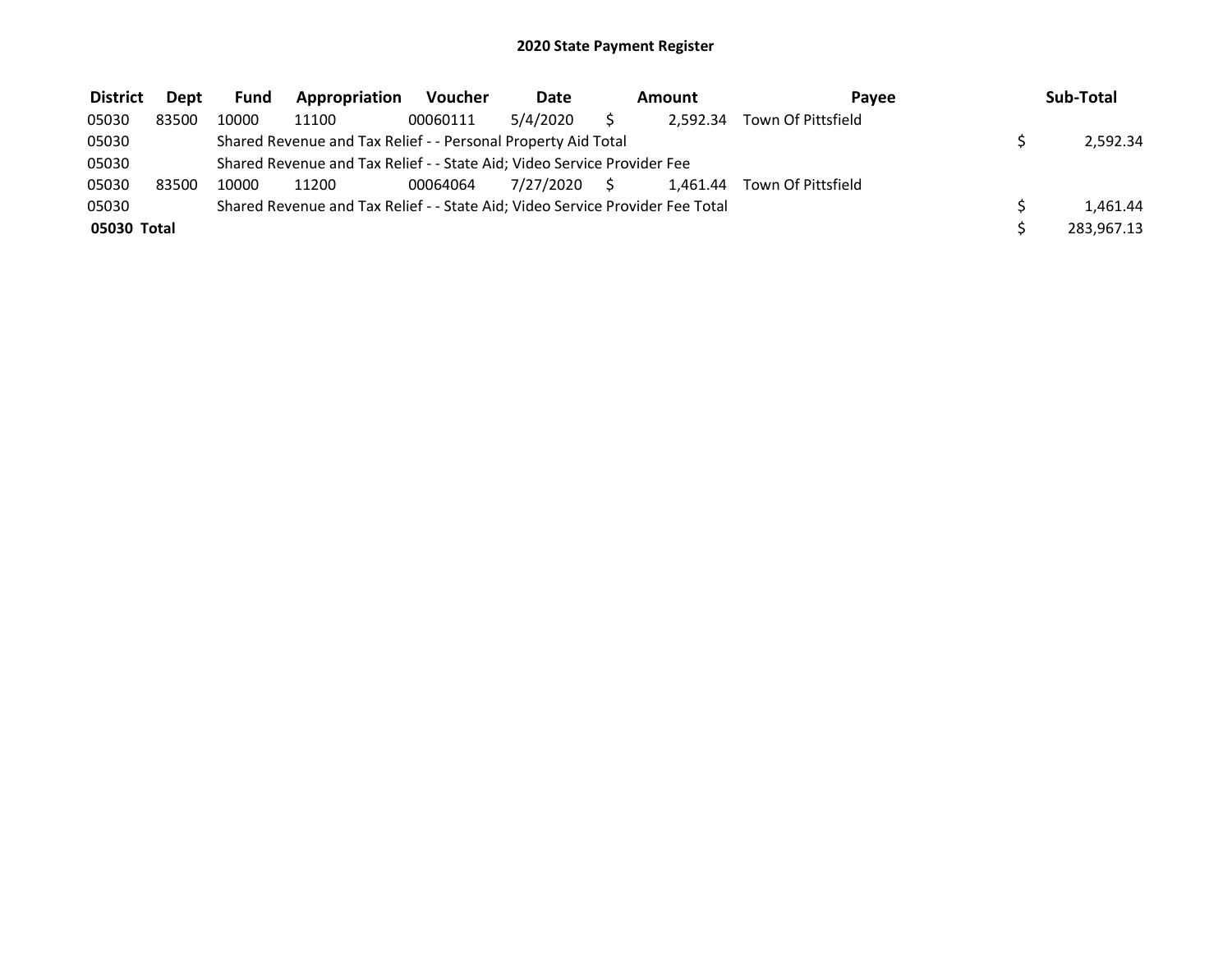# 2020 State Payment Register

| District | Dept | Fund | Appropriation | Voucher | Date | Amount | Payee | Sub-Total |
|---|---|---|---|---|---|---|---|---|
| 05030 | 83500 | 10000 | 11100 | 00060111 | 5/4/2020 | $ 2,592.34 | Town Of Pittsfield | |
| 05030 | | Shared Revenue and Tax Relief - - Personal Property Aid Total | | | | | | $ 2,592.34 |
| 05030 | | Shared Revenue and Tax Relief - - State Aid; Video Service Provider Fee | | | | | | |
| 05030 | 83500 | 10000 | 11200 | 00064064 | 7/27/2020 | $ 1,461.44 | Town Of Pittsfield | |
| 05030 | | Shared Revenue and Tax Relief - - State Aid; Video Service Provider Fee Total | | | | | | $ 1,461.44 |
| **05030 Total** | | | | | | | | $ 283,967.13 |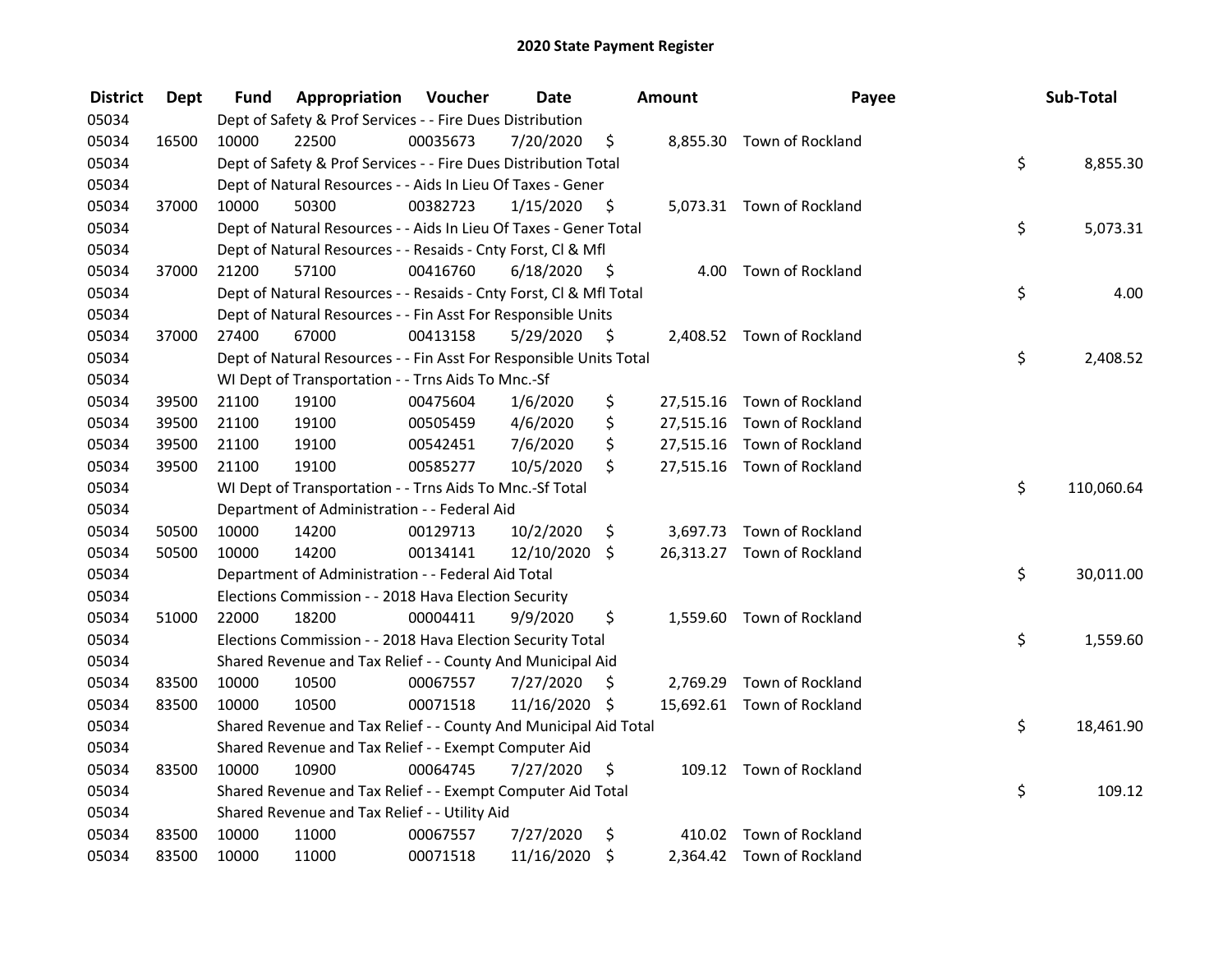# 2020 State Payment Register

| District | Dept | Fund | Appropriation | Voucher | Date | Amount | Payee | Sub-Total |
|---|---|---|---|---|---|---|---|---|
| 05034 | | Dept of Safety & Prof Services - - Fire Dues Distribution | | | | | | |
| 05034 | 16500 | 10000 | 22500 | 00035673 | 7/20/2020 | $ 8,855.30 | Town of Rockland | |
| 05034 | | Dept of Safety & Prof Services - - Fire Dues Distribution Total | | | | | | $ 8,855.30 |
| 05034 | | Dept of Natural Resources - - Aids In Lieu Of Taxes - Gener | | | | | | |
| 05034 | 37000 | 10000 | 50300 | 00382723 | 1/15/2020 | $ 5,073.31 | Town of Rockland | |
| 05034 | | Dept of Natural Resources - - Aids In Lieu Of Taxes - Gener Total | | | | | | $ 5,073.31 |
| 05034 | | Dept of Natural Resources - - Resaids - Cnty Forst, Cl & Mfl | | | | | | |
| 05034 | 37000 | 21200 | 57100 | 00416760 | 6/18/2020 | $ 4.00 | Town of Rockland | |
| 05034 | | Dept of Natural Resources - - Resaids - Cnty Forst, Cl & Mfl Total | | | | | | $ 4.00 |
| 05034 | | Dept of Natural Resources - - Fin Asst For Responsible Units | | | | | | |
| 05034 | 37000 | 27400 | 67000 | 00413158 | 5/29/2020 | $ 2,408.52 | Town of Rockland | |
| 05034 | | Dept of Natural Resources - - Fin Asst For Responsible Units Total | | | | | | $ 2,408.52 |
| 05034 | | WI Dept of Transportation - - Trns Aids To Mnc.-Sf | | | | | | |
| 05034 | 39500 | 21100 | 19100 | 00475604 | 1/6/2020 | $ 27,515.16 | Town of Rockland | |
| 05034 | 39500 | 21100 | 19100 | 00505459 | 4/6/2020 | $ 27,515.16 | Town of Rockland | |
| 05034 | 39500 | 21100 | 19100 | 00542451 | 7/6/2020 | $ 27,515.16 | Town of Rockland | |
| 05034 | 39500 | 21100 | 19100 | 00585277 | 10/5/2020 | $ 27,515.16 | Town of Rockland | |
| 05034 | | WI Dept of Transportation - - Trns Aids To Mnc.-Sf Total | | | | | | $ 110,060.64 |
| 05034 | | Department of Administration - - Federal Aid | | | | | | |
| 05034 | 50500 | 10000 | 14200 | 00129713 | 10/2/2020 | $ 3,697.73 | Town of Rockland | |
| 05034 | 50500 | 10000 | 14200 | 00134141 | 12/10/2020 | $ 26,313.27 | Town of Rockland | |
| 05034 | | Department of Administration - - Federal Aid Total | | | | | | $ 30,011.00 |
| 05034 | | Elections Commission - - 2018 Hava Election Security | | | | | | |
| 05034 | 51000 | 22000 | 18200 | 00004411 | 9/9/2020 | $ 1,559.60 | Town of Rockland | |
| 05034 | | Elections Commission - - 2018 Hava Election Security Total | | | | | | $ 1,559.60 |
| 05034 | | Shared Revenue and Tax Relief - - County And Municipal Aid | | | | | | |
| 05034 | 83500 | 10000 | 10500 | 00067557 | 7/27/2020 | $ 2,769.29 | Town of Rockland | |
| 05034 | 83500 | 10000 | 10500 | 00071518 | 11/16/2020 | $ 15,692.61 | Town of Rockland | |
| 05034 | | Shared Revenue and Tax Relief - - County And Municipal Aid Total | | | | | | $ 18,461.90 |
| 05034 | | Shared Revenue and Tax Relief - - Exempt Computer Aid | | | | | | |
| 05034 | 83500 | 10000 | 10900 | 00064745 | 7/27/2020 | $ 109.12 | Town of Rockland | |
| 05034 | | Shared Revenue and Tax Relief - - Exempt Computer Aid Total | | | | | | $ 109.12 |
| 05034 | | Shared Revenue and Tax Relief - - Utility Aid | | | | | | |
| 05034 | 83500 | 10000 | 11000 | 00067557 | 7/27/2020 | $ 410.02 | Town of Rockland | |
| 05034 | 83500 | 10000 | 11000 | 00071518 | 11/16/2020 | $ 2,364.42 | Town of Rockland | |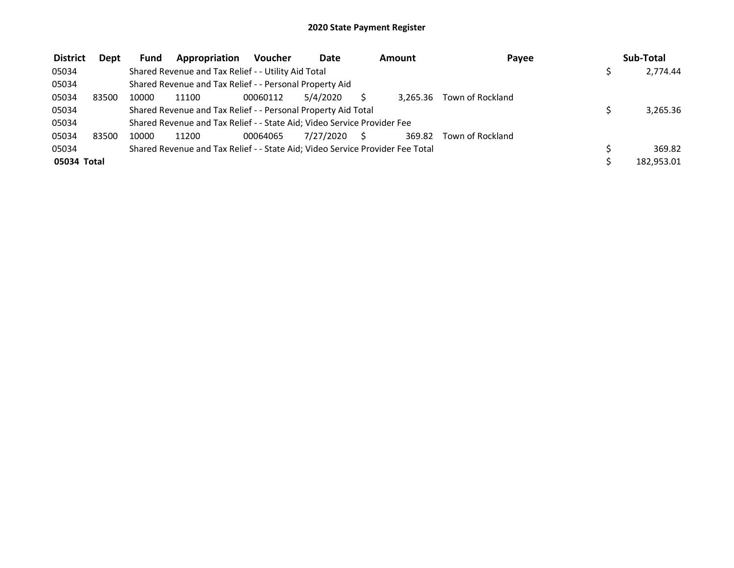# 2020 State Payment Register

| District | Dept | Fund | Appropriation | Voucher | Date | Amount | Payee | Sub-Total |
|---|---|---|---|---|---|---|---|---|
| 05034 | | Shared Revenue and Tax Relief - - Utility Aid Total | | | | | | $ 2,774.44 |
| 05034 | | Shared Revenue and Tax Relief - - Personal Property Aid | | | | | | |
| 05034 | 83500 | 10000 | 11100 | 00060112 | 5/4/2020 | $ 3,265.36 | Town of Rockland | |
| 05034 | | Shared Revenue and Tax Relief - - Personal Property Aid Total | | | | | | $ 3,265.36 |
| 05034 | | Shared Revenue and Tax Relief - - State Aid; Video Service Provider Fee | | | | | | |
| 05034 | 83500 | 10000 | 11200 | 00064065 | 7/27/2020 | $ 369.82 | Town of Rockland | |
| 05034 | | Shared Revenue and Tax Relief - - State Aid; Video Service Provider Fee Total | | | | | | $ 369.82 |
| **05034 Total** | | | | | | | | $ 182,953.01 |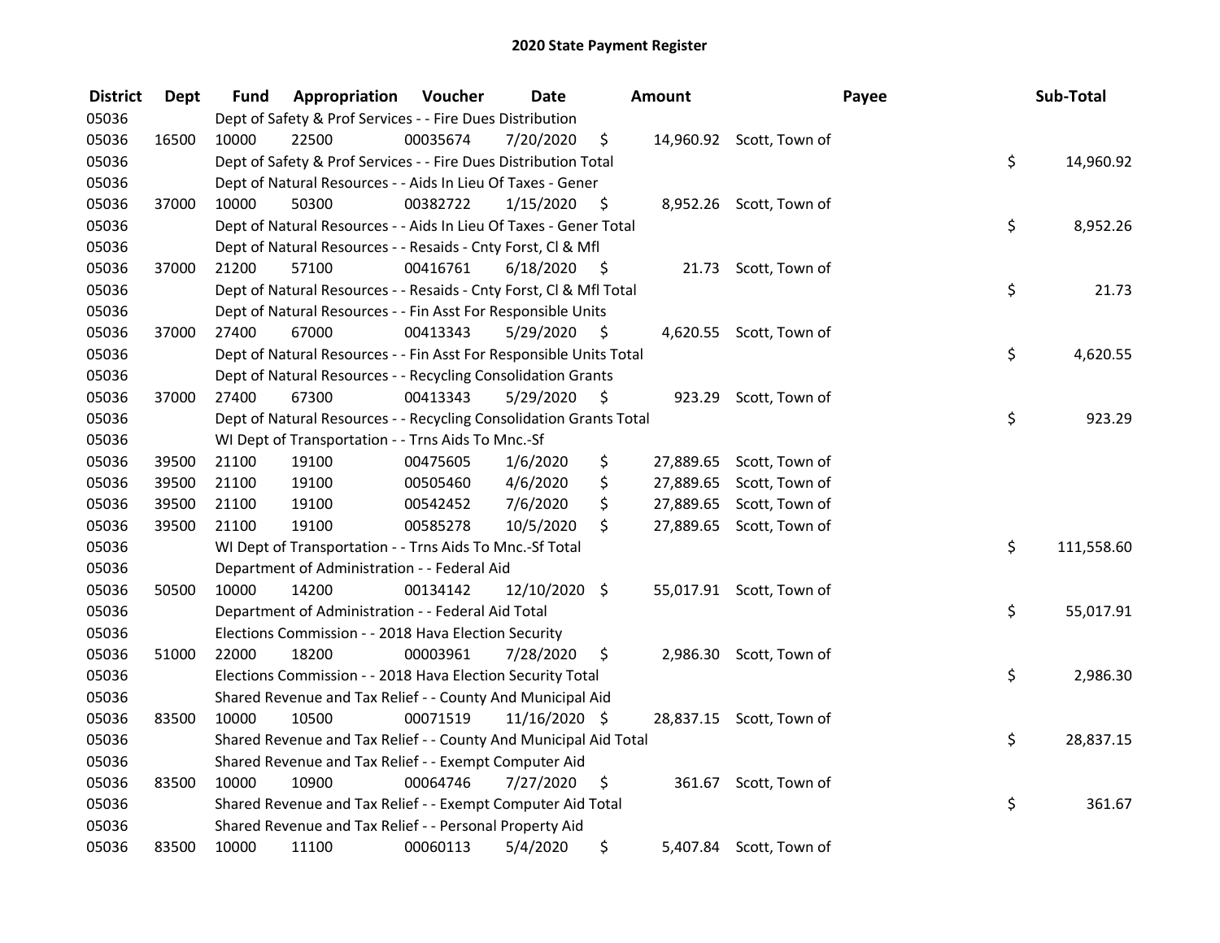## 2020 State Payment Register

| District | Dept | Fund | Appropriation | Voucher | Date | Amount | Payee | Sub-Total |
|---|---|---|---|---|---|---|---|---|
| 05036 | | Dept of Safety & Prof Services - - Fire Dues Distribution | | | | | | |
| 05036 | 16500 | 10000 | 22500 | 00035674 | 7/20/2020 | $ 14,960.92 | Scott, Town of | |
| 05036 | | Dept of Safety & Prof Services - - Fire Dues Distribution Total | | | | | | $ 14,960.92 |
| 05036 | | Dept of Natural Resources - - Aids In Lieu Of Taxes - Gener | | | | | | |
| 05036 | 37000 | 10000 | 50300 | 00382722 | 1/15/2020 | $ 8,952.26 | Scott, Town of | |
| 05036 | | Dept of Natural Resources - - Aids In Lieu Of Taxes - Gener Total | | | | | | $ 8,952.26 |
| 05036 | | Dept of Natural Resources - - Resaids - Cnty Forst, Cl & Mfl | | | | | | |
| 05036 | 37000 | 21200 | 57100 | 00416761 | 6/18/2020 | $ 21.73 | Scott, Town of | |
| 05036 | | Dept of Natural Resources - - Resaids - Cnty Forst, Cl & Mfl Total | | | | | | $ 21.73 |
| 05036 | | Dept of Natural Resources - - Fin Asst For Responsible Units | | | | | | |
| 05036 | 37000 | 27400 | 67000 | 00413343 | 5/29/2020 | $ 4,620.55 | Scott, Town of | |
| 05036 | | Dept of Natural Resources - - Fin Asst For Responsible Units Total | | | | | | $ 4,620.55 |
| 05036 | | Dept of Natural Resources - - Recycling Consolidation Grants | | | | | | |
| 05036 | 37000 | 27400 | 67300 | 00413343 | 5/29/2020 | $ 923.29 | Scott, Town of | |
| 05036 | | Dept of Natural Resources - - Recycling Consolidation Grants Total | | | | | | $ 923.29 |
| 05036 | | WI Dept of Transportation - - Trns Aids To Mnc.-Sf | | | | | | |
| 05036 | 39500 | 21100 | 19100 | 00475605 | 1/6/2020 | $ 27,889.65 | Scott, Town of | |
| 05036 | 39500 | 21100 | 19100 | 00505460 | 4/6/2020 | $ 27,889.65 | Scott, Town of | |
| 05036 | 39500 | 21100 | 19100 | 00542452 | 7/6/2020 | $ 27,889.65 | Scott, Town of | |
| 05036 | 39500 | 21100 | 19100 | 00585278 | 10/5/2020 | $ 27,889.65 | Scott, Town of | |
| 05036 | | WI Dept of Transportation - - Trns Aids To Mnc.-Sf Total | | | | | | $ 111,558.60 |
| 05036 | | Department of Administration - - Federal Aid | | | | | | |
| 05036 | 50500 | 10000 | 14200 | 00134142 | 12/10/2020 | $ 55,017.91 | Scott, Town of | |
| 05036 | | Department of Administration - - Federal Aid Total | | | | | | $ 55,017.91 |
| 05036 | | Elections Commission - - 2018 Hava Election Security | | | | | | |
| 05036 | 51000 | 22000 | 18200 | 00003961 | 7/28/2020 | $ 2,986.30 | Scott, Town of | |
| 05036 | | Elections Commission - - 2018 Hava Election Security Total | | | | | | $ 2,986.30 |
| 05036 | | Shared Revenue and Tax Relief - - County And Municipal Aid | | | | | | |
| 05036 | 83500 | 10000 | 10500 | 00071519 | 11/16/2020 | $ 28,837.15 | Scott, Town of | |
| 05036 | | Shared Revenue and Tax Relief - - County And Municipal Aid Total | | | | | | $ 28,837.15 |
| 05036 | | Shared Revenue and Tax Relief - - Exempt Computer Aid | | | | | | |
| 05036 | 83500 | 10000 | 10900 | 00064746 | 7/27/2020 | $ 361.67 | Scott, Town of | |
| 05036 | | Shared Revenue and Tax Relief - - Exempt Computer Aid Total | | | | | | $ 361.67 |
| 05036 | | Shared Revenue and Tax Relief - - Personal Property Aid | | | | | | |
| 05036 | 83500 | 10000 | 11100 | 00060113 | 5/4/2020 | $ 5,407.84 | Scott, Town of | |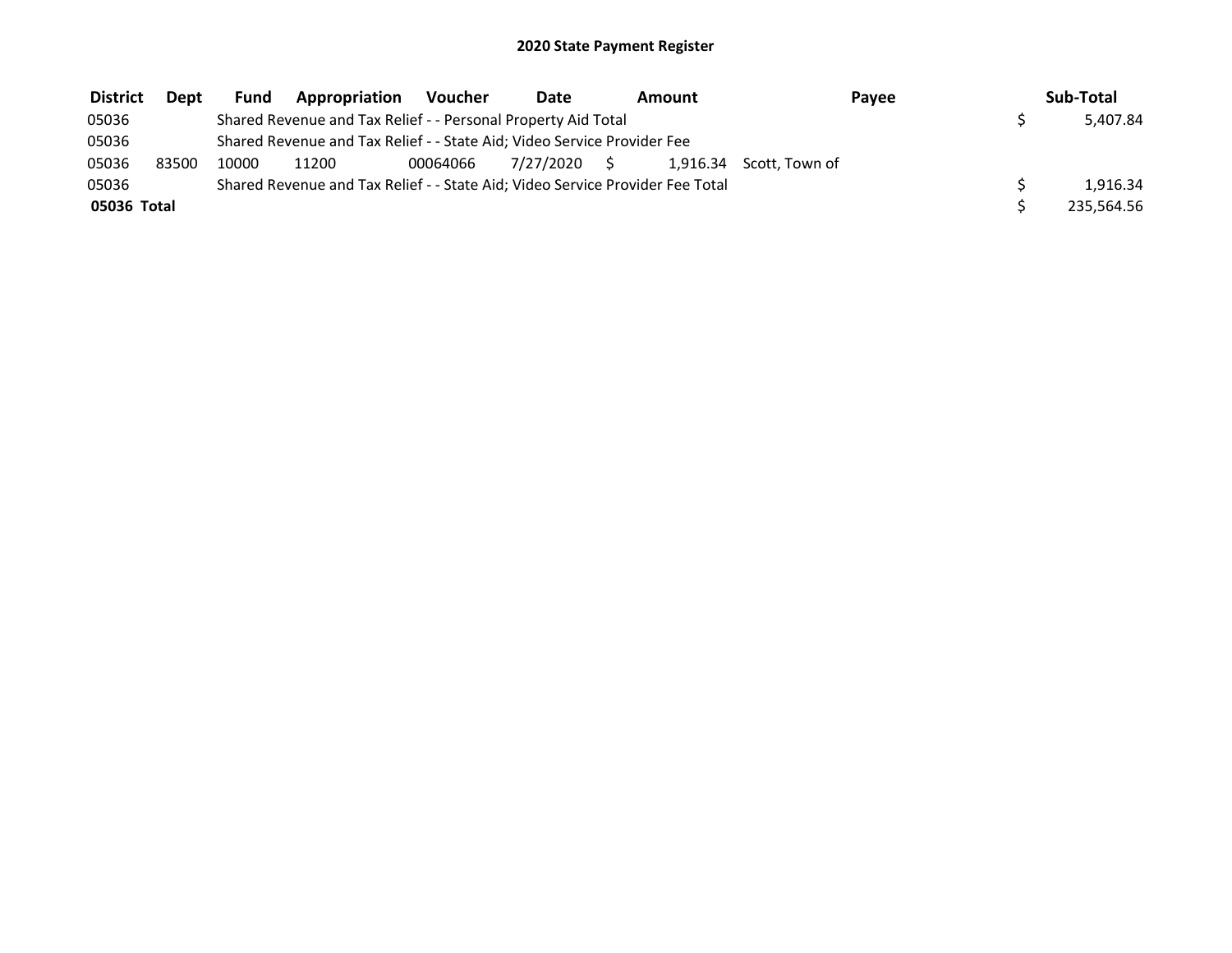# 2020 State Payment Register

| District | Dept | Fund | Appropriation | Voucher | Date | Amount | Payee | Sub-Total |
|---|---|---|---|---|---|---|---|---|
| 05036 | | Shared Revenue and Tax Relief - - Personal Property Aid Total | | | | | | $ 5,407.84 |
| 05036 | | Shared Revenue and Tax Relief - - State Aid; Video Service Provider Fee | | | | | | |
| 05036 | 83500 | 10000 | 11200 | 00064066 | 7/27/2020 | $ 1,916.34 | Scott, Town of | |
| 05036 | | Shared Revenue and Tax Relief - - State Aid; Video Service Provider Fee Total | | | | | | $ 1,916.34 |
| **05036 Total** | | | | | | | | $ 235,564.56 |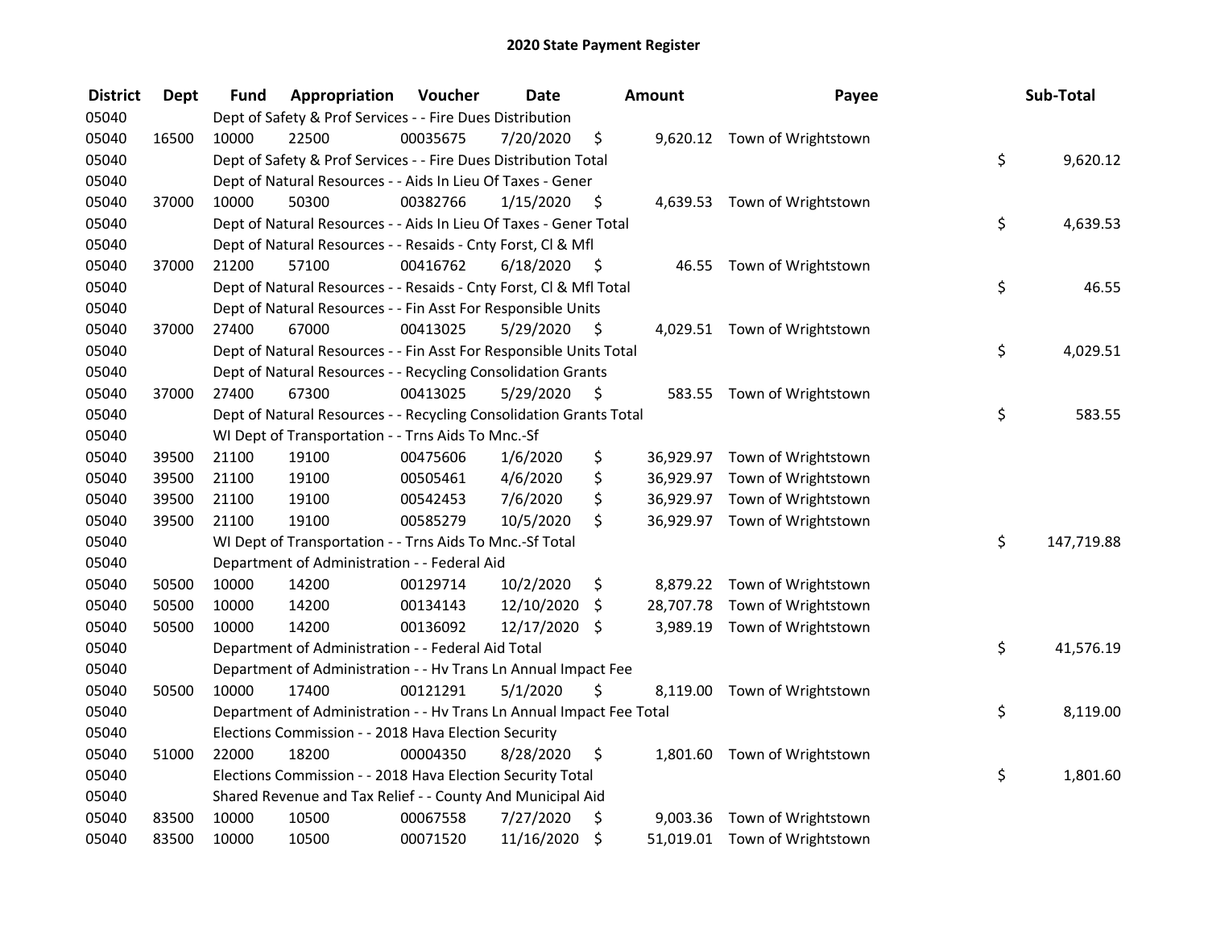# 2020 State Payment Register

| District | Dept | Fund | Appropriation | Voucher | Date | Amount | Payee | Sub-Total |
|---|---|---|---|---|---|---|---|---|
| 05040 | | Dept of Safety & Prof Services - - Fire Dues Distribution | | | | | | |
| 05040 | 16500 | 10000 | 22500 | 00035675 | 7/20/2020 | $ 9,620.12 | Town of Wrightstown | |
| 05040 | | Dept of Safety & Prof Services - - Fire Dues Distribution Total | | | | | | $ 9,620.12 |
| 05040 | | Dept of Natural Resources - - Aids In Lieu Of Taxes - Gener | | | | | | |
| 05040 | 37000 | 10000 | 50300 | 00382766 | 1/15/2020 | $ 4,639.53 | Town of Wrightstown | |
| 05040 | | Dept of Natural Resources - - Aids In Lieu Of Taxes - Gener Total | | | | | | $ 4,639.53 |
| 05040 | | Dept of Natural Resources - - Resaids - Cnty Forst, Cl & Mfl | | | | | | |
| 05040 | 37000 | 21200 | 57100 | 00416762 | 6/18/2020 | $ 46.55 | Town of Wrightstown | |
| 05040 | | Dept of Natural Resources - - Resaids - Cnty Forst, Cl & Mfl Total | | | | | | $ 46.55 |
| 05040 | | Dept of Natural Resources - - Fin Asst For Responsible Units | | | | | | |
| 05040 | 37000 | 27400 | 67000 | 00413025 | 5/29/2020 | $ 4,029.51 | Town of Wrightstown | |
| 05040 | | Dept of Natural Resources - - Fin Asst For Responsible Units Total | | | | | | $ 4,029.51 |
| 05040 | | Dept of Natural Resources - - Recycling Consolidation Grants | | | | | | |
| 05040 | 37000 | 27400 | 67300 | 00413025 | 5/29/2020 | $ 583.55 | Town of Wrightstown | |
| 05040 | | Dept of Natural Resources - - Recycling Consolidation Grants Total | | | | | | $ 583.55 |
| 05040 | | WI Dept of Transportation - - Trns Aids To Mnc.-Sf | | | | | | |
| 05040 | 39500 | 21100 | 19100 | 00475606 | 1/6/2020 | $ 36,929.97 | Town of Wrightstown | |
| 05040 | 39500 | 21100 | 19100 | 00505461 | 4/6/2020 | $ 36,929.97 | Town of Wrightstown | |
| 05040 | 39500 | 21100 | 19100 | 00542453 | 7/6/2020 | $ 36,929.97 | Town of Wrightstown | |
| 05040 | 39500 | 21100 | 19100 | 00585279 | 10/5/2020 | $ 36,929.97 | Town of Wrightstown | |
| 05040 | | WI Dept of Transportation - - Trns Aids To Mnc.-Sf Total | | | | | | $ 147,719.88 |
| 05040 | | Department of Administration - - Federal Aid | | | | | | |
| 05040 | 50500 | 10000 | 14200 | 00129714 | 10/2/2020 | $ 8,879.22 | Town of Wrightstown | |
| 05040 | 50500 | 10000 | 14200 | 00134143 | 12/10/2020 | $ 28,707.78 | Town of Wrightstown | |
| 05040 | 50500 | 10000 | 14200 | 00136092 | 12/17/2020 | $ 3,989.19 | Town of Wrightstown | |
| 05040 | | Department of Administration - - Federal Aid Total | | | | | | $ 41,576.19 |
| 05040 | | Department of Administration - - Hv Trans Ln Annual Impact Fee | | | | | | |
| 05040 | 50500 | 10000 | 17400 | 00121291 | 5/1/2020 | $ 8,119.00 | Town of Wrightstown | |
| 05040 | | Department of Administration - - Hv Trans Ln Annual Impact Fee Total | | | | | | $ 8,119.00 |
| 05040 | | Elections Commission - - 2018 Hava Election Security | | | | | | |
| 05040 | 51000 | 22000 | 18200 | 00004350 | 8/28/2020 | $ 1,801.60 | Town of Wrightstown | |
| 05040 | | Elections Commission - - 2018 Hava Election Security Total | | | | | | $ 1,801.60 |
| 05040 | | Shared Revenue and Tax Relief - - County And Municipal Aid | | | | | | |
| 05040 | 83500 | 10000 | 10500 | 00067558 | 7/27/2020 | $ 9,003.36 | Town of Wrightstown | |
| 05040 | 83500 | 10000 | 10500 | 00071520 | 11/16/2020 | $ 51,019.01 | Town of Wrightstown | |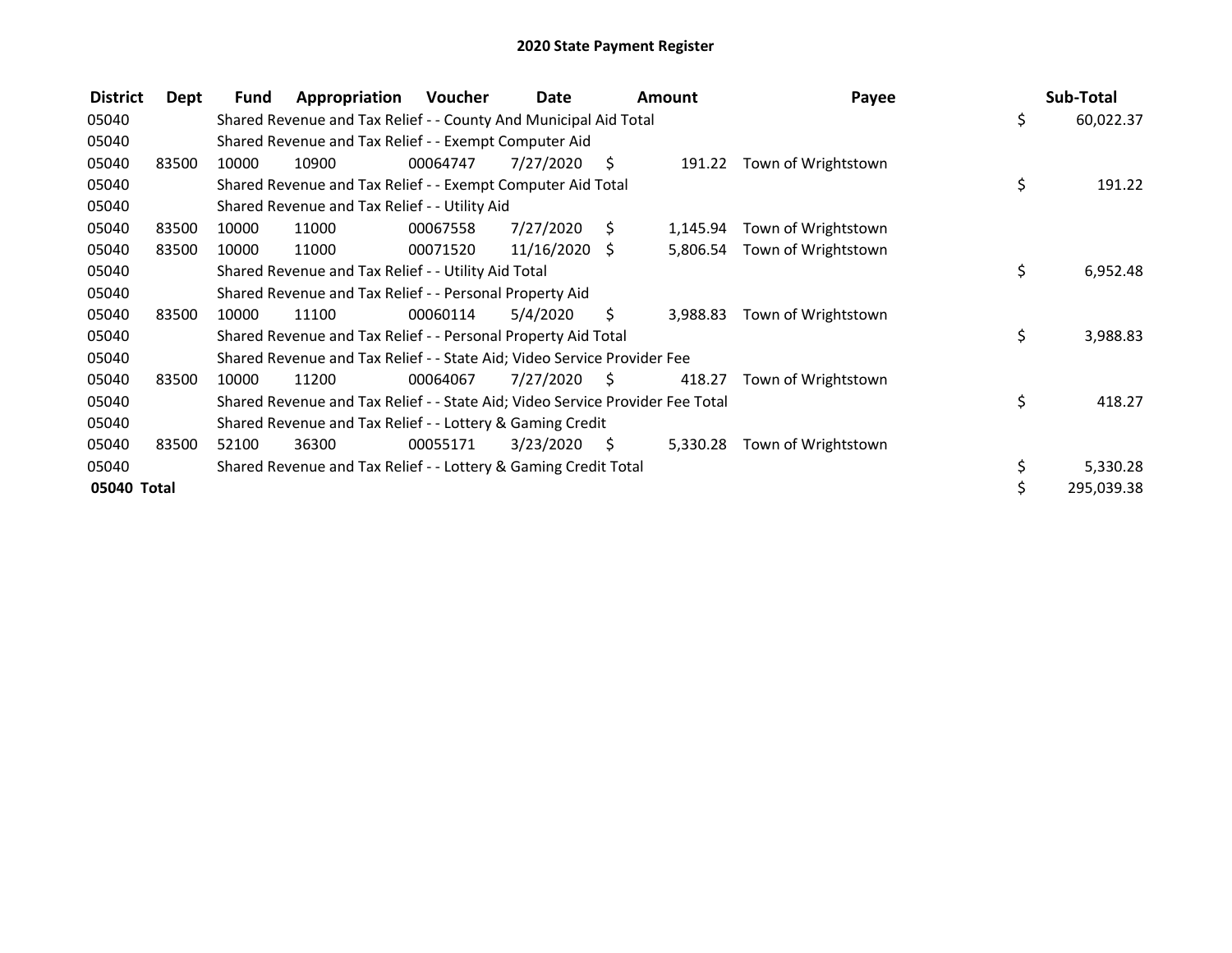# 2020 State Payment Register

| District | Dept | Fund | Appropriation | Voucher | Date | Amount | Payee | Sub-Total |
|---|---|---|---|---|---|---|---|---|
| 05040 | | Shared Revenue and Tax Relief - - County And Municipal Aid Total | | | | | | $ 60,022.37 |
| 05040 | | Shared Revenue and Tax Relief - - Exempt Computer Aid | | | | | | |
| 05040 | 83500 | 10000 | 10900 | 00064747 | 7/27/2020 | $ 191.22 | Town of Wrightstown | |
| 05040 | | Shared Revenue and Tax Relief - - Exempt Computer Aid Total | | | | | | $ 191.22 |
| 05040 | | Shared Revenue and Tax Relief - - Utility Aid | | | | | | |
| 05040 | 83500 | 10000 | 11000 | 00067558 | 7/27/2020 | $ 1,145.94 | Town of Wrightstown | |
| 05040 | 83500 | 10000 | 11000 | 00071520 | 11/16/2020 | $ 5,806.54 | Town of Wrightstown | |
| 05040 | | Shared Revenue and Tax Relief - - Utility Aid Total | | | | | | $ 6,952.48 |
| 05040 | | Shared Revenue and Tax Relief - - Personal Property Aid | | | | | | |
| 05040 | 83500 | 10000 | 11100 | 00060114 | 5/4/2020 | $ 3,988.83 | Town of Wrightstown | |
| 05040 | | Shared Revenue and Tax Relief - - Personal Property Aid Total | | | | | | $ 3,988.83 |
| 05040 | | Shared Revenue and Tax Relief - - State Aid; Video Service Provider Fee | | | | | | |
| 05040 | 83500 | 10000 | 11200 | 00064067 | 7/27/2020 | $ 418.27 | Town of Wrightstown | |
| 05040 | | Shared Revenue and Tax Relief - - State Aid; Video Service Provider Fee Total | | | | | | $ 418.27 |
| 05040 | | Shared Revenue and Tax Relief - - Lottery & Gaming Credit | | | | | | |
| 05040 | 83500 | 52100 | 36300 | 00055171 | 3/23/2020 | $ 5,330.28 | Town of Wrightstown | |
| 05040 | | Shared Revenue and Tax Relief - - Lottery & Gaming Credit Total | | | | | | $ 5,330.28 |
| **05040 Total** | | | | | | | | $ 295,039.38 |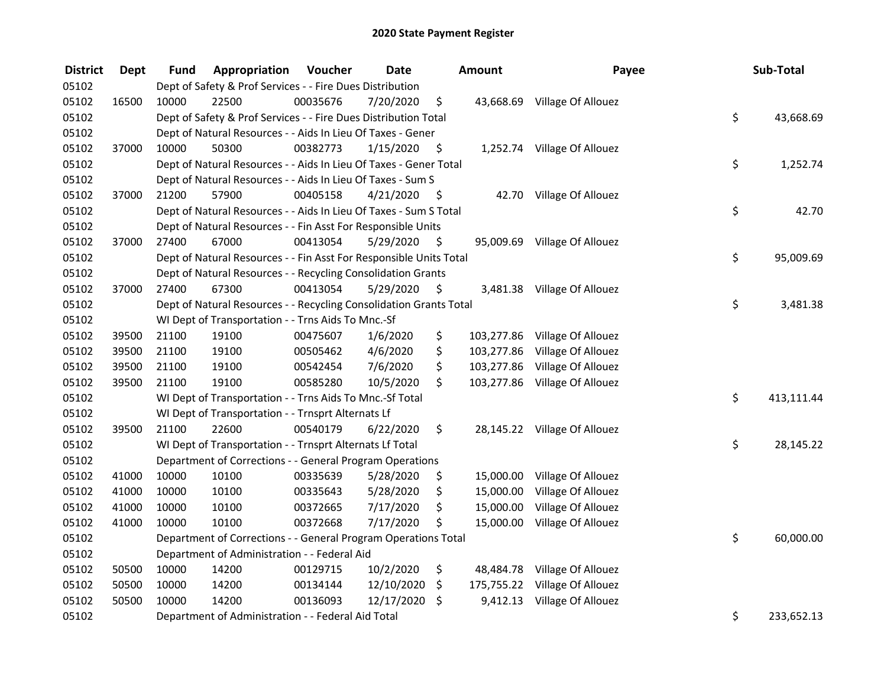# 2020 State Payment Register

| District | Dept | Fund | Appropriation | Voucher | Date | Amount | Payee | Sub-Total |
|---|---|---|---|---|---|---|---|---|
| 05102 | | Dept of Safety & Prof Services - - Fire Dues Distribution | | | | | | |
| 05102 | 16500 | 10000 | 22500 | 00035676 | 7/20/2020 | $ 43,668.69 | Village Of Allouez | |
| 05102 | | Dept of Safety & Prof Services - - Fire Dues Distribution Total | | | | | | $ 43,668.69 |
| 05102 | | Dept of Natural Resources - - Aids In Lieu Of Taxes - Gener | | | | | | |
| 05102 | 37000 | 10000 | 50300 | 00382773 | 1/15/2020 | $ 1,252.74 | Village Of Allouez | |
| 05102 | | Dept of Natural Resources - - Aids In Lieu Of Taxes - Gener Total | | | | | | $ 1,252.74 |
| 05102 | | Dept of Natural Resources - - Aids In Lieu Of Taxes - Sum S | | | | | | |
| 05102 | 37000 | 21200 | 57900 | 00405158 | 4/21/2020 | $ 42.70 | Village Of Allouez | |
| 05102 | | Dept of Natural Resources - - Aids In Lieu Of Taxes - Sum S Total | | | | | | $ 42.70 |
| 05102 | | Dept of Natural Resources - - Fin Asst For Responsible Units | | | | | | |
| 05102 | 37000 | 27400 | 67000 | 00413054 | 5/29/2020 | $ 95,009.69 | Village Of Allouez | |
| 05102 | | Dept of Natural Resources - - Fin Asst For Responsible Units Total | | | | | | $ 95,009.69 |
| 05102 | | Dept of Natural Resources - - Recycling Consolidation Grants | | | | | | |
| 05102 | 37000 | 27400 | 67300 | 00413054 | 5/29/2020 | $ 3,481.38 | Village Of Allouez | |
| 05102 | | Dept of Natural Resources - - Recycling Consolidation Grants Total | | | | | | $ 3,481.38 |
| 05102 | | WI Dept of Transportation - - Trns Aids To Mnc.-Sf | | | | | | |
| 05102 | 39500 | 21100 | 19100 | 00475607 | 1/6/2020 | $ 103,277.86 | Village Of Allouez | |
| 05102 | 39500 | 21100 | 19100 | 00505462 | 4/6/2020 | $ 103,277.86 | Village Of Allouez | |
| 05102 | 39500 | 21100 | 19100 | 00542454 | 7/6/2020 | $ 103,277.86 | Village Of Allouez | |
| 05102 | 39500 | 21100 | 19100 | 00585280 | 10/5/2020 | $ 103,277.86 | Village Of Allouez | |
| 05102 | | WI Dept of Transportation - - Trns Aids To Mnc.-Sf Total | | | | | | $ 413,111.44 |
| 05102 | | WI Dept of Transportation - - Trnsprt Alternats Lf | | | | | | |
| 05102 | 39500 | 21100 | 22600 | 00540179 | 6/22/2020 | $ 28,145.22 | Village Of Allouez | |
| 05102 | | WI Dept of Transportation - - Trnsprt Alternats Lf Total | | | | | | $ 28,145.22 |
| 05102 | | Department of Corrections - - General Program Operations | | | | | | |
| 05102 | 41000 | 10000 | 10100 | 00335639 | 5/28/2020 | $ 15,000.00 | Village Of Allouez | |
| 05102 | 41000 | 10000 | 10100 | 00335643 | 5/28/2020 | $ 15,000.00 | Village Of Allouez | |
| 05102 | 41000 | 10000 | 10100 | 00372665 | 7/17/2020 | $ 15,000.00 | Village Of Allouez | |
| 05102 | 41000 | 10000 | 10100 | 00372668 | 7/17/2020 | $ 15,000.00 | Village Of Allouez | |
| 05102 | | Department of Corrections - - General Program Operations Total | | | | | | $ 60,000.00 |
| 05102 | | Department of Administration - - Federal Aid | | | | | | |
| 05102 | 50500 | 10000 | 14200 | 00129715 | 10/2/2020 | $ 48,484.78 | Village Of Allouez | |
| 05102 | 50500 | 10000 | 14200 | 00134144 | 12/10/2020 | $ 175,755.22 | Village Of Allouez | |
| 05102 | 50500 | 10000 | 14200 | 00136093 | 12/17/2020 | $ 9,412.13 | Village Of Allouez | |
| 05102 | | Department of Administration - - Federal Aid Total | | | | | | $ 233,652.13 |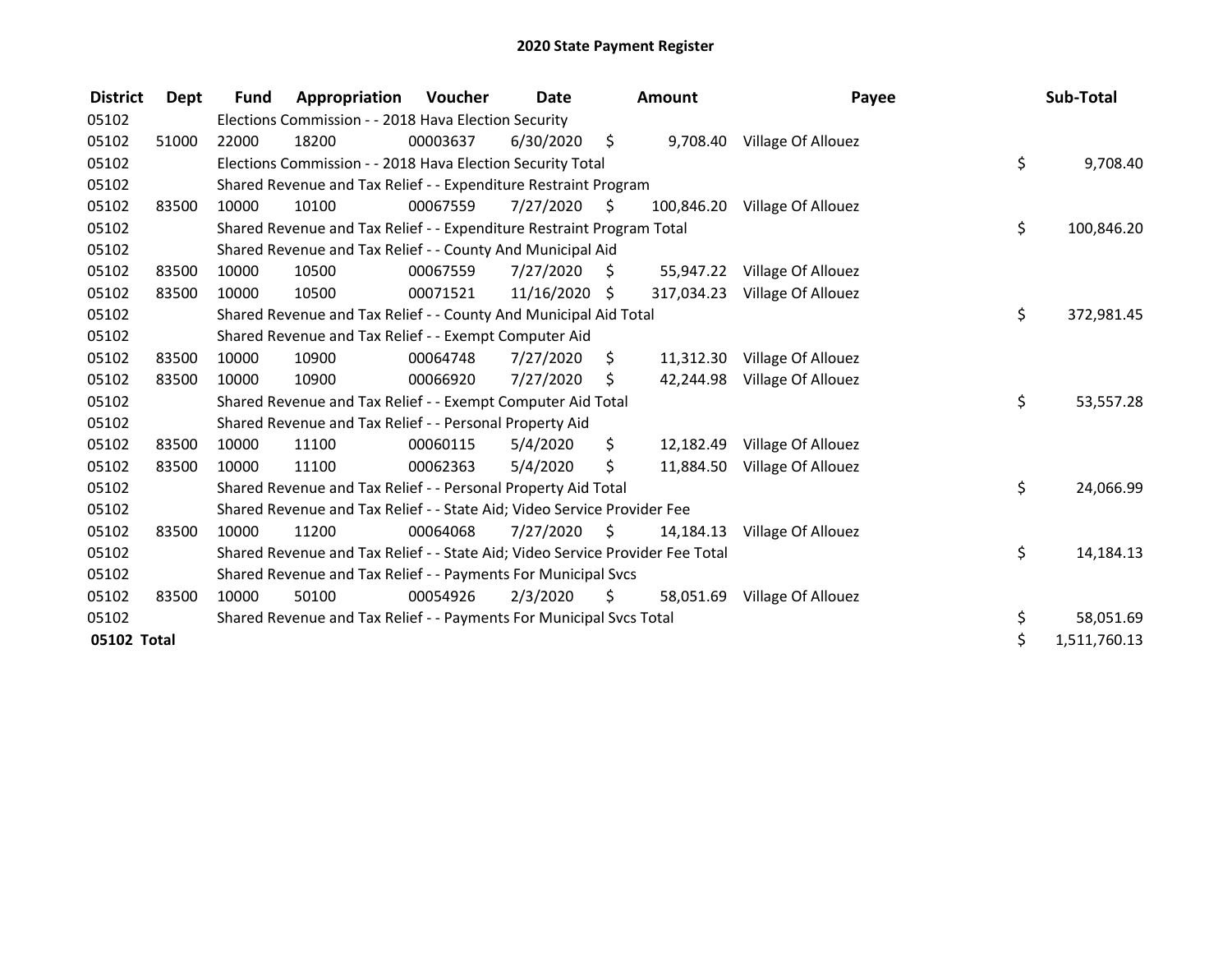# 2020 State Payment Register

| District | Dept | Fund | Appropriation | Voucher | Date | Amount | Payee | Sub-Total |
|---|---|---|---|---|---|---|---|---|
| 05102 | | Elections Commission - - 2018 Hava Election Security | | | | | | |
| 05102 | 51000 | 22000 | 18200 | 00003637 | 6/30/2020 | $ 9,708.40 | Village Of Allouez | |
| 05102 | | Elections Commission - - 2018 Hava Election Security Total | | | | | | $ 9,708.40 |
| 05102 | | Shared Revenue and Tax Relief - - Expenditure Restraint Program | | | | | | |
| 05102 | 83500 | 10000 | 10100 | 00067559 | 7/27/2020 | $ 100,846.20 | Village Of Allouez | |
| 05102 | | Shared Revenue and Tax Relief - - Expenditure Restraint Program Total | | | | | | $ 100,846.20 |
| 05102 | | Shared Revenue and Tax Relief - - County And Municipal Aid | | | | | | |
| 05102 | 83500 | 10000 | 10500 | 00067559 | 7/27/2020 | $ 55,947.22 | Village Of Allouez | |
| 05102 | 83500 | 10000 | 10500 | 00071521 | 11/16/2020 | $ 317,034.23 | Village Of Allouez | |
| 05102 | | Shared Revenue and Tax Relief - - County And Municipal Aid Total | | | | | | $ 372,981.45 |
| 05102 | | Shared Revenue and Tax Relief - - Exempt Computer Aid | | | | | | |
| 05102 | 83500 | 10000 | 10900 | 00064748 | 7/27/2020 | $ 11,312.30 | Village Of Allouez | |
| 05102 | 83500 | 10000 | 10900 | 00066920 | 7/27/2020 | $ 42,244.98 | Village Of Allouez | |
| 05102 | | Shared Revenue and Tax Relief - - Exempt Computer Aid Total | | | | | | $ 53,557.28 |
| 05102 | | Shared Revenue and Tax Relief - - Personal Property Aid | | | | | | |
| 05102 | 83500 | 10000 | 11100 | 00060115 | 5/4/2020 | $ 12,182.49 | Village Of Allouez | |
| 05102 | 83500 | 10000 | 11100 | 00062363 | 5/4/2020 | $ 11,884.50 | Village Of Allouez | |
| 05102 | | Shared Revenue and Tax Relief - - Personal Property Aid Total | | | | | | $ 24,066.99 |
| 05102 | | Shared Revenue and Tax Relief - - State Aid; Video Service Provider Fee | | | | | | |
| 05102 | 83500 | 10000 | 11200 | 00064068 | 7/27/2020 | $ 14,184.13 | Village Of Allouez | |
| 05102 | | Shared Revenue and Tax Relief - - State Aid; Video Service Provider Fee Total | | | | | | $ 14,184.13 |
| 05102 | | Shared Revenue and Tax Relief - - Payments For Municipal Svcs | | | | | | |
| 05102 | 83500 | 10000 | 50100 | 00054926 | 2/3/2020 | $ 58,051.69 | Village Of Allouez | |
| 05102 | | Shared Revenue and Tax Relief - - Payments For Municipal Svcs Total | | | | | | $ 58,051.69 |
| **05102 Total** | | | | | | | | $ 1,511,760.13 |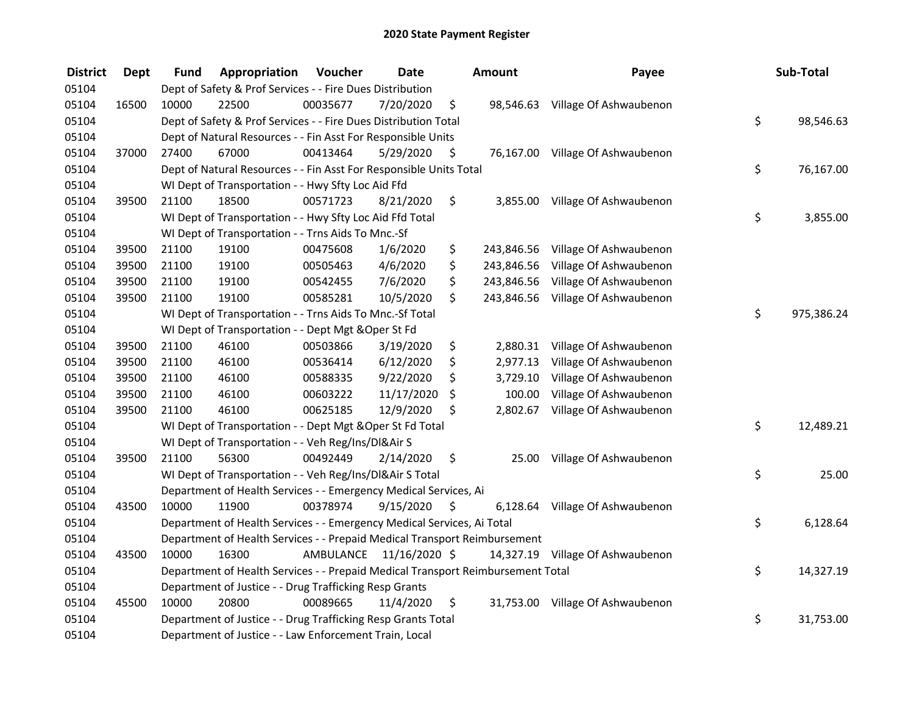# 2020 State Payment Register

| District | Dept | Fund | Appropriation | Voucher | Date | Amount | Payee | Sub-Total |
|---|---|---|---|---|---|---|---|---|
| 05104 | | Dept of Safety & Prof Services - - Fire Dues Distribution | | | | | | |
| 05104 | 16500 | 10000 | 22500 | 00035677 | 7/20/2020 | $ 98,546.63 | Village Of Ashwaubenon | |
| 05104 | | Dept of Safety & Prof Services - - Fire Dues Distribution Total | | | | | | $ 98,546.63 |
| 05104 | | Dept of Natural Resources - - Fin Asst For Responsible Units | | | | | | |
| 05104 | 37000 | 27400 | 67000 | 00413464 | 5/29/2020 | $ 76,167.00 | Village Of Ashwaubenon | |
| 05104 | | Dept of Natural Resources - - Fin Asst For Responsible Units Total | | | | | | $ 76,167.00 |
| 05104 | | WI Dept of Transportation - - Hwy Sfty Loc Aid Ffd | | | | | | |
| 05104 | 39500 | 21100 | 18500 | 00571723 | 8/21/2020 | $ 3,855.00 | Village Of Ashwaubenon | |
| 05104 | | WI Dept of Transportation - - Hwy Sfty Loc Aid Ffd Total | | | | | | $ 3,855.00 |
| 05104 | | WI Dept of Transportation - - Trns Aids To Mnc.-Sf | | | | | | |
| 05104 | 39500 | 21100 | 19100 | 00475608 | 1/6/2020 | $ 243,846.56 | Village Of Ashwaubenon | |
| 05104 | 39500 | 21100 | 19100 | 00505463 | 4/6/2020 | $ 243,846.56 | Village Of Ashwaubenon | |
| 05104 | 39500 | 21100 | 19100 | 00542455 | 7/6/2020 | $ 243,846.56 | Village Of Ashwaubenon | |
| 05104 | 39500 | 21100 | 19100 | 00585281 | 10/5/2020 | $ 243,846.56 | Village Of Ashwaubenon | |
| 05104 | | WI Dept of Transportation - - Trns Aids To Mnc.-Sf Total | | | | | | $ 975,386.24 |
| 05104 | | WI Dept of Transportation - - Dept Mgt &Oper St Fd | | | | | | |
| 05104 | 39500 | 21100 | 46100 | 00503866 | 3/19/2020 | $ 2,880.31 | Village Of Ashwaubenon | |
| 05104 | 39500 | 21100 | 46100 | 00536414 | 6/12/2020 | $ 2,977.13 | Village Of Ashwaubenon | |
| 05104 | 39500 | 21100 | 46100 | 00588335 | 9/22/2020 | $ 3,729.10 | Village Of Ashwaubenon | |
| 05104 | 39500 | 21100 | 46100 | 00603222 | 11/17/2020 | $ 100.00 | Village Of Ashwaubenon | |
| 05104 | 39500 | 21100 | 46100 | 00625185 | 12/9/2020 | $ 2,802.67 | Village Of Ashwaubenon | |
| 05104 | | WI Dept of Transportation - - Dept Mgt &Oper St Fd Total | | | | | | $ 12,489.21 |
| 05104 | | WI Dept of Transportation - - Veh Reg/Ins/Dl&Air S | | | | | | |
| 05104 | 39500 | 21100 | 56300 | 00492449 | 2/14/2020 | $ 25.00 | Village Of Ashwaubenon | |
| 05104 | | WI Dept of Transportation - - Veh Reg/Ins/Dl&Air S Total | | | | | | $ 25.00 |
| 05104 | | Department of Health Services - - Emergency Medical Services, Ai | | | | | | |
| 05104 | 43500 | 10000 | 11900 | 00378974 | 9/15/2020 | $ 6,128.64 | Village Of Ashwaubenon | |
| 05104 | | Department of Health Services - - Emergency Medical Services, Ai Total | | | | | | $ 6,128.64 |
| 05104 | | Department of Health Services - - Prepaid Medical Transport Reimbursement | | | | | | |
| 05104 | 43500 | 10000 | 16300 | AMBULANCE | 11/16/2020 | $ 14,327.19 | Village Of Ashwaubenon | |
| 05104 | | Department of Health Services - - Prepaid Medical Transport Reimbursement Total | | | | | | $ 14,327.19 |
| 05104 | | Department of Justice - - Drug Trafficking Resp Grants | | | | | | |
| 05104 | 45500 | 10000 | 20800 | 00089665 | 11/4/2020 | $ 31,753.00 | Village Of Ashwaubenon | |
| 05104 | | Department of Justice - - Drug Trafficking Resp Grants Total | | | | | | $ 31,753.00 |
| 05104 | | Department of Justice - - Law Enforcement Train, Local | | | | | | |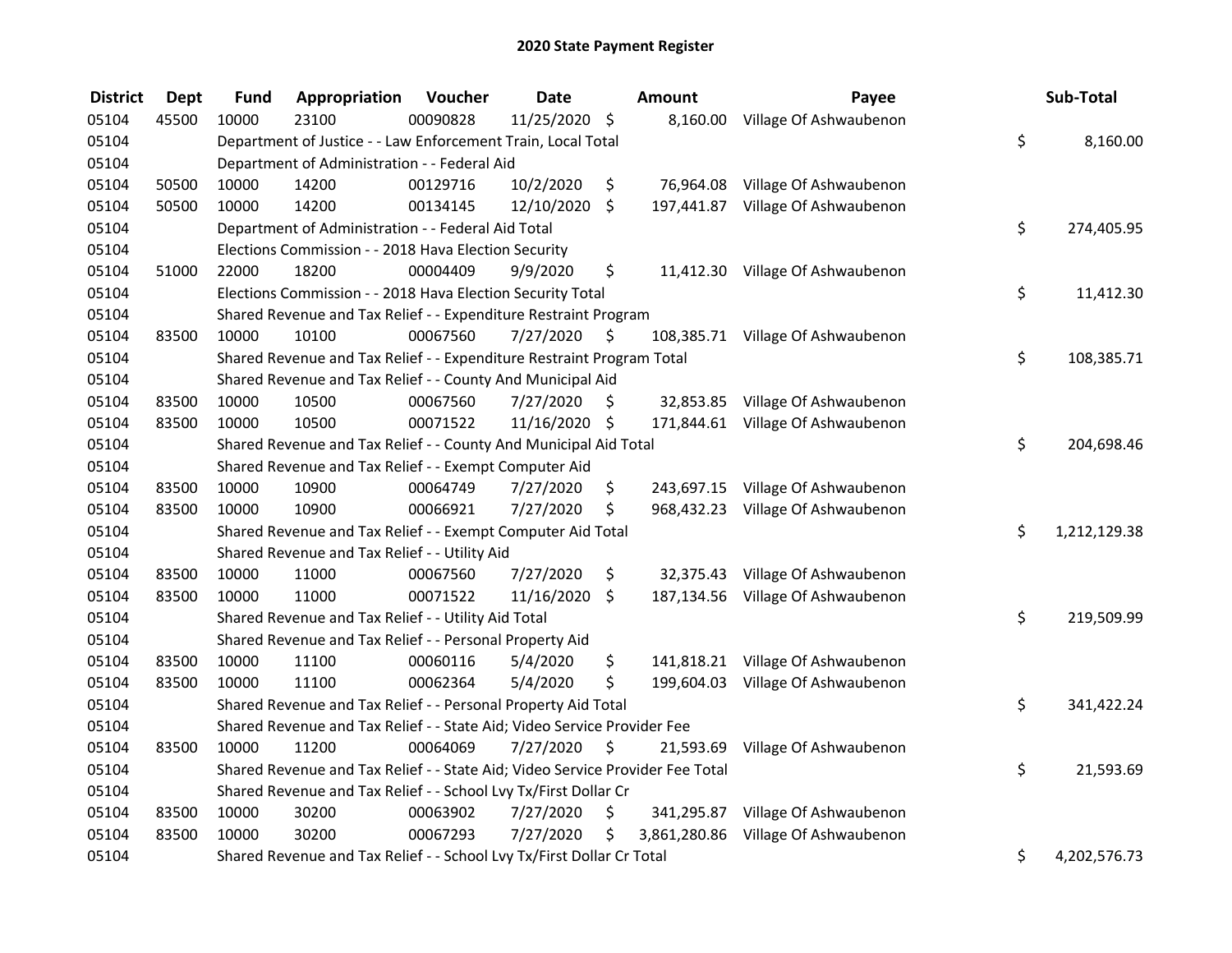# 2020 State Payment Register

| District | Dept | Fund | Appropriation | Voucher | Date | Amount | Payee | Sub-Total |
|---|---|---|---|---|---|---|---|---|
| 05104 | 45500 | 10000 | 23100 | 00090828 | 11/25/2020 | $ 8,160.00 | Village Of Ashwaubenon | |
| 05104 | | Department of Justice - - Law Enforcement Train, Local Total | | | | | | $ 8,160.00 |
| 05104 | | Department of Administration - - Federal Aid | | | | | | |
| 05104 | 50500 | 10000 | 14200 | 00129716 | 10/2/2020 | $ 76,964.08 | Village Of Ashwaubenon | |
| 05104 | 50500 | 10000 | 14200 | 00134145 | 12/10/2020 | $ 197,441.87 | Village Of Ashwaubenon | |
| 05104 | | Department of Administration - - Federal Aid Total | | | | | | $ 274,405.95 |
| 05104 | | Elections Commission - - 2018 Hava Election Security | | | | | | |
| 05104 | 51000 | 22000 | 18200 | 00004409 | 9/9/2020 | $ 11,412.30 | Village Of Ashwaubenon | |
| 05104 | | Elections Commission - - 2018 Hava Election Security Total | | | | | | $ 11,412.30 |
| 05104 | | Shared Revenue and Tax Relief - - Expenditure Restraint Program | | | | | | |
| 05104 | 83500 | 10000 | 10100 | 00067560 | 7/27/2020 | $ 108,385.71 | Village Of Ashwaubenon | |
| 05104 | | Shared Revenue and Tax Relief - - Expenditure Restraint Program Total | | | | | | $ 108,385.71 |
| 05104 | | Shared Revenue and Tax Relief - - County And Municipal Aid | | | | | | |
| 05104 | 83500 | 10000 | 10500 | 00067560 | 7/27/2020 | $ 32,853.85 | Village Of Ashwaubenon | |
| 05104 | 83500 | 10000 | 10500 | 00071522 | 11/16/2020 | $ 171,844.61 | Village Of Ashwaubenon | |
| 05104 | | Shared Revenue and Tax Relief - - County And Municipal Aid Total | | | | | | $ 204,698.46 |
| 05104 | | Shared Revenue and Tax Relief - - Exempt Computer Aid | | | | | | |
| 05104 | 83500 | 10000 | 10900 | 00064749 | 7/27/2020 | $ 243,697.15 | Village Of Ashwaubenon | |
| 05104 | 83500 | 10000 | 10900 | 00066921 | 7/27/2020 | $ 968,432.23 | Village Of Ashwaubenon | |
| 05104 | | Shared Revenue and Tax Relief - - Exempt Computer Aid Total | | | | | | $ 1,212,129.38 |
| 05104 | | Shared Revenue and Tax Relief - - Utility Aid | | | | | | |
| 05104 | 83500 | 10000 | 11000 | 00067560 | 7/27/2020 | $ 32,375.43 | Village Of Ashwaubenon | |
| 05104 | 83500 | 10000 | 11000 | 00071522 | 11/16/2020 | $ 187,134.56 | Village Of Ashwaubenon | |
| 05104 | | Shared Revenue and Tax Relief - - Utility Aid Total | | | | | | $ 219,509.99 |
| 05104 | | Shared Revenue and Tax Relief - - Personal Property Aid | | | | | | |
| 05104 | 83500 | 10000 | 11100 | 00060116 | 5/4/2020 | $ 141,818.21 | Village Of Ashwaubenon | |
| 05104 | 83500 | 10000 | 11100 | 00062364 | 5/4/2020 | $ 199,604.03 | Village Of Ashwaubenon | |
| 05104 | | Shared Revenue and Tax Relief - - Personal Property Aid Total | | | | | | $ 341,422.24 |
| 05104 | | Shared Revenue and Tax Relief - - State Aid; Video Service Provider Fee | | | | | | |
| 05104 | 83500 | 10000 | 11200 | 00064069 | 7/27/2020 | $ 21,593.69 | Village Of Ashwaubenon | |
| 05104 | | Shared Revenue and Tax Relief - - State Aid; Video Service Provider Fee Total | | | | | | $ 21,593.69 |
| 05104 | | Shared Revenue and Tax Relief - - School Lvy Tx/First Dollar Cr | | | | | | |
| 05104 | 83500 | 10000 | 30200 | 00063902 | 7/27/2020 | $ 341,295.87 | Village Of Ashwaubenon | |
| 05104 | 83500 | 10000 | 30200 | 00067293 | 7/27/2020 | $ 3,861,280.86 | Village Of Ashwaubenon | |
| 05104 | | Shared Revenue and Tax Relief - - School Lvy Tx/First Dollar Cr Total | | | | | | $ 4,202,576.73 |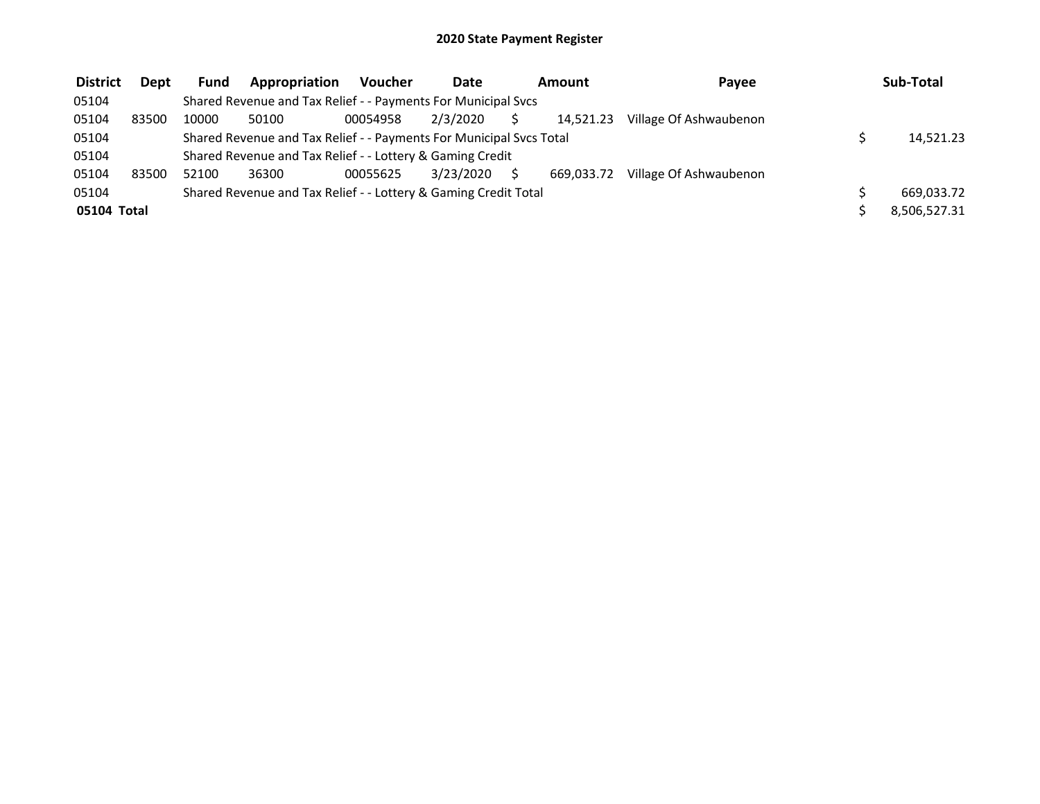# 2020 State Payment Register

| District | Dept | Fund | Appropriation | Voucher | Date | Amount | Payee | Sub-Total |
|---|---|---|---|---|---|---|---|---|
| 05104 | | Shared Revenue and Tax Relief - - Payments For Municipal Svcs | | | | | | |
| 05104 | 83500 | 10000 | 50100 | 00054958 | 2/3/2020 | $ 14,521.23 | Village Of Ashwaubenon | |
| 05104 | | Shared Revenue and Tax Relief - - Payments For Municipal Svcs Total | | | | | | $ 14,521.23 |
| 05104 | | Shared Revenue and Tax Relief - - Lottery & Gaming Credit | | | | | | |
| 05104 | 83500 | 52100 | 36300 | 00055625 | 3/23/2020 | $ 669,033.72 | Village Of Ashwaubenon | |
| 05104 | | Shared Revenue and Tax Relief - - Lottery & Gaming Credit Total | | | | | | $ 669,033.72 |
| **05104 Total** | | | | | | | | $ 8,506,527.31 |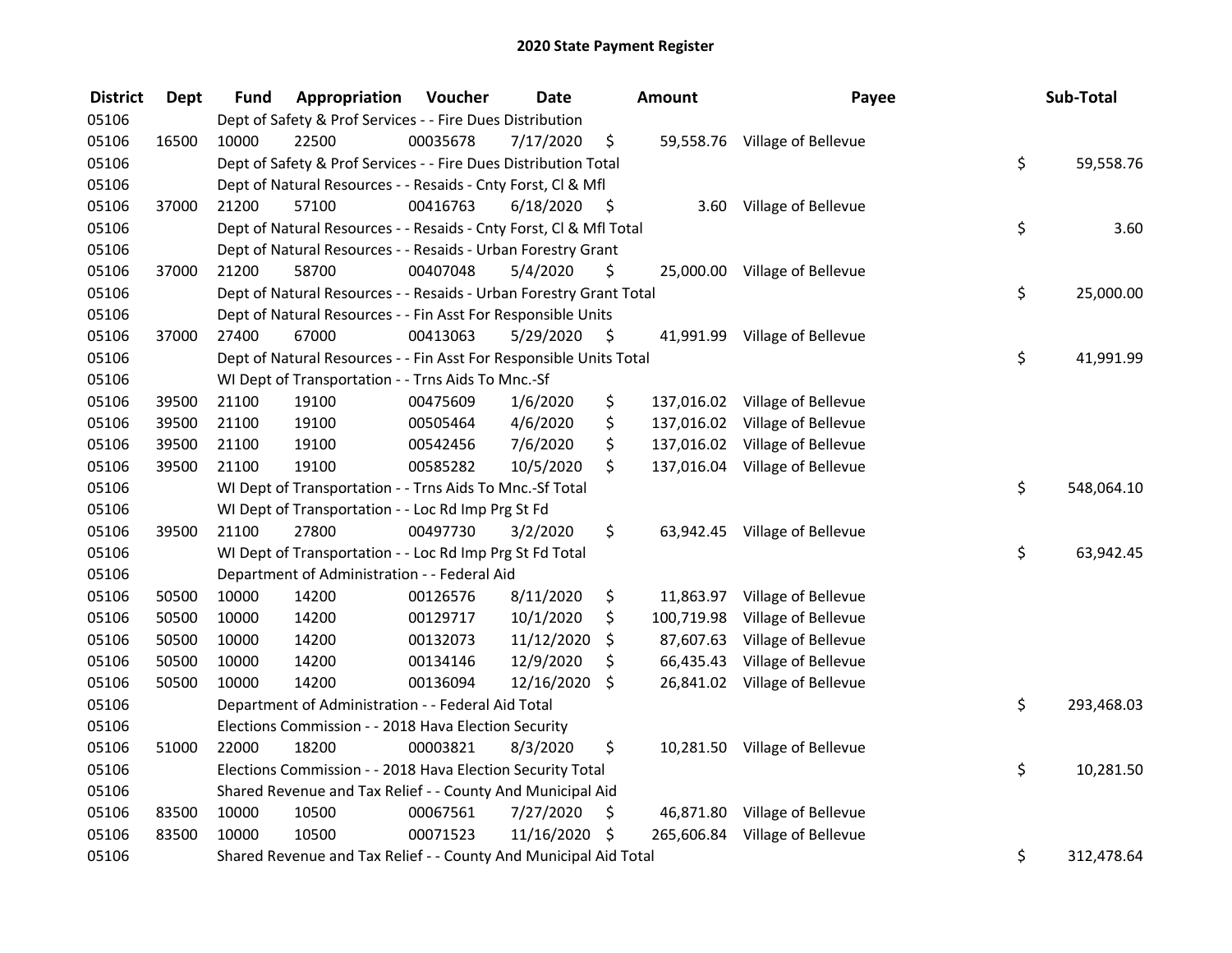# 2020 State Payment Register

| District | Dept | Fund | Appropriation | Voucher | Date | Amount | Payee | Sub-Total |
|---|---|---|---|---|---|---|---|---|
| 05106 | | Dept of Safety & Prof Services - - Fire Dues Distribution | | | | | | |
| 05106 | 16500 | 10000 | 22500 | 00035678 | 7/17/2020 | $ 59,558.76 | Village of Bellevue | |
| 05106 | | Dept of Safety & Prof Services - - Fire Dues Distribution Total | | | | | | $ 59,558.76 |
| 05106 | | Dept of Natural Resources - - Resaids - Cnty Forst, Cl & Mfl | | | | | | |
| 05106 | 37000 | 21200 | 57100 | 00416763 | 6/18/2020 | $ 3.60 | Village of Bellevue | |
| 05106 | | Dept of Natural Resources - - Resaids - Cnty Forst, Cl & Mfl Total | | | | | | $ 3.60 |
| 05106 | | Dept of Natural Resources - - Resaids - Urban Forestry Grant | | | | | | |
| 05106 | 37000 | 21200 | 58700 | 00407048 | 5/4/2020 | $ 25,000.00 | Village of Bellevue | |
| 05106 | | Dept of Natural Resources - - Resaids - Urban Forestry Grant Total | | | | | | $ 25,000.00 |
| 05106 | | Dept of Natural Resources - - Fin Asst For Responsible Units | | | | | | |
| 05106 | 37000 | 27400 | 67000 | 00413063 | 5/29/2020 | $ 41,991.99 | Village of Bellevue | |
| 05106 | | Dept of Natural Resources - - Fin Asst For Responsible Units Total | | | | | | $ 41,991.99 |
| 05106 | | WI Dept of Transportation - - Trns Aids To Mnc.-Sf | | | | | | |
| 05106 | 39500 | 21100 | 19100 | 00475609 | 1/6/2020 | $ 137,016.02 | Village of Bellevue | |
| 05106 | 39500 | 21100 | 19100 | 00505464 | 4/6/2020 | $ 137,016.02 | Village of Bellevue | |
| 05106 | 39500 | 21100 | 19100 | 00542456 | 7/6/2020 | $ 137,016.02 | Village of Bellevue | |
| 05106 | 39500 | 21100 | 19100 | 00585282 | 10/5/2020 | $ 137,016.04 | Village of Bellevue | |
| 05106 | | WI Dept of Transportation - - Trns Aids To Mnc.-Sf Total | | | | | | $ 548,064.10 |
| 05106 | | WI Dept of Transportation - - Loc Rd Imp Prg St Fd | | | | | | |
| 05106 | 39500 | 21100 | 27800 | 00497730 | 3/2/2020 | $ 63,942.45 | Village of Bellevue | |
| 05106 | | WI Dept of Transportation - - Loc Rd Imp Prg St Fd Total | | | | | | $ 63,942.45 |
| 05106 | | Department of Administration - - Federal Aid | | | | | | |
| 05106 | 50500 | 10000 | 14200 | 00126576 | 8/11/2020 | $ 11,863.97 | Village of Bellevue | |
| 05106 | 50500 | 10000 | 14200 | 00129717 | 10/1/2020 | $ 100,719.98 | Village of Bellevue | |
| 05106 | 50500 | 10000 | 14200 | 00132073 | 11/12/2020 | $ 87,607.63 | Village of Bellevue | |
| 05106 | 50500 | 10000 | 14200 | 00134146 | 12/9/2020 | $ 66,435.43 | Village of Bellevue | |
| 05106 | 50500 | 10000 | 14200 | 00136094 | 12/16/2020 | $ 26,841.02 | Village of Bellevue | |
| 05106 | | Department of Administration - - Federal Aid Total | | | | | | $ 293,468.03 |
| 05106 | | Elections Commission - - 2018 Hava Election Security | | | | | | |
| 05106 | 51000 | 22000 | 18200 | 00003821 | 8/3/2020 | $ 10,281.50 | Village of Bellevue | |
| 05106 | | Elections Commission - - 2018 Hava Election Security Total | | | | | | $ 10,281.50 |
| 05106 | | Shared Revenue and Tax Relief - - County And Municipal Aid | | | | | | |
| 05106 | 83500 | 10000 | 10500 | 00067561 | 7/27/2020 | $ 46,871.80 | Village of Bellevue | |
| 05106 | 83500 | 10000 | 10500 | 00071523 | 11/16/2020 | $ 265,606.84 | Village of Bellevue | |
| 05106 | | Shared Revenue and Tax Relief - - County And Municipal Aid Total | | | | | | $ 312,478.64 |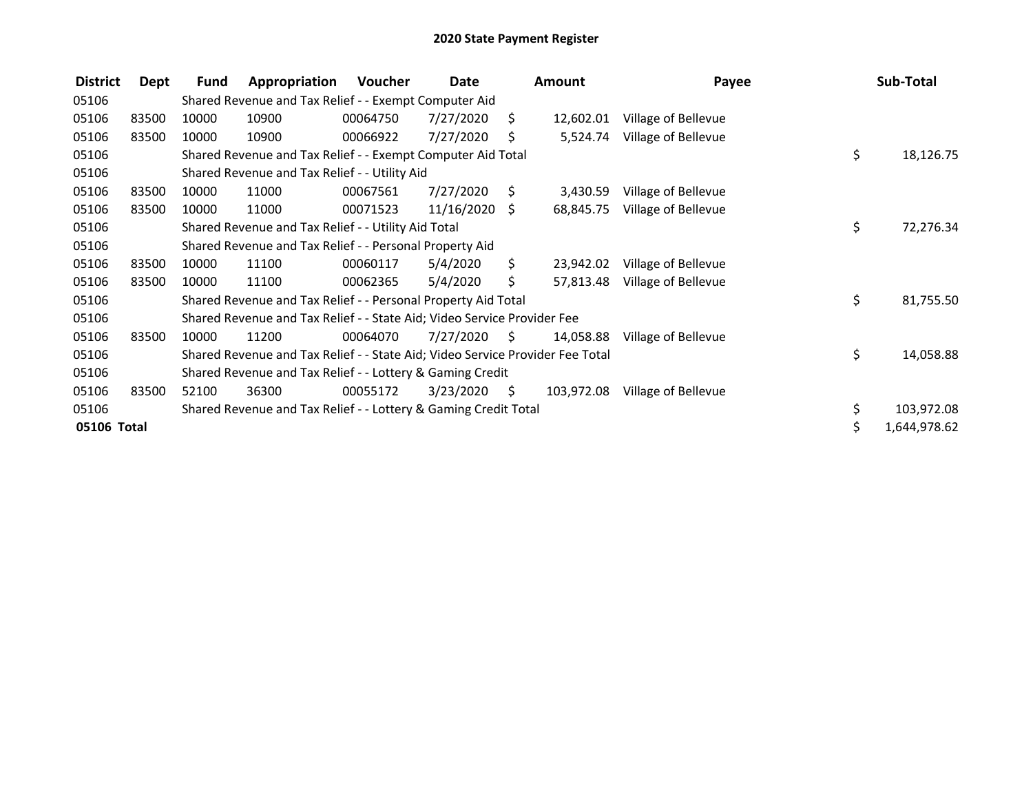# 2020 State Payment Register

| District | Dept | Fund | Appropriation | Voucher | Date | Amount | Payee | Sub-Total |
|---|---|---|---|---|---|---|---|---|
| 05106 | | Shared Revenue and Tax Relief - - Exempt Computer Aid | | | | | | |
| 05106 | 83500 | 10000 | 10900 | 00064750 | 7/27/2020 | $ 12,602.01 | Village of Bellevue | |
| 05106 | 83500 | 10000 | 10900 | 00066922 | 7/27/2020 | $ 5,524.74 | Village of Bellevue | |
| 05106 | | Shared Revenue and Tax Relief - - Exempt Computer Aid Total | | | | | | $ 18,126.75 |
| 05106 | | Shared Revenue and Tax Relief - - Utility Aid | | | | | | |
| 05106 | 83500 | 10000 | 11000 | 00067561 | 7/27/2020 | $ 3,430.59 | Village of Bellevue | |
| 05106 | 83500 | 10000 | 11000 | 00071523 | 11/16/2020 | $ 68,845.75 | Village of Bellevue | |
| 05106 | | Shared Revenue and Tax Relief - - Utility Aid Total | | | | | | $ 72,276.34 |
| 05106 | | Shared Revenue and Tax Relief - - Personal Property Aid | | | | | | |
| 05106 | 83500 | 10000 | 11100 | 00060117 | 5/4/2020 | $ 23,942.02 | Village of Bellevue | |
| 05106 | 83500 | 10000 | 11100 | 00062365 | 5/4/2020 | $ 57,813.48 | Village of Bellevue | |
| 05106 | | Shared Revenue and Tax Relief - - Personal Property Aid Total | | | | | | $ 81,755.50 |
| 05106 | | Shared Revenue and Tax Relief - - State Aid; Video Service Provider Fee | | | | | | |
| 05106 | 83500 | 10000 | 11200 | 00064070 | 7/27/2020 | $ 14,058.88 | Village of Bellevue | |
| 05106 | | Shared Revenue and Tax Relief - - State Aid; Video Service Provider Fee Total | | | | | | $ 14,058.88 |
| 05106 | | Shared Revenue and Tax Relief - - Lottery & Gaming Credit | | | | | | |
| 05106 | 83500 | 52100 | 36300 | 00055172 | 3/23/2020 | $ 103,972.08 | Village of Bellevue | |
| 05106 | | Shared Revenue and Tax Relief - - Lottery & Gaming Credit Total | | | | | | $ 103,972.08 |
| **05106 Total** | | | | | | | | $ 1,644,978.62 |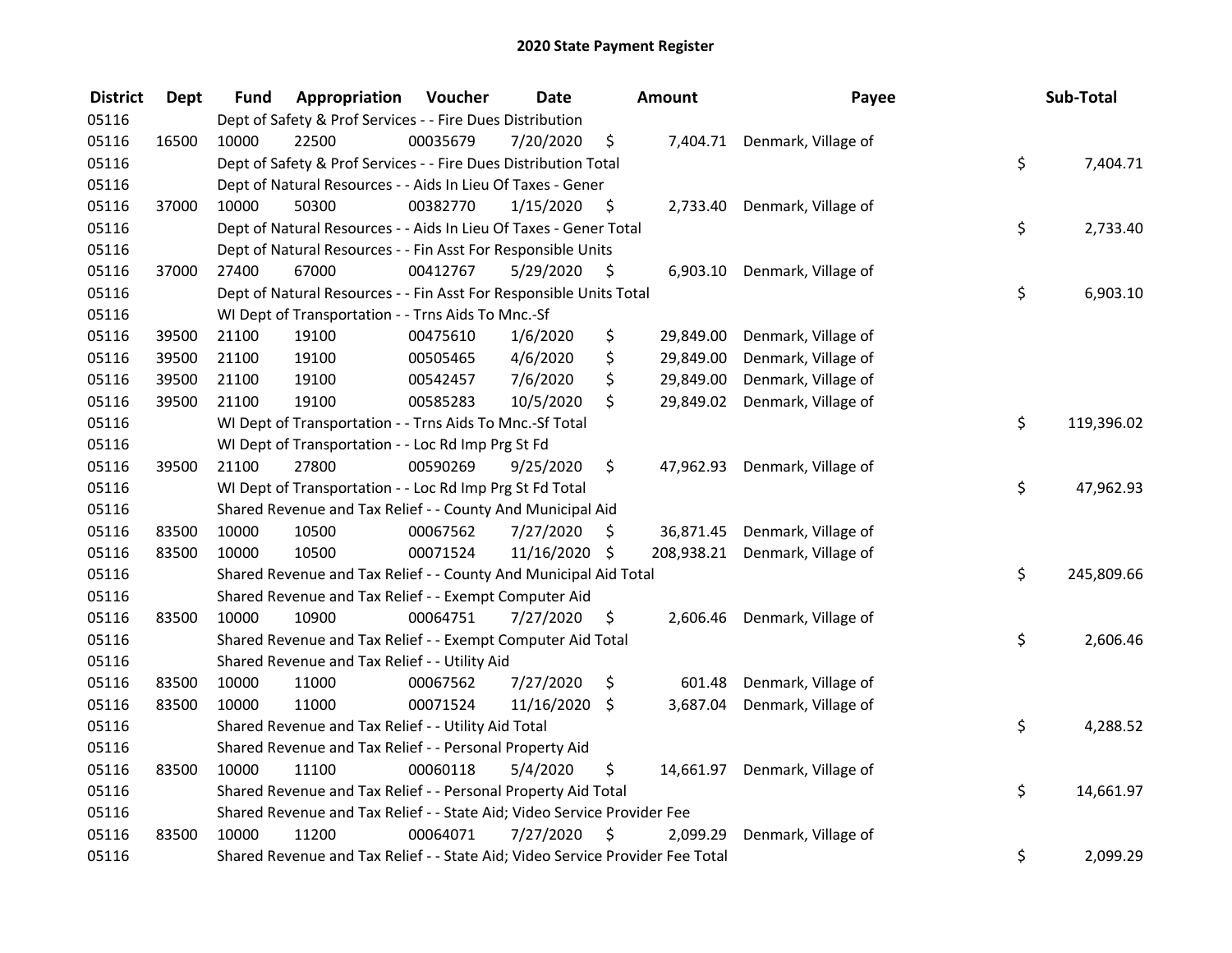# 2020 State Payment Register

| District | Dept | Fund | Appropriation | Voucher | Date | Amount | Payee | Sub-Total |
|---|---|---|---|---|---|---|---|---|
| 05116 | | Dept of Safety & Prof Services - - Fire Dues Distribution | | | | | | |
| 05116 | 16500 | 10000 | 22500 | 00035679 | 7/20/2020 | $ 7,404.71 | Denmark, Village of | |
| 05116 | | Dept of Safety & Prof Services - - Fire Dues Distribution Total | | | | | | $ 7,404.71 |
| 05116 | | Dept of Natural Resources - - Aids In Lieu Of Taxes - Gener | | | | | | |
| 05116 | 37000 | 10000 | 50300 | 00382770 | 1/15/2020 | $ 2,733.40 | Denmark, Village of | |
| 05116 | | Dept of Natural Resources - - Aids In Lieu Of Taxes - Gener Total | | | | | | $ 2,733.40 |
| 05116 | | Dept of Natural Resources - - Fin Asst For Responsible Units | | | | | | |
| 05116 | 37000 | 27400 | 67000 | 00412767 | 5/29/2020 | $ 6,903.10 | Denmark, Village of | |
| 05116 | | Dept of Natural Resources - - Fin Asst For Responsible Units Total | | | | | | $ 6,903.10 |
| 05116 | | WI Dept of Transportation - - Trns Aids To Mnc.-Sf | | | | | | |
| 05116 | 39500 | 21100 | 19100 | 00475610 | 1/6/2020 | $ 29,849.00 | Denmark, Village of | |
| 05116 | 39500 | 21100 | 19100 | 00505465 | 4/6/2020 | $ 29,849.00 | Denmark, Village of | |
| 05116 | 39500 | 21100 | 19100 | 00542457 | 7/6/2020 | $ 29,849.00 | Denmark, Village of | |
| 05116 | 39500 | 21100 | 19100 | 00585283 | 10/5/2020 | $ 29,849.02 | Denmark, Village of | |
| 05116 | | WI Dept of Transportation - - Trns Aids To Mnc.-Sf Total | | | | | | $ 119,396.02 |
| 05116 | | WI Dept of Transportation - - Loc Rd Imp Prg St Fd | | | | | | |
| 05116 | 39500 | 21100 | 27800 | 00590269 | 9/25/2020 | $ 47,962.93 | Denmark, Village of | |
| 05116 | | WI Dept of Transportation - - Loc Rd Imp Prg St Fd Total | | | | | | $ 47,962.93 |
| 05116 | | Shared Revenue and Tax Relief - - County And Municipal Aid | | | | | | |
| 05116 | 83500 | 10000 | 10500 | 00067562 | 7/27/2020 | $ 36,871.45 | Denmark, Village of | |
| 05116 | 83500 | 10000 | 10500 | 00071524 | 11/16/2020 | $ 208,938.21 | Denmark, Village of | |
| 05116 | | Shared Revenue and Tax Relief - - County And Municipal Aid Total | | | | | | $ 245,809.66 |
| 05116 | | Shared Revenue and Tax Relief - - Exempt Computer Aid | | | | | | |
| 05116 | 83500 | 10000 | 10900 | 00064751 | 7/27/2020 | $ 2,606.46 | Denmark, Village of | |
| 05116 | | Shared Revenue and Tax Relief - - Exempt Computer Aid Total | | | | | | $ 2,606.46 |
| 05116 | | Shared Revenue and Tax Relief - - Utility Aid | | | | | | |
| 05116 | 83500 | 10000 | 11000 | 00067562 | 7/27/2020 | $ 601.48 | Denmark, Village of | |
| 05116 | 83500 | 10000 | 11000 | 00071524 | 11/16/2020 | $ 3,687.04 | Denmark, Village of | |
| 05116 | | Shared Revenue and Tax Relief - - Utility Aid Total | | | | | | $ 4,288.52 |
| 05116 | | Shared Revenue and Tax Relief - - Personal Property Aid | | | | | | |
| 05116 | 83500 | 10000 | 11100 | 00060118 | 5/4/2020 | $ 14,661.97 | Denmark, Village of | |
| 05116 | | Shared Revenue and Tax Relief - - Personal Property Aid Total | | | | | | $ 14,661.97 |
| 05116 | | Shared Revenue and Tax Relief - - State Aid; Video Service Provider Fee | | | | | | |
| 05116 | 83500 | 10000 | 11200 | 00064071 | 7/27/2020 | $ 2,099.29 | Denmark, Village of | |
| 05116 | | Shared Revenue and Tax Relief - - State Aid; Video Service Provider Fee Total | | | | | | $ 2,099.29 |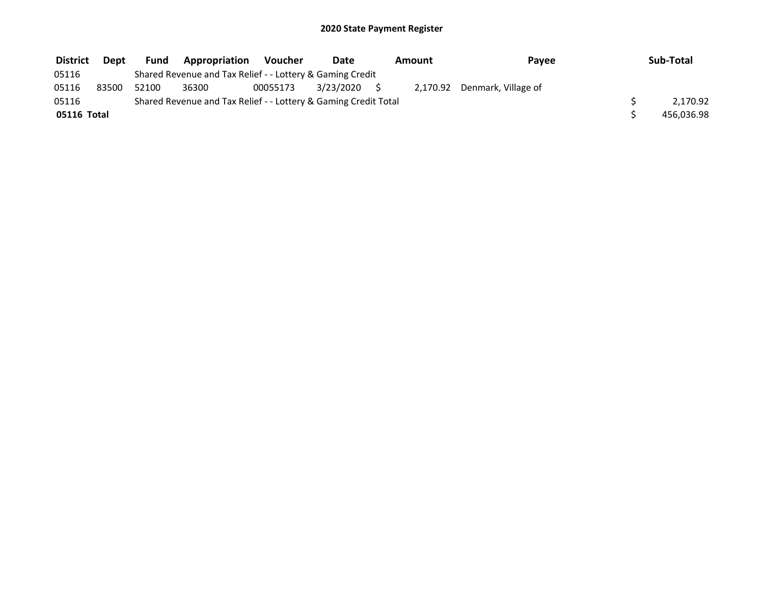# 2020 State Payment Register

| District | Dept | Fund | Appropriation | Voucher | Date | Amount | Payee | Sub-Total |
|---|---|---|---|---|---|---|---|---|
| 05116 | | Shared Revenue and Tax Relief - - Lottery & Gaming Credit | | | | | | |
| 05116 | 83500 | 52100 | 36300 | 00055173 | 3/23/2020 | $ 2,170.92 | Denmark, Village of | |
| 05116 | | Shared Revenue and Tax Relief - - Lottery & Gaming Credit Total | | | | | | $ 2,170.92 |
| **05116 Total** | | | | | | | | $ 456,036.98 |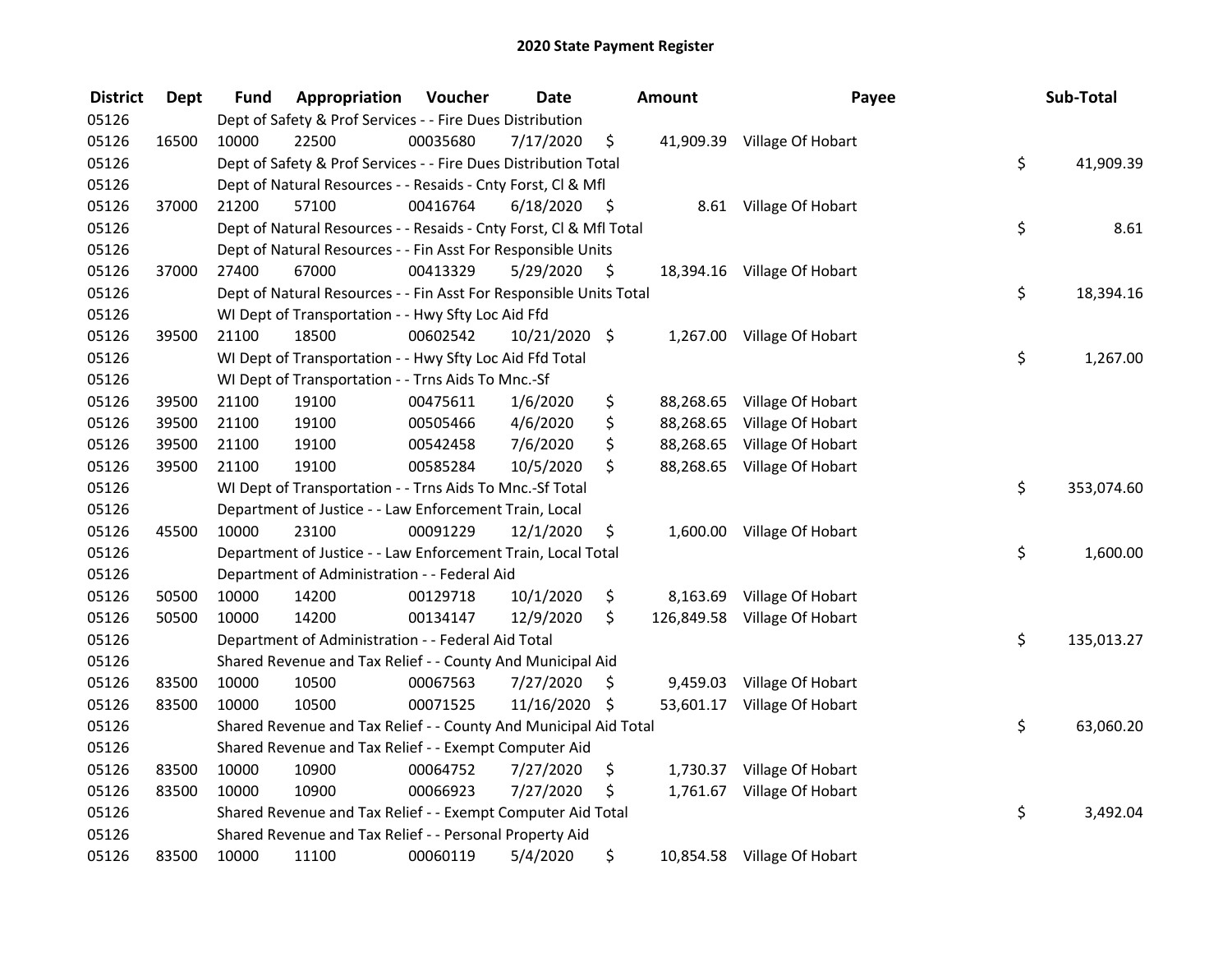# 2020 State Payment Register

| District | Dept | Fund | Appropriation | Voucher | Date | Amount | Payee | Sub-Total |
|---|---|---|---|---|---|---|---|---|
| 05126 | | Dept of Safety & Prof Services - - Fire Dues Distribution | | | | | | |
| 05126 | 16500 | 10000 | 22500 | 00035680 | 7/17/2020 | $ 41,909.39 | Village Of Hobart | |
| 05126 | | Dept of Safety & Prof Services - - Fire Dues Distribution Total | | | | | | $ 41,909.39 |
| 05126 | | Dept of Natural Resources - - Resaids - Cnty Forst, Cl & Mfl | | | | | | |
| 05126 | 37000 | 21200 | 57100 | 00416764 | 6/18/2020 | $ 8.61 | Village Of Hobart | |
| 05126 | | Dept of Natural Resources - - Resaids - Cnty Forst, Cl & Mfl Total | | | | | | $ 8.61 |
| 05126 | | Dept of Natural Resources - - Fin Asst For Responsible Units | | | | | | |
| 05126 | 37000 | 27400 | 67000 | 00413329 | 5/29/2020 | $ 18,394.16 | Village Of Hobart | |
| 05126 | | Dept of Natural Resources - - Fin Asst For Responsible Units Total | | | | | | $ 18,394.16 |
| 05126 | | WI Dept of Transportation - - Hwy Sfty Loc Aid Ffd | | | | | | |
| 05126 | 39500 | 21100 | 18500 | 00602542 | 10/21/2020 | $ 1,267.00 | Village Of Hobart | |
| 05126 | | WI Dept of Transportation - - Hwy Sfty Loc Aid Ffd Total | | | | | | $ 1,267.00 |
| 05126 | | WI Dept of Transportation - - Trns Aids To Mnc.-Sf | | | | | | |
| 05126 | 39500 | 21100 | 19100 | 00475611 | 1/6/2020 | $ 88,268.65 | Village Of Hobart | |
| 05126 | 39500 | 21100 | 19100 | 00505466 | 4/6/2020 | $ 88,268.65 | Village Of Hobart | |
| 05126 | 39500 | 21100 | 19100 | 00542458 | 7/6/2020 | $ 88,268.65 | Village Of Hobart | |
| 05126 | 39500 | 21100 | 19100 | 00585284 | 10/5/2020 | $ 88,268.65 | Village Of Hobart | |
| 05126 | | WI Dept of Transportation - - Trns Aids To Mnc.-Sf Total | | | | | | $ 353,074.60 |
| 05126 | | Department of Justice - - Law Enforcement Train, Local | | | | | | |
| 05126 | 45500 | 10000 | 23100 | 00091229 | 12/1/2020 | $ 1,600.00 | Village Of Hobart | |
| 05126 | | Department of Justice - - Law Enforcement Train, Local Total | | | | | | $ 1,600.00 |
| 05126 | | Department of Administration - - Federal Aid | | | | | | |
| 05126 | 50500 | 10000 | 14200 | 00129718 | 10/1/2020 | $ 8,163.69 | Village Of Hobart | |
| 05126 | 50500 | 10000 | 14200 | 00134147 | 12/9/2020 | $ 126,849.58 | Village Of Hobart | |
| 05126 | | Department of Administration - - Federal Aid Total | | | | | | $ 135,013.27 |
| 05126 | | Shared Revenue and Tax Relief - - County And Municipal Aid | | | | | | |
| 05126 | 83500 | 10000 | 10500 | 00067563 | 7/27/2020 | $ 9,459.03 | Village Of Hobart | |
| 05126 | 83500 | 10000 | 10500 | 00071525 | 11/16/2020 | $ 53,601.17 | Village Of Hobart | |
| 05126 | | Shared Revenue and Tax Relief - - County And Municipal Aid Total | | | | | | $ 63,060.20 |
| 05126 | | Shared Revenue and Tax Relief - - Exempt Computer Aid | | | | | | |
| 05126 | 83500 | 10000 | 10900 | 00064752 | 7/27/2020 | $ 1,730.37 | Village Of Hobart | |
| 05126 | 83500 | 10000 | 10900 | 00066923 | 7/27/2020 | $ 1,761.67 | Village Of Hobart | |
| 05126 | | Shared Revenue and Tax Relief - - Exempt Computer Aid Total | | | | | | $ 3,492.04 |
| 05126 | | Shared Revenue and Tax Relief - - Personal Property Aid | | | | | | |
| 05126 | 83500 | 10000 | 11100 | 00060119 | 5/4/2020 | $ 10,854.58 | Village Of Hobart | |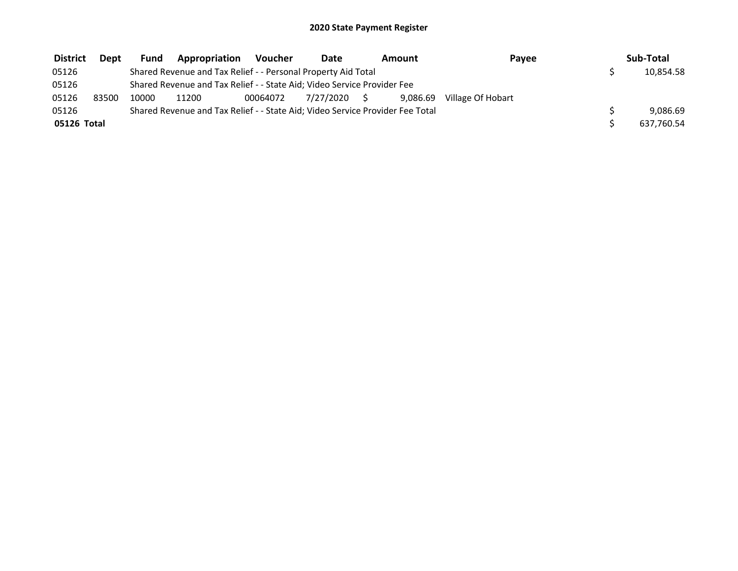# 2020 State Payment Register

| District | Dept | Fund | Appropriation | Voucher | Date | Amount | Payee | Sub-Total |
|---|---|---|---|---|---|---|---|---|
| 05126 | | Shared Revenue and Tax Relief - - Personal Property Aid Total | | | | | | $ 10,854.58 |
| 05126 | | Shared Revenue and Tax Relief - - State Aid; Video Service Provider Fee | | | | | | |
| 05126 | 83500 | 10000 | 11200 | 00064072 | 7/27/2020 | $ 9,086.69 | Village Of Hobart | |
| 05126 | | Shared Revenue and Tax Relief - - State Aid; Video Service Provider Fee Total | | | | | | $ 9,086.69 |
| **05126 Total** | | | | | | | | $ 637,760.54 |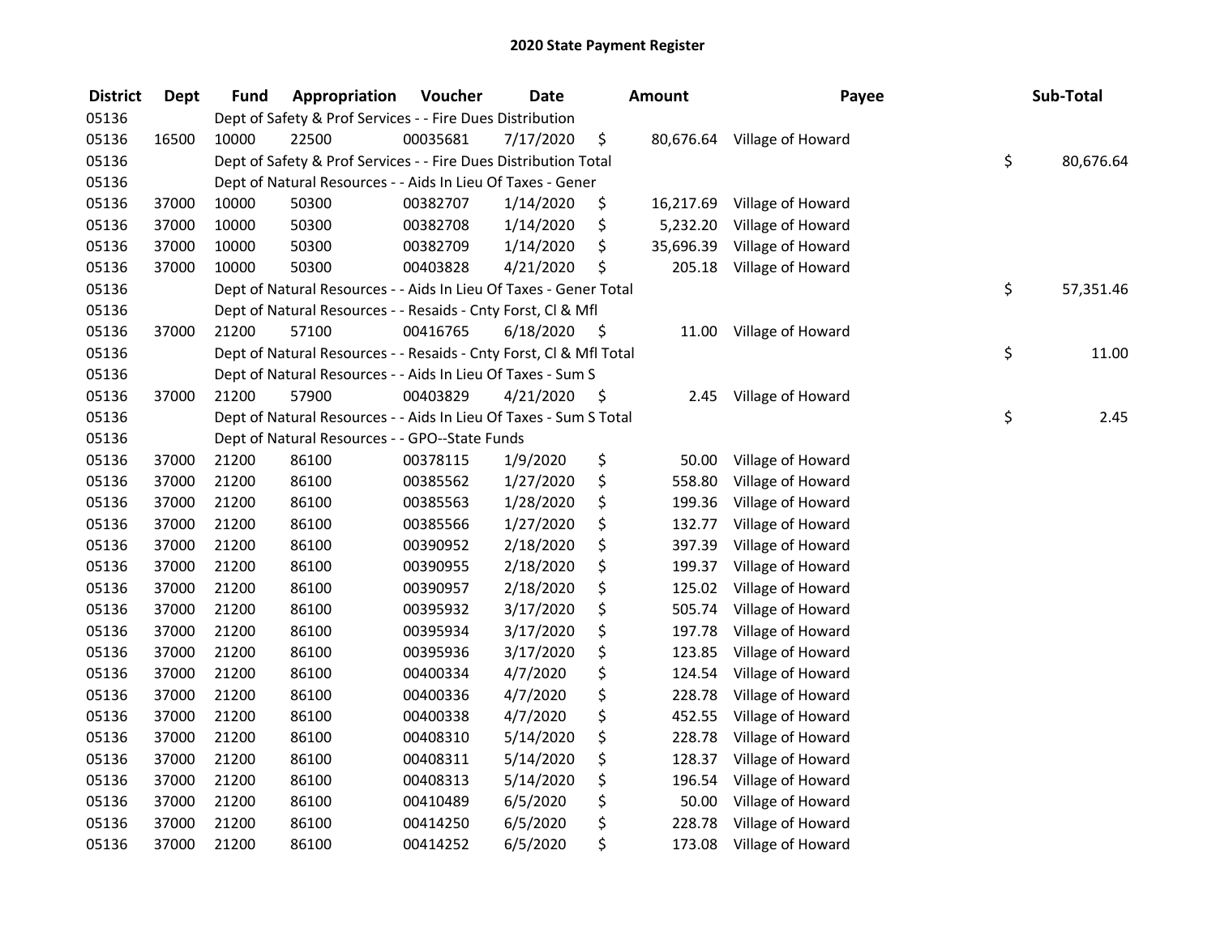# 2020 State Payment Register

| District | Dept | Fund | Appropriation | Voucher | Date | Amount | Payee | Sub-Total |
|---|---|---|---|---|---|---|---|---|
| 05136 | | Dept of Safety & Prof Services - - Fire Dues Distribution | | | | | | |
| 05136 | 16500 | 10000 | 22500 | 00035681 | 7/17/2020 | $ 80,676.64 | Village of Howard | |
| 05136 | | Dept of Safety & Prof Services - - Fire Dues Distribution Total | | | | | | $ 80,676.64 |
| 05136 | | Dept of Natural Resources - - Aids In Lieu Of Taxes - Gener | | | | | | |
| 05136 | 37000 | 10000 | 50300 | 00382707 | 1/14/2020 | $ 16,217.69 | Village of Howard | |
| 05136 | 37000 | 10000 | 50300 | 00382708 | 1/14/2020 | $ 5,232.20 | Village of Howard | |
| 05136 | 37000 | 10000 | 50300 | 00382709 | 1/14/2020 | $ 35,696.39 | Village of Howard | |
| 05136 | 37000 | 10000 | 50300 | 00403828 | 4/21/2020 | $ 205.18 | Village of Howard | |
| 05136 | | Dept of Natural Resources - - Aids In Lieu Of Taxes - Gener Total | | | | | | $ 57,351.46 |
| 05136 | | Dept of Natural Resources - - Resaids - Cnty Forst, Cl & Mfl | | | | | | |
| 05136 | 37000 | 21200 | 57100 | 00416765 | 6/18/2020 | $ 11.00 | Village of Howard | |
| 05136 | | Dept of Natural Resources - - Resaids - Cnty Forst, Cl & Mfl Total | | | | | | $ 11.00 |
| 05136 | | Dept of Natural Resources - - Aids In Lieu Of Taxes - Sum S | | | | | | |
| 05136 | 37000 | 21200 | 57900 | 00403829 | 4/21/2020 | $ 2.45 | Village of Howard | |
| 05136 | | Dept of Natural Resources - - Aids In Lieu Of Taxes - Sum S Total | | | | | | $ 2.45 |
| 05136 | | Dept of Natural Resources - - GPO--State Funds | | | | | | |
| 05136 | 37000 | 21200 | 86100 | 00378115 | 1/9/2020 | $ 50.00 | Village of Howard | |
| 05136 | 37000 | 21200 | 86100 | 00385562 | 1/27/2020 | $ 558.80 | Village of Howard | |
| 05136 | 37000 | 21200 | 86100 | 00385563 | 1/28/2020 | $ 199.36 | Village of Howard | |
| 05136 | 37000 | 21200 | 86100 | 00385566 | 1/27/2020 | $ 132.77 | Village of Howard | |
| 05136 | 37000 | 21200 | 86100 | 00390952 | 2/18/2020 | $ 397.39 | Village of Howard | |
| 05136 | 37000 | 21200 | 86100 | 00390955 | 2/18/2020 | $ 199.37 | Village of Howard | |
| 05136 | 37000 | 21200 | 86100 | 00390957 | 2/18/2020 | $ 125.02 | Village of Howard | |
| 05136 | 37000 | 21200 | 86100 | 00395932 | 3/17/2020 | $ 505.74 | Village of Howard | |
| 05136 | 37000 | 21200 | 86100 | 00395934 | 3/17/2020 | $ 197.78 | Village of Howard | |
| 05136 | 37000 | 21200 | 86100 | 00395936 | 3/17/2020 | $ 123.85 | Village of Howard | |
| 05136 | 37000 | 21200 | 86100 | 00400334 | 4/7/2020 | $ 124.54 | Village of Howard | |
| 05136 | 37000 | 21200 | 86100 | 00400336 | 4/7/2020 | $ 228.78 | Village of Howard | |
| 05136 | 37000 | 21200 | 86100 | 00400338 | 4/7/2020 | $ 452.55 | Village of Howard | |
| 05136 | 37000 | 21200 | 86100 | 00408310 | 5/14/2020 | $ 228.78 | Village of Howard | |
| 05136 | 37000 | 21200 | 86100 | 00408311 | 5/14/2020 | $ 128.37 | Village of Howard | |
| 05136 | 37000 | 21200 | 86100 | 00408313 | 5/14/2020 | $ 196.54 | Village of Howard | |
| 05136 | 37000 | 21200 | 86100 | 00410489 | 6/5/2020 | $ 50.00 | Village of Howard | |
| 05136 | 37000 | 21200 | 86100 | 00414250 | 6/5/2020 | $ 228.78 | Village of Howard | |
| 05136 | 37000 | 21200 | 86100 | 00414252 | 6/5/2020 | $ 173.08 | Village of Howard | |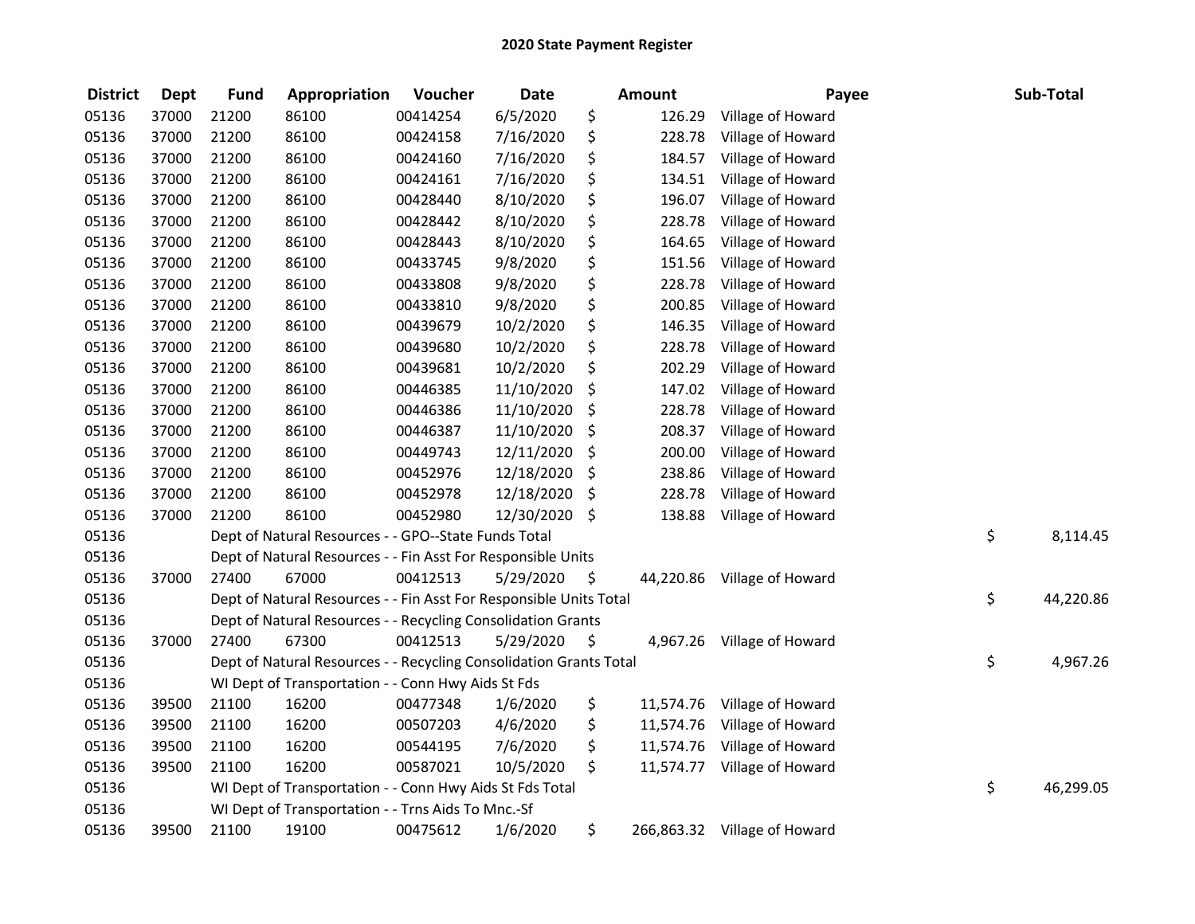# 2020 State Payment Register

| District | Dept | Fund | Appropriation | Voucher | Date | Amount | Payee | Sub-Total |
|---|---|---|---|---|---|---|---|---|
| 05136 | 37000 | 21200 | 86100 | 00414254 | 6/5/2020 | $ 126.29 | Village of Howard | |
| 05136 | 37000 | 21200 | 86100 | 00424158 | 7/16/2020 | $ 228.78 | Village of Howard | |
| 05136 | 37000 | 21200 | 86100 | 00424160 | 7/16/2020 | $ 184.57 | Village of Howard | |
| 05136 | 37000 | 21200 | 86100 | 00424161 | 7/16/2020 | $ 134.51 | Village of Howard | |
| 05136 | 37000 | 21200 | 86100 | 00428440 | 8/10/2020 | $ 196.07 | Village of Howard | |
| 05136 | 37000 | 21200 | 86100 | 00428442 | 8/10/2020 | $ 228.78 | Village of Howard | |
| 05136 | 37000 | 21200 | 86100 | 00428443 | 8/10/2020 | $ 164.65 | Village of Howard | |
| 05136 | 37000 | 21200 | 86100 | 00433745 | 9/8/2020 | $ 151.56 | Village of Howard | |
| 05136 | 37000 | 21200 | 86100 | 00433808 | 9/8/2020 | $ 228.78 | Village of Howard | |
| 05136 | 37000 | 21200 | 86100 | 00433810 | 9/8/2020 | $ 200.85 | Village of Howard | |
| 05136 | 37000 | 21200 | 86100 | 00439679 | 10/2/2020 | $ 146.35 | Village of Howard | |
| 05136 | 37000 | 21200 | 86100 | 00439680 | 10/2/2020 | $ 228.78 | Village of Howard | |
| 05136 | 37000 | 21200 | 86100 | 00439681 | 10/2/2020 | $ 202.29 | Village of Howard | |
| 05136 | 37000 | 21200 | 86100 | 00446385 | 11/10/2020 | $ 147.02 | Village of Howard | |
| 05136 | 37000 | 21200 | 86100 | 00446386 | 11/10/2020 | $ 228.78 | Village of Howard | |
| 05136 | 37000 | 21200 | 86100 | 00446387 | 11/10/2020 | $ 208.37 | Village of Howard | |
| 05136 | 37000 | 21200 | 86100 | 00449743 | 12/11/2020 | $ 200.00 | Village of Howard | |
| 05136 | 37000 | 21200 | 86100 | 00452976 | 12/18/2020 | $ 238.86 | Village of Howard | |
| 05136 | 37000 | 21200 | 86100 | 00452978 | 12/18/2020 | $ 228.78 | Village of Howard | |
| 05136 | 37000 | 21200 | 86100 | 00452980 | 12/30/2020 | $ 138.88 | Village of Howard | |
| 05136 | | Dept of Natural Resources - - GPO--State Funds Total | | | | | | $ 8,114.45 |
| 05136 | | Dept of Natural Resources - - Fin Asst For Responsible Units | | | | | | |
| 05136 | 37000 | 27400 | 67000 | 00412513 | 5/29/2020 | $ 44,220.86 | Village of Howard | |
| 05136 | | Dept of Natural Resources - - Fin Asst For Responsible Units Total | | | | | | $ 44,220.86 |
| 05136 | | Dept of Natural Resources - - Recycling Consolidation Grants | | | | | | |
| 05136 | 37000 | 27400 | 67300 | 00412513 | 5/29/2020 | $ 4,967.26 | Village of Howard | |
| 05136 | | Dept of Natural Resources - - Recycling Consolidation Grants Total | | | | | | $ 4,967.26 |
| 05136 | | WI Dept of Transportation - - Conn Hwy Aids St Fds | | | | | | |
| 05136 | 39500 | 21100 | 16200 | 00477348 | 1/6/2020 | $ 11,574.76 | Village of Howard | |
| 05136 | 39500 | 21100 | 16200 | 00507203 | 4/6/2020 | $ 11,574.76 | Village of Howard | |
| 05136 | 39500 | 21100 | 16200 | 00544195 | 7/6/2020 | $ 11,574.76 | Village of Howard | |
| 05136 | 39500 | 21100 | 16200 | 00587021 | 10/5/2020 | $ 11,574.77 | Village of Howard | |
| 05136 | | WI Dept of Transportation - - Conn Hwy Aids St Fds Total | | | | | | $ 46,299.05 |
| 05136 | | WI Dept of Transportation - - Trns Aids To Mnc.-Sf | | | | | | |
| 05136 | 39500 | 21100 | 19100 | 00475612 | 1/6/2020 | $ 266,863.32 | Village of Howard | |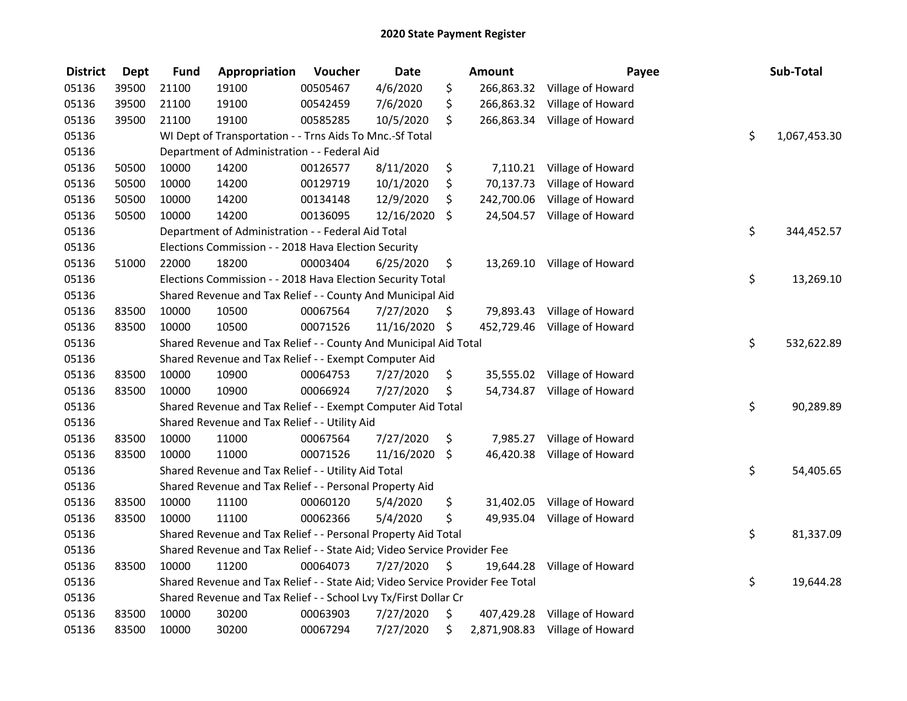# 2020 State Payment Register

| District | Dept | Fund | Appropriation | Voucher | Date | Amount | Payee | Sub-Total |
|---|---|---|---|---|---|---|---|---|
| 05136 | 39500 | 21100 | 19100 | 00505467 | 4/6/2020 | $ 266,863.32 | Village of Howard | |
| 05136 | 39500 | 21100 | 19100 | 00542459 | 7/6/2020 | $ 266,863.32 | Village of Howard | |
| 05136 | 39500 | 21100 | 19100 | 00585285 | 10/5/2020 | $ 266,863.34 | Village of Howard | |
| 05136 | | WI Dept of Transportation - - Trns Aids To Mnc.-Sf Total | | | | | | $ 1,067,453.30 |
| 05136 | | Department of Administration - - Federal Aid | | | | | | |
| 05136 | 50500 | 10000 | 14200 | 00126577 | 8/11/2020 | $ 7,110.21 | Village of Howard | |
| 05136 | 50500 | 10000 | 14200 | 00129719 | 10/1/2020 | $ 70,137.73 | Village of Howard | |
| 05136 | 50500 | 10000 | 14200 | 00134148 | 12/9/2020 | $ 242,700.06 | Village of Howard | |
| 05136 | 50500 | 10000 | 14200 | 00136095 | 12/16/2020 | $ 24,504.57 | Village of Howard | |
| 05136 | | Department of Administration - - Federal Aid Total | | | | | | $ 344,452.57 |
| 05136 | | Elections Commission - - 2018 Hava Election Security | | | | | | |
| 05136 | 51000 | 22000 | 18200 | 00003404 | 6/25/2020 | $ 13,269.10 | Village of Howard | |
| 05136 | | Elections Commission - - 2018 Hava Election Security Total | | | | | | $ 13,269.10 |
| 05136 | | Shared Revenue and Tax Relief - - County And Municipal Aid | | | | | | |
| 05136 | 83500 | 10000 | 10500 | 00067564 | 7/27/2020 | $ 79,893.43 | Village of Howard | |
| 05136 | 83500 | 10000 | 10500 | 00071526 | 11/16/2020 | $ 452,729.46 | Village of Howard | |
| 05136 | | Shared Revenue and Tax Relief - - County And Municipal Aid Total | | | | | | $ 532,622.89 |
| 05136 | | Shared Revenue and Tax Relief - - Exempt Computer Aid | | | | | | |
| 05136 | 83500 | 10000 | 10900 | 00064753 | 7/27/2020 | $ 35,555.02 | Village of Howard | |
| 05136 | 83500 | 10000 | 10900 | 00066924 | 7/27/2020 | $ 54,734.87 | Village of Howard | |
| 05136 | | Shared Revenue and Tax Relief - - Exempt Computer Aid Total | | | | | | $ 90,289.89 |
| 05136 | | Shared Revenue and Tax Relief - - Utility Aid | | | | | | |
| 05136 | 83500 | 10000 | 11000 | 00067564 | 7/27/2020 | $ 7,985.27 | Village of Howard | |
| 05136 | 83500 | 10000 | 11000 | 00071526 | 11/16/2020 | $ 46,420.38 | Village of Howard | |
| 05136 | | Shared Revenue and Tax Relief - - Utility Aid Total | | | | | | $ 54,405.65 |
| 05136 | | Shared Revenue and Tax Relief - - Personal Property Aid | | | | | | |
| 05136 | 83500 | 10000 | 11100 | 00060120 | 5/4/2020 | $ 31,402.05 | Village of Howard | |
| 05136 | 83500 | 10000 | 11100 | 00062366 | 5/4/2020 | $ 49,935.04 | Village of Howard | |
| 05136 | | Shared Revenue and Tax Relief - - Personal Property Aid Total | | | | | | $ 81,337.09 |
| 05136 | | Shared Revenue and Tax Relief - - State Aid; Video Service Provider Fee | | | | | | |
| 05136 | 83500 | 10000 | 11200 | 00064073 | 7/27/2020 | $ 19,644.28 | Village of Howard | |
| 05136 | | Shared Revenue and Tax Relief - - State Aid; Video Service Provider Fee Total | | | | | | $ 19,644.28 |
| 05136 | | Shared Revenue and Tax Relief - - School Lvy Tx/First Dollar Cr | | | | | | |
| 05136 | 83500 | 10000 | 30200 | 00063903 | 7/27/2020 | $ 407,429.28 | Village of Howard | |
| 05136 | 83500 | 10000 | 30200 | 00067294 | 7/27/2020 | $ 2,871,908.83 | Village of Howard | |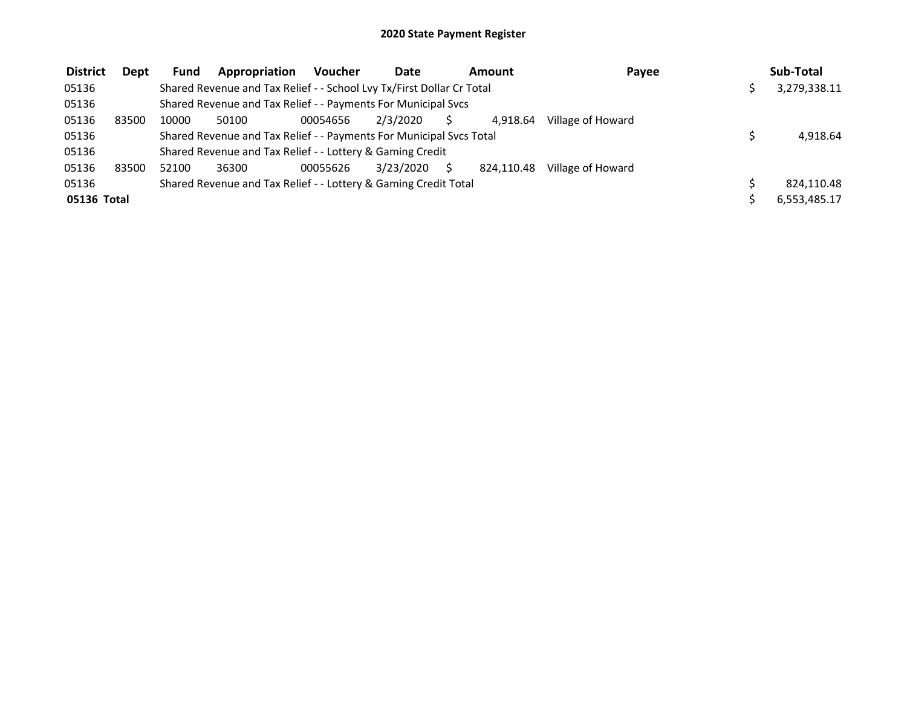# 2020 State Payment Register

| District | Dept | Fund | Appropriation | Voucher | Date | Amount | Payee | Sub-Total |
|---|---|---|---|---|---|---|---|---|
| 05136 | | Shared Revenue and Tax Relief - - School Lvy Tx/First Dollar Cr Total | | | | | | $ 3,279,338.11 |
| 05136 | | Shared Revenue and Tax Relief - - Payments For Municipal Svcs | | | | | | |
| 05136 | 83500 | 10000 | 50100 | 00054656 | 2/3/2020 | $ 4,918.64 | Village of Howard | |
| 05136 | | Shared Revenue and Tax Relief - - Payments For Municipal Svcs Total | | | | | | $ 4,918.64 |
| 05136 | | Shared Revenue and Tax Relief - - Lottery & Gaming Credit | | | | | | |
| 05136 | 83500 | 52100 | 36300 | 00055626 | 3/23/2020 | $ 824,110.48 | Village of Howard | |
| 05136 | | Shared Revenue and Tax Relief - - Lottery & Gaming Credit Total | | | | | | $ 824,110.48 |
| **05136 Total** | | | | | | | | $ 6,553,485.17 |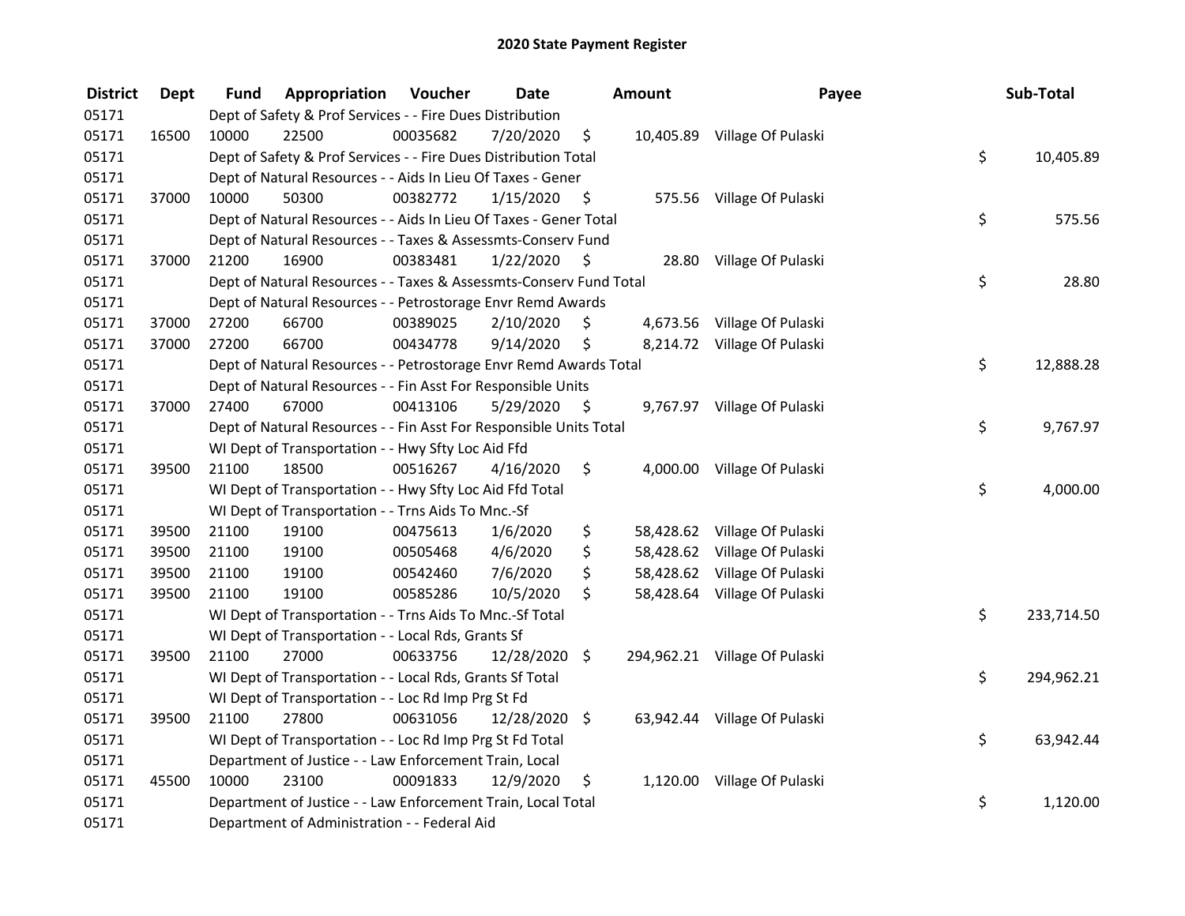# 2020 State Payment Register

| District | Dept | Fund | Appropriation | Voucher | Date | Amount | Payee | Sub-Total |
|---|---|---|---|---|---|---|---|---|
| 05171 | | Dept of Safety & Prof Services - - Fire Dues Distribution | | | | | | |
| 05171 | 16500 | 10000 | 22500 | 00035682 | 7/20/2020 | $ 10,405.89 | Village Of Pulaski | |
| 05171 | | Dept of Safety & Prof Services - - Fire Dues Distribution Total | | | | | | $ 10,405.89 |
| 05171 | | Dept of Natural Resources - - Aids In Lieu Of Taxes - Gener | | | | | | |
| 05171 | 37000 | 10000 | 50300 | 00382772 | 1/15/2020 | $ 575.56 | Village Of Pulaski | |
| 05171 | | Dept of Natural Resources - - Aids In Lieu Of Taxes - Gener Total | | | | | | $ 575.56 |
| 05171 | | Dept of Natural Resources - - Taxes & Assessmts-Conserv Fund | | | | | | |
| 05171 | 37000 | 21200 | 16900 | 00383481 | 1/22/2020 | $ 28.80 | Village Of Pulaski | |
| 05171 | | Dept of Natural Resources - - Taxes & Assessmts-Conserv Fund Total | | | | | | $ 28.80 |
| 05171 | | Dept of Natural Resources - - Petrostorage Envr Remd Awards | | | | | | |
| 05171 | 37000 | 27200 | 66700 | 00389025 | 2/10/2020 | $ 4,673.56 | Village Of Pulaski | |
| 05171 | 37000 | 27200 | 66700 | 00434778 | 9/14/2020 | $ 8,214.72 | Village Of Pulaski | |
| 05171 | | Dept of Natural Resources - - Petrostorage Envr Remd Awards Total | | | | | | $ 12,888.28 |
| 05171 | | Dept of Natural Resources - - Fin Asst For Responsible Units | | | | | | |
| 05171 | 37000 | 27400 | 67000 | 00413106 | 5/29/2020 | $ 9,767.97 | Village Of Pulaski | |
| 05171 | | Dept of Natural Resources - - Fin Asst For Responsible Units Total | | | | | | $ 9,767.97 |
| 05171 | | WI Dept of Transportation - - Hwy Sfty Loc Aid Ffd | | | | | | |
| 05171 | 39500 | 21100 | 18500 | 00516267 | 4/16/2020 | $ 4,000.00 | Village Of Pulaski | |
| 05171 | | WI Dept of Transportation - - Hwy Sfty Loc Aid Ffd Total | | | | | | $ 4,000.00 |
| 05171 | | WI Dept of Transportation - - Trns Aids To Mnc.-Sf | | | | | | |
| 05171 | 39500 | 21100 | 19100 | 00475613 | 1/6/2020 | $ 58,428.62 | Village Of Pulaski | |
| 05171 | 39500 | 21100 | 19100 | 00505468 | 4/6/2020 | $ 58,428.62 | Village Of Pulaski | |
| 05171 | 39500 | 21100 | 19100 | 00542460 | 7/6/2020 | $ 58,428.62 | Village Of Pulaski | |
| 05171 | 39500 | 21100 | 19100 | 00585286 | 10/5/2020 | $ 58,428.64 | Village Of Pulaski | |
| 05171 | | WI Dept of Transportation - - Trns Aids To Mnc.-Sf Total | | | | | | $ 233,714.50 |
| 05171 | | WI Dept of Transportation - - Local Rds, Grants Sf | | | | | | |
| 05171 | 39500 | 21100 | 27000 | 00633756 | 12/28/2020 | $ 294,962.21 | Village Of Pulaski | |
| 05171 | | WI Dept of Transportation - - Local Rds, Grants Sf Total | | | | | | $ 294,962.21 |
| 05171 | | WI Dept of Transportation - - Loc Rd Imp Prg St Fd | | | | | | |
| 05171 | 39500 | 21100 | 27800 | 00631056 | 12/28/2020 | $ 63,942.44 | Village Of Pulaski | |
| 05171 | | WI Dept of Transportation - - Loc Rd Imp Prg St Fd Total | | | | | | $ 63,942.44 |
| 05171 | | Department of Justice - - Law Enforcement Train, Local | | | | | | |
| 05171 | 45500 | 10000 | 23100 | 00091833 | 12/9/2020 | $ 1,120.00 | Village Of Pulaski | |
| 05171 | | Department of Justice - - Law Enforcement Train, Local Total | | | | | | $ 1,120.00 |
| 05171 | | Department of Administration - - Federal Aid | | | | | | |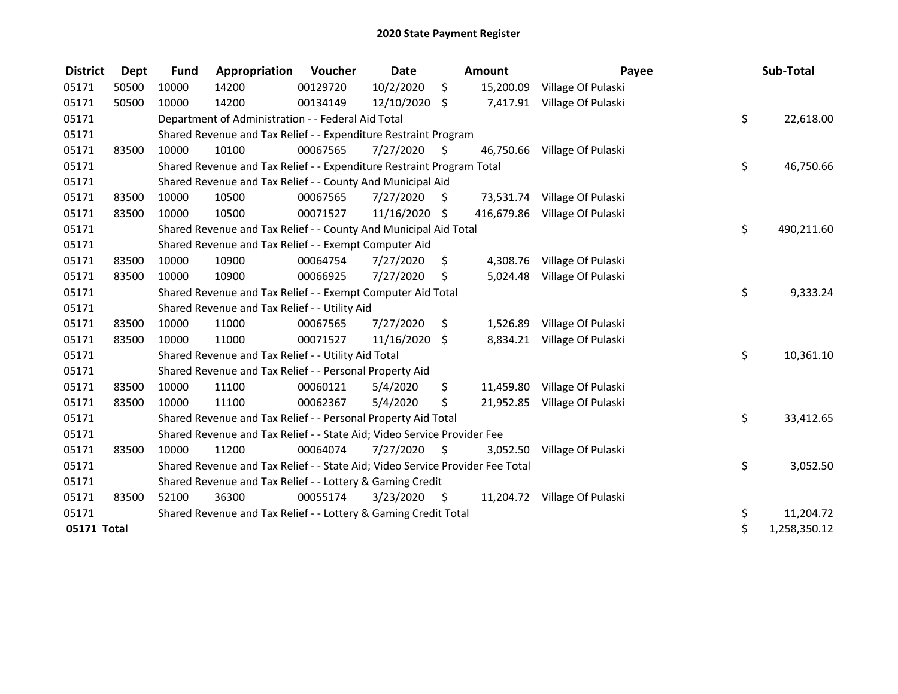## 2020 State Payment Register

| District | Dept | Fund | Appropriation | Voucher | Date | Amount | Payee | Sub-Total |
|---|---|---|---|---|---|---|---|---|
| 05171 | 50500 | 10000 | 14200 | 00129720 | 10/2/2020 | $ 15,200.09 | Village Of Pulaski | |
| 05171 | 50500 | 10000 | 14200 | 00134149 | 12/10/2020 | $ 7,417.91 | Village Of Pulaski | |
| 05171 | | Department of Administration - - Federal Aid Total | | | | | | $ 22,618.00 |
| 05171 | | Shared Revenue and Tax Relief - - Expenditure Restraint Program | | | | | | |
| 05171 | 83500 | 10000 | 10100 | 00067565 | 7/27/2020 | $ 46,750.66 | Village Of Pulaski | |
| 05171 | | Shared Revenue and Tax Relief - - Expenditure Restraint Program Total | | | | | | $ 46,750.66 |
| 05171 | | Shared Revenue and Tax Relief - - County And Municipal Aid | | | | | | |
| 05171 | 83500 | 10000 | 10500 | 00067565 | 7/27/2020 | $ 73,531.74 | Village Of Pulaski | |
| 05171 | 83500 | 10000 | 10500 | 00071527 | 11/16/2020 | $ 416,679.86 | Village Of Pulaski | |
| 05171 | | Shared Revenue and Tax Relief - - County And Municipal Aid Total | | | | | | $ 490,211.60 |
| 05171 | | Shared Revenue and Tax Relief - - Exempt Computer Aid | | | | | | |
| 05171 | 83500 | 10000 | 10900 | 00064754 | 7/27/2020 | $ 4,308.76 | Village Of Pulaski | |
| 05171 | 83500 | 10000 | 10900 | 00066925 | 7/27/2020 | $ 5,024.48 | Village Of Pulaski | |
| 05171 | | Shared Revenue and Tax Relief - - Exempt Computer Aid Total | | | | | | $ 9,333.24 |
| 05171 | | Shared Revenue and Tax Relief - - Utility Aid | | | | | | |
| 05171 | 83500 | 10000 | 11000 | 00067565 | 7/27/2020 | $ 1,526.89 | Village Of Pulaski | |
| 05171 | 83500 | 10000 | 11000 | 00071527 | 11/16/2020 | $ 8,834.21 | Village Of Pulaski | |
| 05171 | | Shared Revenue and Tax Relief - - Utility Aid Total | | | | | | $ 10,361.10 |
| 05171 | | Shared Revenue and Tax Relief - - Personal Property Aid | | | | | | |
| 05171 | 83500 | 10000 | 11100 | 00060121 | 5/4/2020 | $ 11,459.80 | Village Of Pulaski | |
| 05171 | 83500 | 10000 | 11100 | 00062367 | 5/4/2020 | $ 21,952.85 | Village Of Pulaski | |
| 05171 | | Shared Revenue and Tax Relief - - Personal Property Aid Total | | | | | | $ 33,412.65 |
| 05171 | | Shared Revenue and Tax Relief - - State Aid; Video Service Provider Fee | | | | | | |
| 05171 | 83500 | 10000 | 11200 | 00064074 | 7/27/2020 | $ 3,052.50 | Village Of Pulaski | |
| 05171 | | Shared Revenue and Tax Relief - - State Aid; Video Service Provider Fee Total | | | | | | $ 3,052.50 |
| 05171 | | Shared Revenue and Tax Relief - - Lottery & Gaming Credit | | | | | | |
| 05171 | 83500 | 52100 | 36300 | 00055174 | 3/23/2020 | $ 11,204.72 | Village Of Pulaski | |
| 05171 | | Shared Revenue and Tax Relief - - Lottery & Gaming Credit Total | | | | | | $ 11,204.72 |
| **05171 Total** | | | | | | | | $ 1,258,350.12 |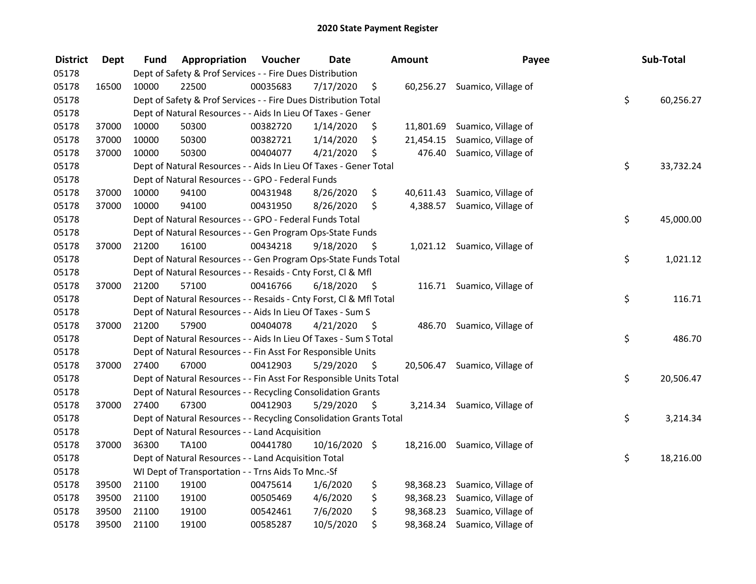# 2020 State Payment Register

| District | Dept | Fund | Appropriation | Voucher | Date | Amount | Payee | Sub-Total |
|---|---|---|---|---|---|---|---|---|
| 05178 | | Dept of Safety & Prof Services - - Fire Dues Distribution | | | | | | |
| 05178 | 16500 | 10000 | 22500 | 00035683 | 7/17/2020 | $ 60,256.27 | Suamico, Village of | |
| 05178 | | Dept of Safety & Prof Services - - Fire Dues Distribution Total | | | | | | $ 60,256.27 |
| 05178 | | Dept of Natural Resources - - Aids In Lieu Of Taxes - Gener | | | | | | |
| 05178 | 37000 | 10000 | 50300 | 00382720 | 1/14/2020 | $ 11,801.69 | Suamico, Village of | |
| 05178 | 37000 | 10000 | 50300 | 00382721 | 1/14/2020 | $ 21,454.15 | Suamico, Village of | |
| 05178 | 37000 | 10000 | 50300 | 00404077 | 4/21/2020 | $ 476.40 | Suamico, Village of | |
| 05178 | | Dept of Natural Resources - - Aids In Lieu Of Taxes - Gener Total | | | | | | $ 33,732.24 |
| 05178 | | Dept of Natural Resources - - GPO - Federal Funds | | | | | | |
| 05178 | 37000 | 10000 | 94100 | 00431948 | 8/26/2020 | $ 40,611.43 | Suamico, Village of | |
| 05178 | 37000 | 10000 | 94100 | 00431950 | 8/26/2020 | $ 4,388.57 | Suamico, Village of | |
| 05178 | | Dept of Natural Resources - - GPO - Federal Funds Total | | | | | | $ 45,000.00 |
| 05178 | | Dept of Natural Resources - - Gen Program Ops-State Funds | | | | | | |
| 05178 | 37000 | 21200 | 16100 | 00434218 | 9/18/2020 | $ 1,021.12 | Suamico, Village of | |
| 05178 | | Dept of Natural Resources - - Gen Program Ops-State Funds Total | | | | | | $ 1,021.12 |
| 05178 | | Dept of Natural Resources - - Resaids - Cnty Forst, Cl & Mfl | | | | | | |
| 05178 | 37000 | 21200 | 57100 | 00416766 | 6/18/2020 | $ 116.71 | Suamico, Village of | |
| 05178 | | Dept of Natural Resources - - Resaids - Cnty Forst, Cl & Mfl Total | | | | | | $ 116.71 |
| 05178 | | Dept of Natural Resources - - Aids In Lieu Of Taxes - Sum S | | | | | | |
| 05178 | 37000 | 21200 | 57900 | 00404078 | 4/21/2020 | $ 486.70 | Suamico, Village of | |
| 05178 | | Dept of Natural Resources - - Aids In Lieu Of Taxes - Sum S Total | | | | | | $ 486.70 |
| 05178 | | Dept of Natural Resources - - Fin Asst For Responsible Units | | | | | | |
| 05178 | 37000 | 27400 | 67000 | 00412903 | 5/29/2020 | $ 20,506.47 | Suamico, Village of | |
| 05178 | | Dept of Natural Resources - - Fin Asst For Responsible Units Total | | | | | | $ 20,506.47 |
| 05178 | | Dept of Natural Resources - - Recycling Consolidation Grants | | | | | | |
| 05178 | 37000 | 27400 | 67300 | 00412903 | 5/29/2020 | $ 3,214.34 | Suamico, Village of | |
| 05178 | | Dept of Natural Resources - - Recycling Consolidation Grants Total | | | | | | $ 3,214.34 |
| 05178 | | Dept of Natural Resources - - Land Acquisition | | | | | | |
| 05178 | 37000 | 36300 | TA100 | 00441780 | 10/16/2020 | $ 18,216.00 | Suamico, Village of | |
| 05178 | | Dept of Natural Resources - - Land Acquisition Total | | | | | | $ 18,216.00 |
| 05178 | | WI Dept of Transportation - - Trns Aids To Mnc.-Sf | | | | | | |
| 05178 | 39500 | 21100 | 19100 | 00475614 | 1/6/2020 | $ 98,368.23 | Suamico, Village of | |
| 05178 | 39500 | 21100 | 19100 | 00505469 | 4/6/2020 | $ 98,368.23 | Suamico, Village of | |
| 05178 | 39500 | 21100 | 19100 | 00542461 | 7/6/2020 | $ 98,368.23 | Suamico, Village of | |
| 05178 | 39500 | 21100 | 19100 | 00585287 | 10/5/2020 | $ 98,368.24 | Suamico, Village of | |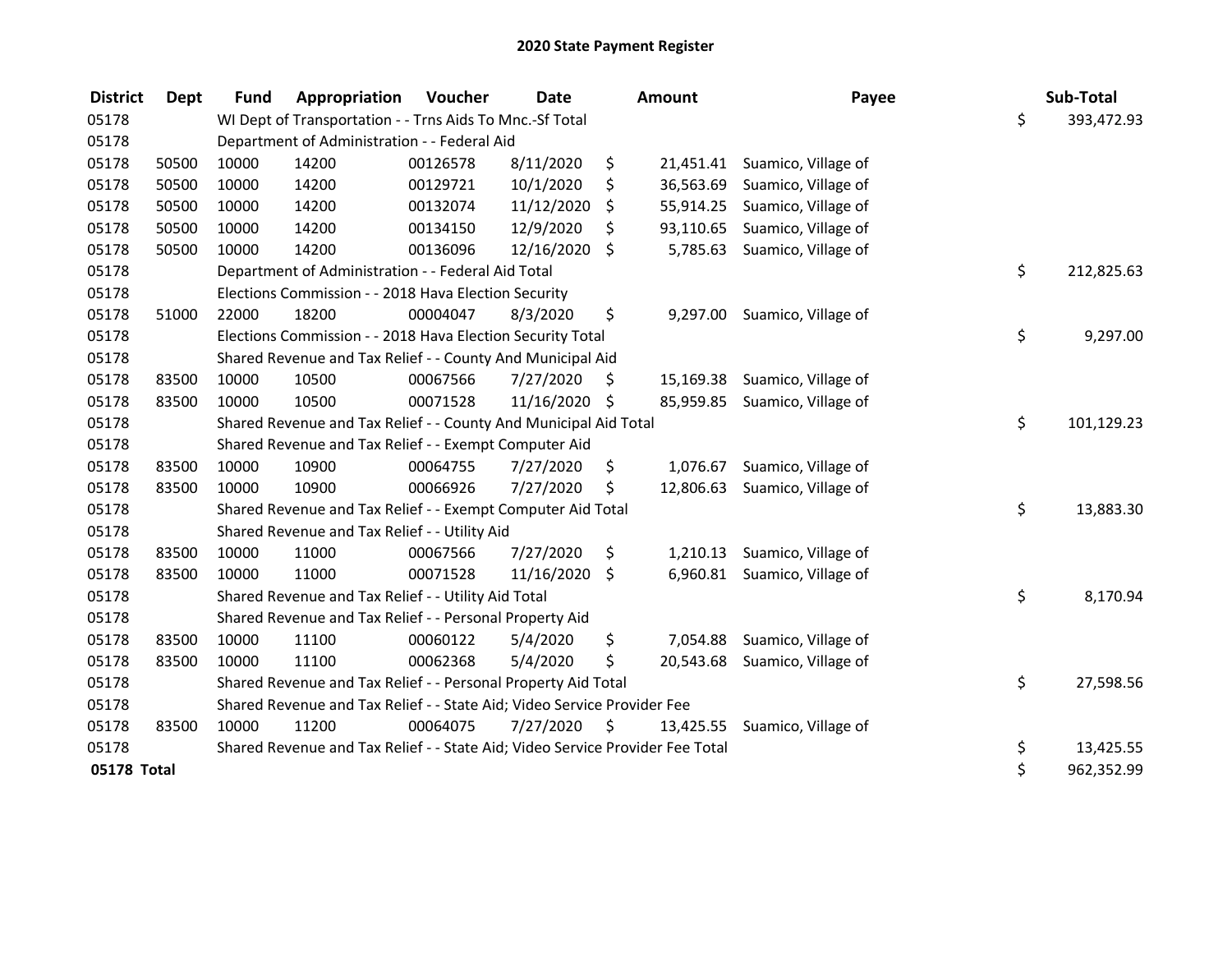# 2020 State Payment Register

| District | Dept | Fund | Appropriation | Voucher | Date | Amount | Payee | Sub-Total |
|---|---|---|---|---|---|---|---|---|
| 05178 | | WI Dept of Transportation - - Trns Aids To Mnc.-Sf Total | | | | | | $ 393,472.93 |
| 05178 | | Department of Administration - - Federal Aid | | | | | | |
| 05178 | 50500 | 10000 | 14200 | 00126578 | 8/11/2020 | $ 21,451.41 | Suamico, Village of | |
| 05178 | 50500 | 10000 | 14200 | 00129721 | 10/1/2020 | $ 36,563.69 | Suamico, Village of | |
| 05178 | 50500 | 10000 | 14200 | 00132074 | 11/12/2020 | $ 55,914.25 | Suamico, Village of | |
| 05178 | 50500 | 10000 | 14200 | 00134150 | 12/9/2020 | $ 93,110.65 | Suamico, Village of | |
| 05178 | 50500 | 10000 | 14200 | 00136096 | 12/16/2020 | $ 5,785.63 | Suamico, Village of | |
| 05178 | | Department of Administration - - Federal Aid Total | | | | | | $ 212,825.63 |
| 05178 | | Elections Commission - - 2018 Hava Election Security | | | | | | |
| 05178 | 51000 | 22000 | 18200 | 00004047 | 8/3/2020 | $ 9,297.00 | Suamico, Village of | |
| 05178 | | Elections Commission - - 2018 Hava Election Security Total | | | | | | $ 9,297.00 |
| 05178 | | Shared Revenue and Tax Relief - - County And Municipal Aid | | | | | | |
| 05178 | 83500 | 10000 | 10500 | 00067566 | 7/27/2020 | $ 15,169.38 | Suamico, Village of | |
| 05178 | 83500 | 10000 | 10500 | 00071528 | 11/16/2020 | $ 85,959.85 | Suamico, Village of | |
| 05178 | | Shared Revenue and Tax Relief - - County And Municipal Aid Total | | | | | | $ 101,129.23 |
| 05178 | | Shared Revenue and Tax Relief - - Exempt Computer Aid | | | | | | |
| 05178 | 83500 | 10000 | 10900 | 00064755 | 7/27/2020 | $ 1,076.67 | Suamico, Village of | |
| 05178 | 83500 | 10000 | 10900 | 00066926 | 7/27/2020 | $ 12,806.63 | Suamico, Village of | |
| 05178 | | Shared Revenue and Tax Relief - - Exempt Computer Aid Total | | | | | | $ 13,883.30 |
| 05178 | | Shared Revenue and Tax Relief - - Utility Aid | | | | | | |
| 05178 | 83500 | 10000 | 11000 | 00067566 | 7/27/2020 | $ 1,210.13 | Suamico, Village of | |
| 05178 | 83500 | 10000 | 11000 | 00071528 | 11/16/2020 | $ 6,960.81 | Suamico, Village of | |
| 05178 | | Shared Revenue and Tax Relief - - Utility Aid Total | | | | | | $ 8,170.94 |
| 05178 | | Shared Revenue and Tax Relief - - Personal Property Aid | | | | | | |
| 05178 | 83500 | 10000 | 11100 | 00060122 | 5/4/2020 | $ 7,054.88 | Suamico, Village of | |
| 05178 | 83500 | 10000 | 11100 | 00062368 | 5/4/2020 | $ 20,543.68 | Suamico, Village of | |
| 05178 | | Shared Revenue and Tax Relief - - Personal Property Aid Total | | | | | | $ 27,598.56 |
| 05178 | | Shared Revenue and Tax Relief - - State Aid; Video Service Provider Fee | | | | | | |
| 05178 | 83500 | 10000 | 11200 | 00064075 | 7/27/2020 | $ 13,425.55 | Suamico, Village of | |
| 05178 | | Shared Revenue and Tax Relief - - State Aid; Video Service Provider Fee Total | | | | | | $ 13,425.55 |
| **05178 Total** | | | | | | | | $ 962,352.99 |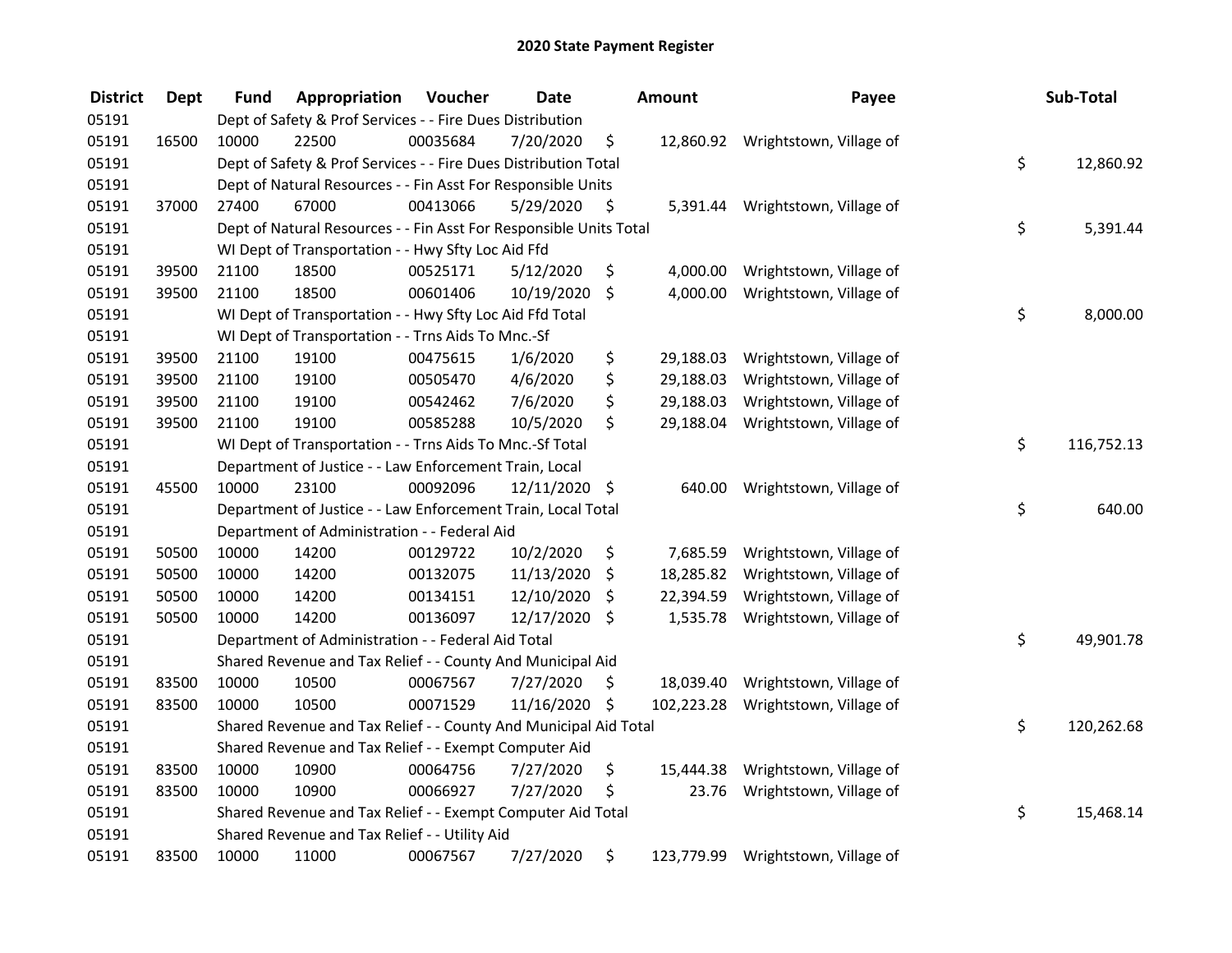# 2020 State Payment Register

| District | Dept | Fund | Appropriation | Voucher | Date | Amount | Payee | Sub-Total |
|---|---|---|---|---|---|---|---|---|
| 05191 | | Dept of Safety & Prof Services - - Fire Dues Distribution | | | | | | |
| 05191 | 16500 | 10000 | 22500 | 00035684 | 7/20/2020 | $ 12,860.92 | Wrightstown, Village of | |
| 05191 | | Dept of Safety & Prof Services - - Fire Dues Distribution Total | | | | | | $ 12,860.92 |
| 05191 | | Dept of Natural Resources - - Fin Asst For Responsible Units | | | | | | |
| 05191 | 37000 | 27400 | 67000 | 00413066 | 5/29/2020 | $ 5,391.44 | Wrightstown, Village of | |
| 05191 | | Dept of Natural Resources - - Fin Asst For Responsible Units Total | | | | | | $ 5,391.44 |
| 05191 | | WI Dept of Transportation - - Hwy Sfty Loc Aid Ffd | | | | | | |
| 05191 | 39500 | 21100 | 18500 | 00525171 | 5/12/2020 | $ 4,000.00 | Wrightstown, Village of | |
| 05191 | 39500 | 21100 | 18500 | 00601406 | 10/19/2020 | $ 4,000.00 | Wrightstown, Village of | |
| 05191 | | WI Dept of Transportation - - Hwy Sfty Loc Aid Ffd Total | | | | | | $ 8,000.00 |
| 05191 | | WI Dept of Transportation - - Trns Aids To Mnc.-Sf | | | | | | |
| 05191 | 39500 | 21100 | 19100 | 00475615 | 1/6/2020 | $ 29,188.03 | Wrightstown, Village of | |
| 05191 | 39500 | 21100 | 19100 | 00505470 | 4/6/2020 | $ 29,188.03 | Wrightstown, Village of | |
| 05191 | 39500 | 21100 | 19100 | 00542462 | 7/6/2020 | $ 29,188.03 | Wrightstown, Village of | |
| 05191 | 39500 | 21100 | 19100 | 00585288 | 10/5/2020 | $ 29,188.04 | Wrightstown, Village of | |
| 05191 | | WI Dept of Transportation - - Trns Aids To Mnc.-Sf Total | | | | | | $ 116,752.13 |
| 05191 | | Department of Justice - - Law Enforcement Train, Local | | | | | | |
| 05191 | 45500 | 10000 | 23100 | 00092096 | 12/11/2020 | $ 640.00 | Wrightstown, Village of | |
| 05191 | | Department of Justice - - Law Enforcement Train, Local Total | | | | | | $ 640.00 |
| 05191 | | Department of Administration - - Federal Aid | | | | | | |
| 05191 | 50500 | 10000 | 14200 | 00129722 | 10/2/2020 | $ 7,685.59 | Wrightstown, Village of | |
| 05191 | 50500 | 10000 | 14200 | 00132075 | 11/13/2020 | $ 18,285.82 | Wrightstown, Village of | |
| 05191 | 50500 | 10000 | 14200 | 00134151 | 12/10/2020 | $ 22,394.59 | Wrightstown, Village of | |
| 05191 | 50500 | 10000 | 14200 | 00136097 | 12/17/2020 | $ 1,535.78 | Wrightstown, Village of | |
| 05191 | | Department of Administration - - Federal Aid Total | | | | | | $ 49,901.78 |
| 05191 | | Shared Revenue and Tax Relief - - County And Municipal Aid | | | | | | |
| 05191 | 83500 | 10000 | 10500 | 00067567 | 7/27/2020 | $ 18,039.40 | Wrightstown, Village of | |
| 05191 | 83500 | 10000 | 10500 | 00071529 | 11/16/2020 | $ 102,223.28 | Wrightstown, Village of | |
| 05191 | | Shared Revenue and Tax Relief - - County And Municipal Aid Total | | | | | | $ 120,262.68 |
| 05191 | | Shared Revenue and Tax Relief - - Exempt Computer Aid | | | | | | |
| 05191 | 83500 | 10000 | 10900 | 00064756 | 7/27/2020 | $ 15,444.38 | Wrightstown, Village of | |
| 05191 | 83500 | 10000 | 10900 | 00066927 | 7/27/2020 | $ 23.76 | Wrightstown, Village of | |
| 05191 | | Shared Revenue and Tax Relief - - Exempt Computer Aid Total | | | | | | $ 15,468.14 |
| 05191 | | Shared Revenue and Tax Relief - - Utility Aid | | | | | | |
| 05191 | 83500 | 10000 | 11000 | 00067567 | 7/27/2020 | $ 123,779.99 | Wrightstown, Village of | |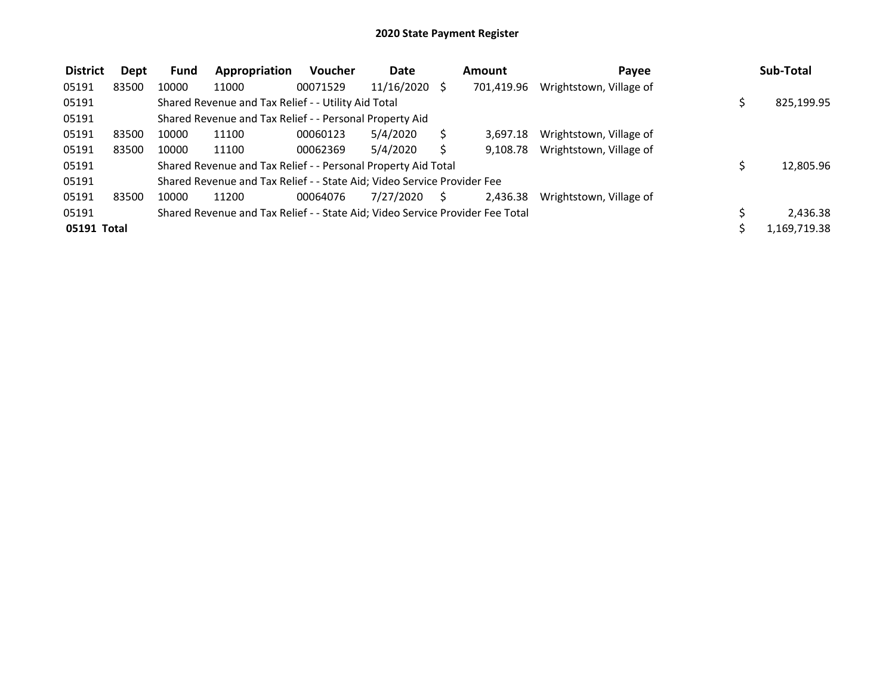# 2020 State Payment Register

| District | Dept | Fund | Appropriation | Voucher | Date | Amount | Payee | Sub-Total |
|---|---|---|---|---|---|---|---|---|
| 05191 | 83500 | 10000 | 11000 | 00071529 | 11/16/2020 | $ 701,419.96 | Wrightstown, Village of | |
| 05191 | | Shared Revenue and Tax Relief - - Utility Aid Total | | | | | | $ 825,199.95 |
| 05191 | | Shared Revenue and Tax Relief - - Personal Property Aid | | | | | | |
| 05191 | 83500 | 10000 | 11100 | 00060123 | 5/4/2020 | $ 3,697.18 | Wrightstown, Village of | |
| 05191 | 83500 | 10000 | 11100 | 00062369 | 5/4/2020 | $ 9,108.78 | Wrightstown, Village of | |
| 05191 | | Shared Revenue and Tax Relief - - Personal Property Aid Total | | | | | | $ 12,805.96 |
| 05191 | | Shared Revenue and Tax Relief - - State Aid; Video Service Provider Fee | | | | | | |
| 05191 | 83500 | 10000 | 11200 | 00064076 | 7/27/2020 | $ 2,436.38 | Wrightstown, Village of | |
| 05191 | | Shared Revenue and Tax Relief - - State Aid; Video Service Provider Fee Total | | | | | | $ 2,436.38 |
| **05191 Total** | | | | | | | | $ 1,169,719.38 |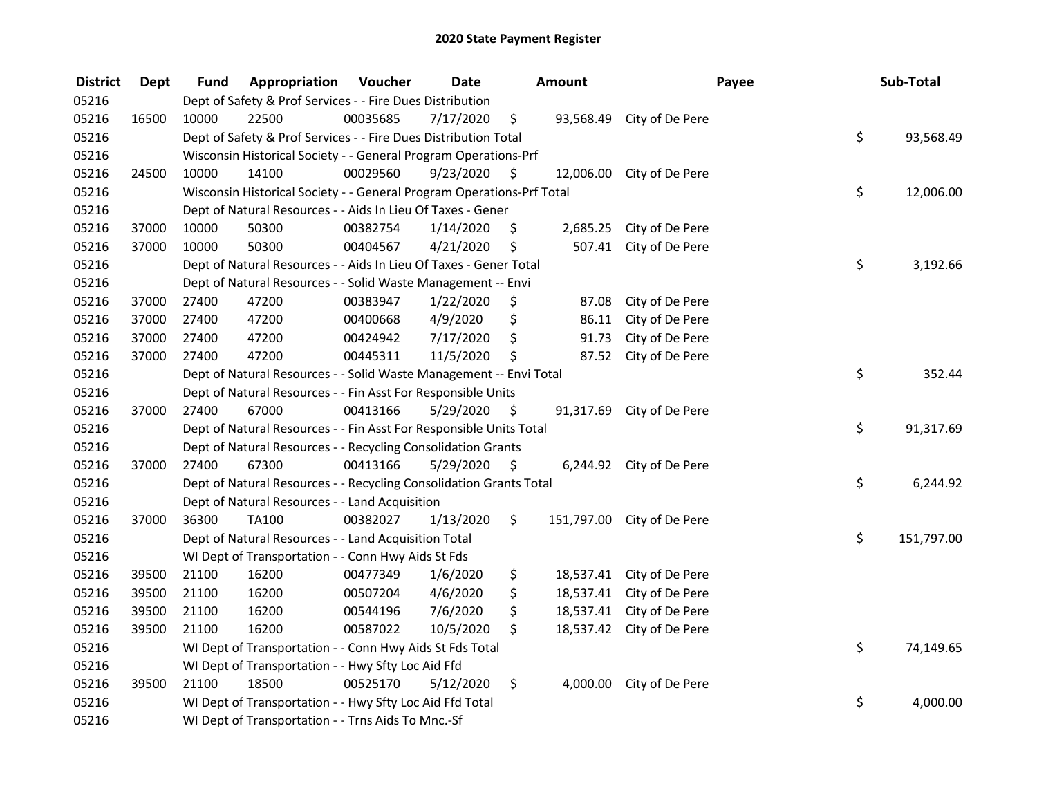## 2020 State Payment Register

| District | Dept | Fund | Appropriation | Voucher | Date | Amount | Payee | Sub-Total |
|---|---|---|---|---|---|---|---|---|
| 05216 | | Dept of Safety & Prof Services - - Fire Dues Distribution | | | | | | |
| 05216 | 16500 | 10000 | 22500 | 00035685 | 7/17/2020 | $ 93,568.49 | City of De Pere | |
| 05216 | | Dept of Safety & Prof Services - - Fire Dues Distribution Total | | | | | | $ 93,568.49 |
| 05216 | | Wisconsin Historical Society - - General Program Operations-Prf | | | | | | |
| 05216 | 24500 | 10000 | 14100 | 00029560 | 9/23/2020 | $ 12,006.00 | City of De Pere | |
| 05216 | | Wisconsin Historical Society - - General Program Operations-Prf Total | | | | | | $ 12,006.00 |
| 05216 | | Dept of Natural Resources - - Aids In Lieu Of Taxes - Gener | | | | | | |
| 05216 | 37000 | 10000 | 50300 | 00382754 | 1/14/2020 | $ 2,685.25 | City of De Pere | |
| 05216 | 37000 | 10000 | 50300 | 00404567 | 4/21/2020 | $ 507.41 | City of De Pere | |
| 05216 | | Dept of Natural Resources - - Aids In Lieu Of Taxes - Gener Total | | | | | | $ 3,192.66 |
| 05216 | | Dept of Natural Resources - - Solid Waste Management -- Envi | | | | | | |
| 05216 | 37000 | 27400 | 47200 | 00383947 | 1/22/2020 | $ 87.08 | City of De Pere | |
| 05216 | 37000 | 27400 | 47200 | 00400668 | 4/9/2020 | $ 86.11 | City of De Pere | |
| 05216 | 37000 | 27400 | 47200 | 00424942 | 7/17/2020 | $ 91.73 | City of De Pere | |
| 05216 | 37000 | 27400 | 47200 | 00445311 | 11/5/2020 | $ 87.52 | City of De Pere | |
| 05216 | | Dept of Natural Resources - - Solid Waste Management -- Envi Total | | | | | | $ 352.44 |
| 05216 | | Dept of Natural Resources - - Fin Asst For Responsible Units | | | | | | |
| 05216 | 37000 | 27400 | 67000 | 00413166 | 5/29/2020 | $ 91,317.69 | City of De Pere | |
| 05216 | | Dept of Natural Resources - - Fin Asst For Responsible Units Total | | | | | | $ 91,317.69 |
| 05216 | | Dept of Natural Resources - - Recycling Consolidation Grants | | | | | | |
| 05216 | 37000 | 27400 | 67300 | 00413166 | 5/29/2020 | $ 6,244.92 | City of De Pere | |
| 05216 | | Dept of Natural Resources - - Recycling Consolidation Grants Total | | | | | | $ 6,244.92 |
| 05216 | | Dept of Natural Resources - - Land Acquisition | | | | | | |
| 05216 | 37000 | 36300 | TA100 | 00382027 | 1/13/2020 | $ 151,797.00 | City of De Pere | |
| 05216 | | Dept of Natural Resources - - Land Acquisition Total | | | | | | $ 151,797.00 |
| 05216 | | WI Dept of Transportation - - Conn Hwy Aids St Fds | | | | | | |
| 05216 | 39500 | 21100 | 16200 | 00477349 | 1/6/2020 | $ 18,537.41 | City of De Pere | |
| 05216 | 39500 | 21100 | 16200 | 00507204 | 4/6/2020 | $ 18,537.41 | City of De Pere | |
| 05216 | 39500 | 21100 | 16200 | 00544196 | 7/6/2020 | $ 18,537.41 | City of De Pere | |
| 05216 | 39500 | 21100 | 16200 | 00587022 | 10/5/2020 | $ 18,537.42 | City of De Pere | |
| 05216 | | WI Dept of Transportation - - Conn Hwy Aids St Fds Total | | | | | | $ 74,149.65 |
| 05216 | | WI Dept of Transportation - - Hwy Sfty Loc Aid Ffd | | | | | | |
| 05216 | 39500 | 21100 | 18500 | 00525170 | 5/12/2020 | $ 4,000.00 | City of De Pere | |
| 05216 | | WI Dept of Transportation - - Hwy Sfty Loc Aid Ffd Total | | | | | | $ 4,000.00 |
| 05216 | | WI Dept of Transportation - - Trns Aids To Mnc.-Sf | | | | | | |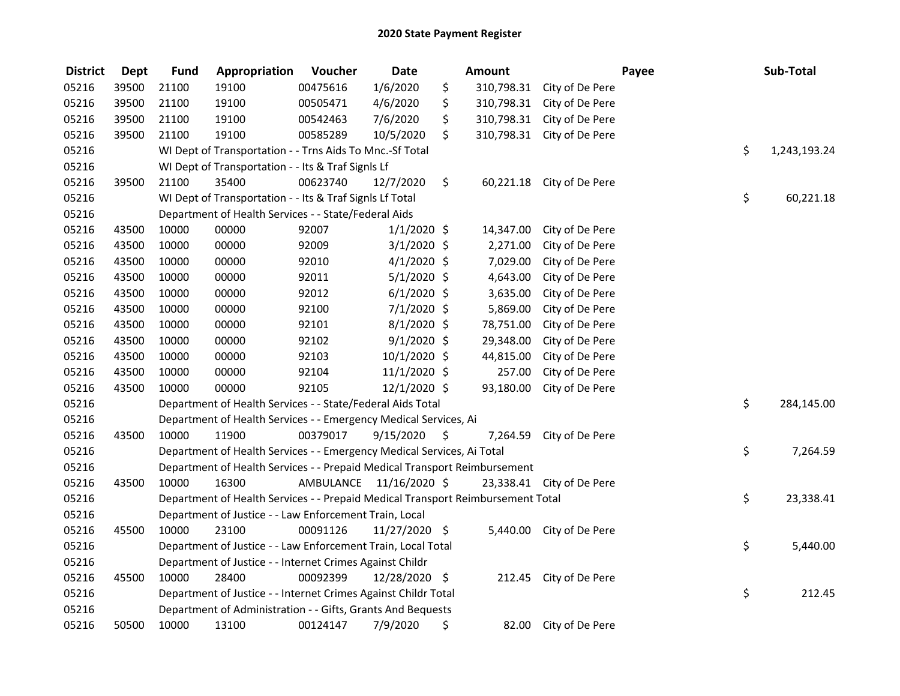# 2020 State Payment Register

| District | Dept | Fund | Appropriation | Voucher | Date | Amount | Payee | Sub-Total |
|---|---|---|---|---|---|---|---|---|
| 05216 | 39500 | 21100 | 19100 | 00475616 | 1/6/2020 | $ 310,798.31 | City of De Pere | |
| 05216 | 39500 | 21100 | 19100 | 00505471 | 4/6/2020 | $ 310,798.31 | City of De Pere | |
| 05216 | 39500 | 21100 | 19100 | 00542463 | 7/6/2020 | $ 310,798.31 | City of De Pere | |
| 05216 | 39500 | 21100 | 19100 | 00585289 | 10/5/2020 | $ 310,798.31 | City of De Pere | |
| 05216 | | WI Dept of Transportation - - Trns Aids To Mnc.-Sf Total | | | | | | $ 1,243,193.24 |
| 05216 | | WI Dept of Transportation - - Its & Traf Signls Lf | | | | | | |
| 05216 | 39500 | 21100 | 35400 | 00623740 | 12/7/2020 | $ 60,221.18 | City of De Pere | |
| 05216 | | WI Dept of Transportation - - Its & Traf Signls Lf Total | | | | | | $ 60,221.18 |
| 05216 | | Department of Health Services - - State/Federal Aids | | | | | | |
| 05216 | 43500 | 10000 | 00000 | 92007 | 1/1/2020 | $ 14,347.00 | City of De Pere | |
| 05216 | 43500 | 10000 | 00000 | 92009 | 3/1/2020 | $ 2,271.00 | City of De Pere | |
| 05216 | 43500 | 10000 | 00000 | 92010 | 4/1/2020 | $ 7,029.00 | City of De Pere | |
| 05216 | 43500 | 10000 | 00000 | 92011 | 5/1/2020 | $ 4,643.00 | City of De Pere | |
| 05216 | 43500 | 10000 | 00000 | 92012 | 6/1/2020 | $ 3,635.00 | City of De Pere | |
| 05216 | 43500 | 10000 | 00000 | 92100 | 7/1/2020 | $ 5,869.00 | City of De Pere | |
| 05216 | 43500 | 10000 | 00000 | 92101 | 8/1/2020 | $ 78,751.00 | City of De Pere | |
| 05216 | 43500 | 10000 | 00000 | 92102 | 9/1/2020 | $ 29,348.00 | City of De Pere | |
| 05216 | 43500 | 10000 | 00000 | 92103 | 10/1/2020 | $ 44,815.00 | City of De Pere | |
| 05216 | 43500 | 10000 | 00000 | 92104 | 11/1/2020 | $ 257.00 | City of De Pere | |
| 05216 | 43500 | 10000 | 00000 | 92105 | 12/1/2020 | $ 93,180.00 | City of De Pere | |
| 05216 | | Department of Health Services - - State/Federal Aids Total | | | | | | $ 284,145.00 |
| 05216 | | Department of Health Services - - Emergency Medical Services, Ai | | | | | | |
| 05216 | 43500 | 10000 | 11900 | 00379017 | 9/15/2020 | $ 7,264.59 | City of De Pere | |
| 05216 | | Department of Health Services - - Emergency Medical Services, Ai Total | | | | | | $ 7,264.59 |
| 05216 | | Department of Health Services - - Prepaid Medical Transport Reimbursement | | | | | | |
| 05216 | 43500 | 10000 | 16300 | AMBULANCE | 11/16/2020 | $ 23,338.41 | City of De Pere | |
| 05216 | | Department of Health Services - - Prepaid Medical Transport Reimbursement Total | | | | | | $ 23,338.41 |
| 05216 | | Department of Justice - - Law Enforcement Train, Local | | | | | | |
| 05216 | 45500 | 10000 | 23100 | 00091126 | 11/27/2020 | $ 5,440.00 | City of De Pere | |
| 05216 | | Department of Justice - - Law Enforcement Train, Local Total | | | | | | $ 5,440.00 |
| 05216 | | Department of Justice - - Internet Crimes Against Childr | | | | | | |
| 05216 | 45500 | 10000 | 28400 | 00092399 | 12/28/2020 | $ 212.45 | City of De Pere | |
| 05216 | | Department of Justice - - Internet Crimes Against Childr Total | | | | | | $ 212.45 |
| 05216 | | Department of Administration - - Gifts, Grants And Bequests | | | | | | |
| 05216 | 50500 | 10000 | 13100 | 00124147 | 7/9/2020 | $ 82.00 | City of De Pere | |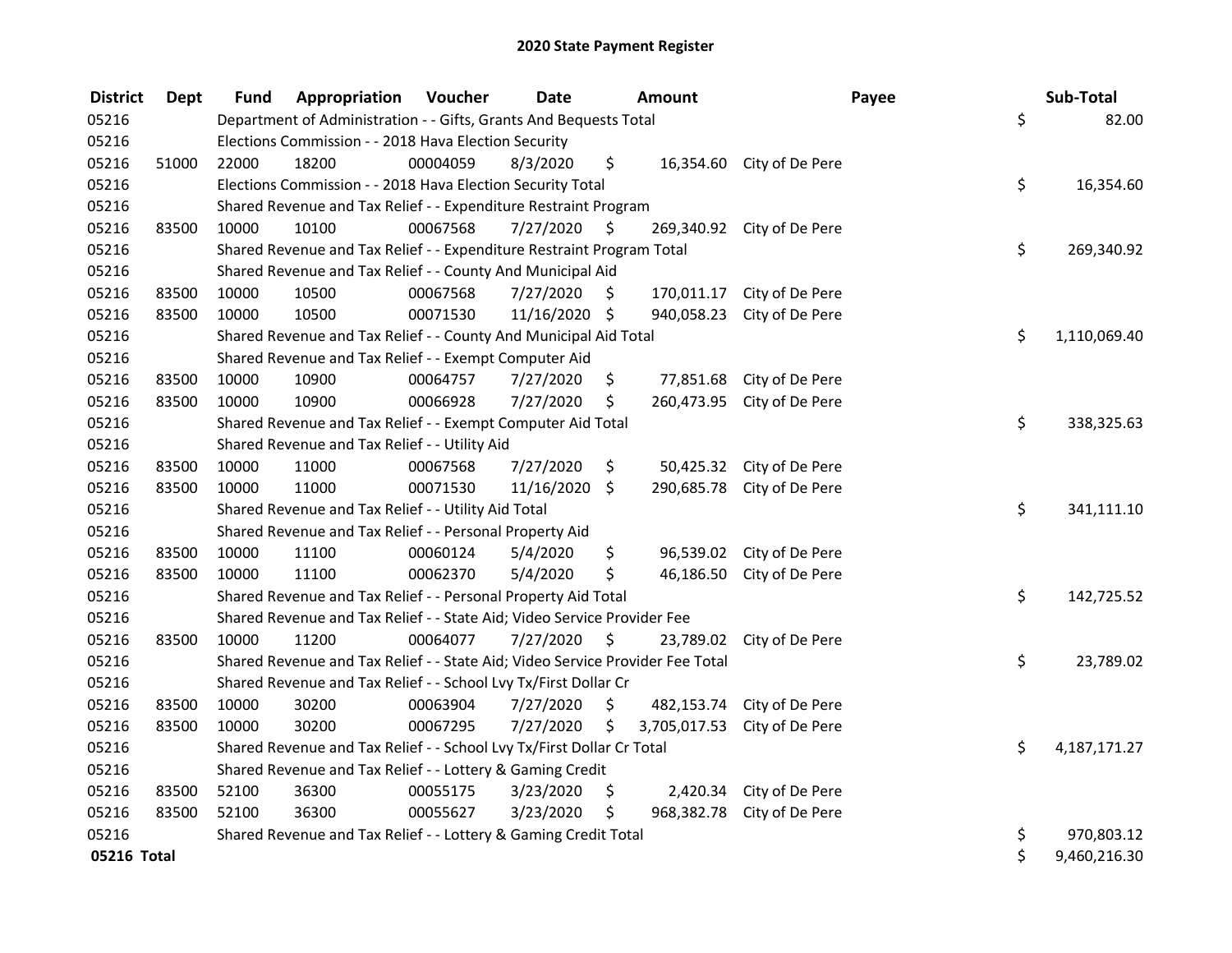# 2020 State Payment Register

| District | Dept | Fund | Appropriation | Voucher | Date | Amount | Payee | Sub-Total |
|---|---|---|---|---|---|---|---|---|
| 05216 | | Department of Administration - - Gifts, Grants And Bequests Total | | | | | | $ 82.00 |
| 05216 | | Elections Commission - - 2018 Hava Election Security | | | | | | |
| 05216 | 51000 | 22000 | 18200 | 00004059 | 8/3/2020 | $ 16,354.60 | City of De Pere | |
| 05216 | | Elections Commission - - 2018 Hava Election Security Total | | | | | | $ 16,354.60 |
| 05216 | | Shared Revenue and Tax Relief - - Expenditure Restraint Program | | | | | | |
| 05216 | 83500 | 10000 | 10100 | 00067568 | 7/27/2020 | $ 269,340.92 | City of De Pere | |
| 05216 | | Shared Revenue and Tax Relief - - Expenditure Restraint Program Total | | | | | | $ 269,340.92 |
| 05216 | | Shared Revenue and Tax Relief - - County And Municipal Aid | | | | | | |
| 05216 | 83500 | 10000 | 10500 | 00067568 | 7/27/2020 | $ 170,011.17 | City of De Pere | |
| 05216 | 83500 | 10000 | 10500 | 00071530 | 11/16/2020 | $ 940,058.23 | City of De Pere | |
| 05216 | | Shared Revenue and Tax Relief - - County And Municipal Aid Total | | | | | | $ 1,110,069.40 |
| 05216 | | Shared Revenue and Tax Relief - - Exempt Computer Aid | | | | | | |
| 05216 | 83500 | 10000 | 10900 | 00064757 | 7/27/2020 | $ 77,851.68 | City of De Pere | |
| 05216 | 83500 | 10000 | 10900 | 00066928 | 7/27/2020 | $ 260,473.95 | City of De Pere | |
| 05216 | | Shared Revenue and Tax Relief - - Exempt Computer Aid Total | | | | | | $ 338,325.63 |
| 05216 | | Shared Revenue and Tax Relief - - Utility Aid | | | | | | |
| 05216 | 83500 | 10000 | 11000 | 00067568 | 7/27/2020 | $ 50,425.32 | City of De Pere | |
| 05216 | 83500 | 10000 | 11000 | 00071530 | 11/16/2020 | $ 290,685.78 | City of De Pere | |
| 05216 | | Shared Revenue and Tax Relief - - Utility Aid Total | | | | | | $ 341,111.10 |
| 05216 | | Shared Revenue and Tax Relief - - Personal Property Aid | | | | | | |
| 05216 | 83500 | 10000 | 11100 | 00060124 | 5/4/2020 | $ 96,539.02 | City of De Pere | |
| 05216 | 83500 | 10000 | 11100 | 00062370 | 5/4/2020 | $ 46,186.50 | City of De Pere | |
| 05216 | | Shared Revenue and Tax Relief - - Personal Property Aid Total | | | | | | $ 142,725.52 |
| 05216 | | Shared Revenue and Tax Relief - - State Aid; Video Service Provider Fee | | | | | | |
| 05216 | 83500 | 10000 | 11200 | 00064077 | 7/27/2020 | $ 23,789.02 | City of De Pere | |
| 05216 | | Shared Revenue and Tax Relief - - State Aid; Video Service Provider Fee Total | | | | | | $ 23,789.02 |
| 05216 | | Shared Revenue and Tax Relief - - School Lvy Tx/First Dollar Cr | | | | | | |
| 05216 | 83500 | 10000 | 30200 | 00063904 | 7/27/2020 | $ 482,153.74 | City of De Pere | |
| 05216 | 83500 | 10000 | 30200 | 00067295 | 7/27/2020 | $ 3,705,017.53 | City of De Pere | |
| 05216 | | Shared Revenue and Tax Relief - - School Lvy Tx/First Dollar Cr Total | | | | | | $ 4,187,171.27 |
| 05216 | | Shared Revenue and Tax Relief - - Lottery & Gaming Credit | | | | | | |
| 05216 | 83500 | 52100 | 36300 | 00055175 | 3/23/2020 | $ 2,420.34 | City of De Pere | |
| 05216 | 83500 | 52100 | 36300 | 00055627 | 3/23/2020 | $ 968,382.78 | City of De Pere | |
| 05216 | | Shared Revenue and Tax Relief - - Lottery & Gaming Credit Total | | | | | | $ 970,803.12 |
| **05216 Total** | | | | | | | | $ 9,460,216.30 |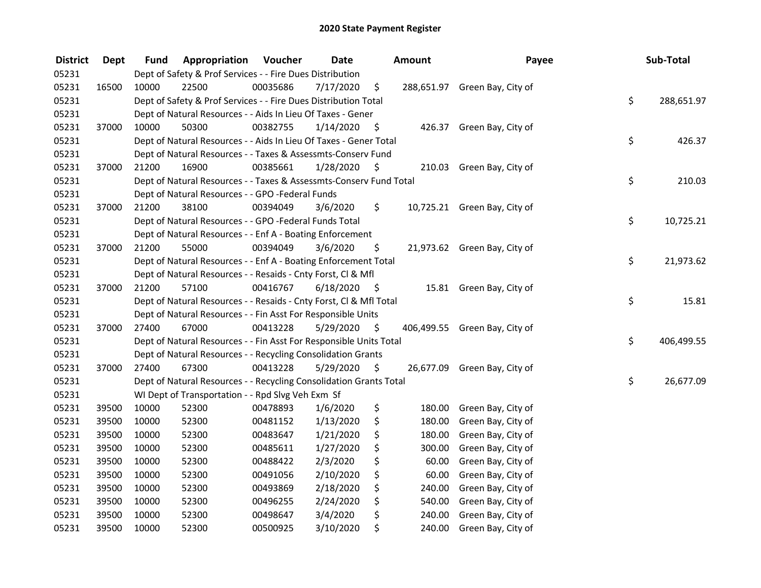# 2020 State Payment Register

| District | Dept | Fund | Appropriation | Voucher | Date | Amount | Payee | Sub-Total |
|---|---|---|---|---|---|---|---|---|
| 05231 | | Dept of Safety & Prof Services - - Fire Dues Distribution | | | | | | |
| 05231 | 16500 | 10000 | 22500 | 00035686 | 7/17/2020 | $ 288,651.97 | Green Bay, City of | |
| 05231 | | Dept of Safety & Prof Services - - Fire Dues Distribution Total | | | | | | $ 288,651.97 |
| 05231 | | Dept of Natural Resources - - Aids In Lieu Of Taxes - Gener | | | | | | |
| 05231 | 37000 | 10000 | 50300 | 00382755 | 1/14/2020 | $ 426.37 | Green Bay, City of | |
| 05231 | | Dept of Natural Resources - - Aids In Lieu Of Taxes - Gener Total | | | | | | $ 426.37 |
| 05231 | | Dept of Natural Resources - - Taxes & Assessmts-Conserv Fund | | | | | | |
| 05231 | 37000 | 21200 | 16900 | 00385661 | 1/28/2020 | $ 210.03 | Green Bay, City of | |
| 05231 | | Dept of Natural Resources - - Taxes & Assessmts-Conserv Fund Total | | | | | | $ 210.03 |
| 05231 | | Dept of Natural Resources - - GPO -Federal Funds | | | | | | |
| 05231 | 37000 | 21200 | 38100 | 00394049 | 3/6/2020 | $ 10,725.21 | Green Bay, City of | |
| 05231 | | Dept of Natural Resources - - GPO -Federal Funds Total | | | | | | $ 10,725.21 |
| 05231 | | Dept of Natural Resources - - Enf A - Boating Enforcement | | | | | | |
| 05231 | 37000 | 21200 | 55000 | 00394049 | 3/6/2020 | $ 21,973.62 | Green Bay, City of | |
| 05231 | | Dept of Natural Resources - - Enf A - Boating Enforcement Total | | | | | | $ 21,973.62 |
| 05231 | | Dept of Natural Resources - - Resaids - Cnty Forst, Cl & Mfl | | | | | | |
| 05231 | 37000 | 21200 | 57100 | 00416767 | 6/18/2020 | $ 15.81 | Green Bay, City of | |
| 05231 | | Dept of Natural Resources - - Resaids - Cnty Forst, Cl & Mfl Total | | | | | | $ 15.81 |
| 05231 | | Dept of Natural Resources - - Fin Asst For Responsible Units | | | | | | |
| 05231 | 37000 | 27400 | 67000 | 00413228 | 5/29/2020 | $ 406,499.55 | Green Bay, City of | |
| 05231 | | Dept of Natural Resources - - Fin Asst For Responsible Units Total | | | | | | $ 406,499.55 |
| 05231 | | Dept of Natural Resources - - Recycling Consolidation Grants | | | | | | |
| 05231 | 37000 | 27400 | 67300 | 00413228 | 5/29/2020 | $ 26,677.09 | Green Bay, City of | |
| 05231 | | Dept of Natural Resources - - Recycling Consolidation Grants Total | | | | | | $ 26,677.09 |
| 05231 | | WI Dept of Transportation - - Rpd Slvg Veh Exm Sf | | | | | | |
| 05231 | 39500 | 10000 | 52300 | 00478893 | 1/6/2020 | $ 180.00 | Green Bay, City of | |
| 05231 | 39500 | 10000 | 52300 | 00481152 | 1/13/2020 | $ 180.00 | Green Bay, City of | |
| 05231 | 39500 | 10000 | 52300 | 00483647 | 1/21/2020 | $ 180.00 | Green Bay, City of | |
| 05231 | 39500 | 10000 | 52300 | 00485611 | 1/27/2020 | $ 300.00 | Green Bay, City of | |
| 05231 | 39500 | 10000 | 52300 | 00488422 | 2/3/2020 | $ 60.00 | Green Bay, City of | |
| 05231 | 39500 | 10000 | 52300 | 00491056 | 2/10/2020 | $ 60.00 | Green Bay, City of | |
| 05231 | 39500 | 10000 | 52300 | 00493869 | 2/18/2020 | $ 240.00 | Green Bay, City of | |
| 05231 | 39500 | 10000 | 52300 | 00496255 | 2/24/2020 | $ 540.00 | Green Bay, City of | |
| 05231 | 39500 | 10000 | 52300 | 00498647 | 3/4/2020 | $ 240.00 | Green Bay, City of | |
| 05231 | 39500 | 10000 | 52300 | 00500925 | 3/10/2020 | $ 240.00 | Green Bay, City of | |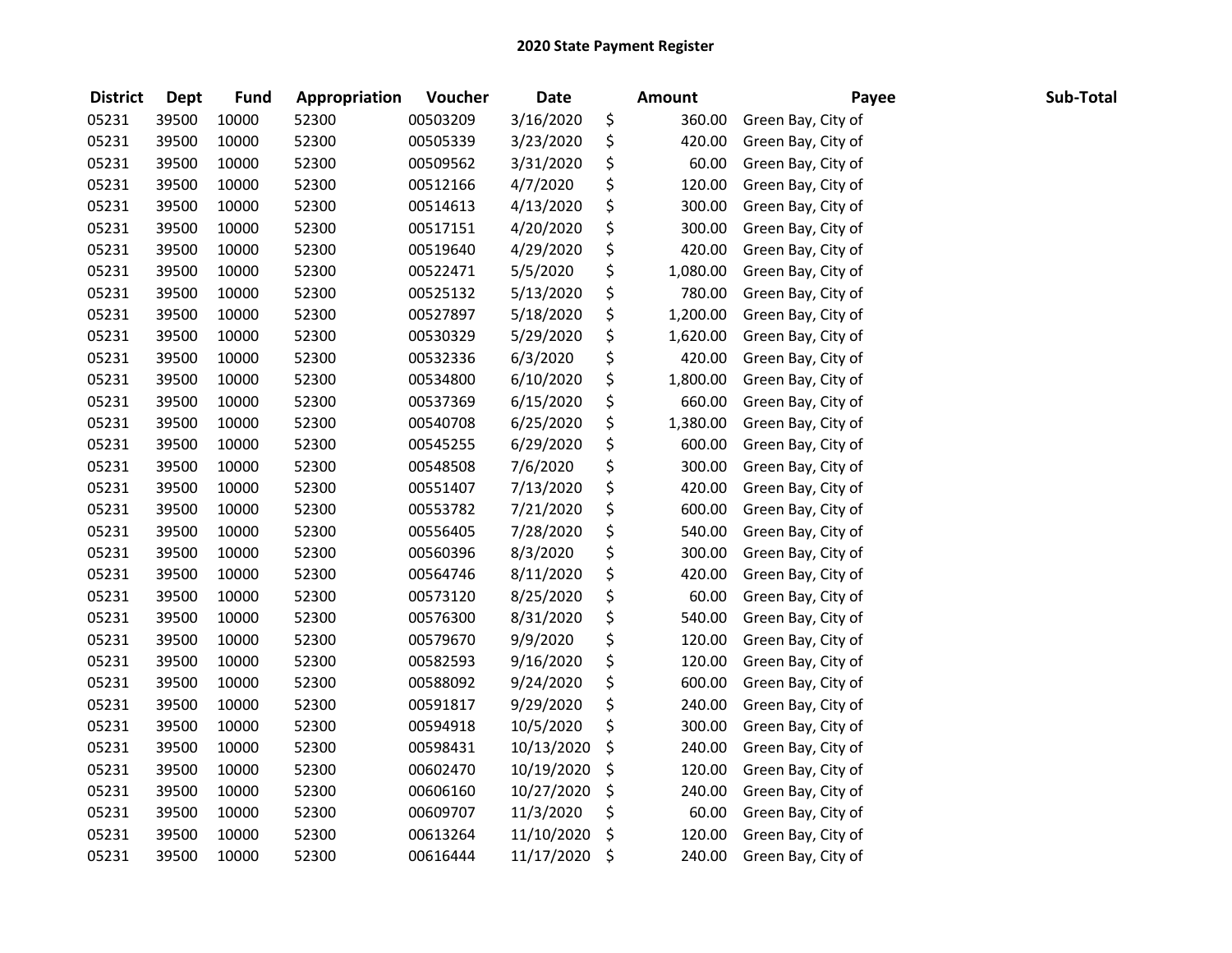# 2020 State Payment Register

| District | Dept | Fund | Appropriation | Voucher | Date | Amount | Payee | Sub-Total |
|---|---|---|---|---|---|---|---|---|
| 05231 | 39500 | 10000 | 52300 | 00503209 | 3/16/2020 | $ 360.00 | Green Bay, City of | |
| 05231 | 39500 | 10000 | 52300 | 00505339 | 3/23/2020 | $ 420.00 | Green Bay, City of | |
| 05231 | 39500 | 10000 | 52300 | 00509562 | 3/31/2020 | $ 60.00 | Green Bay, City of | |
| 05231 | 39500 | 10000 | 52300 | 00512166 | 4/7/2020 | $ 120.00 | Green Bay, City of | |
| 05231 | 39500 | 10000 | 52300 | 00514613 | 4/13/2020 | $ 300.00 | Green Bay, City of | |
| 05231 | 39500 | 10000 | 52300 | 00517151 | 4/20/2020 | $ 300.00 | Green Bay, City of | |
| 05231 | 39500 | 10000 | 52300 | 00519640 | 4/29/2020 | $ 420.00 | Green Bay, City of | |
| 05231 | 39500 | 10000 | 52300 | 00522471 | 5/5/2020 | $ 1,080.00 | Green Bay, City of | |
| 05231 | 39500 | 10000 | 52300 | 00525132 | 5/13/2020 | $ 780.00 | Green Bay, City of | |
| 05231 | 39500 | 10000 | 52300 | 00527897 | 5/18/2020 | $ 1,200.00 | Green Bay, City of | |
| 05231 | 39500 | 10000 | 52300 | 00530329 | 5/29/2020 | $ 1,620.00 | Green Bay, City of | |
| 05231 | 39500 | 10000 | 52300 | 00532336 | 6/3/2020 | $ 420.00 | Green Bay, City of | |
| 05231 | 39500 | 10000 | 52300 | 00534800 | 6/10/2020 | $ 1,800.00 | Green Bay, City of | |
| 05231 | 39500 | 10000 | 52300 | 00537369 | 6/15/2020 | $ 660.00 | Green Bay, City of | |
| 05231 | 39500 | 10000 | 52300 | 00540708 | 6/25/2020 | $ 1,380.00 | Green Bay, City of | |
| 05231 | 39500 | 10000 | 52300 | 00545255 | 6/29/2020 | $ 600.00 | Green Bay, City of | |
| 05231 | 39500 | 10000 | 52300 | 00548508 | 7/6/2020 | $ 300.00 | Green Bay, City of | |
| 05231 | 39500 | 10000 | 52300 | 00551407 | 7/13/2020 | $ 420.00 | Green Bay, City of | |
| 05231 | 39500 | 10000 | 52300 | 00553782 | 7/21/2020 | $ 600.00 | Green Bay, City of | |
| 05231 | 39500 | 10000 | 52300 | 00556405 | 7/28/2020 | $ 540.00 | Green Bay, City of | |
| 05231 | 39500 | 10000 | 52300 | 00560396 | 8/3/2020 | $ 300.00 | Green Bay, City of | |
| 05231 | 39500 | 10000 | 52300 | 00564746 | 8/11/2020 | $ 420.00 | Green Bay, City of | |
| 05231 | 39500 | 10000 | 52300 | 00573120 | 8/25/2020 | $ 60.00 | Green Bay, City of | |
| 05231 | 39500 | 10000 | 52300 | 00576300 | 8/31/2020 | $ 540.00 | Green Bay, City of | |
| 05231 | 39500 | 10000 | 52300 | 00579670 | 9/9/2020 | $ 120.00 | Green Bay, City of | |
| 05231 | 39500 | 10000 | 52300 | 00582593 | 9/16/2020 | $ 120.00 | Green Bay, City of | |
| 05231 | 39500 | 10000 | 52300 | 00588092 | 9/24/2020 | $ 600.00 | Green Bay, City of | |
| 05231 | 39500 | 10000 | 52300 | 00591817 | 9/29/2020 | $ 240.00 | Green Bay, City of | |
| 05231 | 39500 | 10000 | 52300 | 00594918 | 10/5/2020 | $ 300.00 | Green Bay, City of | |
| 05231 | 39500 | 10000 | 52300 | 00598431 | 10/13/2020 | $ 240.00 | Green Bay, City of | |
| 05231 | 39500 | 10000 | 52300 | 00602470 | 10/19/2020 | $ 120.00 | Green Bay, City of | |
| 05231 | 39500 | 10000 | 52300 | 00606160 | 10/27/2020 | $ 240.00 | Green Bay, City of | |
| 05231 | 39500 | 10000 | 52300 | 00609707 | 11/3/2020 | $ 60.00 | Green Bay, City of | |
| 05231 | 39500 | 10000 | 52300 | 00613264 | 11/10/2020 | $ 120.00 | Green Bay, City of | |
| 05231 | 39500 | 10000 | 52300 | 00616444 | 11/17/2020 | $ 240.00 | Green Bay, City of | |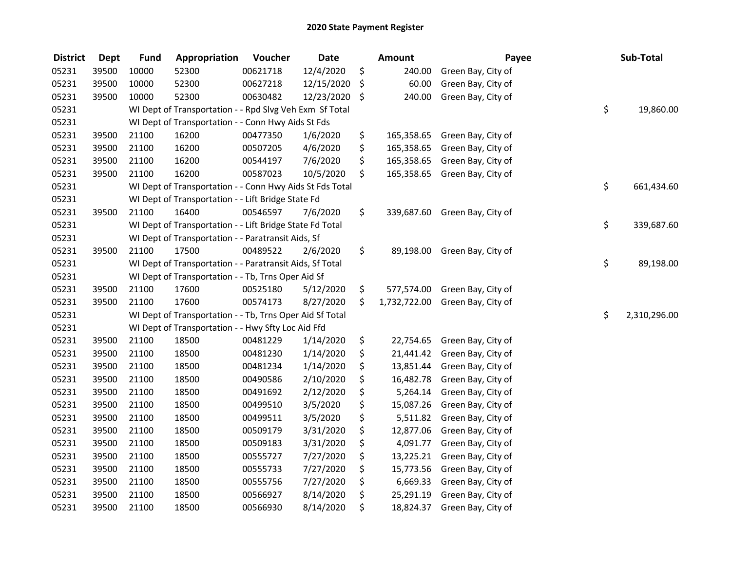## 2020 State Payment Register

| District | Dept | Fund | Appropriation | Voucher | Date | Amount | Payee | Sub-Total |
|---|---|---|---|---|---|---|---|---|
| 05231 | 39500 | 10000 | 52300 | 00621718 | 12/4/2020 | $ 240.00 | Green Bay, City of | |
| 05231 | 39500 | 10000 | 52300 | 00627218 | 12/15/2020 | $ 60.00 | Green Bay, City of | |
| 05231 | 39500 | 10000 | 52300 | 00630482 | 12/23/2020 | $ 240.00 | Green Bay, City of | |
| 05231 | | WI Dept of Transportation - - Rpd Slvg Veh Exm Sf Total | | | | | | $ 19,860.00 |
| 05231 | | WI Dept of Transportation - - Conn Hwy Aids St Fds | | | | | | |
| 05231 | 39500 | 21100 | 16200 | 00477350 | 1/6/2020 | $ 165,358.65 | Green Bay, City of | |
| 05231 | 39500 | 21100 | 16200 | 00507205 | 4/6/2020 | $ 165,358.65 | Green Bay, City of | |
| 05231 | 39500 | 21100 | 16200 | 00544197 | 7/6/2020 | $ 165,358.65 | Green Bay, City of | |
| 05231 | 39500 | 21100 | 16200 | 00587023 | 10/5/2020 | $ 165,358.65 | Green Bay, City of | |
| 05231 | | WI Dept of Transportation - - Conn Hwy Aids St Fds Total | | | | | | $ 661,434.60 |
| 05231 | | WI Dept of Transportation - - Lift Bridge State Fd | | | | | | |
| 05231 | 39500 | 21100 | 16400 | 00546597 | 7/6/2020 | $ 339,687.60 | Green Bay, City of | |
| 05231 | | WI Dept of Transportation - - Lift Bridge State Fd Total | | | | | | $ 339,687.60 |
| 05231 | | WI Dept of Transportation - - Paratransit Aids, Sf | | | | | | |
| 05231 | 39500 | 21100 | 17500 | 00489522 | 2/6/2020 | $ 89,198.00 | Green Bay, City of | |
| 05231 | | WI Dept of Transportation - - Paratransit Aids, Sf Total | | | | | | $ 89,198.00 |
| 05231 | | WI Dept of Transportation - - Tb, Trns Oper Aid Sf | | | | | | |
| 05231 | 39500 | 21100 | 17600 | 00525180 | 5/12/2020 | $ 577,574.00 | Green Bay, City of | |
| 05231 | 39500 | 21100 | 17600 | 00574173 | 8/27/2020 | $ 1,732,722.00 | Green Bay, City of | |
| 05231 | | WI Dept of Transportation - - Tb, Trns Oper Aid Sf Total | | | | | | $ 2,310,296.00 |
| 05231 | | WI Dept of Transportation - - Hwy Sfty Loc Aid Ffd | | | | | | |
| 05231 | 39500 | 21100 | 18500 | 00481229 | 1/14/2020 | $ 22,754.65 | Green Bay, City of | |
| 05231 | 39500 | 21100 | 18500 | 00481230 | 1/14/2020 | $ 21,441.42 | Green Bay, City of | |
| 05231 | 39500 | 21100 | 18500 | 00481234 | 1/14/2020 | $ 13,851.44 | Green Bay, City of | |
| 05231 | 39500 | 21100 | 18500 | 00490586 | 2/10/2020 | $ 16,482.78 | Green Bay, City of | |
| 05231 | 39500 | 21100 | 18500 | 00491692 | 2/12/2020 | $ 5,264.14 | Green Bay, City of | |
| 05231 | 39500 | 21100 | 18500 | 00499510 | 3/5/2020 | $ 15,087.26 | Green Bay, City of | |
| 05231 | 39500 | 21100 | 18500 | 00499511 | 3/5/2020 | $ 5,511.82 | Green Bay, City of | |
| 05231 | 39500 | 21100 | 18500 | 00509179 | 3/31/2020 | $ 12,877.06 | Green Bay, City of | |
| 05231 | 39500 | 21100 | 18500 | 00509183 | 3/31/2020 | $ 4,091.77 | Green Bay, City of | |
| 05231 | 39500 | 21100 | 18500 | 00555727 | 7/27/2020 | $ 13,225.21 | Green Bay, City of | |
| 05231 | 39500 | 21100 | 18500 | 00555733 | 7/27/2020 | $ 15,773.56 | Green Bay, City of | |
| 05231 | 39500 | 21100 | 18500 | 00555756 | 7/27/2020 | $ 6,669.33 | Green Bay, City of | |
| 05231 | 39500 | 21100 | 18500 | 00566927 | 8/14/2020 | $ 25,291.19 | Green Bay, City of | |
| 05231 | 39500 | 21100 | 18500 | 00566930 | 8/14/2020 | $ 18,824.37 | Green Bay, City of | |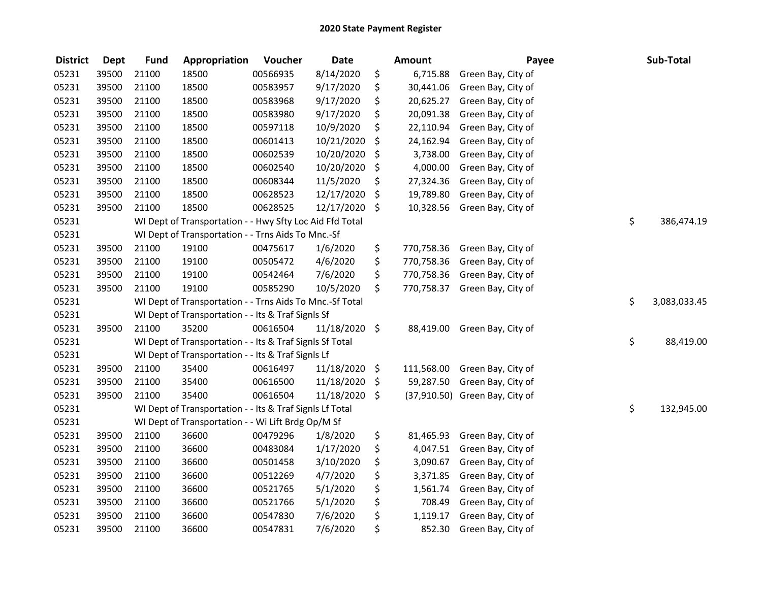## 2020 State Payment Register

| District | Dept | Fund | Appropriation | Voucher | Date | Amount | Payee | Sub-Total |
|---|---|---|---|---|---|---|---|---|
| 05231 | 39500 | 21100 | 18500 | 00566935 | 8/14/2020 | $ 6,715.88 | Green Bay, City of | |
| 05231 | 39500 | 21100 | 18500 | 00583957 | 9/17/2020 | $ 30,441.06 | Green Bay, City of | |
| 05231 | 39500 | 21100 | 18500 | 00583968 | 9/17/2020 | $ 20,625.27 | Green Bay, City of | |
| 05231 | 39500 | 21100 | 18500 | 00583980 | 9/17/2020 | $ 20,091.38 | Green Bay, City of | |
| 05231 | 39500 | 21100 | 18500 | 00597118 | 10/9/2020 | $ 22,110.94 | Green Bay, City of | |
| 05231 | 39500 | 21100 | 18500 | 00601413 | 10/21/2020 | $ 24,162.94 | Green Bay, City of | |
| 05231 | 39500 | 21100 | 18500 | 00602539 | 10/20/2020 | $ 3,738.00 | Green Bay, City of | |
| 05231 | 39500 | 21100 | 18500 | 00602540 | 10/20/2020 | $ 4,000.00 | Green Bay, City of | |
| 05231 | 39500 | 21100 | 18500 | 00608344 | 11/5/2020 | $ 27,324.36 | Green Bay, City of | |
| 05231 | 39500 | 21100 | 18500 | 00628523 | 12/17/2020 | $ 19,789.80 | Green Bay, City of | |
| 05231 | 39500 | 21100 | 18500 | 00628525 | 12/17/2020 | $ 10,328.56 | Green Bay, City of | |
| 05231 | | WI Dept of Transportation - - Hwy Sfty Loc Aid Ffd Total | | | | | | $ 386,474.19 |
| 05231 | | WI Dept of Transportation - - Trns Aids To Mnc.-Sf | | | | | | |
| 05231 | 39500 | 21100 | 19100 | 00475617 | 1/6/2020 | $ 770,758.36 | Green Bay, City of | |
| 05231 | 39500 | 21100 | 19100 | 00505472 | 4/6/2020 | $ 770,758.36 | Green Bay, City of | |
| 05231 | 39500 | 21100 | 19100 | 00542464 | 7/6/2020 | $ 770,758.36 | Green Bay, City of | |
| 05231 | 39500 | 21100 | 19100 | 00585290 | 10/5/2020 | $ 770,758.37 | Green Bay, City of | |
| 05231 | | WI Dept of Transportation - - Trns Aids To Mnc.-Sf Total | | | | | | $ 3,083,033.45 |
| 05231 | | WI Dept of Transportation - - Its & Traf Signls Sf | | | | | | |
| 05231 | 39500 | 21100 | 35200 | 00616504 | 11/18/2020 | $ 88,419.00 | Green Bay, City of | |
| 05231 | | WI Dept of Transportation - - Its & Traf Signls Sf Total | | | | | | $ 88,419.00 |
| 05231 | | WI Dept of Transportation - - Its & Traf Signls Lf | | | | | | |
| 05231 | 39500 | 21100 | 35400 | 00616497 | 11/18/2020 | $ 111,568.00 | Green Bay, City of | |
| 05231 | 39500 | 21100 | 35400 | 00616500 | 11/18/2020 | $ 59,287.50 | Green Bay, City of | |
| 05231 | 39500 | 21100 | 35400 | 00616504 | 11/18/2020 | $ (37,910.50) | Green Bay, City of | |
| 05231 | | WI Dept of Transportation - - Its & Traf Signls Lf Total | | | | | | $ 132,945.00 |
| 05231 | | WI Dept of Transportation - - Wi Lift Brdg Op/M Sf | | | | | | |
| 05231 | 39500 | 21100 | 36600 | 00479296 | 1/8/2020 | $ 81,465.93 | Green Bay, City of | |
| 05231 | 39500 | 21100 | 36600 | 00483084 | 1/17/2020 | $ 4,047.51 | Green Bay, City of | |
| 05231 | 39500 | 21100 | 36600 | 00501458 | 3/10/2020 | $ 3,090.67 | Green Bay, City of | |
| 05231 | 39500 | 21100 | 36600 | 00512269 | 4/7/2020 | $ 3,371.85 | Green Bay, City of | |
| 05231 | 39500 | 21100 | 36600 | 00521765 | 5/1/2020 | $ 1,561.74 | Green Bay, City of | |
| 05231 | 39500 | 21100 | 36600 | 00521766 | 5/1/2020 | $ 708.49 | Green Bay, City of | |
| 05231 | 39500 | 21100 | 36600 | 00547830 | 7/6/2020 | $ 1,119.17 | Green Bay, City of | |
| 05231 | 39500 | 21100 | 36600 | 00547831 | 7/6/2020 | $ 852.30 | Green Bay, City of | |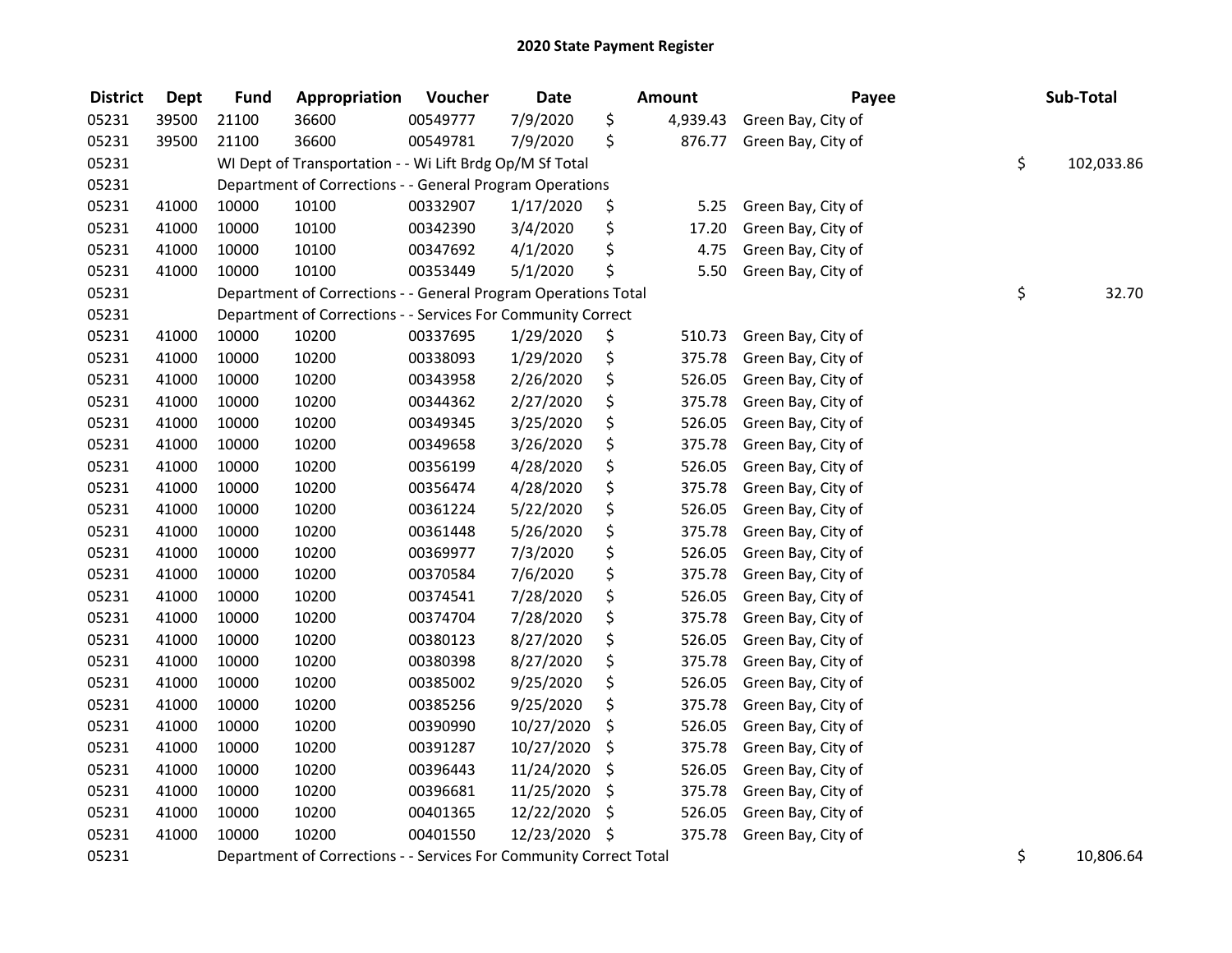# 2020 State Payment Register

| District | Dept | Fund | Appropriation | Voucher | Date | Amount | Payee | Sub-Total |
|---|---|---|---|---|---|---|---|---|
| 05231 | 39500 | 21100 | 36600 | 00549777 | 7/9/2020 | $ 4,939.43 | Green Bay, City of | |
| 05231 | 39500 | 21100 | 36600 | 00549781 | 7/9/2020 | $ 876.77 | Green Bay, City of | |
| 05231 | | WI Dept of Transportation - - Wi Lift Brdg Op/M Sf Total | | | | | | $ 102,033.86 |
| 05231 | | Department of Corrections - - General Program Operations | | | | | | |
| 05231 | 41000 | 10000 | 10100 | 00332907 | 1/17/2020 | $ 5.25 | Green Bay, City of | |
| 05231 | 41000 | 10000 | 10100 | 00342390 | 3/4/2020 | $ 17.20 | Green Bay, City of | |
| 05231 | 41000 | 10000 | 10100 | 00347692 | 4/1/2020 | $ 4.75 | Green Bay, City of | |
| 05231 | 41000 | 10000 | 10100 | 00353449 | 5/1/2020 | $ 5.50 | Green Bay, City of | |
| 05231 | | Department of Corrections - - General Program Operations Total | | | | | | $ 32.70 |
| 05231 | | Department of Corrections - - Services For Community Correct | | | | | | |
| 05231 | 41000 | 10000 | 10200 | 00337695 | 1/29/2020 | $ 510.73 | Green Bay, City of | |
| 05231 | 41000 | 10000 | 10200 | 00338093 | 1/29/2020 | $ 375.78 | Green Bay, City of | |
| 05231 | 41000 | 10000 | 10200 | 00343958 | 2/26/2020 | $ 526.05 | Green Bay, City of | |
| 05231 | 41000 | 10000 | 10200 | 00344362 | 2/27/2020 | $ 375.78 | Green Bay, City of | |
| 05231 | 41000 | 10000 | 10200 | 00349345 | 3/25/2020 | $ 526.05 | Green Bay, City of | |
| 05231 | 41000 | 10000 | 10200 | 00349658 | 3/26/2020 | $ 375.78 | Green Bay, City of | |
| 05231 | 41000 | 10000 | 10200 | 00356199 | 4/28/2020 | $ 526.05 | Green Bay, City of | |
| 05231 | 41000 | 10000 | 10200 | 00356474 | 4/28/2020 | $ 375.78 | Green Bay, City of | |
| 05231 | 41000 | 10000 | 10200 | 00361224 | 5/22/2020 | $ 526.05 | Green Bay, City of | |
| 05231 | 41000 | 10000 | 10200 | 00361448 | 5/26/2020 | $ 375.78 | Green Bay, City of | |
| 05231 | 41000 | 10000 | 10200 | 00369977 | 7/3/2020 | $ 526.05 | Green Bay, City of | |
| 05231 | 41000 | 10000 | 10200 | 00370584 | 7/6/2020 | $ 375.78 | Green Bay, City of | |
| 05231 | 41000 | 10000 | 10200 | 00374541 | 7/28/2020 | $ 526.05 | Green Bay, City of | |
| 05231 | 41000 | 10000 | 10200 | 00374704 | 7/28/2020 | $ 375.78 | Green Bay, City of | |
| 05231 | 41000 | 10000 | 10200 | 00380123 | 8/27/2020 | $ 526.05 | Green Bay, City of | |
| 05231 | 41000 | 10000 | 10200 | 00380398 | 8/27/2020 | $ 375.78 | Green Bay, City of | |
| 05231 | 41000 | 10000 | 10200 | 00385002 | 9/25/2020 | $ 526.05 | Green Bay, City of | |
| 05231 | 41000 | 10000 | 10200 | 00385256 | 9/25/2020 | $ 375.78 | Green Bay, City of | |
| 05231 | 41000 | 10000 | 10200 | 00390990 | 10/27/2020 | $ 526.05 | Green Bay, City of | |
| 05231 | 41000 | 10000 | 10200 | 00391287 | 10/27/2020 | $ 375.78 | Green Bay, City of | |
| 05231 | 41000 | 10000 | 10200 | 00396443 | 11/24/2020 | $ 526.05 | Green Bay, City of | |
| 05231 | 41000 | 10000 | 10200 | 00396681 | 11/25/2020 | $ 375.78 | Green Bay, City of | |
| 05231 | 41000 | 10000 | 10200 | 00401365 | 12/22/2020 | $ 526.05 | Green Bay, City of | |
| 05231 | 41000 | 10000 | 10200 | 00401550 | 12/23/2020 | $ 375.78 | Green Bay, City of | |
| 05231 | | Department of Corrections - - Services For Community Correct Total | | | | | | $ 10,806.64 |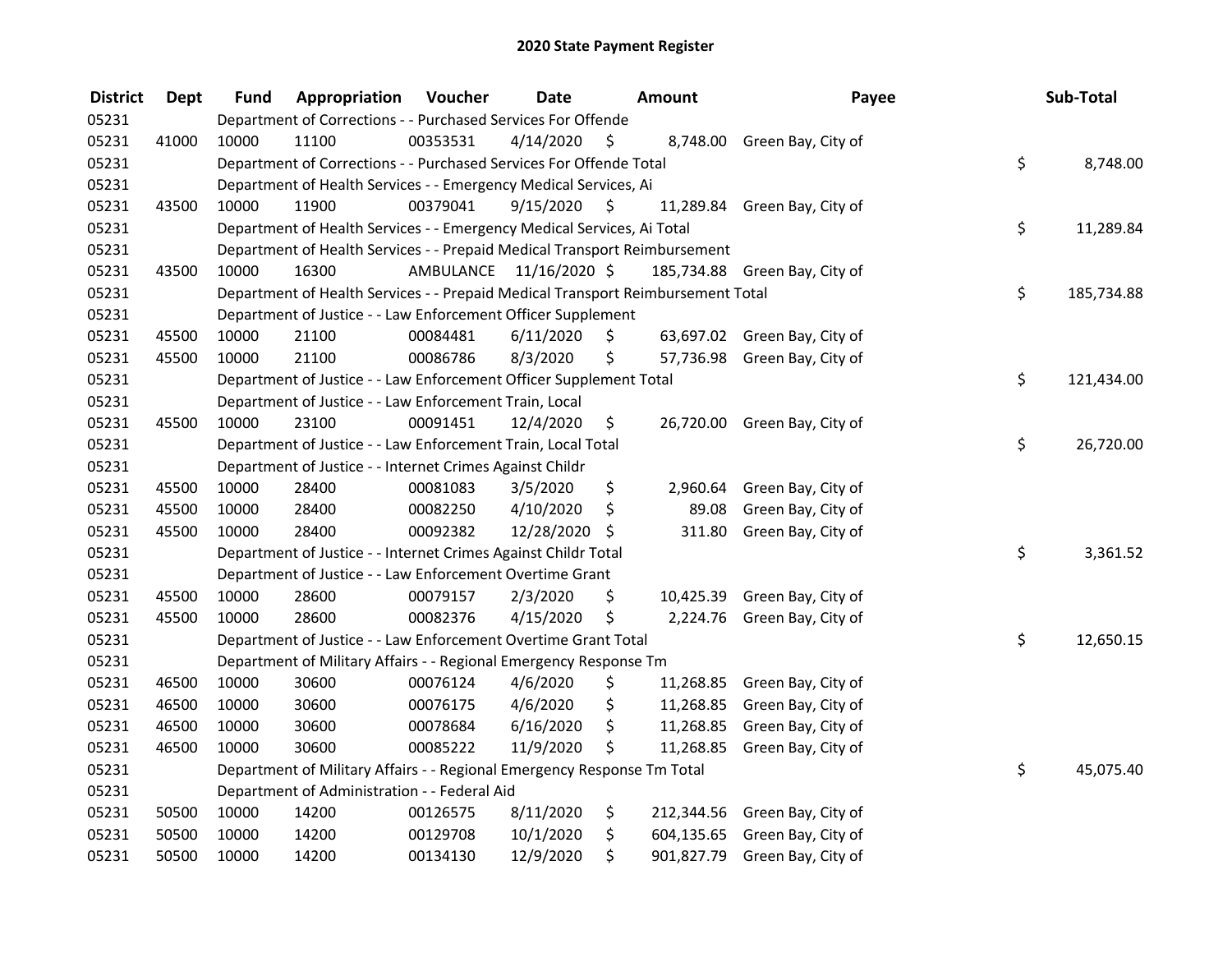# 2020 State Payment Register

| District | Dept | Fund | Appropriation | Voucher | Date | Amount | Payee | Sub-Total |
|---|---|---|---|---|---|---|---|---|
| 05231 | | | Department of Corrections - - Purchased Services For Offende | | | | | |
| 05231 | 41000 | 10000 | 11100 | 00353531 | 4/14/2020 | $ 8,748.00 | Green Bay, City of | |
| 05231 | | | Department of Corrections - - Purchased Services For Offende Total | | | | | $ 8,748.00 |
| 05231 | | | Department of Health Services - - Emergency Medical Services, Ai | | | | | |
| 05231 | 43500 | 10000 | 11900 | 00379041 | 9/15/2020 | $ 11,289.84 | Green Bay, City of | |
| 05231 | | | Department of Health Services - - Emergency Medical Services, Ai Total | | | | | $ 11,289.84 |
| 05231 | | | Department of Health Services - - Prepaid Medical Transport Reimbursement | | | | | |
| 05231 | 43500 | 10000 | 16300 | AMBULANCE | 11/16/2020 | $ 185,734.88 | Green Bay, City of | |
| 05231 | | | Department of Health Services - - Prepaid Medical Transport Reimbursement Total | | | | | $ 185,734.88 |
| 05231 | | | Department of Justice - - Law Enforcement Officer Supplement | | | | | |
| 05231 | 45500 | 10000 | 21100 | 00084481 | 6/11/2020 | $ 63,697.02 | Green Bay, City of | |
| 05231 | 45500 | 10000 | 21100 | 00086786 | 8/3/2020 | $ 57,736.98 | Green Bay, City of | |
| 05231 | | | Department of Justice - - Law Enforcement Officer Supplement Total | | | | | $ 121,434.00 |
| 05231 | | | Department of Justice - - Law Enforcement Train, Local | | | | | |
| 05231 | 45500 | 10000 | 23100 | 00091451 | 12/4/2020 | $ 26,720.00 | Green Bay, City of | |
| 05231 | | | Department of Justice - - Law Enforcement Train, Local Total | | | | | $ 26,720.00 |
| 05231 | | | Department of Justice - - Internet Crimes Against Childr | | | | | |
| 05231 | 45500 | 10000 | 28400 | 00081083 | 3/5/2020 | $ 2,960.64 | Green Bay, City of | |
| 05231 | 45500 | 10000 | 28400 | 00082250 | 4/10/2020 | $ 89.08 | Green Bay, City of | |
| 05231 | 45500 | 10000 | 28400 | 00092382 | 12/28/2020 | $ 311.80 | Green Bay, City of | |
| 05231 | | | Department of Justice - - Internet Crimes Against Childr Total | | | | | $ 3,361.52 |
| 05231 | | | Department of Justice - - Law Enforcement Overtime Grant | | | | | |
| 05231 | 45500 | 10000 | 28600 | 00079157 | 2/3/2020 | $ 10,425.39 | Green Bay, City of | |
| 05231 | 45500 | 10000 | 28600 | 00082376 | 4/15/2020 | $ 2,224.76 | Green Bay, City of | |
| 05231 | | | Department of Justice - - Law Enforcement Overtime Grant Total | | | | | $ 12,650.15 |
| 05231 | | | Department of Military Affairs - - Regional Emergency Response Tm | | | | | |
| 05231 | 46500 | 10000 | 30600 | 00076124 | 4/6/2020 | $ 11,268.85 | Green Bay, City of | |
| 05231 | 46500 | 10000 | 30600 | 00076175 | 4/6/2020 | $ 11,268.85 | Green Bay, City of | |
| 05231 | 46500 | 10000 | 30600 | 00078684 | 6/16/2020 | $ 11,268.85 | Green Bay, City of | |
| 05231 | 46500 | 10000 | 30600 | 00085222 | 11/9/2020 | $ 11,268.85 | Green Bay, City of | |
| 05231 | | | Department of Military Affairs - - Regional Emergency Response Tm Total | | | | | $ 45,075.40 |
| 05231 | | | Department of Administration - - Federal Aid | | | | | |
| 05231 | 50500 | 10000 | 14200 | 00126575 | 8/11/2020 | $ 212,344.56 | Green Bay, City of | |
| 05231 | 50500 | 10000 | 14200 | 00129708 | 10/1/2020 | $ 604,135.65 | Green Bay, City of | |
| 05231 | 50500 | 10000 | 14200 | 00134130 | 12/9/2020 | $ 901,827.79 | Green Bay, City of | |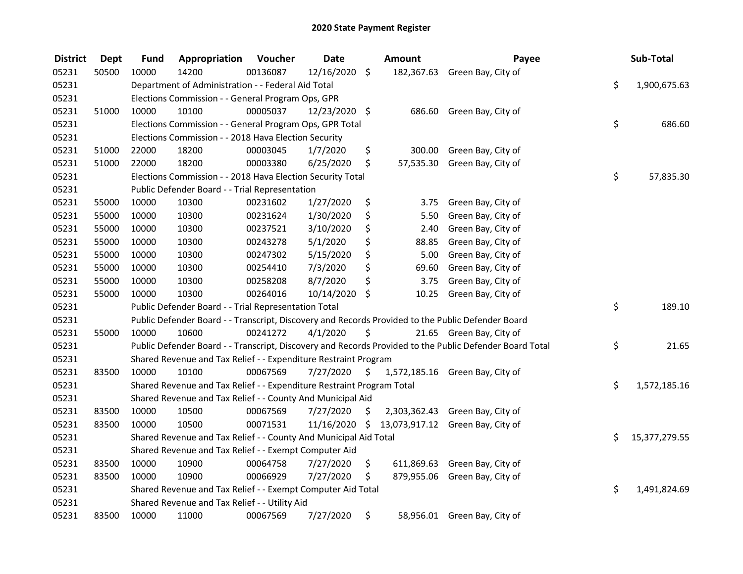## 2020 State Payment Register

| District | Dept | Fund | Appropriation | Voucher | Date | Amount | Payee | Sub-Total |
|---|---|---|---|---|---|---|---|---|
| 05231 | 50500 | 10000 | 14200 | 00136087 | 12/16/2020 | $ 182,367.63 | Green Bay, City of | |
| 05231 | | Department of Administration - - Federal Aid Total | | | | | | $ 1,900,675.63 |
| 05231 | | Elections Commission - - General Program Ops, GPR | | | | | | |
| 05231 | 51000 | 10000 | 10100 | 00005037 | 12/23/2020 | $ 686.60 | Green Bay, City of | |
| 05231 | | Elections Commission - - General Program Ops, GPR Total | | | | | | $ 686.60 |
| 05231 | | Elections Commission - - 2018 Hava Election Security | | | | | | |
| 05231 | 51000 | 22000 | 18200 | 00003045 | 1/7/2020 | $ 300.00 | Green Bay, City of | |
| 05231 | 51000 | 22000 | 18200 | 00003380 | 6/25/2020 | $ 57,535.30 | Green Bay, City of | |
| 05231 | | Elections Commission - - 2018 Hava Election Security Total | | | | | | $ 57,835.30 |
| 05231 | | Public Defender Board - - Trial Representation | | | | | | |
| 05231 | 55000 | 10000 | 10300 | 00231602 | 1/27/2020 | $ 3.75 | Green Bay, City of | |
| 05231 | 55000 | 10000 | 10300 | 00231624 | 1/30/2020 | $ 5.50 | Green Bay, City of | |
| 05231 | 55000 | 10000 | 10300 | 00237521 | 3/10/2020 | $ 2.40 | Green Bay, City of | |
| 05231 | 55000 | 10000 | 10300 | 00243278 | 5/1/2020 | $ 88.85 | Green Bay, City of | |
| 05231 | 55000 | 10000 | 10300 | 00247302 | 5/15/2020 | $ 5.00 | Green Bay, City of | |
| 05231 | 55000 | 10000 | 10300 | 00254410 | 7/3/2020 | $ 69.60 | Green Bay, City of | |
| 05231 | 55000 | 10000 | 10300 | 00258208 | 8/7/2020 | $ 3.75 | Green Bay, City of | |
| 05231 | 55000 | 10000 | 10300 | 00264016 | 10/14/2020 | $ 10.25 | Green Bay, City of | |
| 05231 | | Public Defender Board - - Trial Representation Total | | | | | | $ 189.10 |
| 05231 | | Public Defender Board - - Transcript, Discovery and Records Provided to the Public Defender Board | | | | | | |
| 05231 | 55000 | 10000 | 10600 | 00241272 | 4/1/2020 | $ 21.65 | Green Bay, City of | |
| 05231 | | Public Defender Board - - Transcript, Discovery and Records Provided to the Public Defender Board Total | | | | | | $ 21.65 |
| 05231 | | Shared Revenue and Tax Relief - - Expenditure Restraint Program | | | | | | |
| 05231 | 83500 | 10000 | 10100 | 00067569 | 7/27/2020 | $ 1,572,185.16 | Green Bay, City of | |
| 05231 | | Shared Revenue and Tax Relief - - Expenditure Restraint Program Total | | | | | | $ 1,572,185.16 |
| 05231 | | Shared Revenue and Tax Relief - - County And Municipal Aid | | | | | | |
| 05231 | 83500 | 10000 | 10500 | 00067569 | 7/27/2020 | $ 2,303,362.43 | Green Bay, City of | |
| 05231 | 83500 | 10000 | 10500 | 00071531 | 11/16/2020 | $ 13,073,917.12 | Green Bay, City of | |
| 05231 | | Shared Revenue and Tax Relief - - County And Municipal Aid Total | | | | | | $ 15,377,279.55 |
| 05231 | | Shared Revenue and Tax Relief - - Exempt Computer Aid | | | | | | |
| 05231 | 83500 | 10000 | 10900 | 00064758 | 7/27/2020 | $ 611,869.63 | Green Bay, City of | |
| 05231 | 83500 | 10000 | 10900 | 00066929 | 7/27/2020 | $ 879,955.06 | Green Bay, City of | |
| 05231 | | Shared Revenue and Tax Relief - - Exempt Computer Aid Total | | | | | | $ 1,491,824.69 |
| 05231 | | Shared Revenue and Tax Relief - - Utility Aid | | | | | | |
| 05231 | 83500 | 10000 | 11000 | 00067569 | 7/27/2020 | $ 58,956.01 | Green Bay, City of | |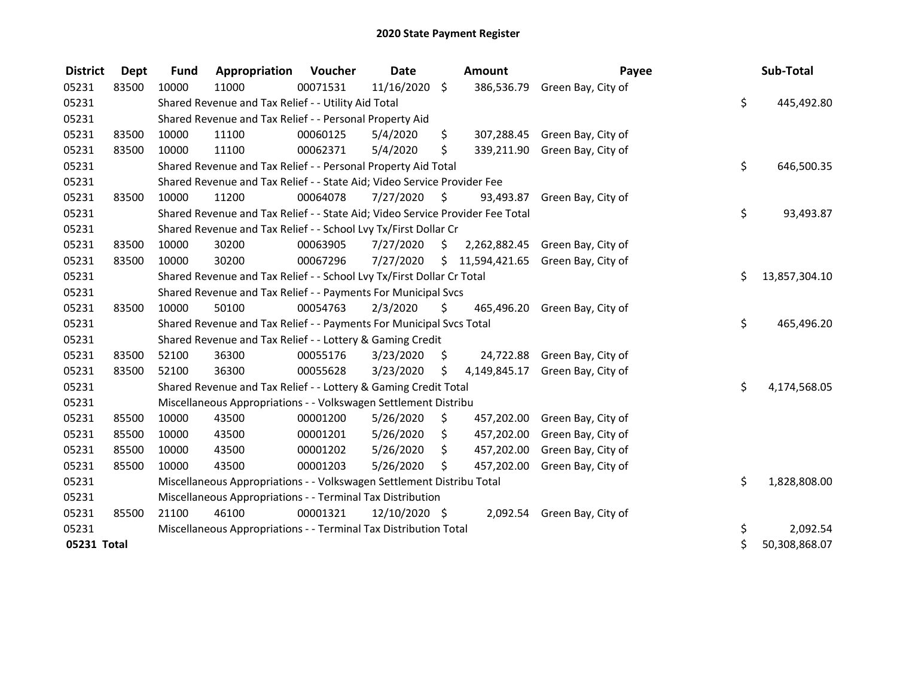# 2020 State Payment Register

| District | Dept | Fund | Appropriation | Voucher | Date | Amount | Payee | Sub-Total |
|---|---|---|---|---|---|---|---|---|
| 05231 | 83500 | 10000 | 11000 | 00071531 | 11/16/2020 | $ 386,536.79 | Green Bay, City of | |
| 05231 | | Shared Revenue and Tax Relief - - Utility Aid Total | | | | | | $ 445,492.80 |
| 05231 | | Shared Revenue and Tax Relief - - Personal Property Aid | | | | | | |
| 05231 | 83500 | 10000 | 11100 | 00060125 | 5/4/2020 | $ 307,288.45 | Green Bay, City of | |
| 05231 | 83500 | 10000 | 11100 | 00062371 | 5/4/2020 | $ 339,211.90 | Green Bay, City of | |
| 05231 | | Shared Revenue and Tax Relief - - Personal Property Aid Total | | | | | | $ 646,500.35 |
| 05231 | | Shared Revenue and Tax Relief - - State Aid; Video Service Provider Fee | | | | | | |
| 05231 | 83500 | 10000 | 11200 | 00064078 | 7/27/2020 | $ 93,493.87 | Green Bay, City of | |
| 05231 | | Shared Revenue and Tax Relief - - State Aid; Video Service Provider Fee Total | | | | | | $ 93,493.87 |
| 05231 | | Shared Revenue and Tax Relief - - School Lvy Tx/First Dollar Cr | | | | | | |
| 05231 | 83500 | 10000 | 30200 | 00063905 | 7/27/2020 | $ 2,262,882.45 | Green Bay, City of | |
| 05231 | 83500 | 10000 | 30200 | 00067296 | 7/27/2020 | $ 11,594,421.65 | Green Bay, City of | |
| 05231 | | Shared Revenue and Tax Relief - - School Lvy Tx/First Dollar Cr Total | | | | | | $ 13,857,304.10 |
| 05231 | | Shared Revenue and Tax Relief - - Payments For Municipal Svcs | | | | | | |
| 05231 | 83500 | 10000 | 50100 | 00054763 | 2/3/2020 | $ 465,496.20 | Green Bay, City of | |
| 05231 | | Shared Revenue and Tax Relief - - Payments For Municipal Svcs Total | | | | | | $ 465,496.20 |
| 05231 | | Shared Revenue and Tax Relief - - Lottery & Gaming Credit | | | | | | |
| 05231 | 83500 | 52100 | 36300 | 00055176 | 3/23/2020 | $ 24,722.88 | Green Bay, City of | |
| 05231 | 83500 | 52100 | 36300 | 00055628 | 3/23/2020 | $ 4,149,845.17 | Green Bay, City of | |
| 05231 | | Shared Revenue and Tax Relief - - Lottery & Gaming Credit Total | | | | | | $ 4,174,568.05 |
| 05231 | | Miscellaneous Appropriations - - Volkswagen Settlement Distribu | | | | | | |
| 05231 | 85500 | 10000 | 43500 | 00001200 | 5/26/2020 | $ 457,202.00 | Green Bay, City of | |
| 05231 | 85500 | 10000 | 43500 | 00001201 | 5/26/2020 | $ 457,202.00 | Green Bay, City of | |
| 05231 | 85500 | 10000 | 43500 | 00001202 | 5/26/2020 | $ 457,202.00 | Green Bay, City of | |
| 05231 | 85500 | 10000 | 43500 | 00001203 | 5/26/2020 | $ 457,202.00 | Green Bay, City of | |
| 05231 | | Miscellaneous Appropriations - - Volkswagen Settlement Distribu Total | | | | | | $ 1,828,808.00 |
| 05231 | | Miscellaneous Appropriations - - Terminal Tax Distribution | | | | | | |
| 05231 | 85500 | 21100 | 46100 | 00001321 | 12/10/2020 | $ 2,092.54 | Green Bay, City of | |
| 05231 | | Miscellaneous Appropriations - - Terminal Tax Distribution Total | | | | | | $ 2,092.54 |
| **05231 Total** | | | | | | | | $ 50,308,868.07 |